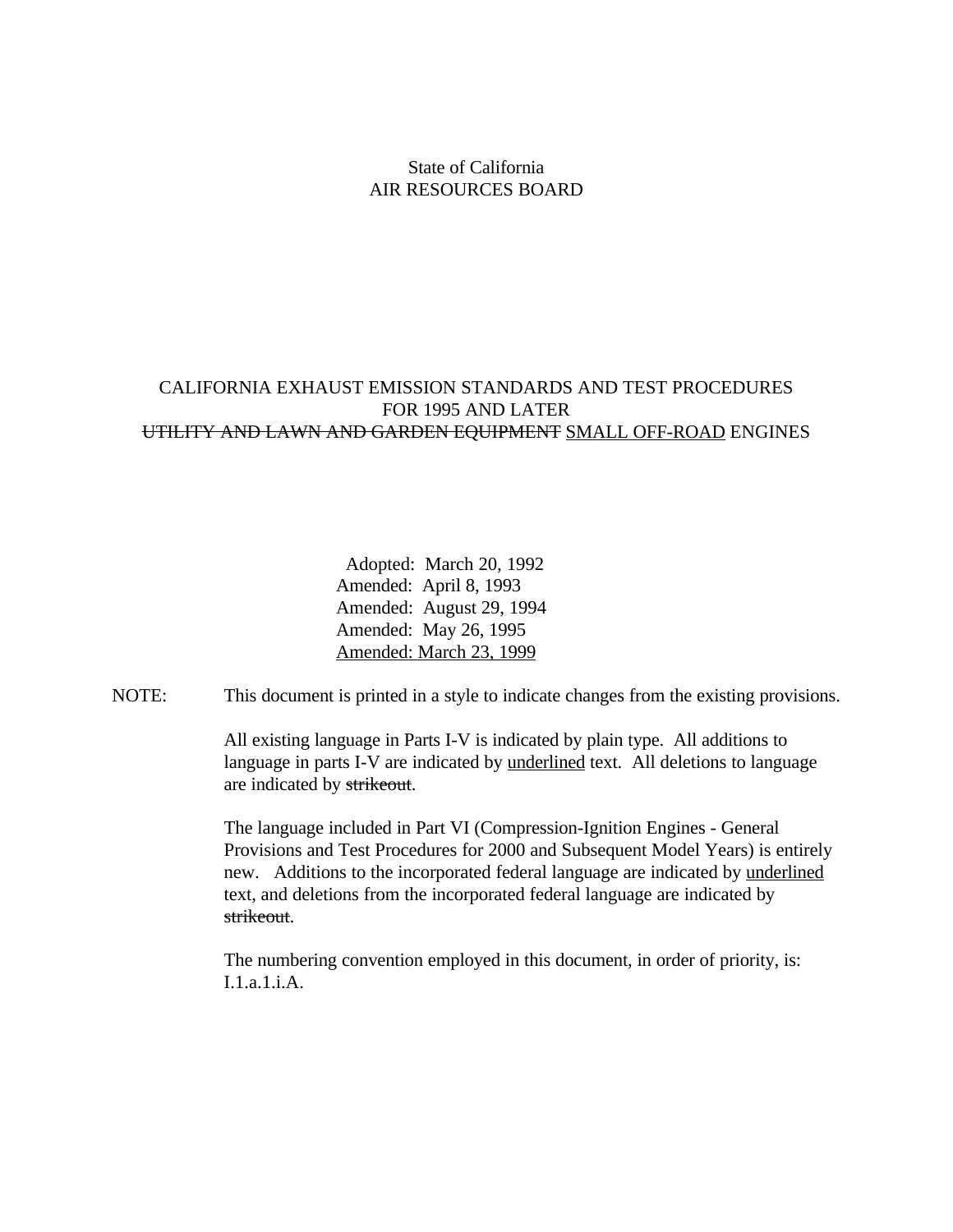State of California
AIR RESOURCES BOARD

# CALIFORNIA EXHAUST EMISSION STANDARDS AND TEST PROCEDURES FOR 1995 AND LATER ~~UTILITY AND LAWN AND GARDEN EQUIPMENT~~ <u>SMALL OFF-ROAD</u> ENGINES

Adopted: March 20, 1992
Amended: April 8, 1993
Amended: August 29, 1994
Amended: May 26, 1995
<u>Amended: March 23, 1999</u>

NOTE: This document is printed in a style to indicate changes from the existing provisions.

All existing language in Parts I-V is indicated by plain type. All additions to language in parts I-V are indicated by <u>underlined</u> text. All deletions to language are indicated by ~~strikeout~~.

The language included in Part VI (Compression-Ignition Engines - General Provisions and Test Procedures for 2000 and Subsequent Model Years) is entirely new. Additions to the incorporated federal language are indicated by <u>underlined</u> text, and deletions from the incorporated federal language are indicated by ~~strikeout~~.

The numbering convention employed in this document, in order of priority, is: I.1.a.1.i.A.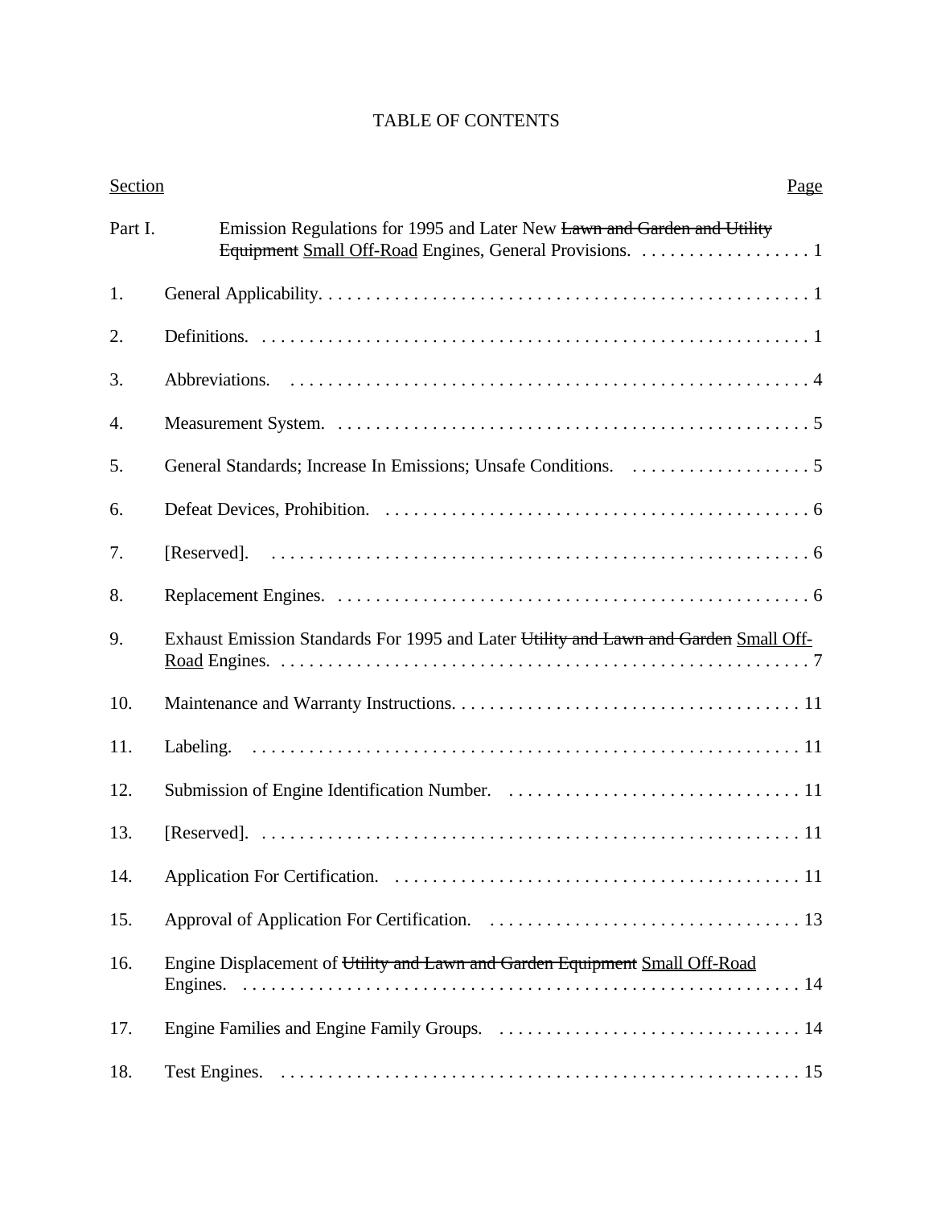# TABLE OF CONTENTS

| Section | | Page |
|---|---|---|
| Part I. | Emission Regulations for 1995 and Later New ~~Lawn and Garden and Utility Equipment~~ <u>Small Off-Road</u> Engines, General Provisions. | 1 |
| 1. | General Applicability. | 1 |
| 2. | Definitions. | 1 |
| 3. | Abbreviations. | 4 |
| 4. | Measurement System. | 5 |
| 5. | General Standards; Increase In Emissions; Unsafe Conditions. | 5 |
| 6. | Defeat Devices, Prohibition. | 6 |
| 7. | [Reserved]. | 6 |
| 8. | Replacement Engines. | 6 |
| 9. | Exhaust Emission Standards For 1995 and Later ~~Utility and Lawn and Garden~~ <u>Small Off-Road</u> Engines. | 7 |
| 10. | Maintenance and Warranty Instructions. | 11 |
| 11. | Labeling. | 11 |
| 12. | Submission of Engine Identification Number. | 11 |
| 13. | [Reserved]. | 11 |
| 14. | Application For Certification. | 11 |
| 15. | Approval of Application For Certification. | 13 |
| 16. | Engine Displacement of ~~Utility and Lawn and Garden Equipment~~ <u>Small Off-Road</u> Engines. | 14 |
| 17. | Engine Families and Engine Family Groups. | 14 |
| 18. | Test Engines. | 15 |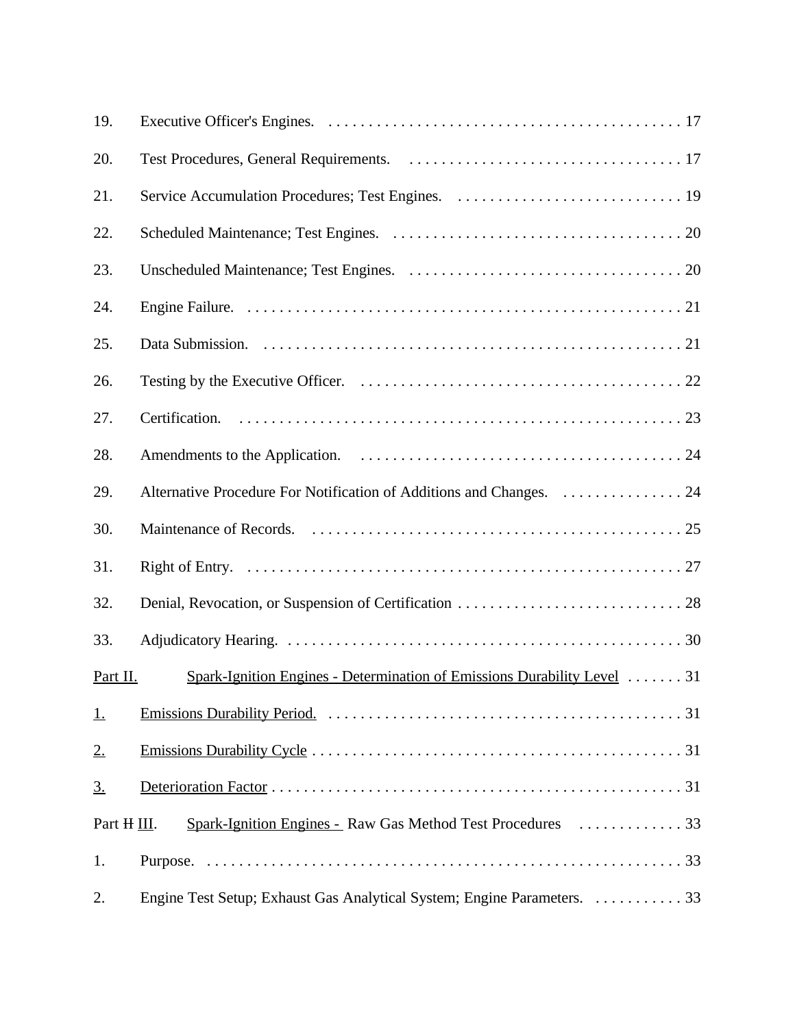19. Executive Officer's Engines. . . . . . . . . . . . . . . . . . . . . . . . . . . . . . . . . . . . . . . . . . . . . 17

20. Test Procedures, General Requirements. . . . . . . . . . . . . . . . . . . . . . . . . . . . . . . . . . . 17

21. Service Accumulation Procedures; Test Engines. . . . . . . . . . . . . . . . . . . . . . . . . . . . 19

22. Scheduled Maintenance; Test Engines. . . . . . . . . . . . . . . . . . . . . . . . . . . . . . . . . . . . . 20

23. Unscheduled Maintenance; Test Engines. . . . . . . . . . . . . . . . . . . . . . . . . . . . . . . . . . . 20

24. Engine Failure. . . . . . . . . . . . . . . . . . . . . . . . . . . . . . . . . . . . . . . . . . . . . . . . . . . . . . . 21

25. Data Submission. . . . . . . . . . . . . . . . . . . . . . . . . . . . . . . . . . . . . . . . . . . . . . . . . . . . . 21

26. Testing by the Executive Officer. . . . . . . . . . . . . . . . . . . . . . . . . . . . . . . . . . . . . . . . . 22

27. Certification. . . . . . . . . . . . . . . . . . . . . . . . . . . . . . . . . . . . . . . . . . . . . . . . . . . . . . . . 23

28. Amendments to the Application. . . . . . . . . . . . . . . . . . . . . . . . . . . . . . . . . . . . . . . . . 24

29. Alternative Procedure For Notification of Additions and Changes. . . . . . . . . . . . . . . . 24

30. Maintenance of Records. . . . . . . . . . . . . . . . . . . . . . . . . . . . . . . . . . . . . . . . . . . . . . . . 25

31. Right of Entry. . . . . . . . . . . . . . . . . . . . . . . . . . . . . . . . . . . . . . . . . . . . . . . . . . . . . . . 27

32. Denial, Revocation, or Suspension of Certification . . . . . . . . . . . . . . . . . . . . . . . . . . . . 28

33. Adjudicatory Hearing. . . . . . . . . . . . . . . . . . . . . . . . . . . . . . . . . . . . . . . . . . . . . . . . . . 30

Part II. Spark-Ignition Engines - Determination of Emissions Durability Level . . . . . . . 31

1. Emissions Durability Period. . . . . . . . . . . . . . . . . . . . . . . . . . . . . . . . . . . . . . . . . . . . . 31

2. Emissions Durability Cycle . . . . . . . . . . . . . . . . . . . . . . . . . . . . . . . . . . . . . . . . . . . . . . 31

3. Deterioration Factor . . . . . . . . . . . . . . . . . . . . . . . . . . . . . . . . . . . . . . . . . . . . . . . . . . . 31

Part ~~II~~ III. Spark-Ignition Engines - Raw Gas Method Test Procedures . . . . . . . . . . . . . 33

1. Purpose. . . . . . . . . . . . . . . . . . . . . . . . . . . . . . . . . . . . . . . . . . . . . . . . . . . . . . . . . . . . 33

2. Engine Test Setup; Exhaust Gas Analytical System; Engine Parameters. . . . . . . . . . . 33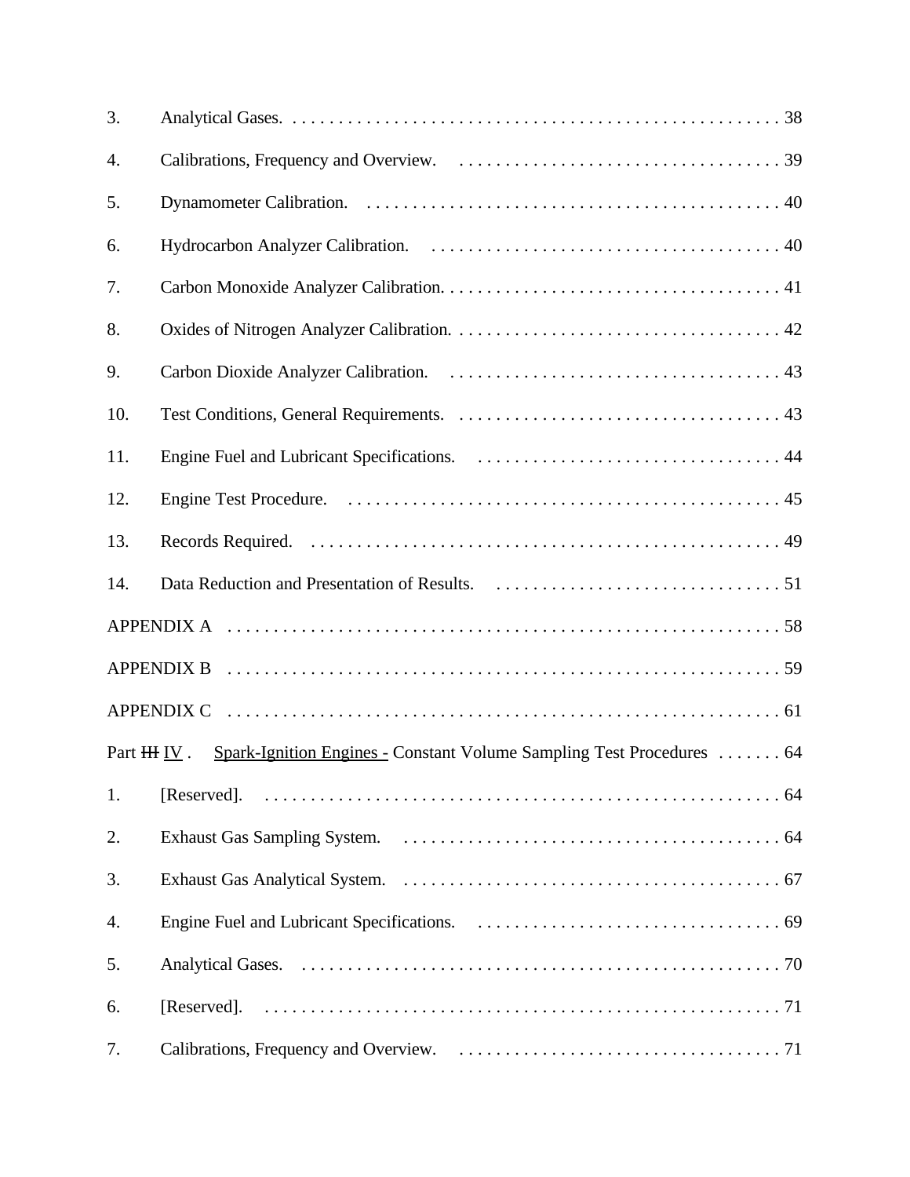3. Analytical Gases. . . . . . . . . . . . . . . . . . . . . . . . . . . . . . . . . . . . . . . . . . . . . . . . . . . . . . 38

4. Calibrations, Frequency and Overview. . . . . . . . . . . . . . . . . . . . . . . . . . . . . . . . . . . . 39

5. Dynamometer Calibration. . . . . . . . . . . . . . . . . . . . . . . . . . . . . . . . . . . . . . . . . . . . . 40

6. Hydrocarbon Analyzer Calibration. . . . . . . . . . . . . . . . . . . . . . . . . . . . . . . . . . . . . . . 40

7. Carbon Monoxide Analyzer Calibration. . . . . . . . . . . . . . . . . . . . . . . . . . . . . . . . . . . . . 41

8. Oxides of Nitrogen Analyzer Calibration. . . . . . . . . . . . . . . . . . . . . . . . . . . . . . . . . . . . 42

9. Carbon Dioxide Analyzer Calibration. . . . . . . . . . . . . . . . . . . . . . . . . . . . . . . . . . . . . 43

10. Test Conditions, General Requirements. . . . . . . . . . . . . . . . . . . . . . . . . . . . . . . . . . . . 43

11. Engine Fuel and Lubricant Specifications. . . . . . . . . . . . . . . . . . . . . . . . . . . . . . . . . . 44

12. Engine Test Procedure. . . . . . . . . . . . . . . . . . . . . . . . . . . . . . . . . . . . . . . . . . . . . . . . 45

13. Records Required. . . . . . . . . . . . . . . . . . . . . . . . . . . . . . . . . . . . . . . . . . . . . . . . . . . . 49

14. Data Reduction and Presentation of Results. . . . . . . . . . . . . . . . . . . . . . . . . . . . . . . . 51

APPENDIX A . . . . . . . . . . . . . . . . . . . . . . . . . . . . . . . . . . . . . . . . . . . . . . . . . . . . . . . . . . . . 58

APPENDIX B . . . . . . . . . . . . . . . . . . . . . . . . . . . . . . . . . . . . . . . . . . . . . . . . . . . . . . . . . . . . 59

APPENDIX C . . . . . . . . . . . . . . . . . . . . . . . . . . . . . . . . . . . . . . . . . . . . . . . . . . . . . . . . . . . . 61

Part ~~III~~ IV . Spark-Ignition Engines - Constant Volume Sampling Test Procedures . . . . . . . 64

1. [Reserved]. . . . . . . . . . . . . . . . . . . . . . . . . . . . . . . . . . . . . . . . . . . . . . . . . . . . . . . . . 64

2. Exhaust Gas Sampling System. . . . . . . . . . . . . . . . . . . . . . . . . . . . . . . . . . . . . . . . . . 64

3. Exhaust Gas Analytical System. . . . . . . . . . . . . . . . . . . . . . . . . . . . . . . . . . . . . . . . . . 67

4. Engine Fuel and Lubricant Specifications. . . . . . . . . . . . . . . . . . . . . . . . . . . . . . . . . . 69

5. Analytical Gases. . . . . . . . . . . . . . . . . . . . . . . . . . . . . . . . . . . . . . . . . . . . . . . . . . . . . 70

6. [Reserved]. . . . . . . . . . . . . . . . . . . . . . . . . . . . . . . . . . . . . . . . . . . . . . . . . . . . . . . . . 71

7. Calibrations, Frequency and Overview. . . . . . . . . . . . . . . . . . . . . . . . . . . . . . . . . . . . 71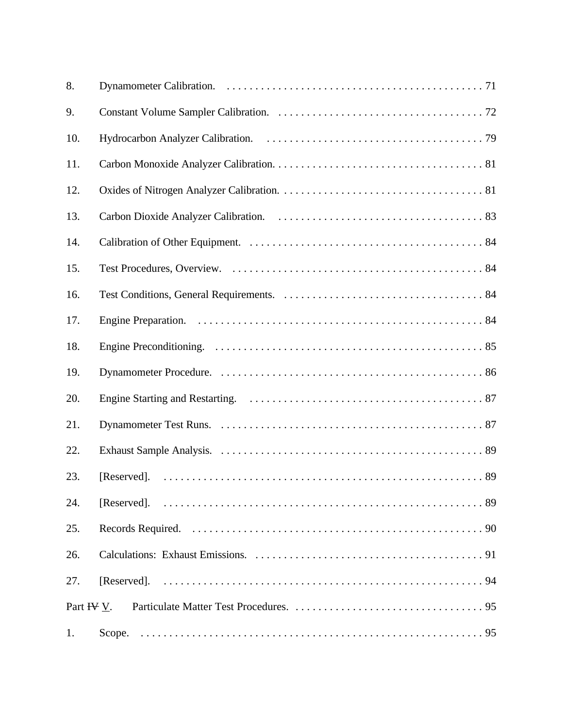8. Dynamometer Calibration. . . . . . . . . . . . . . . . . . . . . . . . . . . . . . . . . . . . . . . . . . . . . . 71

9. Constant Volume Sampler Calibration. . . . . . . . . . . . . . . . . . . . . . . . . . . . . . . . . . . . . 72

10. Hydrocarbon Analyzer Calibration. . . . . . . . . . . . . . . . . . . . . . . . . . . . . . . . . . . . . . . 79

11. Carbon Monoxide Analyzer Calibration. . . . . . . . . . . . . . . . . . . . . . . . . . . . . . . . . . . . . 81

12. Oxides of Nitrogen Analyzer Calibration. . . . . . . . . . . . . . . . . . . . . . . . . . . . . . . . . . . . 81

13. Carbon Dioxide Analyzer Calibration. . . . . . . . . . . . . . . . . . . . . . . . . . . . . . . . . . . . . 83

14. Calibration of Other Equipment. . . . . . . . . . . . . . . . . . . . . . . . . . . . . . . . . . . . . . . . . . 84

15. Test Procedures, Overview. . . . . . . . . . . . . . . . . . . . . . . . . . . . . . . . . . . . . . . . . . . . . 84

16. Test Conditions, General Requirements. . . . . . . . . . . . . . . . . . . . . . . . . . . . . . . . . . . . 84

17. Engine Preparation. . . . . . . . . . . . . . . . . . . . . . . . . . . . . . . . . . . . . . . . . . . . . . . . . . . . 84

18. Engine Preconditioning. . . . . . . . . . . . . . . . . . . . . . . . . . . . . . . . . . . . . . . . . . . . . . . . 85

19. Dynamometer Procedure. . . . . . . . . . . . . . . . . . . . . . . . . . . . . . . . . . . . . . . . . . . . . . . 86

20. Engine Starting and Restarting. . . . . . . . . . . . . . . . . . . . . . . . . . . . . . . . . . . . . . . . . . 87

21. Dynamometer Test Runs. . . . . . . . . . . . . . . . . . . . . . . . . . . . . . . . . . . . . . . . . . . . . . . 87

22. Exhaust Sample Analysis. . . . . . . . . . . . . . . . . . . . . . . . . . . . . . . . . . . . . . . . . . . . . . . 89

23. [Reserved]. . . . . . . . . . . . . . . . . . . . . . . . . . . . . . . . . . . . . . . . . . . . . . . . . . . . . . . . . 89

24. [Reserved]. . . . . . . . . . . . . . . . . . . . . . . . . . . . . . . . . . . . . . . . . . . . . . . . . . . . . . . . . 89

25. Records Required. . . . . . . . . . . . . . . . . . . . . . . . . . . . . . . . . . . . . . . . . . . . . . . . . . . . 90

26. Calculations: Exhaust Emissions. . . . . . . . . . . . . . . . . . . . . . . . . . . . . . . . . . . . . . . . . 91

27. [Reserved]. . . . . . . . . . . . . . . . . . . . . . . . . . . . . . . . . . . . . . . . . . . . . . . . . . . . . . . . . 94

Part ~~IV~~ V. Particulate Matter Test Procedures. . . . . . . . . . . . . . . . . . . . . . . . . . . . . . . . . . 95

1. Scope. . . . . . . . . . . . . . . . . . . . . . . . . . . . . . . . . . . . . . . . . . . . . . . . . . . . . . . . . . . . . 95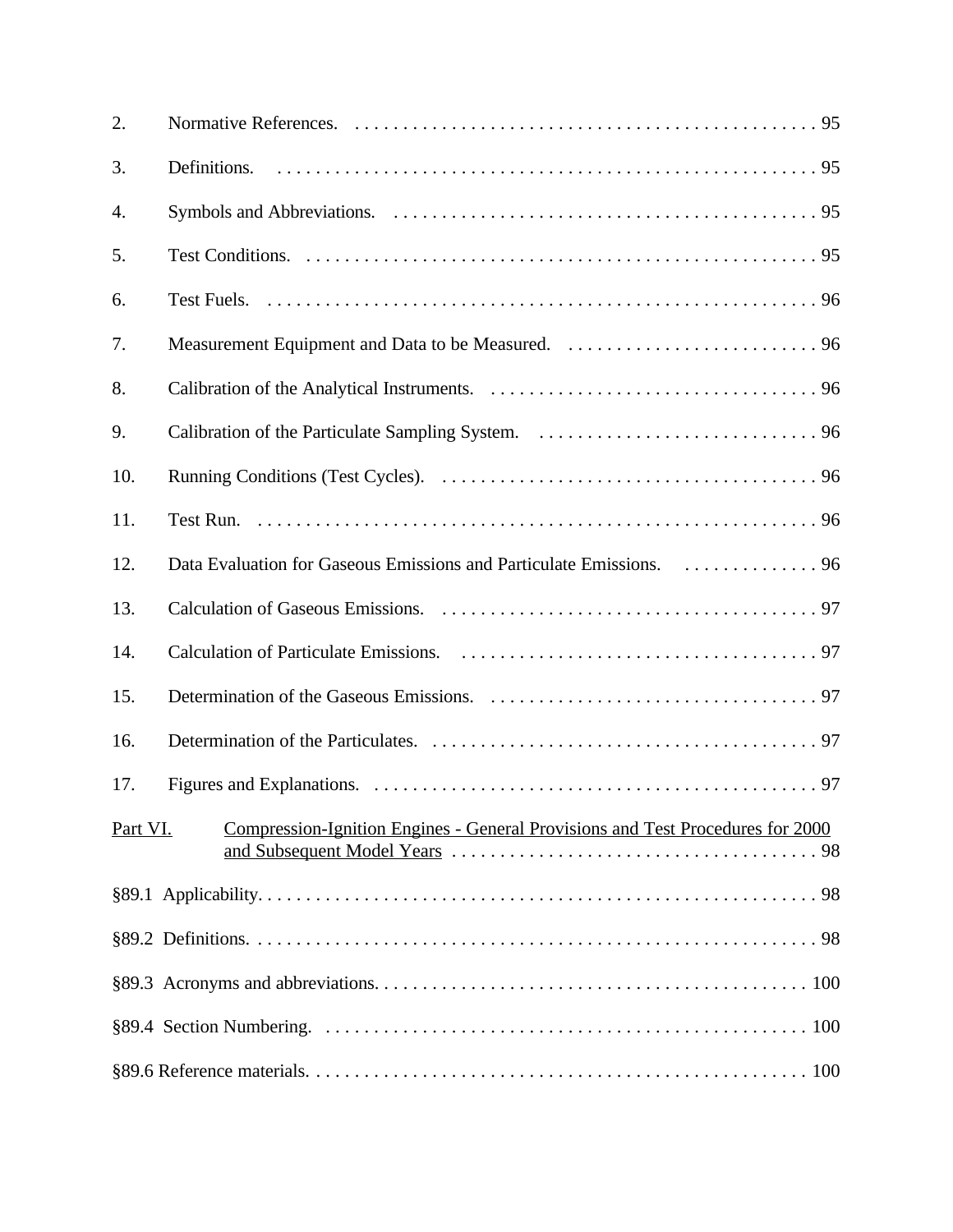2. Normative References. . . . . . . . . . . . . . . . . . . . . . . . . . . . . . . . . . . . . . . . . . . . . . . . 95

3. Definitions. . . . . . . . . . . . . . . . . . . . . . . . . . . . . . . . . . . . . . . . . . . . . . . . . . . . . . . . . 95

4. Symbols and Abbreviations. . . . . . . . . . . . . . . . . . . . . . . . . . . . . . . . . . . . . . . . . . . . 95

5. Test Conditions. . . . . . . . . . . . . . . . . . . . . . . . . . . . . . . . . . . . . . . . . . . . . . . . . . . . . 95

6. Test Fuels. . . . . . . . . . . . . . . . . . . . . . . . . . . . . . . . . . . . . . . . . . . . . . . . . . . . . . . . . 96

7. Measurement Equipment and Data to be Measured. . . . . . . . . . . . . . . . . . . . . . . . . . . 96

8. Calibration of the Analytical Instruments. . . . . . . . . . . . . . . . . . . . . . . . . . . . . . . . . . . 96

9. Calibration of the Particulate Sampling System. . . . . . . . . . . . . . . . . . . . . . . . . . . . . . 96

10. Running Conditions (Test Cycles). . . . . . . . . . . . . . . . . . . . . . . . . . . . . . . . . . . . . . . 96

11. Test Run. . . . . . . . . . . . . . . . . . . . . . . . . . . . . . . . . . . . . . . . . . . . . . . . . . . . . . . . . . 96

12. Data Evaluation for Gaseous Emissions and Particulate Emissions. . . . . . . . . . . . . . . 96

13. Calculation of Gaseous Emissions. . . . . . . . . . . . . . . . . . . . . . . . . . . . . . . . . . . . . . . 97

14. Calculation of Particulate Emissions. . . . . . . . . . . . . . . . . . . . . . . . . . . . . . . . . . . . . 97

15. Determination of the Gaseous Emissions. . . . . . . . . . . . . . . . . . . . . . . . . . . . . . . . . . 97

16. Determination of the Particulates. . . . . . . . . . . . . . . . . . . . . . . . . . . . . . . . . . . . . . . . 97

17. Figures and Explanations. . . . . . . . . . . . . . . . . . . . . . . . . . . . . . . . . . . . . . . . . . . . . . 97

Part VI. Compression-Ignition Engines - General Provisions and Test Procedures for 2000 and Subsequent Model Years . . . . . . . . . . . . . . . . . . . . . . . . . . . . . . . . . . . . . . 98

§89.1 Applicability. . . . . . . . . . . . . . . . . . . . . . . . . . . . . . . . . . . . . . . . . . . . . . . . . . . . . . . . . . 98

§89.2 Definitions. . . . . . . . . . . . . . . . . . . . . . . . . . . . . . . . . . . . . . . . . . . . . . . . . . . . . . . . . . . 98

§89.3 Acronyms and abbreviations. . . . . . . . . . . . . . . . . . . . . . . . . . . . . . . . . . . . . . . . . . . . . 100

§89.4 Section Numbering. . . . . . . . . . . . . . . . . . . . . . . . . . . . . . . . . . . . . . . . . . . . . . . . . . . 100

§89.6 Reference materials. . . . . . . . . . . . . . . . . . . . . . . . . . . . . . . . . . . . . . . . . . . . . . . . . . . 100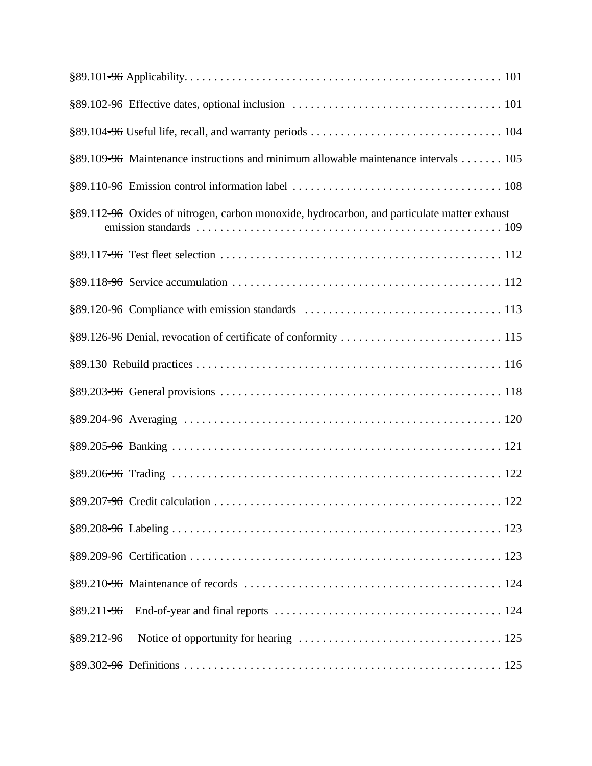§89.101~~-96~~ Applicability. . . . . . . . . . . . . . . . . . . . . . . . . . . . . . . . . . . . . . . . . . . . . . . . . . . . 101

§89.102~~-96~~ Effective dates, optional inclusion . . . . . . . . . . . . . . . . . . . . . . . . . . . . . . . . . . . 101

§89.104~~-96~~ Useful life, recall, and warranty periods . . . . . . . . . . . . . . . . . . . . . . . . . . . . . . . . 104

§89.109~~-96~~ Maintenance instructions and minimum allowable maintenance intervals . . . . . . . 105

§89.110~~-96~~ Emission control information label . . . . . . . . . . . . . . . . . . . . . . . . . . . . . . . . . . . 108

§89.112~~-96~~ Oxides of nitrogen, carbon monoxide, hydrocarbon, and particulate matter exhaust emission standards . . . . . . . . . . . . . . . . . . . . . . . . . . . . . . . . . . . . . . . . . . . . . . . . . . . 109

§89.117~~-96~~ Test fleet selection . . . . . . . . . . . . . . . . . . . . . . . . . . . . . . . . . . . . . . . . . . . . . . . 112

§89.118~~-96~~ Service accumulation . . . . . . . . . . . . . . . . . . . . . . . . . . . . . . . . . . . . . . . . . . . . . 112

§89.120~~-96~~ Compliance with emission standards . . . . . . . . . . . . . . . . . . . . . . . . . . . . . . . . . 113

§89.126~~-96~~ Denial, revocation of certificate of conformity . . . . . . . . . . . . . . . . . . . . . . . . . . . 115

§89.130 Rebuild practices . . . . . . . . . . . . . . . . . . . . . . . . . . . . . . . . . . . . . . . . . . . . . . . . . . . 116

§89.203~~-96~~ General provisions . . . . . . . . . . . . . . . . . . . . . . . . . . . . . . . . . . . . . . . . . . . . . . . 118

§89.204~~-96~~ Averaging . . . . . . . . . . . . . . . . . . . . . . . . . . . . . . . . . . . . . . . . . . . . . . . . . . . . . 120

§89.205~~-96~~ Banking . . . . . . . . . . . . . . . . . . . . . . . . . . . . . . . . . . . . . . . . . . . . . . . . . . . . . . 121

§89.206~~-96~~ Trading . . . . . . . . . . . . . . . . . . . . . . . . . . . . . . . . . . . . . . . . . . . . . . . . . . . . . . 122

§89.207~~-96~~ Credit calculation . . . . . . . . . . . . . . . . . . . . . . . . . . . . . . . . . . . . . . . . . . . . . . . . 122

§89.208~~-96~~ Labeling . . . . . . . . . . . . . . . . . . . . . . . . . . . . . . . . . . . . . . . . . . . . . . . . . . . . . . . 123

§89.209~~-96~~ Certification . . . . . . . . . . . . . . . . . . . . . . . . . . . . . . . . . . . . . . . . . . . . . . . . . . . . 123

§89.210~~-96~~ Maintenance of records . . . . . . . . . . . . . . . . . . . . . . . . . . . . . . . . . . . . . . . . . . . 124

§89.211~~-96~~ End-of-year and final reports . . . . . . . . . . . . . . . . . . . . . . . . . . . . . . . . . . . . . . 124

§89.212~~-96~~ Notice of opportunity for hearing . . . . . . . . . . . . . . . . . . . . . . . . . . . . . . . . . . . 125

§89.302~~-96~~ Definitions . . . . . . . . . . . . . . . . . . . . . . . . . . . . . . . . . . . . . . . . . . . . . . . . . . . . . 125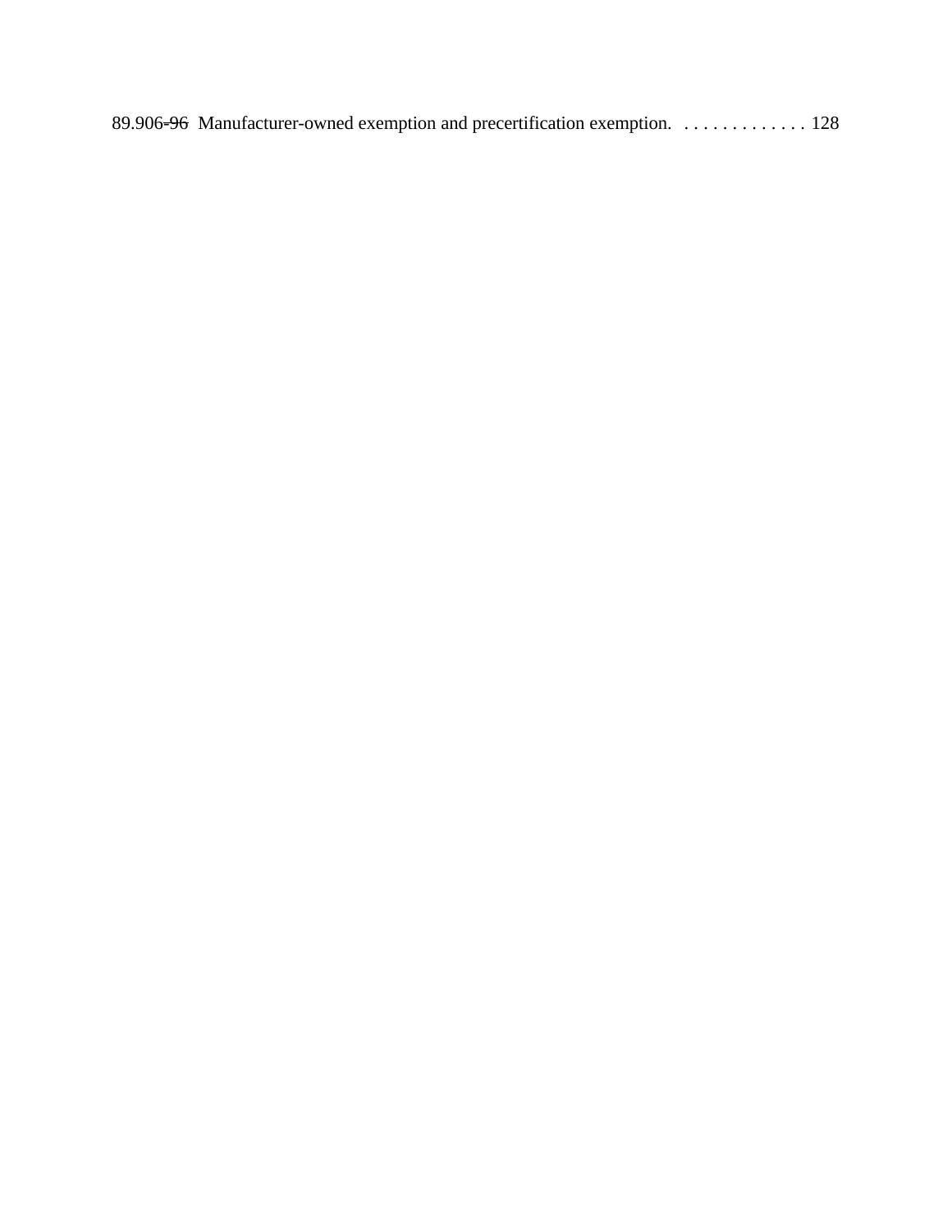89.906~~-96~~ Manufacturer-owned exemption and precertification exemption. . . . . . . . . . . . . . . 128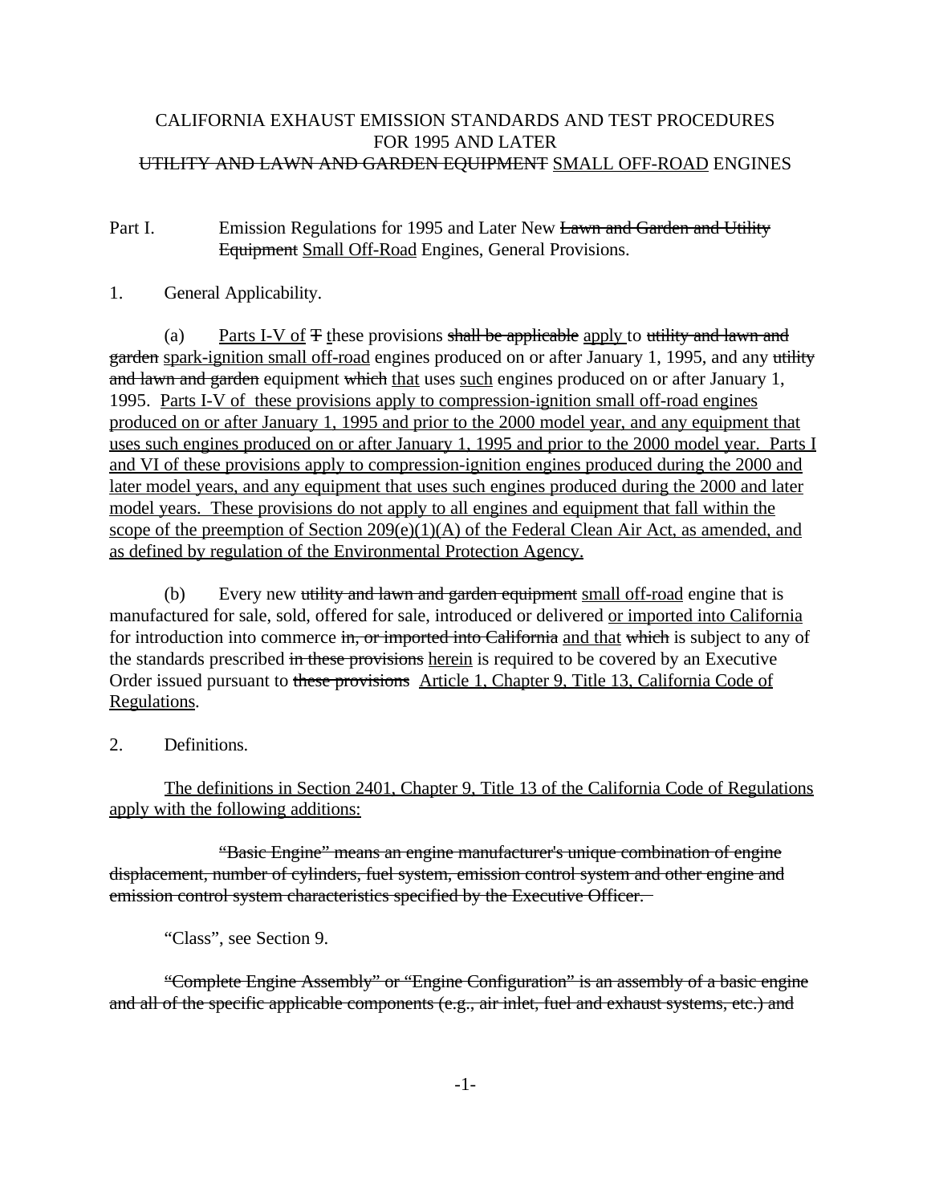CALIFORNIA EXHAUST EMISSION STANDARDS AND TEST PROCEDURES
FOR 1995 AND LATER
~~UTILITY AND LAWN AND GARDEN EQUIPMENT~~ <u>SMALL OFF-ROAD</u> ENGINES

Part I. Emission Regulations for 1995 and Later New ~~Lawn and Garden and Utility Equipment~~ <u>Small Off-Road</u> Engines, General Provisions.

1. General Applicability.

(a) <u>Parts I-V of</u> ~~T~~ <u>t</u>hese provisions ~~shall be applicable~~ <u>apply</u> to ~~utility and lawn and garden~~ <u>spark-ignition small off-road</u> engines produced on or after January 1, 1995, and any ~~utility and lawn and garden~~ equipment ~~which~~ <u>that</u> uses <u>such</u> engines produced on or after January 1, 1995. <u>Parts I-V of these provisions apply to compression-ignition small off-road engines produced on or after January 1, 1995 and prior to the 2000 model year, and any equipment that uses such engines produced on or after January 1, 1995 and prior to the 2000 model year. Parts I and VI of these provisions apply to compression-ignition engines produced during the 2000 and later model years, and any equipment that uses such engines produced during the 2000 and later model years. These provisions do not apply to all engines and equipment that fall within the scope of the preemption of Section 209(e)(1)(A) of the Federal Clean Air Act, as amended, and as defined by regulation of the Environmental Protection Agency.</u>

(b) Every new ~~utility and lawn and garden equipment~~ <u>small off-road</u> engine that is manufactured for sale, sold, offered for sale, introduced or delivered <u>or imported into California</u> for introduction into commerce ~~in, or imported into California~~ <u>and that</u> ~~which~~ is subject to any of the standards prescribed ~~in these provisions~~ <u>herein</u> is required to be covered by an Executive Order issued pursuant to ~~these provisions~~ <u>Article 1, Chapter 9, Title 13, California Code of Regulations</u>.

2. Definitions.

<u>The definitions in Section 2401, Chapter 9, Title 13 of the California Code of Regulations apply with the following additions:</u>

~~"Basic Engine" means an engine manufacturer's unique combination of engine displacement, number of cylinders, fuel system, emission control system and other engine and emission control system characteristics specified by the Executive Officer.~~

"Class", see Section 9.

~~"Complete Engine Assembly" or "Engine Configuration" is an assembly of a basic engine and all of the specific applicable components (e.g., air inlet, fuel and exhaust systems, etc.) and~~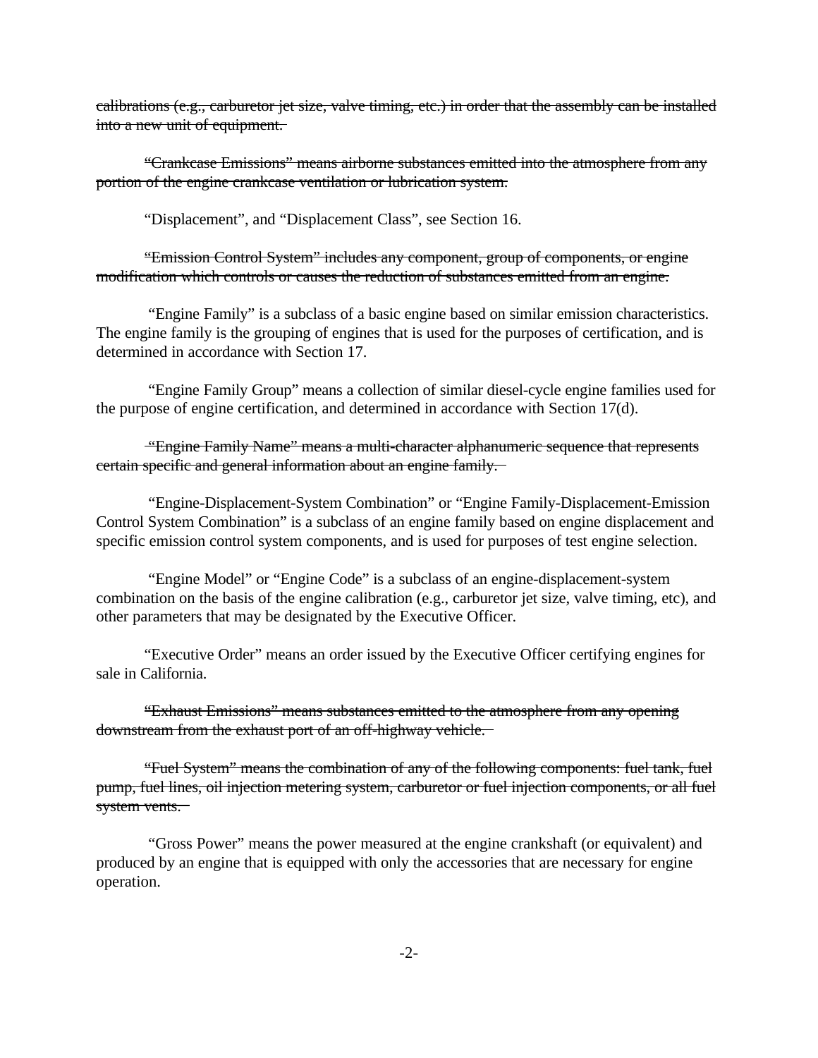~~calibrations (e.g., carburetor jet size, valve timing, etc.) in order that the assembly can be installed into a new unit of equipment.~~

~~"Crankcase Emissions" means airborne substances emitted into the atmosphere from any portion of the engine crankcase ventilation or lubrication system.~~

"Displacement", and "Displacement Class", see Section 16.

~~"Emission Control System" includes any component, group of components, or engine modification which controls or causes the reduction of substances emitted from an engine.~~

"Engine Family" is a subclass of a basic engine based on similar emission characteristics. The engine family is the grouping of engines that is used for the purposes of certification, and is determined in accordance with Section 17.

"Engine Family Group" means a collection of similar diesel-cycle engine families used for the purpose of engine certification, and determined in accordance with Section 17(d).

~~"Engine Family Name" means a multi-character alphanumeric sequence that represents certain specific and general information about an engine family.~~

"Engine-Displacement-System Combination" or "Engine Family-Displacement-Emission Control System Combination" is a subclass of an engine family based on engine displacement and specific emission control system components, and is used for purposes of test engine selection.

"Engine Model" or "Engine Code" is a subclass of an engine-displacement-system combination on the basis of the engine calibration (e.g., carburetor jet size, valve timing, etc), and other parameters that may be designated by the Executive Officer.

"Executive Order" means an order issued by the Executive Officer certifying engines for sale in California.

~~"Exhaust Emissions" means substances emitted to the atmosphere from any opening downstream from the exhaust port of an off-highway vehicle.~~

~~"Fuel System" means the combination of any of the following components: fuel tank, fuel pump, fuel lines, oil injection metering system, carburetor or fuel injection components, or all fuel system vents.~~

"Gross Power" means the power measured at the engine crankshaft (or equivalent) and produced by an engine that is equipped with only the accessories that are necessary for engine operation.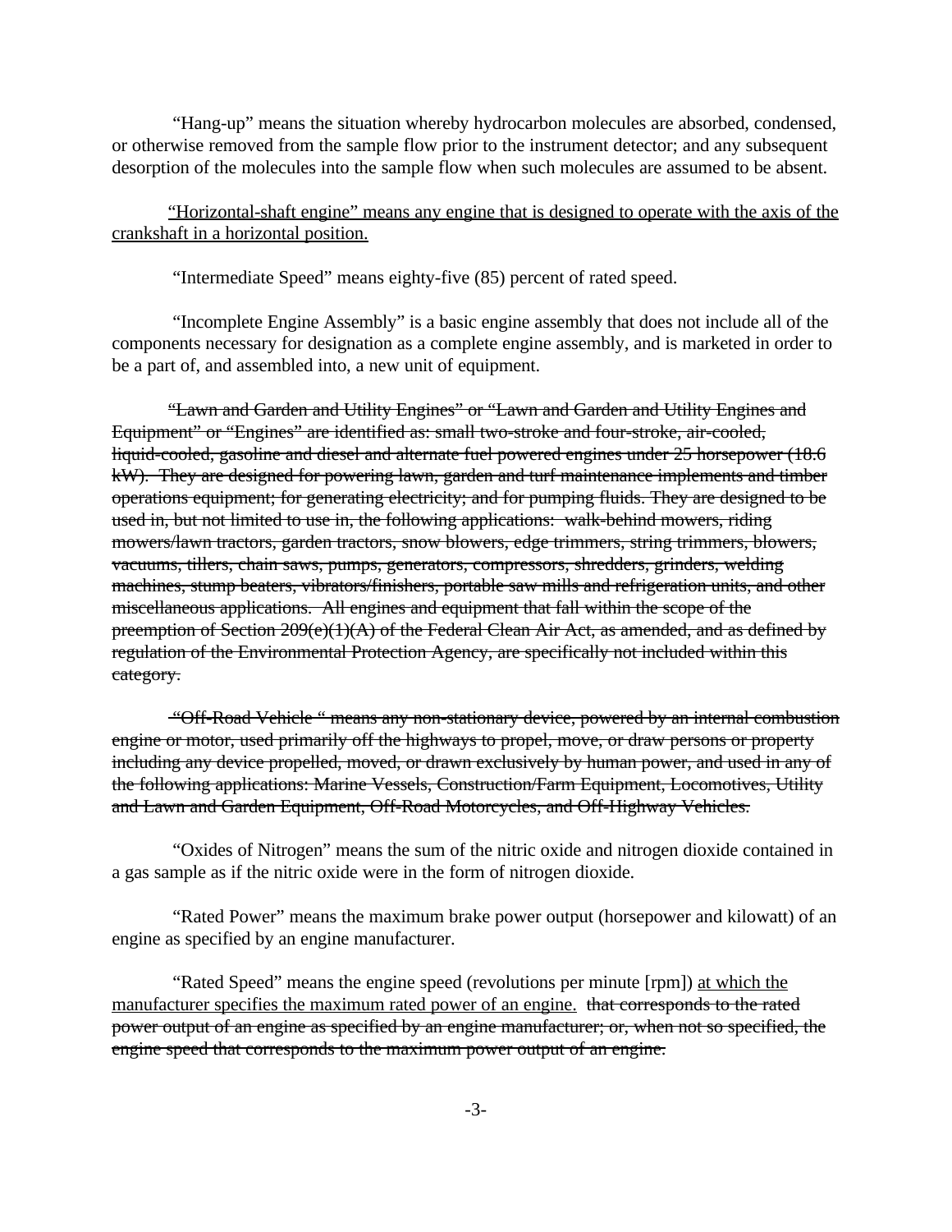"Hang-up" means the situation whereby hydrocarbon molecules are absorbed, condensed, or otherwise removed from the sample flow prior to the instrument detector; and any subsequent desorption of the molecules into the sample flow when such molecules are assumed to be absent.

<u>"Horizontal-shaft engine" means any engine that is designed to operate with the axis of the crankshaft in a horizontal position.</u>

"Intermediate Speed" means eighty-five (85) percent of rated speed.

"Incomplete Engine Assembly" is a basic engine assembly that does not include all of the components necessary for designation as a complete engine assembly, and is marketed in order to be a part of, and assembled into, a new unit of equipment.

~~"Lawn and Garden and Utility Engines" or "Lawn and Garden and Utility Engines and Equipment" or "Engines" are identified as: small two-stroke and four-stroke, air-cooled, liquid-cooled, gasoline and diesel and alternate fuel powered engines under 25 horsepower (18.6 kW). They are designed for powering lawn, garden and turf maintenance implements and timber operations equipment; for generating electricity; and for pumping fluids. They are designed to be used in, but not limited to use in, the following applications: walk-behind mowers, riding mowers/lawn tractors, garden tractors, snow blowers, edge trimmers, string trimmers, blowers, vacuums, tillers, chain saws, pumps, generators, compressors, shredders, grinders, welding machines, stump beaters, vibrators/finishers, portable saw mills and refrigeration units, and other miscellaneous applications. All engines and equipment that fall within the scope of the preemption of Section 209(e)(1)(A) of the Federal Clean Air Act, as amended, and as defined by regulation of the Environmental Protection Agency, are specifically not included within this category.~~

~~"Off-Road Vehicle " means any non-stationary device, powered by an internal combustion engine or motor, used primarily off the highways to propel, move, or draw persons or property including any device propelled, moved, or drawn exclusively by human power, and used in any of the following applications: Marine Vessels, Construction/Farm Equipment, Locomotives, Utility and Lawn and Garden Equipment, Off-Road Motorcycles, and Off-Highway Vehicles.~~

"Oxides of Nitrogen" means the sum of the nitric oxide and nitrogen dioxide contained in a gas sample as if the nitric oxide were in the form of nitrogen dioxide.

"Rated Power" means the maximum brake power output (horsepower and kilowatt) of an engine as specified by an engine manufacturer.

"Rated Speed" means the engine speed (revolutions per minute [rpm]) <u>at which the manufacturer specifies the maximum rated power of an engine.</u> ~~that corresponds to the rated power output of an engine as specified by an engine manufacturer; or, when not so specified, the engine speed that corresponds to the maximum power output of an engine.~~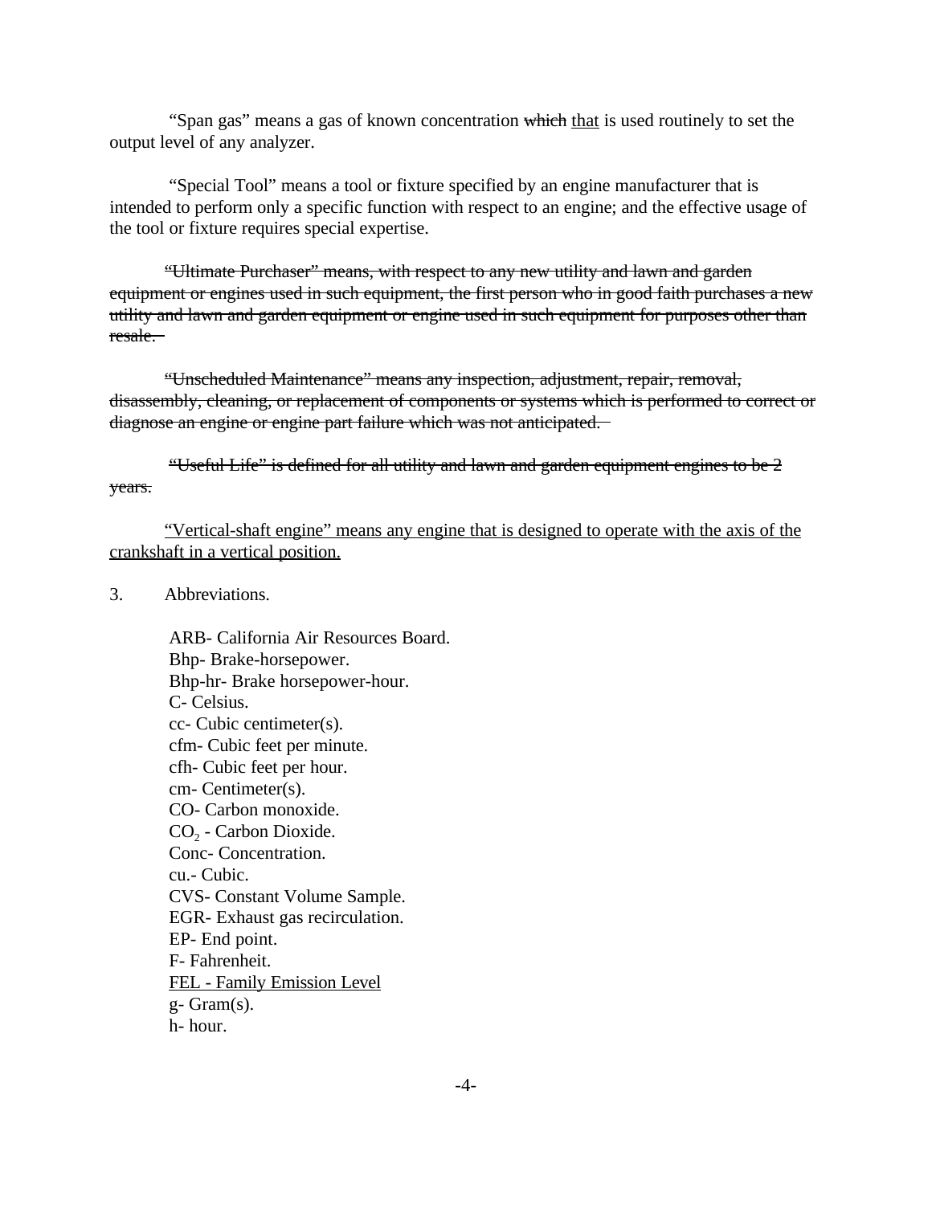"Span gas" means a gas of known concentration ~~which~~ <u>that</u> is used routinely to set the output level of any analyzer.

"Special Tool" means a tool or fixture specified by an engine manufacturer that is intended to perform only a specific function with respect to an engine; and the effective usage of the tool or fixture requires special expertise.

~~"Ultimate Purchaser" means, with respect to any new utility and lawn and garden equipment or engines used in such equipment, the first person who in good faith purchases a new utility and lawn and garden equipment or engine used in such equipment for purposes other than resale.~~

~~"Unscheduled Maintenance" means any inspection, adjustment, repair, removal, disassembly, cleaning, or replacement of components or systems which is performed to correct or diagnose an engine or engine part failure which was not anticipated.~~

~~"Useful Life" is defined for all utility and lawn and garden equipment engines to be 2 years.~~

<u>"Vertical-shaft engine" means any engine that is designed to operate with the axis of the crankshaft in a vertical position.</u>

3. Abbreviations.

ARB- California Air Resources Board.
Bhp- Brake-horsepower.
Bhp-hr- Brake horsepower-hour.
C- Celsius.
cc- Cubic centimeter(s).
cfm- Cubic feet per minute.
cfh- Cubic feet per hour.
cm- Centimeter(s).
CO- Carbon monoxide.
$CO_2$ - Carbon Dioxide.
Conc- Concentration.
cu.- Cubic.
CVS- Constant Volume Sample.
EGR- Exhaust gas recirculation.
EP- End point.
F- Fahrenheit.
<u>FEL - Family Emission Level</u>
g- Gram(s).
h- hour.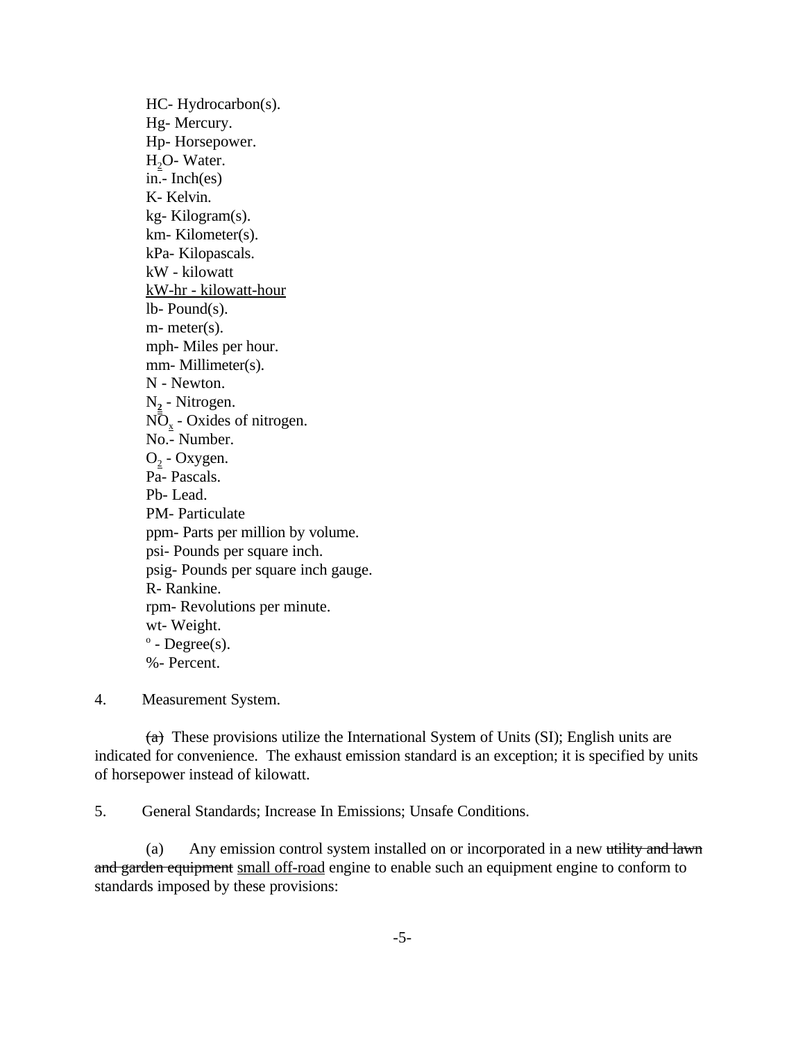HC- Hydrocarbon(s).
Hg- Mercury.
Hp- Horsepower.
$H_2O$- Water.
in.- Inch(es)
K- Kelvin.
kg- Kilogram(s).
km- Kilometer(s).
kPa- Kilopascals.
kW - kilowatt
kW-hr - kilowatt-hour
lb- Pound(s).
m- meter(s).
mph- Miles per hour.
mm- Millimeter(s).
N - Newton.
$N_2$ - Nitrogen.
$NO_x$ - Oxides of nitrogen.
No.- Number.
$O_2$ - Oxygen.
Pa- Pascals.
Pb- Lead.
PM- Particulate
ppm- Parts per million by volume.
psi- Pounds per square inch.
psig- Pounds per square inch gauge.
R- Rankine.
rpm- Revolutions per minute.
wt- Weight.
$^{o}$ - Degree(s).
%- Percent.

4. Measurement System.

~~(a)~~ These provisions utilize the International System of Units (SI); English units are indicated for convenience. The exhaust emission standard is an exception; it is specified by units of horsepower instead of kilowatt.

5. General Standards; Increase In Emissions; Unsafe Conditions.

(a) Any emission control system installed on or incorporated in a new ~~utility and lawn and garden equipment~~ small off-road engine to enable such an equipment engine to conform to standards imposed by these provisions: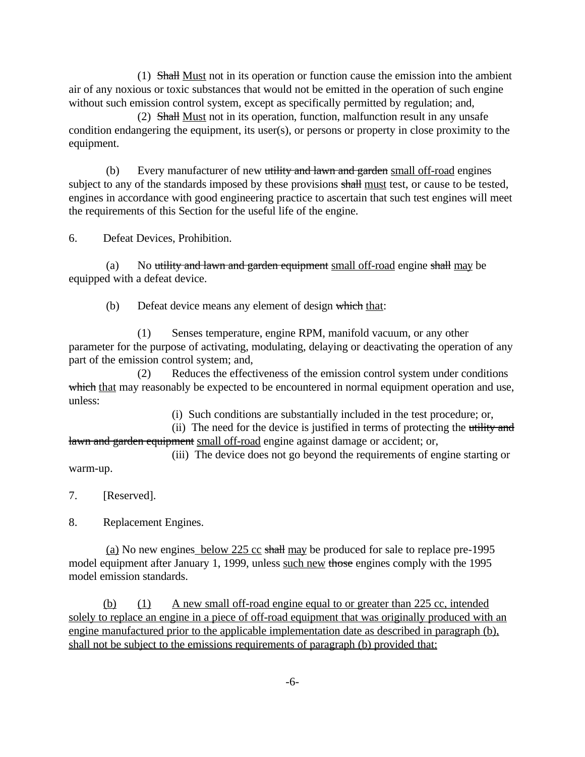(1) ~~Shall~~ <u>Must</u> not in its operation or function cause the emission into the ambient air of any noxious or toxic substances that would not be emitted in the operation of such engine without such emission control system, except as specifically permitted by regulation; and,

(2) ~~Shall~~ <u>Must</u> not in its operation, function, malfunction result in any unsafe condition endangering the equipment, its user(s), or persons or property in close proximity to the equipment.

(b) Every manufacturer of new ~~utility and lawn and garden~~ <u>small off-road</u> engines subject to any of the standards imposed by these provisions ~~shall~~ <u>must</u> test, or cause to be tested, engines in accordance with good engineering practice to ascertain that such test engines will meet the requirements of this Section for the useful life of the engine.

6. Defeat Devices, Prohibition.

(a) No ~~utility and lawn and garden equipment~~ <u>small off-road</u> engine ~~shall~~ <u>may</u> be equipped with a defeat device.

(b) Defeat device means any element of design ~~which~~ <u>that</u>:

(1) Senses temperature, engine RPM, manifold vacuum, or any other parameter for the purpose of activating, modulating, delaying or deactivating the operation of any part of the emission control system; and,

(2) Reduces the effectiveness of the emission control system under conditions ~~which~~ <u>that</u> may reasonably be expected to be encountered in normal equipment operation and use, unless:

(i) Such conditions are substantially included in the test procedure; or,

(ii) The need for the device is justified in terms of protecting the ~~utility and lawn and garden equipment~~ <u>small off-road</u> engine against damage or accident; or,

(iii) The device does not go beyond the requirements of engine starting or warm-up.

7. [Reserved].

8. Replacement Engines.

<u>(a)</u> No new engines<u> below 225 cc</u> ~~shall~~ <u>may</u> be produced for sale to replace pre-1995 model equipment after January 1, 1999, unless <u>such new</u> ~~those~~ engines comply with the 1995 model emission standards.

<u>(b)</u> <u>(1)</u> <u>A new small off-road engine equal to or greater than 225 cc, intended solely to replace an engine in a piece of off-road equipment that was originally produced with an engine manufactured prior to the applicable implementation date as described in paragraph (b), shall not be subject to the emissions requirements of paragraph (b) provided that:</u>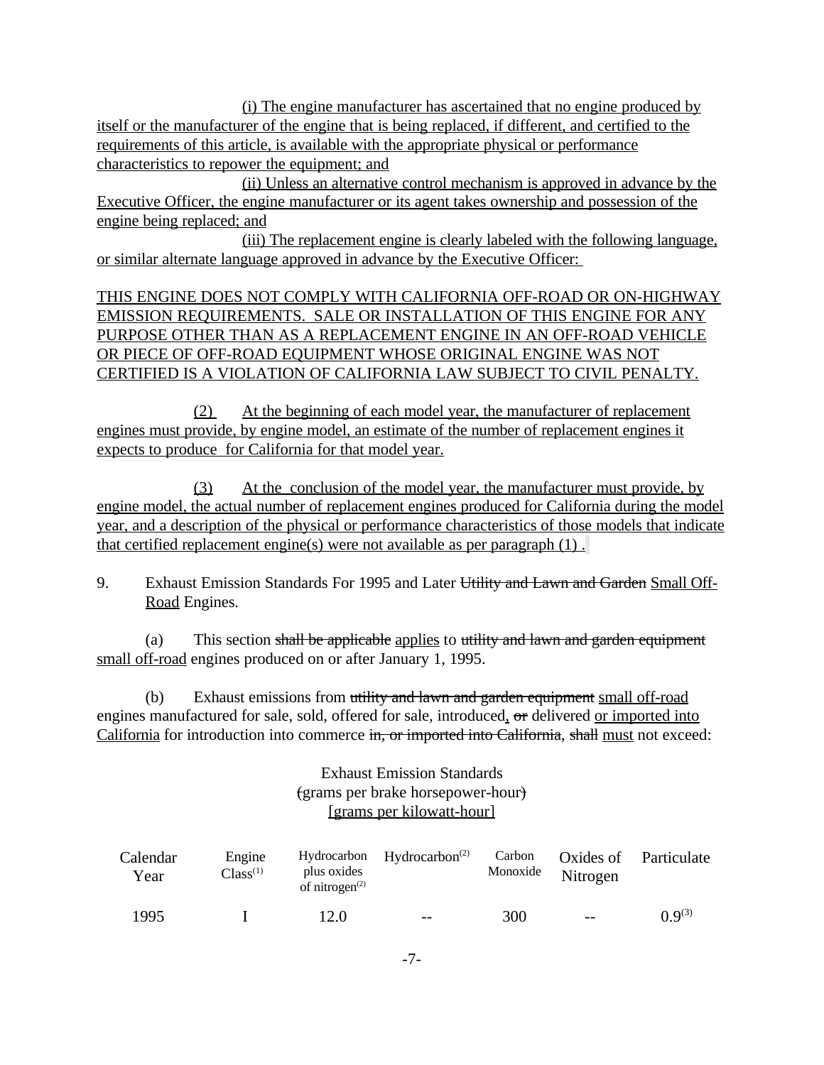(i) The engine manufacturer has ascertained that no engine produced by itself or the manufacturer of the engine that is being replaced, if different, and certified to the requirements of this article, is available with the appropriate physical or performance characteristics to repower the equipment; and

(ii) Unless an alternative control mechanism is approved in advance by the Executive Officer, the engine manufacturer or its agent takes ownership and possession of the engine being replaced; and

(iii) The replacement engine is clearly labeled with the following language, or similar alternate language approved in advance by the Executive Officer:

THIS ENGINE DOES NOT COMPLY WITH CALIFORNIA OFF-ROAD OR ON-HIGHWAY EMISSION REQUIREMENTS. SALE OR INSTALLATION OF THIS ENGINE FOR ANY PURPOSE OTHER THAN AS A REPLACEMENT ENGINE IN AN OFF-ROAD VEHICLE OR PIECE OF OFF-ROAD EQUIPMENT WHOSE ORIGINAL ENGINE WAS NOT CERTIFIED IS A VIOLATION OF CALIFORNIA LAW SUBJECT TO CIVIL PENALTY.

(2) At the beginning of each model year, the manufacturer of replacement engines must provide, by engine model, an estimate of the number of replacement engines it expects to produce for California for that model year.

(3) At the conclusion of the model year, the manufacturer must provide, by engine model, the actual number of replacement engines produced for California during the model year, and a description of the physical or performance characteristics of those models that indicate that certified replacement engine(s) were not available as per paragraph (1) .

9. Exhaust Emission Standards For 1995 and Later ~~Utility and Lawn and Garden~~ Small Off-Road Engines.

(a) This section ~~shall be applicable~~ applies to ~~utility and lawn and garden equipment~~ small off-road engines produced on or after January 1, 1995.

(b) Exhaust emissions from ~~utility and lawn and garden equipment~~ small off-road engines manufactured for sale, sold, offered for sale, introduced, ~~or~~ delivered or imported into California for introduction into commerce ~~in, or imported into California~~, ~~shall~~ must not exceed:

Exhaust Emission Standards
~~(~~grams per brake horsepower-hour~~)~~
[grams per kilowatt-hour]

| Calendar Year | Engine Class[1] | Hydrocarbon plus oxides of nitrogen[2] | Hydrocarbon[2] | Carbon Monoxide | Oxides of Nitrogen | Particulate |
|---|---|---|---|---|---|---|
| 1995 | I | 12.0 | -- | 300 | -- | 0.9[3] |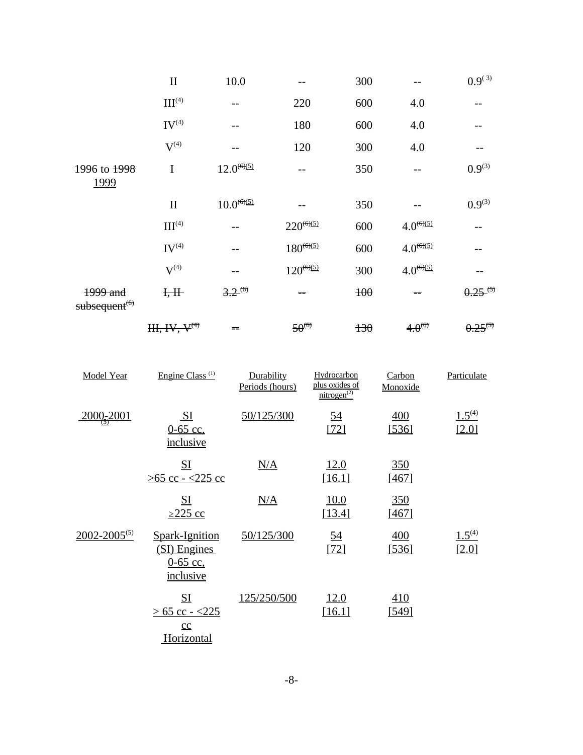| | II | 10.0 | -- | 300 | -- | 0.9(3) |
|---|---|---|---|---|---|---|
| | III(4) | -- | 220 | 600 | 4.0 | -- |
| | IV(4) | -- | 180 | 600 | 4.0 | -- |
| | V(4) | -- | 120 | 300 | 4.0 | -- |
| 1996 to ~~1998~~ 1999 | I | 12.0~~(6)~~(5) | -- | 350 | -- | 0.9(3) |
| | II | 10.0~~(6)~~(5) | -- | 350 | -- | 0.9(3) |
| | III(4) | -- | 220~~(6)~~(5) | 600 | 4.0~~(6)~~(5) | -- |
| | IV(4) | -- | 180~~(6)~~(5) | 600 | 4.0~~(6)~~(5) | -- |
| | V(4) | -- | 120~~(6)~~(5) | 300 | 4.0~~(6)~~(5) | -- |
| ~~1999 and subsequent(6)~~ | ~~I, II~~ | ~~3.2 (6)~~ | ~~--~~ | ~~100~~ | ~~--~~ | ~~0.25 (5)~~ |
| | ~~III, IV, V(4)~~ | ~~--~~ | ~~50(6)~~ | ~~130~~ | ~~4.0(6)~~ | ~~0.25(5)~~ |

| Model Year | Engine Class (1) | Durability Periods (hours) | Hydrocarbon plus oxides of nitrogen(2) | Carbon Monoxide | Particulate |
|---|---|---|---|---|---|
| 2000-2001 (5) | SI 0-65 cc, inclusive | 50/125/300 | 54 [72] | 400 [536] | 1.5(4) [2.0] |
| | SI >65 cc - <225 cc | N/A | 12.0 [16.1] | 350 [467] | |
| | SI ≥225 cc | N/A | 10.0 [13.4] | 350 [467] | |
| 2002-2005(5) | Spark-Ignition (SI) Engines 0-65 cc, inclusive | 50/125/300 | 54 [72] | 400 [536] | 1.5(4) [2.0] |
| | SI > 65 cc - <225 cc Horizontal | 125/250/500 | 12.0 [16.1] | 410 [549] | |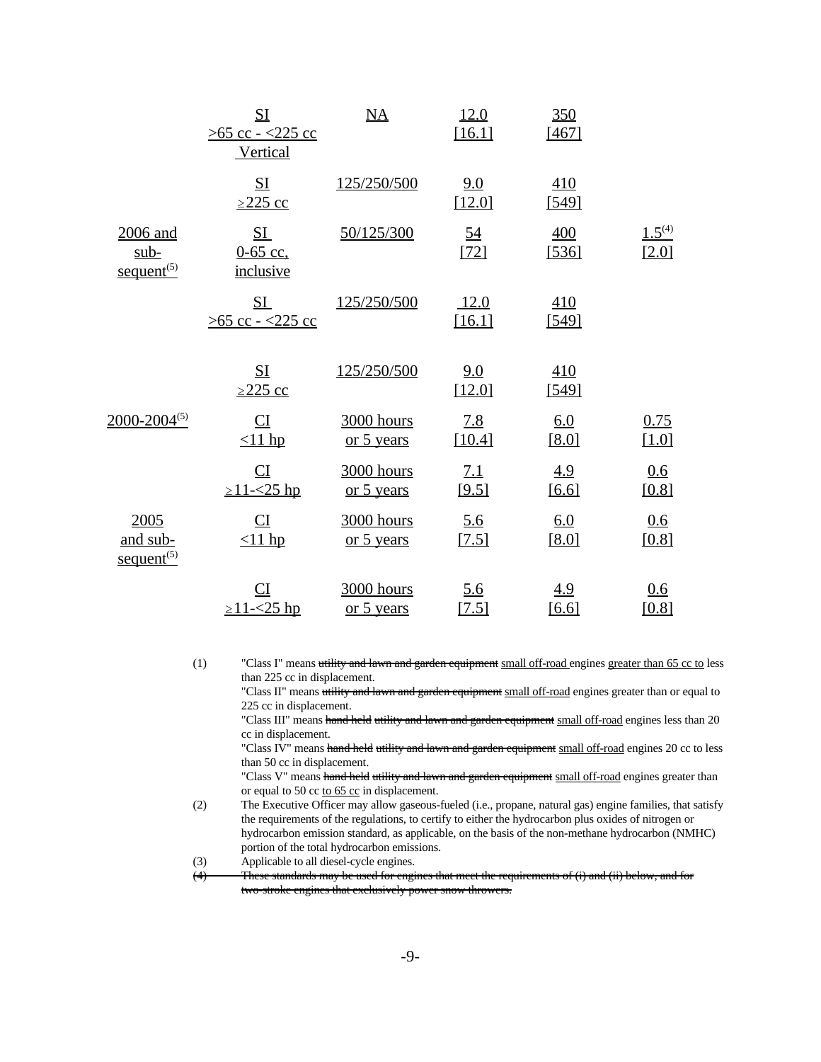| | | | | | |
|---|---|---|---|---|---|
| | SI >65 cc - <225 cc Vertical | NA | 12.0 [16.1] | 350 [467] | |
| | SI ≥225 cc | 125/250/500 | 9.0 [12.0] | 410 [549] | |
| 2006 and sub-sequent[(5)] | SI 0-65 cc, inclusive | 50/125/300 | 54 [72] | 400 [536] | 1.5[(4)] [2.0] |
| | SI >65 cc - <225 cc | 125/250/500 | 12.0 [16.1] | 410 [549] | |
| | SI ≥225 cc | 125/250/500 | 9.0 [12.0] | 410 [549] | |
| 2000-2004[(5)] | CI <11 hp | 3000 hours or 5 years | 7.8 [10.4] | 6.0 [8.0] | 0.75 [1.0] |
| | CI ≥11-<25 hp | 3000 hours or 5 years | 7.1 [9.5] | 4.9 [6.6] | 0.6 [0.8] |
| 2005 and sub-sequent[(5)] | CI <11 hp | 3000 hours or 5 years | 5.6 [7.5] | 6.0 [8.0] | 0.6 [0.8] |
| | CI ≥11-<25 hp | 3000 hours or 5 years | 5.6 [7.5] | 4.9 [6.6] | 0.6 [0.8] |

(1) "Class I" means ~~utility and lawn and garden equipment~~ small off-road engines greater than 65 cc to less than 225 cc in displacement.
"Class II" means ~~utility and lawn and garden equipment~~ small off-road engines greater than or equal to 225 cc in displacement.
"Class III" means ~~hand held~~ ~~utility and lawn and garden equipment~~ small off-road engines less than 20 cc in displacement.
"Class IV" means ~~hand held~~ ~~utility and lawn and garden equipment~~ small off-road engines 20 cc to less than 50 cc in displacement.
"Class V" means ~~hand held~~ ~~utility and lawn and garden equipment~~ small off-road engines greater than or equal to 50 cc to 65 cc in displacement.

(2) The Executive Officer may allow gaseous-fueled (i.e., propane, natural gas) engine families, that satisfy the requirements of the regulations, to certify to either the hydrocarbon plus oxides of nitrogen or hydrocarbon emission standard, as applicable, on the basis of the non-methane hydrocarbon (NMHC) portion of the total hydrocarbon emissions.

(3) Applicable to all diesel-cycle engines.

~~(4) These standards may be used for engines that meet the requirements of (i) and (ii) below, and for two-stroke engines that exclusively power snow throwers.~~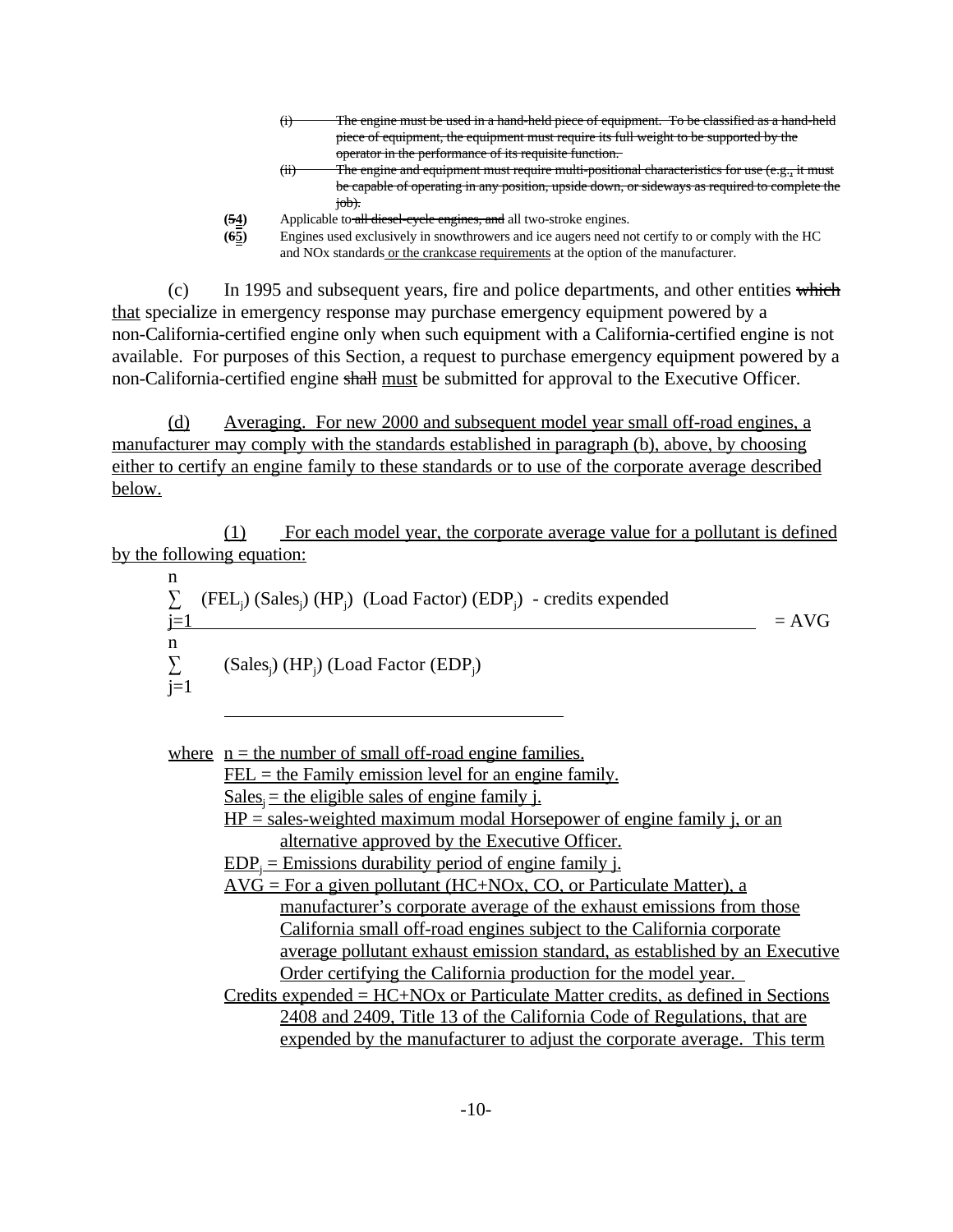(i) ~~The engine must be used in a hand-held piece of equipment. To be classified as a hand-held piece of equipment, the equipment must require its full weight to be supported by the operator in the performance of its requisite function.~~

(ii) ~~The engine and equipment must require multi-positional characteristics for use (e.g., it must be capable of operating in any position, upside down, or sideways as required to complete the job).~~

**(~~5~~4)** Applicable to ~~all diesel-cycle engines, and~~ all two-stroke engines.

**(~~6~~5)** Engines used exclusively in snowthrowers and ice augers need not certify to or comply with the HC and NOx standards or the crankcase requirements at the option of the manufacturer.

(c) In 1995 and subsequent years, fire and police departments, and other entities ~~which~~ that specialize in emergency response may purchase emergency equipment powered by a non-California-certified engine only when such equipment with a California-certified engine is not available. For purposes of this Section, a request to purchase emergency equipment powered by a non-California-certified engine ~~shall~~ must be submitted for approval to the Executive Officer.

(d) Averaging. For new 2000 and subsequent model year small off-road engines, a manufacturer may comply with the standards established in paragraph (b), above, by choosing either to certify an engine family to these standards or to use of the corporate average described below.

(1) For each model year, the corporate average value for a pollutant is defined by the following equation:

$$\frac{\sum_{j=1}^{n} (FEL_j)(Sales_j)(HP_j)(\text{Load Factor})(EDP_j) - \text{credits expended}}{\sum_{j=1}^{n} (Sales_j)(HP_j)(\text{Load Factor }(EDP_j)} = AVG$$

where n = the number of small off-road engine families.

FEL = the Family emission level for an engine family.

$Sales_j$ = the eligible sales of engine family j.

HP = sales-weighted maximum modal Horsepower of engine family j, or an alternative approved by the Executive Officer.

$EDP_j$ = Emissions durability period of engine family j.

AVG = For a given pollutant (HC+NOx, CO, or Particulate Matter), a manufacturer's corporate average of the exhaust emissions from those California small off-road engines subject to the California corporate average pollutant exhaust emission standard, as established by an Executive Order certifying the California production for the model year.

Credits expended = HC+NOx or Particulate Matter credits, as defined in Sections 2408 and 2409, Title 13 of the California Code of Regulations, that are expended by the manufacturer to adjust the corporate average. This term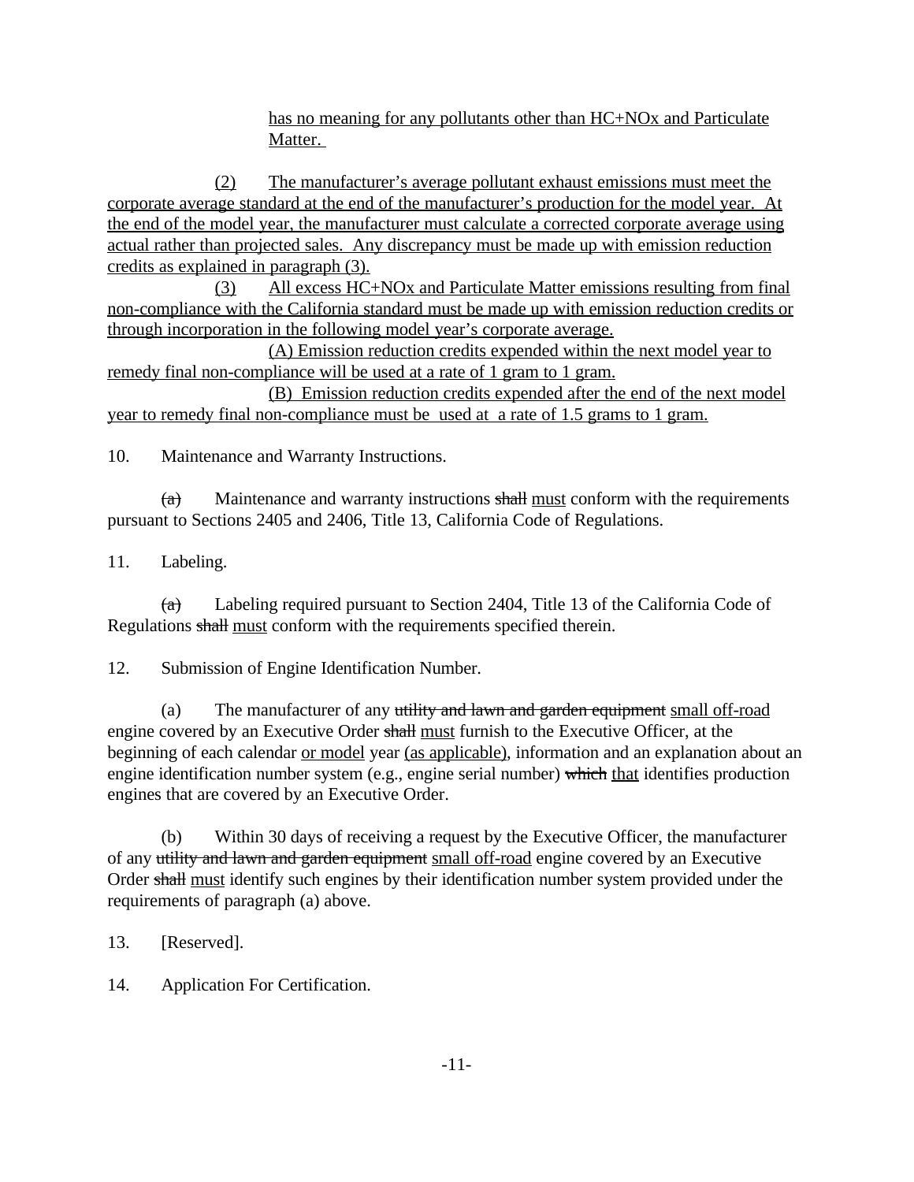has no meaning for any pollutants other than HC+NOx and Particulate Matter.

(2) The manufacturer's average pollutant exhaust emissions must meet the corporate average standard at the end of the manufacturer's production for the model year. At the end of the model year, the manufacturer must calculate a corrected corporate average using actual rather than projected sales. Any discrepancy must be made up with emission reduction credits as explained in paragraph (3).

(3) All excess HC+NOx and Particulate Matter emissions resulting from final non-compliance with the California standard must be made up with emission reduction credits or through incorporation in the following model year's corporate average.

(A) Emission reduction credits expended within the next model year to remedy final non-compliance will be used at a rate of 1 gram to 1 gram.

(B) Emission reduction credits expended after the end of the next model year to remedy final non-compliance must be used at a rate of 1.5 grams to 1 gram.

10. Maintenance and Warranty Instructions.

~~(a)~~ Maintenance and warranty instructions ~~shall~~ must conform with the requirements pursuant to Sections 2405 and 2406, Title 13, California Code of Regulations.

11. Labeling.

~~(a)~~ Labeling required pursuant to Section 2404, Title 13 of the California Code of Regulations ~~shall~~ must conform with the requirements specified therein.

12. Submission of Engine Identification Number.

(a) The manufacturer of any ~~utility and lawn and garden equipment~~ small off-road engine covered by an Executive Order ~~shall~~ must furnish to the Executive Officer, at the beginning of each calendar or model year (as applicable), information and an explanation about an engine identification number system (e.g., engine serial number) ~~which~~ that identifies production engines that are covered by an Executive Order.

(b) Within 30 days of receiving a request by the Executive Officer, the manufacturer of any ~~utility and lawn and garden equipment~~ small off-road engine covered by an Executive Order ~~shall~~ must identify such engines by their identification number system provided under the requirements of paragraph (a) above.

13. [Reserved].

14. Application For Certification.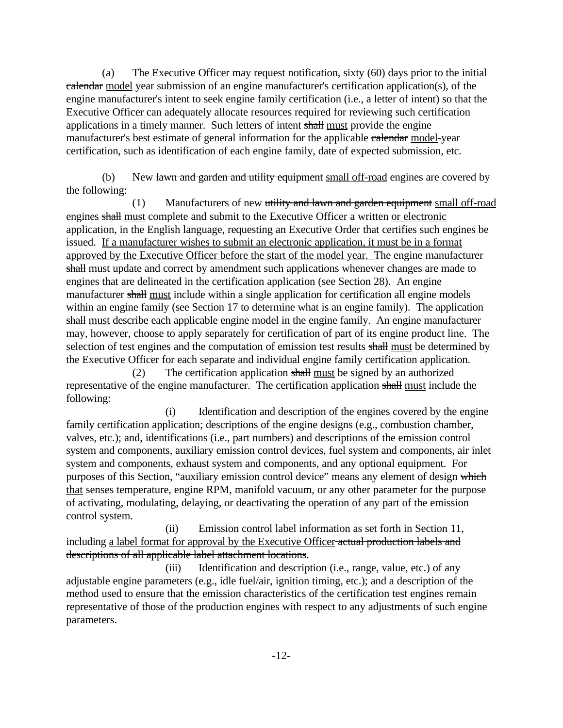(a) The Executive Officer may request notification, sixty (60) days prior to the initial ~~calendar~~ <u>model</u> year submission of an engine manufacturer's certification application(s), of the engine manufacturer's intent to seek engine family certification (i.e., a letter of intent) so that the Executive Officer can adequately allocate resources required for reviewing such certification applications in a timely manner. Such letters of intent ~~shall~~ <u>must</u> provide the engine manufacturer's best estimate of general information for the applicable ~~calendar~~ <u>model</u>-year certification, such as identification of each engine family, date of expected submission, etc.

(b) New ~~lawn and garden and utility equipment~~ <u>small off-road</u> engines are covered by the following:

(1) Manufacturers of new ~~utility and lawn and garden equipment~~ <u>small off-road</u> engines ~~shall~~ <u>must</u> complete and submit to the Executive Officer a written <u>or electronic</u> application, in the English language, requesting an Executive Order that certifies such engines be issued. <u>If a manufacturer wishes to submit an electronic application, it must be in a format approved by the Executive Officer before the start of the model year.</u> The engine manufacturer ~~shall~~ <u>must</u> update and correct by amendment such applications whenever changes are made to engines that are delineated in the certification application (see Section 28). An engine manufacturer ~~shall~~ <u>must</u> include within a single application for certification all engine models within an engine family (see Section 17 to determine what is an engine family). The application ~~shall~~ <u>must</u> describe each applicable engine model in the engine family. An engine manufacturer may, however, choose to apply separately for certification of part of its engine product line. The selection of test engines and the computation of emission test results ~~shall~~ <u>must</u> be determined by the Executive Officer for each separate and individual engine family certification application.

(2) The certification application ~~shall~~ <u>must</u> be signed by an authorized representative of the engine manufacturer. The certification application ~~shall~~ <u>must</u> include the following:

(i) Identification and description of the engines covered by the engine family certification application; descriptions of the engine designs (e.g., combustion chamber, valves, etc.); and, identifications (i.e., part numbers) and descriptions of the emission control system and components, auxiliary emission control devices, fuel system and components, air inlet system and components, exhaust system and components, and any optional equipment. For purposes of this Section, "auxiliary emission control device" means any element of design ~~which~~ <u>that</u> senses temperature, engine RPM, manifold vacuum, or any other parameter for the purpose of activating, modulating, delaying, or deactivating the operation of any part of the emission control system.

(ii) Emission control label information as set forth in Section 11, including <u>a label format for approval by the Executive Officer</u> ~~actual production labels and descriptions of all applicable label attachment locations~~.

(iii) Identification and description (i.e., range, value, etc.) of any adjustable engine parameters (e.g., idle fuel/air, ignition timing, etc.); and a description of the method used to ensure that the emission characteristics of the certification test engines remain representative of those of the production engines with respect to any adjustments of such engine parameters.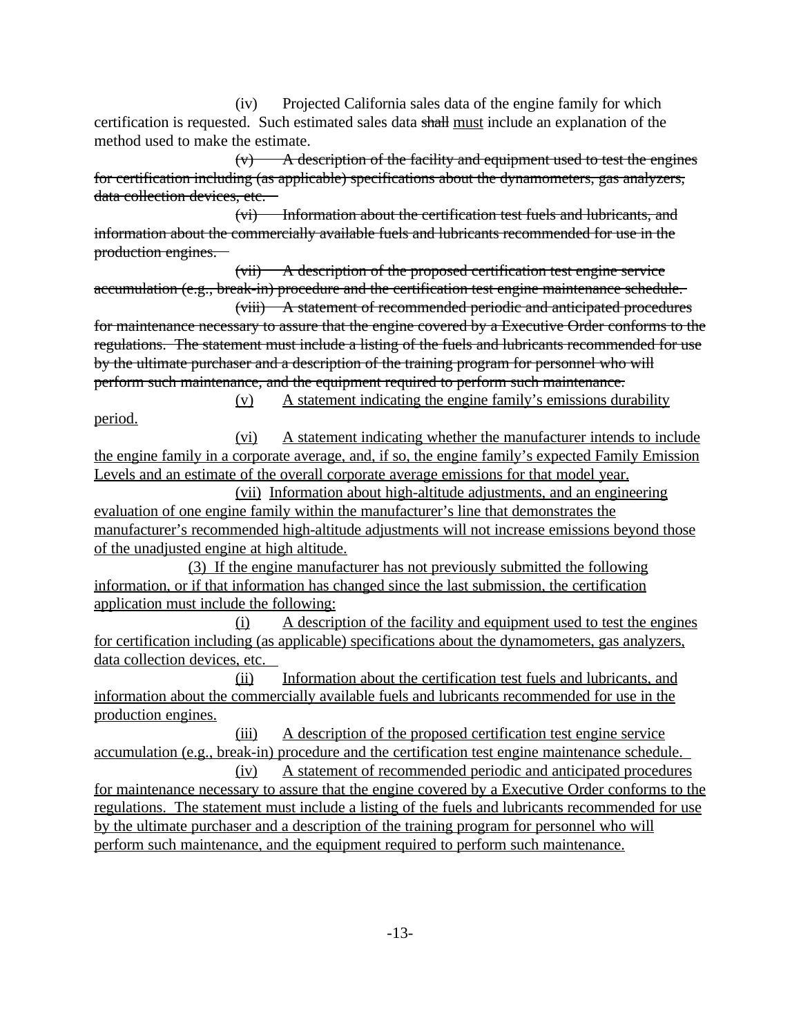(iv) Projected California sales data of the engine family for which certification is requested. Such estimated sales data ~~shall~~ <u>must</u> include an explanation of the method used to make the estimate.

~~(v) A description of the facility and equipment used to test the engines for certification including (as applicable) specifications about the dynamometers, gas analyzers, data collection devices, etc.~~

~~(vi) Information about the certification test fuels and lubricants, and information about the commercially available fuels and lubricants recommended for use in the production engines.~~

~~(vii) A description of the proposed certification test engine service accumulation (e.g., break-in) procedure and the certification test engine maintenance schedule.~~

~~(viii) A statement of recommended periodic and anticipated procedures for maintenance necessary to assure that the engine covered by a Executive Order conforms to the regulations. The statement must include a listing of the fuels and lubricants recommended for use by the ultimate purchaser and a description of the training program for personnel who will perform such maintenance, and the equipment required to perform such maintenance.~~

<u>(v) A statement indicating the engine family's emissions durability period.</u>

<u>(vi) A statement indicating whether the manufacturer intends to include the engine family in a corporate average, and, if so, the engine family's expected Family Emission Levels and an estimate of the overall corporate average emissions for that model year.</u>

<u>(vii) Information about high-altitude adjustments, and an engineering evaluation of one engine family within the manufacturer's line that demonstrates the manufacturer's recommended high-altitude adjustments will not increase emissions beyond those of the unadjusted engine at high altitude.</u>

<u>(3) If the engine manufacturer has not previously submitted the following information, or if that information has changed since the last submission, the certification application must include the following:</u>

<u>(i) A description of the facility and equipment used to test the engines for certification including (as applicable) specifications about the dynamometers, gas analyzers, data collection devices, etc.</u>

<u>(ii) Information about the certification test fuels and lubricants, and information about the commercially available fuels and lubricants recommended for use in the production engines.</u>

<u>(iii) A description of the proposed certification test engine service accumulation (e.g., break-in) procedure and the certification test engine maintenance schedule.</u>

<u>(iv) A statement of recommended periodic and anticipated procedures for maintenance necessary to assure that the engine covered by a Executive Order conforms to the regulations. The statement must include a listing of the fuels and lubricants recommended for use by the ultimate purchaser and a description of the training program for personnel who will perform such maintenance, and the equipment required to perform such maintenance.</u>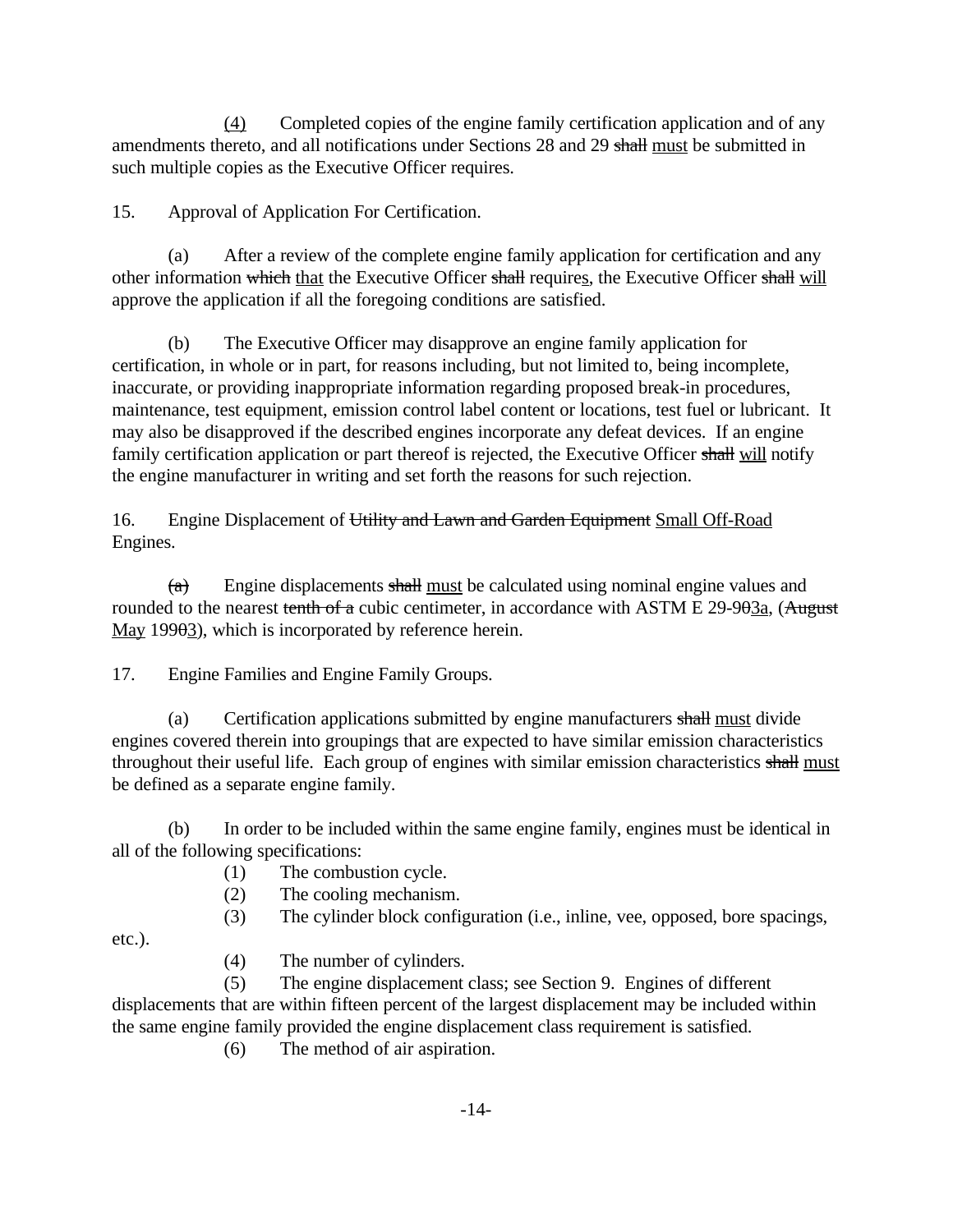(4) Completed copies of the engine family certification application and of any amendments thereto, and all notifications under Sections 28 and 29 ~~shall~~ must be submitted in such multiple copies as the Executive Officer requires.

15. Approval of Application For Certification.

(a) After a review of the complete engine family application for certification and any other information ~~which~~ that the Executive Officer ~~shall~~ requires, the Executive Officer ~~shall~~ will approve the application if all the foregoing conditions are satisfied.

(b) The Executive Officer may disapprove an engine family application for certification, in whole or in part, for reasons including, but not limited to, being incomplete, inaccurate, or providing inappropriate information regarding proposed break-in procedures, maintenance, test equipment, emission control label content or locations, test fuel or lubricant. It may also be disapproved if the described engines incorporate any defeat devices. If an engine family certification application or part thereof is rejected, the Executive Officer ~~shall~~ will notify the engine manufacturer in writing and set forth the reasons for such rejection.

16. Engine Displacement of ~~Utility and Lawn and Garden Equipment~~ Small Off-Road Engines.

~~(a)~~ Engine displacements ~~shall~~ must be calculated using nominal engine values and rounded to the nearest ~~tenth of a~~ cubic centimeter, in accordance with ASTM E 29-9~~0~~3a, (~~August~~ May 199~~0~~3), which is incorporated by reference herein.

17. Engine Families and Engine Family Groups.

(a) Certification applications submitted by engine manufacturers ~~shall~~ must divide engines covered therein into groupings that are expected to have similar emission characteristics throughout their useful life. Each group of engines with similar emission characteristics ~~shall~~ must be defined as a separate engine family.

(b) In order to be included within the same engine family, engines must be identical in all of the following specifications:

(1) The combustion cycle.

(2) The cooling mechanism.

(3) The cylinder block configuration (i.e., inline, vee, opposed, bore spacings, etc.).

(4) The number of cylinders.

(5) The engine displacement class; see Section 9. Engines of different displacements that are within fifteen percent of the largest displacement may be included within the same engine family provided the engine displacement class requirement is satisfied.

(6) The method of air aspiration.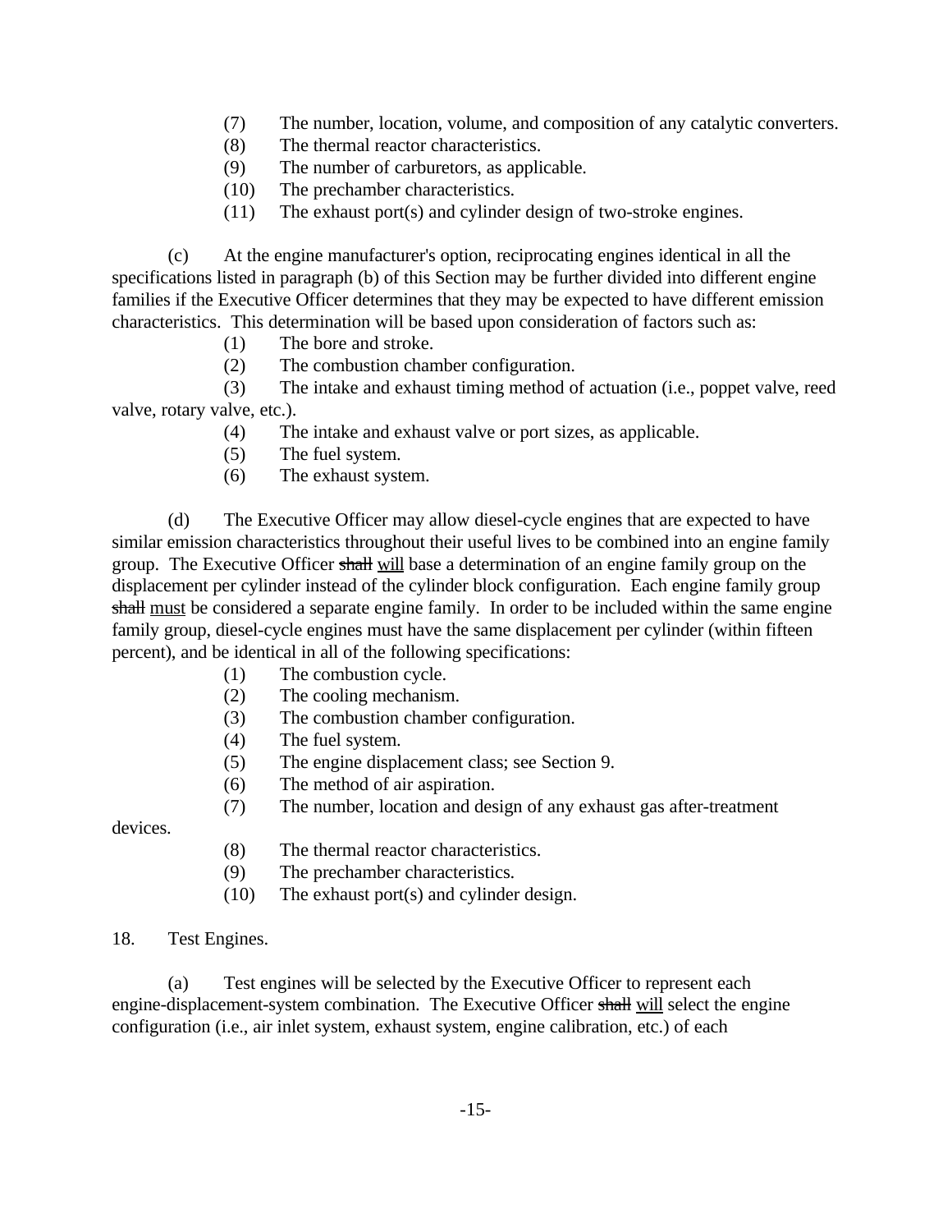(7) The number, location, volume, and composition of any catalytic converters.
(8) The thermal reactor characteristics.
(9) The number of carburetors, as applicable.
(10) The prechamber characteristics.
(11) The exhaust port(s) and cylinder design of two-stroke engines.

(c) At the engine manufacturer's option, reciprocating engines identical in all the specifications listed in paragraph (b) of this Section may be further divided into different engine families if the Executive Officer determines that they may be expected to have different emission characteristics. This determination will be based upon consideration of factors such as:

(1) The bore and stroke.
(2) The combustion chamber configuration.
(3) The intake and exhaust timing method of actuation (i.e., poppet valve, reed valve, rotary valve, etc.).
(4) The intake and exhaust valve or port sizes, as applicable.
(5) The fuel system.
(6) The exhaust system.

(d) The Executive Officer may allow diesel-cycle engines that are expected to have similar emission characteristics throughout their useful lives to be combined into an engine family group. The Executive Officer ~~shall~~ <u>will</u> base a determination of an engine family group on the displacement per cylinder instead of the cylinder block configuration. Each engine family group ~~shall~~ <u>must</u> be considered a separate engine family. In order to be included within the same engine family group, diesel-cycle engines must have the same displacement per cylinder (within fifteen percent), and be identical in all of the following specifications:

(1) The combustion cycle.
(2) The cooling mechanism.
(3) The combustion chamber configuration.
(4) The fuel system.
(5) The engine displacement class; see Section 9.
(6) The method of air aspiration.
(7) The number, location and design of any exhaust gas after-treatment devices.
(8) The thermal reactor characteristics.
(9) The prechamber characteristics.
(10) The exhaust port(s) and cylinder design.

18. Test Engines.

(a) Test engines will be selected by the Executive Officer to represent each engine-displacement-system combination. The Executive Officer ~~shall~~ <u>will</u> select the engine configuration (i.e., air inlet system, exhaust system, engine calibration, etc.) of each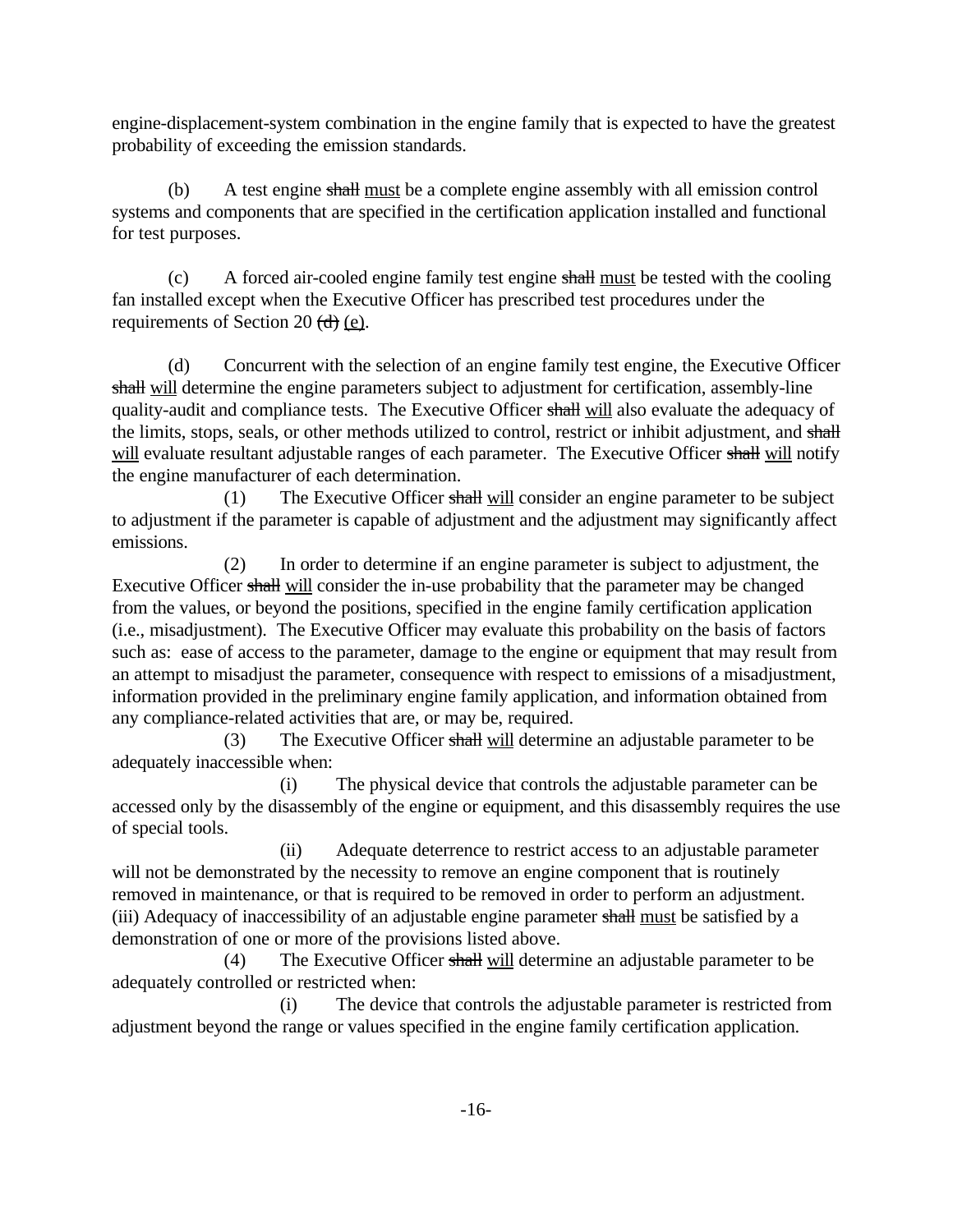engine-displacement-system combination in the engine family that is expected to have the greatest probability of exceeding the emission standards.

(b) A test engine ~~shall~~ <u>must</u> be a complete engine assembly with all emission control systems and components that are specified in the certification application installed and functional for test purposes.

(c) A forced air-cooled engine family test engine ~~shall~~ <u>must</u> be tested with the cooling fan installed except when the Executive Officer has prescribed test procedures under the requirements of Section 20 ~~(d)~~ <u>(e)</u>.

(d) Concurrent with the selection of an engine family test engine, the Executive Officer ~~shall~~ <u>will</u> determine the engine parameters subject to adjustment for certification, assembly-line quality-audit and compliance tests. The Executive Officer ~~shall~~ <u>will</u> also evaluate the adequacy of the limits, stops, seals, or other methods utilized to control, restrict or inhibit adjustment, and ~~shall~~ <u>will</u> evaluate resultant adjustable ranges of each parameter. The Executive Officer ~~shall~~ <u>will</u> notify the engine manufacturer of each determination.

(1) The Executive Officer ~~shall~~ <u>will</u> consider an engine parameter to be subject to adjustment if the parameter is capable of adjustment and the adjustment may significantly affect emissions.

(2) In order to determine if an engine parameter is subject to adjustment, the Executive Officer ~~shall~~ <u>will</u> consider the in-use probability that the parameter may be changed from the values, or beyond the positions, specified in the engine family certification application (i.e., misadjustment). The Executive Officer may evaluate this probability on the basis of factors such as: ease of access to the parameter, damage to the engine or equipment that may result from an attempt to misadjust the parameter, consequence with respect to emissions of a misadjustment, information provided in the preliminary engine family application, and information obtained from any compliance-related activities that are, or may be, required.

(3) The Executive Officer ~~shall~~ <u>will</u> determine an adjustable parameter to be adequately inaccessible when:

(i) The physical device that controls the adjustable parameter can be accessed only by the disassembly of the engine or equipment, and this disassembly requires the use of special tools.

(ii) Adequate deterrence to restrict access to an adjustable parameter will not be demonstrated by the necessity to remove an engine component that is routinely removed in maintenance, or that is required to be removed in order to perform an adjustment.
(iii) Adequacy of inaccessibility of an adjustable engine parameter ~~shall~~ <u>must</u> be satisfied by a demonstration of one or more of the provisions listed above.

(4) The Executive Officer ~~shall~~ <u>will</u> determine an adjustable parameter to be adequately controlled or restricted when:

(i) The device that controls the adjustable parameter is restricted from adjustment beyond the range or values specified in the engine family certification application.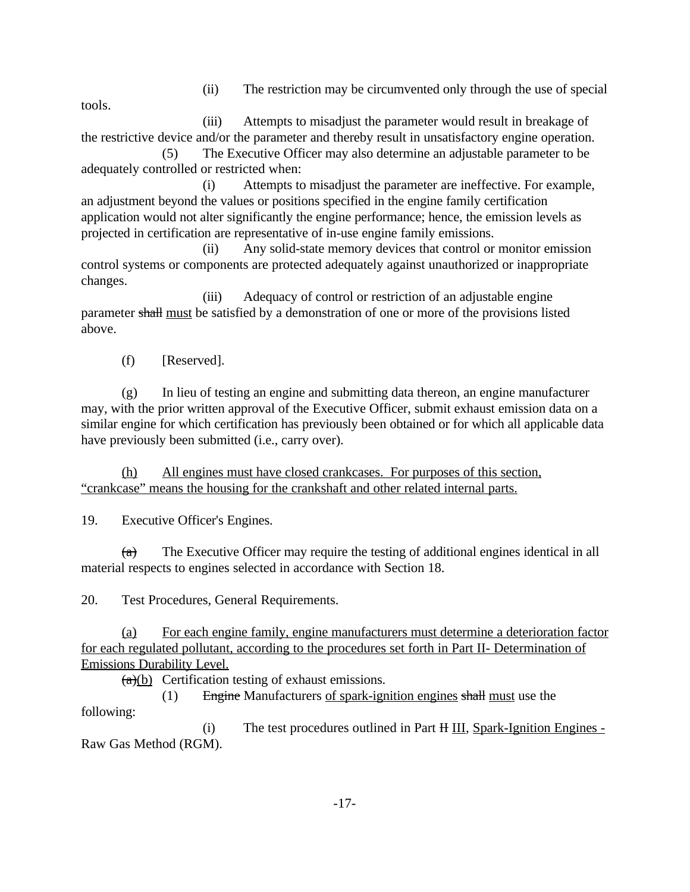(ii) The restriction may be circumvented only through the use of special tools.

(iii) Attempts to misadjust the parameter would result in breakage of the restrictive device and/or the parameter and thereby result in unsatisfactory engine operation.

(5) The Executive Officer may also determine an adjustable parameter to be adequately controlled or restricted when:

(i) Attempts to misadjust the parameter are ineffective. For example, an adjustment beyond the values or positions specified in the engine family certification application would not alter significantly the engine performance; hence, the emission levels as projected in certification are representative of in-use engine family emissions.

(ii) Any solid-state memory devices that control or monitor emission control systems or components are protected adequately against unauthorized or inappropriate changes.

(iii) Adequacy of control or restriction of an adjustable engine parameter ~~shall~~ <u>must</u> be satisfied by a demonstration of one or more of the provisions listed above.

(f) [Reserved].

(g) In lieu of testing an engine and submitting data thereon, an engine manufacturer may, with the prior written approval of the Executive Officer, submit exhaust emission data on a similar engine for which certification has previously been obtained or for which all applicable data have previously been submitted (i.e., carry over).

<u>(h) All engines must have closed crankcases. For purposes of this section, "crankcase" means the housing for the crankshaft and other related internal parts.</u>

19. Executive Officer's Engines.

~~(a)~~ The Executive Officer may require the testing of additional engines identical in all material respects to engines selected in accordance with Section 18.

20. Test Procedures, General Requirements.

<u>(a) For each engine family, engine manufacturers must determine a deterioration factor for each regulated pollutant, according to the procedures set forth in Part II- Determination of Emissions Durability Level.</u>

~~(a)~~<u>(b)</u> Certification testing of exhaust emissions.

(1) ~~Engine~~ Manufacturers <u>of spark-ignition engines</u> ~~shall~~ <u>must</u> use the following:

(i) The test procedures outlined in Part ~~II~~ <u>III</u>, <u>Spark-Ignition Engines - Raw Gas Method (RGM).</u>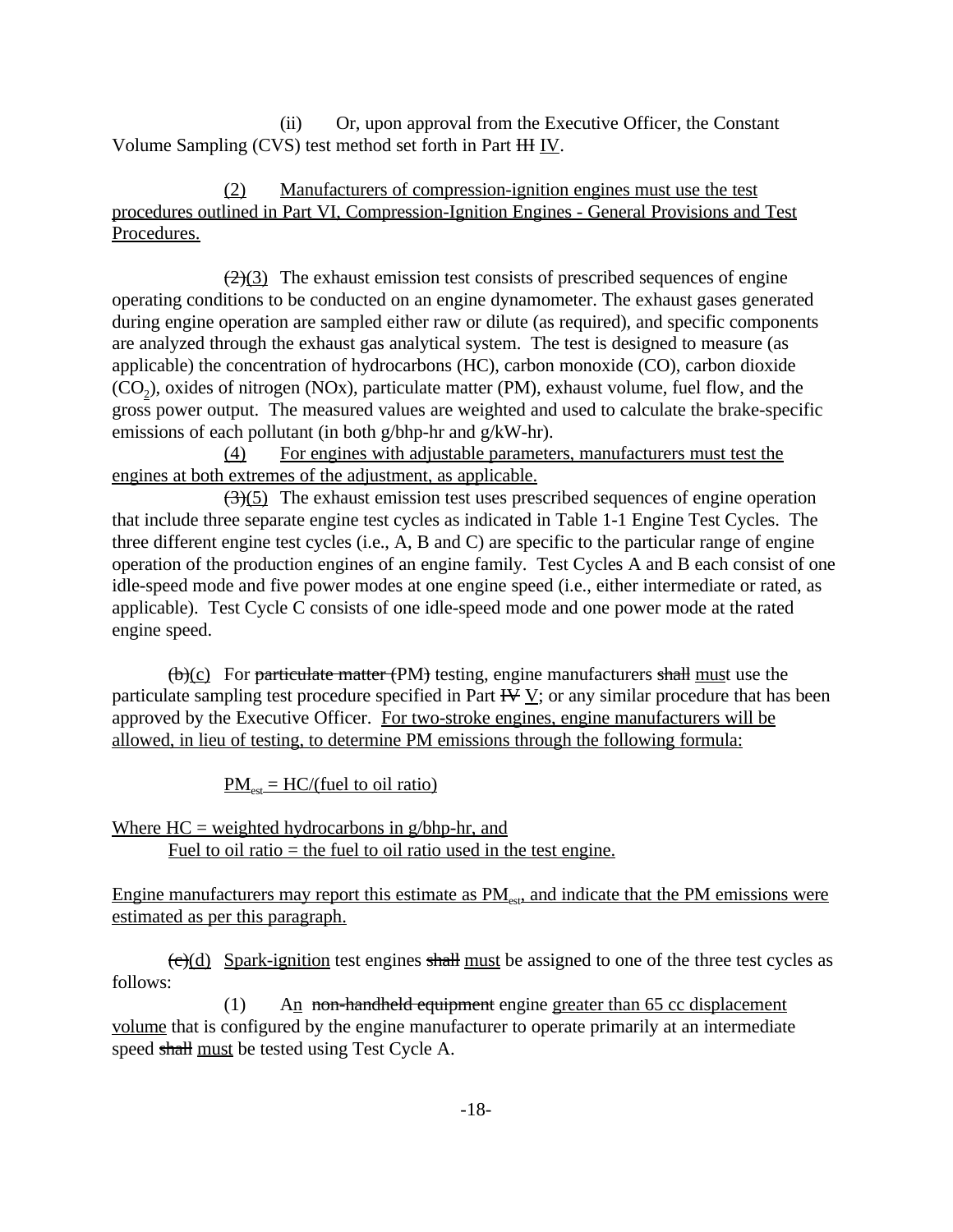(ii) Or, upon approval from the Executive Officer, the Constant Volume Sampling (CVS) test method set forth in Part ~~III~~ <u>IV</u>.

<u>(2) Manufacturers of compression-ignition engines must use the test procedures outlined in Part VI, Compression-Ignition Engines - General Provisions and Test Procedures.</u>

~~(2)~~<u>(3)</u> The exhaust emission test consists of prescribed sequences of engine operating conditions to be conducted on an engine dynamometer. The exhaust gases generated during engine operation are sampled either raw or dilute (as required), and specific components are analyzed through the exhaust gas analytical system. The test is designed to measure (as applicable) the concentration of hydrocarbons (HC), carbon monoxide (CO), carbon dioxide ($CO_2$), oxides of nitrogen (NOx), particulate matter (PM), exhaust volume, fuel flow, and the gross power output. The measured values are weighted and used to calculate the brake-specific emissions of each pollutant (in both g/bhp-hr and g/kW-hr).

<u>(4) For engines with adjustable parameters, manufacturers must test the engines at both extremes of the adjustment, as applicable.</u>

~~(3)~~<u>(5)</u> The exhaust emission test uses prescribed sequences of engine operation that include three separate engine test cycles as indicated in Table 1-1 Engine Test Cycles. The three different engine test cycles (i.e., A, B and C) are specific to the particular range of engine operation of the production engines of an engine family. Test Cycles A and B each consist of one idle-speed mode and five power modes at one engine speed (i.e., either intermediate or rated, as applicable). Test Cycle C consists of one idle-speed mode and one power mode at the rated engine speed.

~~(b)~~<u>(c)</u> For ~~particulate matter (~~PM~~)~~ testing, engine manufacturers ~~shall~~ <u>mus</u>t use the particulate sampling test procedure specified in Part ~~IV~~ <u>V</u>; or any similar procedure that has been approved by the Executive Officer. <u>For two-stroke engines, engine manufacturers will be allowed, in lieu of testing, to determine PM emissions through the following formula:</u>

$$PM_{est} = HC/(\text{fuel to oil ratio})$$

<u>Where HC = weighted hydrocarbons in g/bhp-hr, and</u>
<u>Fuel to oil ratio = the fuel to oil ratio used in the test engine.</u>

<u>Engine manufacturers may report this estimate as $PM_{est}$, and indicate that the PM emissions were estimated as per this paragraph.</u>

~~(c)~~<u>(d)</u> <u>Spark-ignition</u> test engines ~~shall~~ <u>must</u> be assigned to one of the three test cycles as follows:

(1) A<u>n</u> ~~non-handheld equipment~~ engine <u>greater than 65 cc displacement volume</u> that is configured by the engine manufacturer to operate primarily at an intermediate speed ~~shall~~ <u>must</u> be tested using Test Cycle A.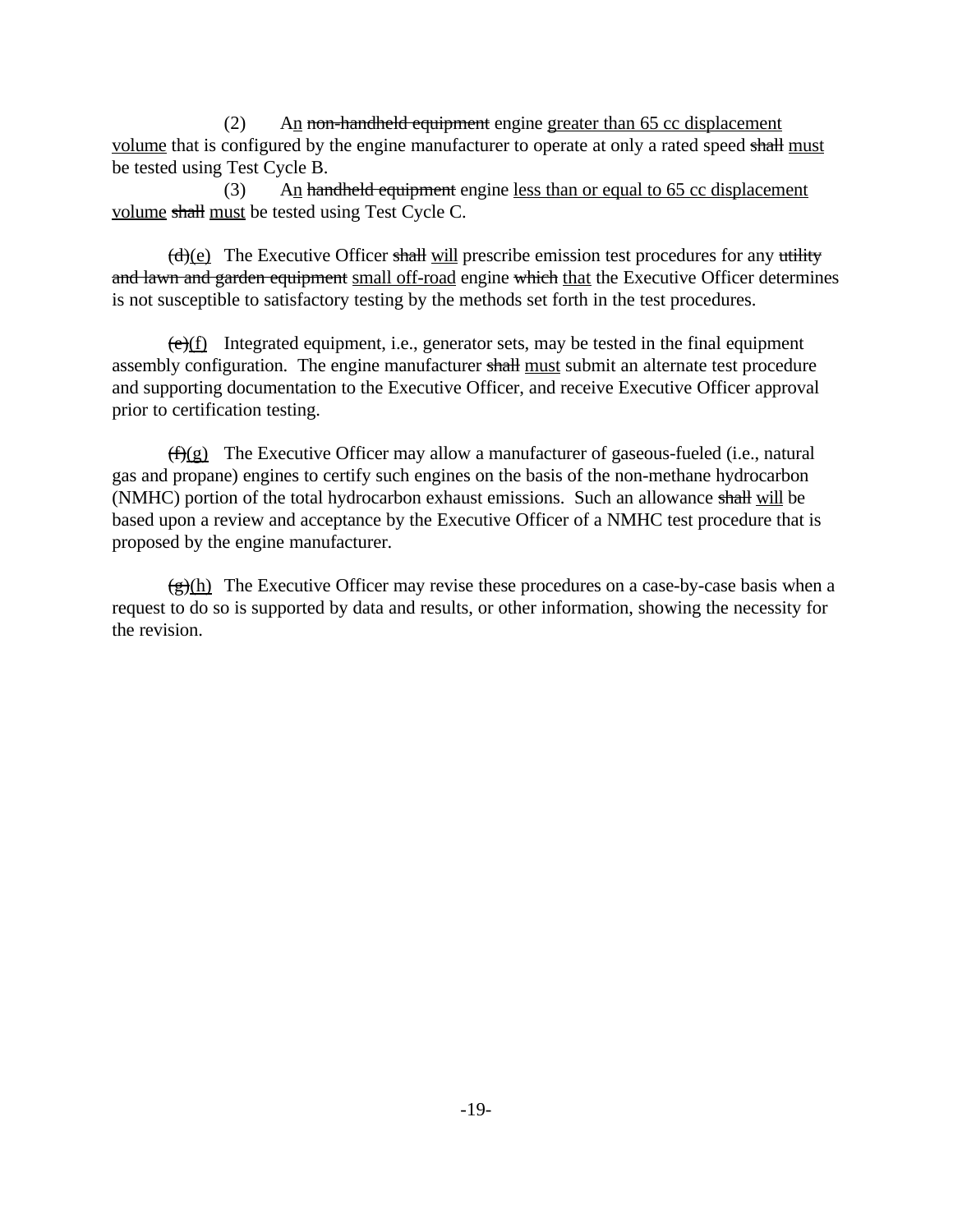(2) An ~~non-handheld equipment~~ engine <u>greater than 65 cc displacement volume</u> that is configured by the engine manufacturer to operate at only a rated speed ~~shall~~ <u>must</u> be tested using Test Cycle B.

(3) An ~~handheld equipment~~ engine <u>less than or equal to 65 cc displacement volume</u> ~~shall~~ <u>must</u> be tested using Test Cycle C.

~~(d)~~<u>(e)</u> The Executive Officer ~~shall~~ <u>will</u> prescribe emission test procedures for any ~~utility and lawn and garden equipment~~ <u>small off-road</u> engine ~~which~~ <u>that</u> the Executive Officer determines is not susceptible to satisfactory testing by the methods set forth in the test procedures.

~~(e)~~<u>(f)</u> Integrated equipment, i.e., generator sets, may be tested in the final equipment assembly configuration. The engine manufacturer ~~shall~~ <u>must</u> submit an alternate test procedure and supporting documentation to the Executive Officer, and receive Executive Officer approval prior to certification testing.

~~(f)~~<u>(g)</u> The Executive Officer may allow a manufacturer of gaseous-fueled (i.e., natural gas and propane) engines to certify such engines on the basis of the non-methane hydrocarbon (NMHC) portion of the total hydrocarbon exhaust emissions. Such an allowance ~~shall~~ <u>will</u> be based upon a review and acceptance by the Executive Officer of a NMHC test procedure that is proposed by the engine manufacturer.

~~(g)~~<u>(h)</u> The Executive Officer may revise these procedures on a case-by-case basis when a request to do so is supported by data and results, or other information, showing the necessity for the revision.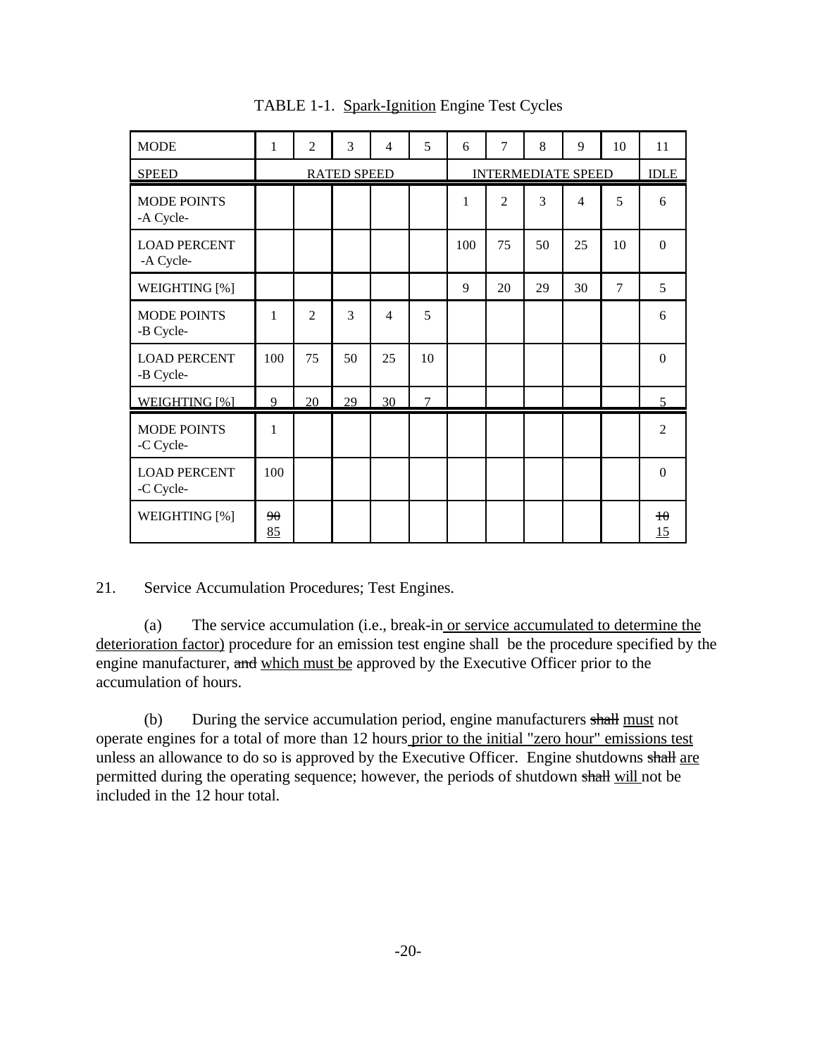TABLE 1-1. <u>Spark-Ignition</u> Engine Test Cycles

| MODE | 1 | 2 | 3 | 4 | 5 | 6 | 7 | 8 | 9 | 10 | 11 |
|---|---|---|---|---|---|---|---|---|---|---|---|
| SPEED | RATED SPEED | | | | | INTERMEDIATE SPEED | | | | | IDLE |
| MODE POINTS -A Cycle- | | | | | | 1 | 2 | 3 | 4 | 5 | 6 |
| LOAD PERCENT -A Cycle- | | | | | | 100 | 75 | 50 | 25 | 10 | 0 |
| WEIGHTING [%] | | | | | | 9 | 20 | 29 | 30 | 7 | 5 |
| MODE POINTS -B Cycle- | 1 | 2 | 3 | 4 | 5 | | | | | | 6 |
| LOAD PERCENT -B Cycle- | 100 | 75 | 50 | 25 | 10 | | | | | | 0 |
| WEIGHTING [%] | 9 | 20 | 29 | 30 | 7 | | | | | | 5 |
| MODE POINTS -C Cycle- | 1 | | | | | | | | | | 2 |
| LOAD PERCENT -C Cycle- | 100 | | | | | | | | | | 0 |
| WEIGHTING [%] | ~~90~~ <u>85</u> | | | | | | | | | | ~~10~~ <u>15</u> |

21. Service Accumulation Procedures; Test Engines.

(a) The service accumulation (i.e., break-in<u> or service accumulated to determine the deterioration factor)</u> procedure for an emission test engine shall be the procedure specified by the engine manufacturer, ~~and~~ <u>which must be</u> approved by the Executive Officer prior to the accumulation of hours.

(b) During the service accumulation period, engine manufacturers ~~shall~~ <u>must</u> not operate engines for a total of more than 12 hours<u> prior to the initial "zero hour" emissions test</u> unless an allowance to do so is approved by the Executive Officer. Engine shutdowns ~~shall~~ <u>are</u> permitted during the operating sequence; however, the periods of shutdown ~~shall~~ <u>will</u> not be included in the 12 hour total.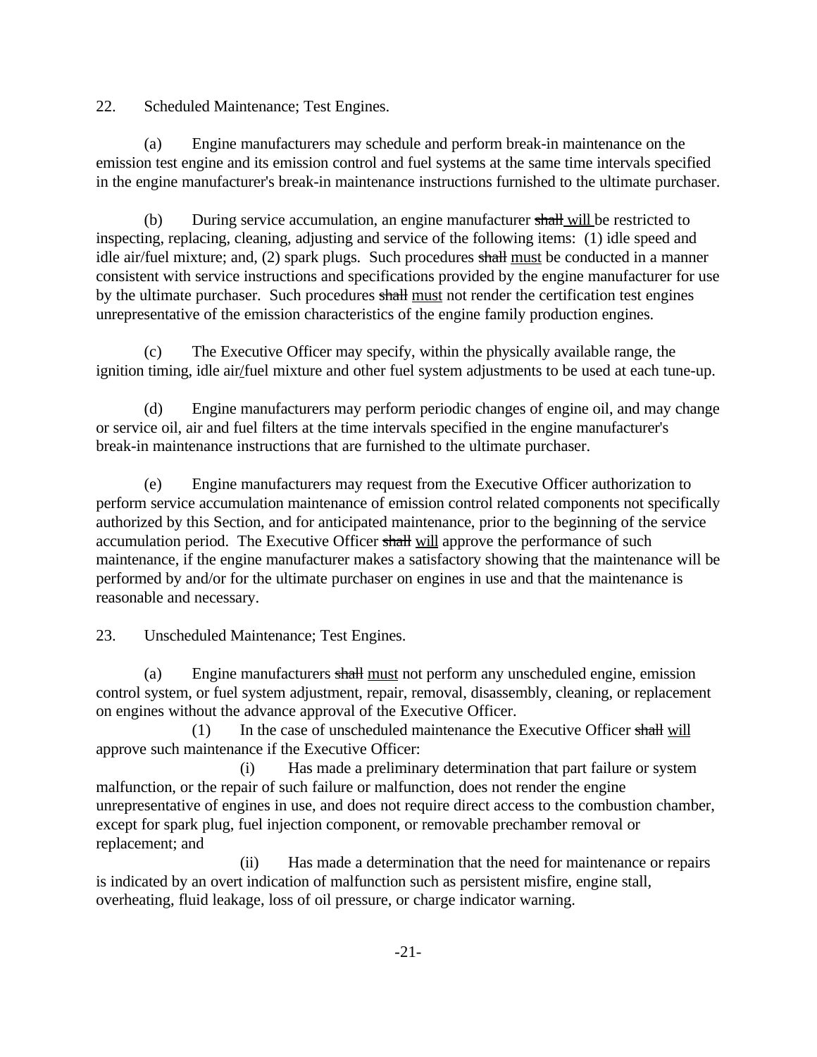22. Scheduled Maintenance; Test Engines.

(a) Engine manufacturers may schedule and perform break-in maintenance on the emission test engine and its emission control and fuel systems at the same time intervals specified in the engine manufacturer's break-in maintenance instructions furnished to the ultimate purchaser.

(b) During service accumulation, an engine manufacturer ~~shall~~ <u>will</u> be restricted to inspecting, replacing, cleaning, adjusting and service of the following items: (1) idle speed and idle air/fuel mixture; and, (2) spark plugs. Such procedures ~~shall~~ <u>must</u> be conducted in a manner consistent with service instructions and specifications provided by the engine manufacturer for use by the ultimate purchaser. Such procedures ~~shall~~ <u>must</u> not render the certification test engines unrepresentative of the emission characteristics of the engine family production engines.

(c) The Executive Officer may specify, within the physically available range, the ignition timing, idle air<u>/</u>fuel mixture and other fuel system adjustments to be used at each tune-up.

(d) Engine manufacturers may perform periodic changes of engine oil, and may change or service oil, air and fuel filters at the time intervals specified in the engine manufacturer's break-in maintenance instructions that are furnished to the ultimate purchaser.

(e) Engine manufacturers may request from the Executive Officer authorization to perform service accumulation maintenance of emission control related components not specifically authorized by this Section, and for anticipated maintenance, prior to the beginning of the service accumulation period. The Executive Officer ~~shall~~ <u>will</u> approve the performance of such maintenance, if the engine manufacturer makes a satisfactory showing that the maintenance will be performed by and/or for the ultimate purchaser on engines in use and that the maintenance is reasonable and necessary.

23. Unscheduled Maintenance; Test Engines.

(a) Engine manufacturers ~~shall~~ <u>must</u> not perform any unscheduled engine, emission control system, or fuel system adjustment, repair, removal, disassembly, cleaning, or replacement on engines without the advance approval of the Executive Officer.

(1) In the case of unscheduled maintenance the Executive Officer ~~shall~~ <u>will</u> approve such maintenance if the Executive Officer:

(i) Has made a preliminary determination that part failure or system malfunction, or the repair of such failure or malfunction, does not render the engine unrepresentative of engines in use, and does not require direct access to the combustion chamber, except for spark plug, fuel injection component, or removable prechamber removal or replacement; and

(ii) Has made a determination that the need for maintenance or repairs is indicated by an overt indication of malfunction such as persistent misfire, engine stall, overheating, fluid leakage, loss of oil pressure, or charge indicator warning.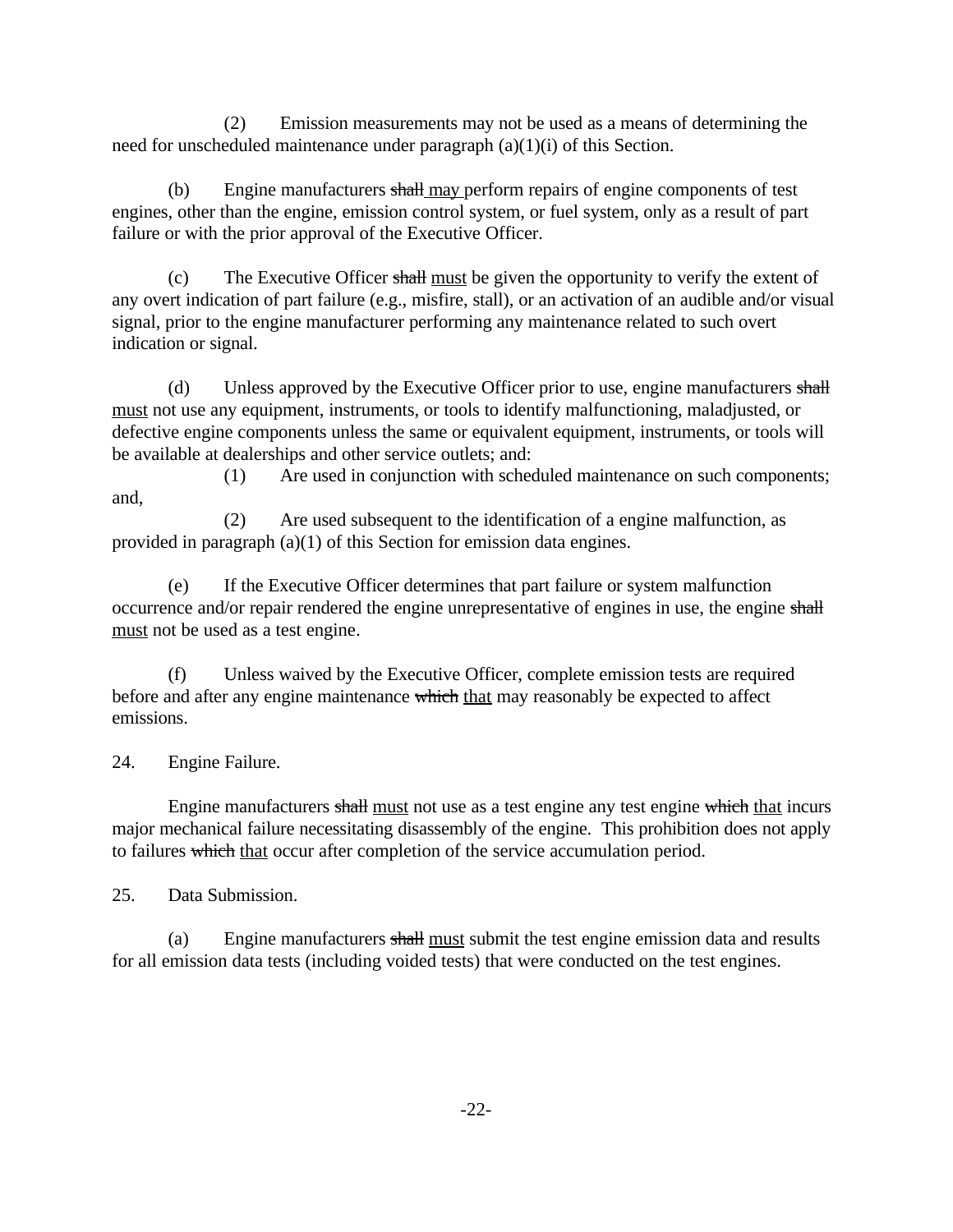(2) Emission measurements may not be used as a means of determining the need for unscheduled maintenance under paragraph (a)(1)(i) of this Section.

(b) Engine manufacturers ~~shall~~ <u>may</u> perform repairs of engine components of test engines, other than the engine, emission control system, or fuel system, only as a result of part failure or with the prior approval of the Executive Officer.

(c) The Executive Officer ~~shall~~ <u>must</u> be given the opportunity to verify the extent of any overt indication of part failure (e.g., misfire, stall), or an activation of an audible and/or visual signal, prior to the engine manufacturer performing any maintenance related to such overt indication or signal.

(d) Unless approved by the Executive Officer prior to use, engine manufacturers ~~shall~~ <u>must</u> not use any equipment, instruments, or tools to identify malfunctioning, maladjusted, or defective engine components unless the same or equivalent equipment, instruments, or tools will be available at dealerships and other service outlets; and:

(1) Are used in conjunction with scheduled maintenance on such components; and,

(2) Are used subsequent to the identification of a engine malfunction, as provided in paragraph (a)(1) of this Section for emission data engines.

(e) If the Executive Officer determines that part failure or system malfunction occurrence and/or repair rendered the engine unrepresentative of engines in use, the engine ~~shall~~ <u>must</u> not be used as a test engine.

(f) Unless waived by the Executive Officer, complete emission tests are required before and after any engine maintenance ~~which~~ <u>that</u> may reasonably be expected to affect emissions.

24. Engine Failure.

Engine manufacturers ~~shall~~ <u>must</u> not use as a test engine any test engine ~~which~~ <u>that</u> incurs major mechanical failure necessitating disassembly of the engine. This prohibition does not apply to failures ~~which~~ <u>that</u> occur after completion of the service accumulation period.

25. Data Submission.

(a) Engine manufacturers ~~shall~~ <u>must</u> submit the test engine emission data and results for all emission data tests (including voided tests) that were conducted on the test engines.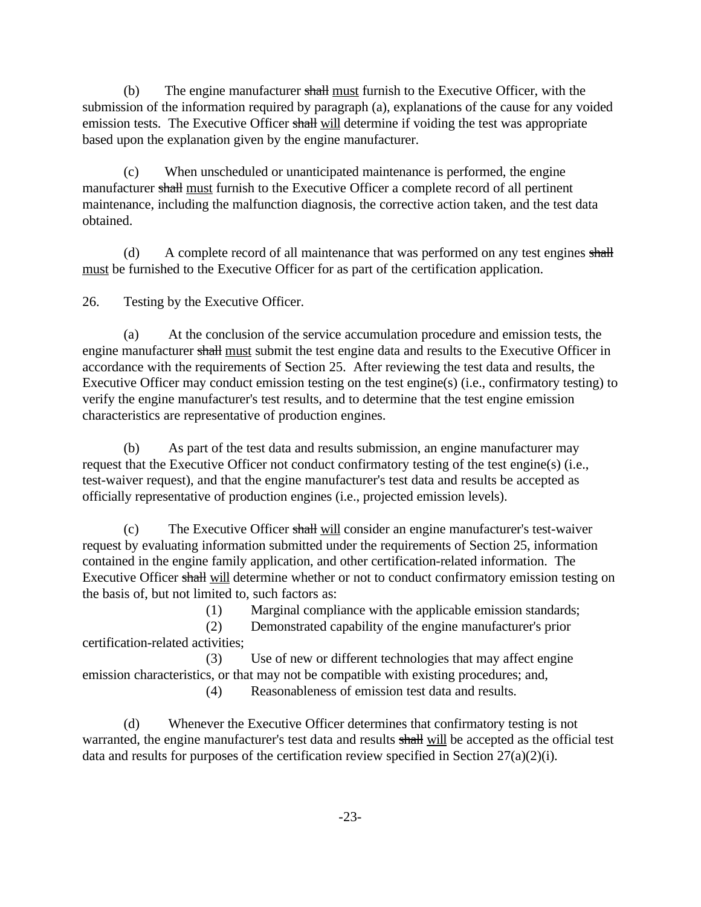(b) The engine manufacturer ~~shall~~ <u>must</u> furnish to the Executive Officer, with the submission of the information required by paragraph (a), explanations of the cause for any voided emission tests. The Executive Officer ~~shall~~ <u>will</u> determine if voiding the test was appropriate based upon the explanation given by the engine manufacturer.

(c) When unscheduled or unanticipated maintenance is performed, the engine manufacturer ~~shall~~ <u>must</u> furnish to the Executive Officer a complete record of all pertinent maintenance, including the malfunction diagnosis, the corrective action taken, and the test data obtained.

(d) A complete record of all maintenance that was performed on any test engines ~~shall~~ <u>must</u> be furnished to the Executive Officer for as part of the certification application.

26. Testing by the Executive Officer.

(a) At the conclusion of the service accumulation procedure and emission tests, the engine manufacturer ~~shall~~ <u>must</u> submit the test engine data and results to the Executive Officer in accordance with the requirements of Section 25. After reviewing the test data and results, the Executive Officer may conduct emission testing on the test engine(s) (i.e., confirmatory testing) to verify the engine manufacturer's test results, and to determine that the test engine emission characteristics are representative of production engines.

(b) As part of the test data and results submission, an engine manufacturer may request that the Executive Officer not conduct confirmatory testing of the test engine(s) (i.e., test-waiver request), and that the engine manufacturer's test data and results be accepted as officially representative of production engines (i.e., projected emission levels).

(c) The Executive Officer ~~shall~~ <u>will</u> consider an engine manufacturer's test-waiver request by evaluating information submitted under the requirements of Section 25, information contained in the engine family application, and other certification-related information. The Executive Officer ~~shall~~ <u>will</u> determine whether or not to conduct confirmatory emission testing on the basis of, but not limited to, such factors as:

(1) Marginal compliance with the applicable emission standards;

(2) Demonstrated capability of the engine manufacturer's prior certification-related activities;

(3) Use of new or different technologies that may affect engine emission characteristics, or that may not be compatible with existing procedures; and,

(4) Reasonableness of emission test data and results.

(d) Whenever the Executive Officer determines that confirmatory testing is not warranted, the engine manufacturer's test data and results ~~shall~~ <u>will</u> be accepted as the official test data and results for purposes of the certification review specified in Section 27(a)(2)(i).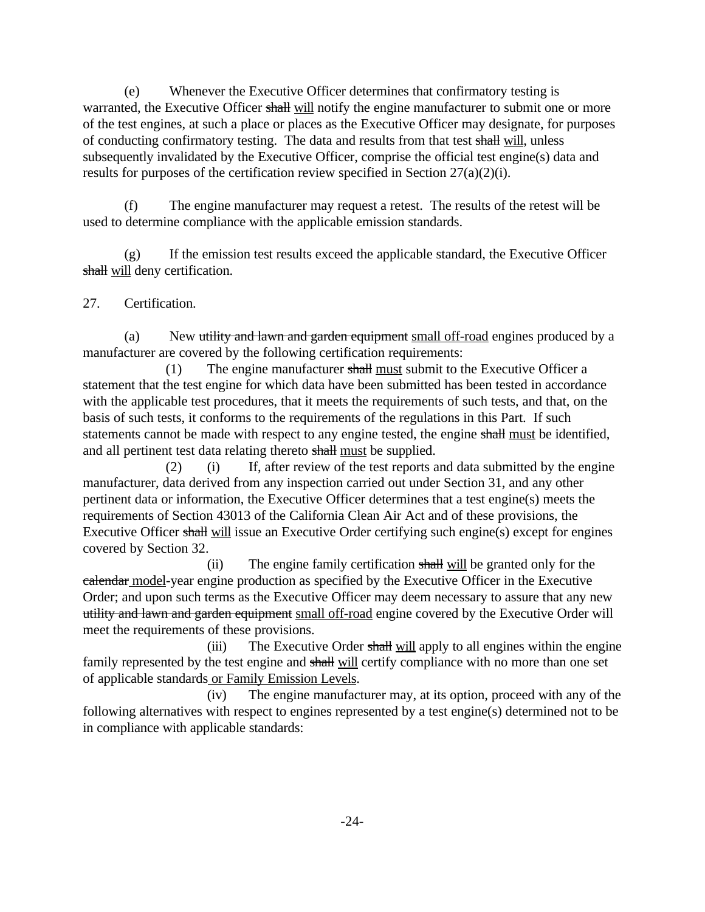(e) Whenever the Executive Officer determines that confirmatory testing is warranted, the Executive Officer ~~shall~~ <u>will</u> notify the engine manufacturer to submit one or more of the test engines, at such a place or places as the Executive Officer may designate, for purposes of conducting confirmatory testing. The data and results from that test ~~shall~~ <u>will</u>, unless subsequently invalidated by the Executive Officer, comprise the official test engine(s) data and results for purposes of the certification review specified in Section 27(a)(2)(i).

(f) The engine manufacturer may request a retest. The results of the retest will be used to determine compliance with the applicable emission standards.

(g) If the emission test results exceed the applicable standard, the Executive Officer ~~shall~~ <u>will</u> deny certification.

27. Certification.

(a) New ~~utility and lawn and garden equipment~~ <u>small off-road</u> engines produced by a manufacturer are covered by the following certification requirements:

(1) The engine manufacturer ~~shall~~ <u>must</u> submit to the Executive Officer a statement that the test engine for which data have been submitted has been tested in accordance with the applicable test procedures, that it meets the requirements of such tests, and that, on the basis of such tests, it conforms to the requirements of the regulations in this Part. If such statements cannot be made with respect to any engine tested, the engine ~~shall~~ <u>must</u> be identified, and all pertinent test data relating thereto ~~shall~~ <u>must</u> be supplied.

(2) (i) If, after review of the test reports and data submitted by the engine manufacturer, data derived from any inspection carried out under Section 31, and any other pertinent data or information, the Executive Officer determines that a test engine(s) meets the requirements of Section 43013 of the California Clean Air Act and of these provisions, the Executive Officer ~~shall~~ <u>will</u> issue an Executive Order certifying such engine(s) except for engines covered by Section 32.

(ii) The engine family certification ~~shall~~ <u>will</u> be granted only for the ~~calendar~~ <u>model</u>-year engine production as specified by the Executive Officer in the Executive Order; and upon such terms as the Executive Officer may deem necessary to assure that any new ~~utility and lawn and garden equipment~~ <u>small off-road</u> engine covered by the Executive Order will meet the requirements of these provisions.

(iii) The Executive Order ~~shall~~ <u>will</u> apply to all engines within the engine family represented by the test engine and ~~shall~~ <u>will</u> certify compliance with no more than one set of applicable standards <u>or Family Emission Levels</u>.

(iv) The engine manufacturer may, at its option, proceed with any of the following alternatives with respect to engines represented by a test engine(s) determined not to be in compliance with applicable standards: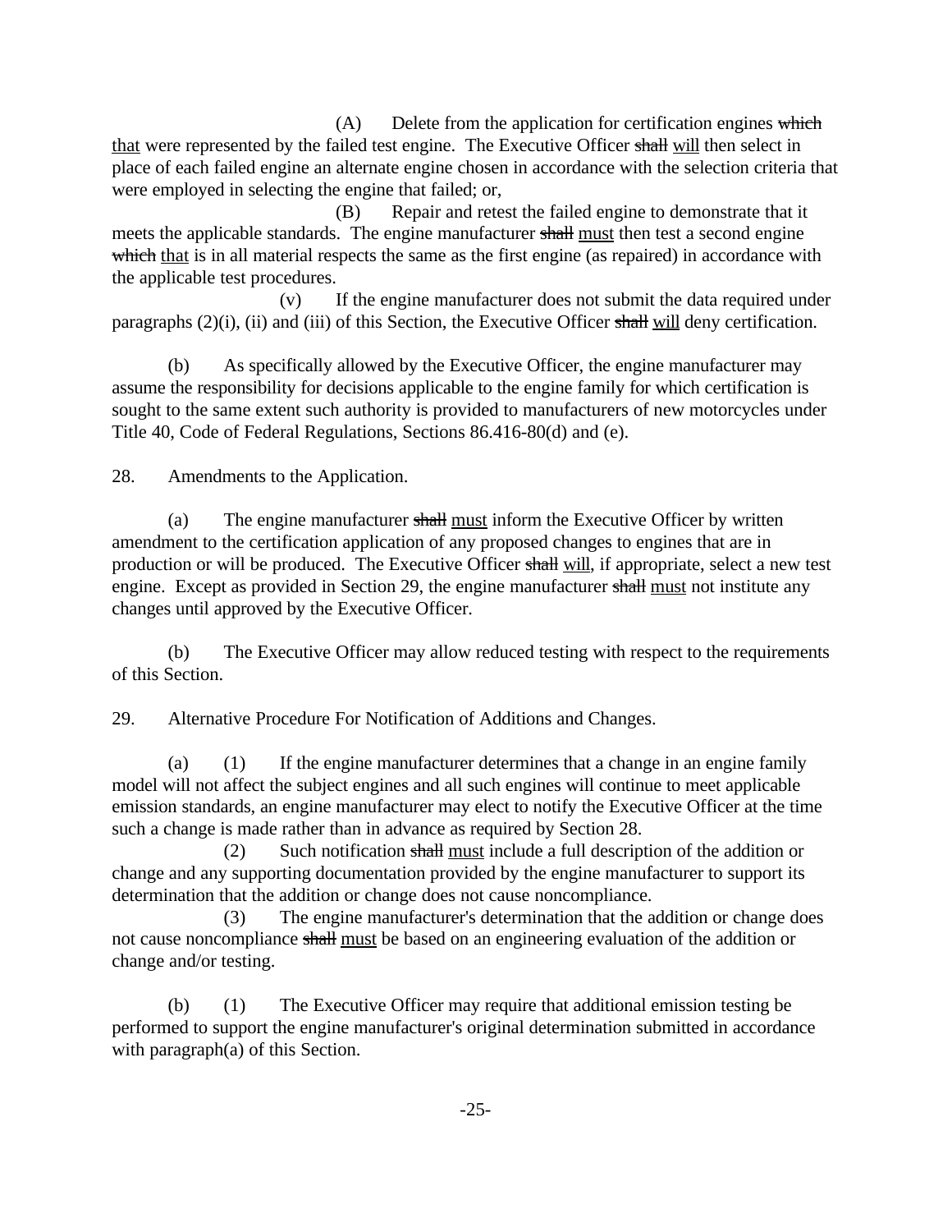(A) Delete from the application for certification engines ~~which~~ <u>that</u> were represented by the failed test engine. The Executive Officer ~~shall~~ <u>will</u> then select in place of each failed engine an alternate engine chosen in accordance with the selection criteria that were employed in selecting the engine that failed; or,

(B) Repair and retest the failed engine to demonstrate that it meets the applicable standards. The engine manufacturer ~~shall~~ <u>must</u> then test a second engine ~~which~~ <u>that</u> is in all material respects the same as the first engine (as repaired) in accordance with the applicable test procedures.

(v) If the engine manufacturer does not submit the data required under paragraphs (2)(i), (ii) and (iii) of this Section, the Executive Officer ~~shall~~ <u>will</u> deny certification.

(b) As specifically allowed by the Executive Officer, the engine manufacturer may assume the responsibility for decisions applicable to the engine family for which certification is sought to the same extent such authority is provided to manufacturers of new motorcycles under Title 40, Code of Federal Regulations, Sections 86.416-80(d) and (e).

28. Amendments to the Application.

(a) The engine manufacturer ~~shall~~ <u>must</u> inform the Executive Officer by written amendment to the certification application of any proposed changes to engines that are in production or will be produced. The Executive Officer ~~shall~~ <u>will</u>, if appropriate, select a new test engine. Except as provided in Section 29, the engine manufacturer ~~shall~~ <u>must</u> not institute any changes until approved by the Executive Officer.

(b) The Executive Officer may allow reduced testing with respect to the requirements of this Section.

29. Alternative Procedure For Notification of Additions and Changes.

(a) (1) If the engine manufacturer determines that a change in an engine family model will not affect the subject engines and all such engines will continue to meet applicable emission standards, an engine manufacturer may elect to notify the Executive Officer at the time such a change is made rather than in advance as required by Section 28.

(2) Such notification ~~shall~~ <u>must</u> include a full description of the addition or change and any supporting documentation provided by the engine manufacturer to support its determination that the addition or change does not cause noncompliance.

(3) The engine manufacturer's determination that the addition or change does not cause noncompliance ~~shall~~ <u>must</u> be based on an engineering evaluation of the addition or change and/or testing.

(b) (1) The Executive Officer may require that additional emission testing be performed to support the engine manufacturer's original determination submitted in accordance with paragraph(a) of this Section.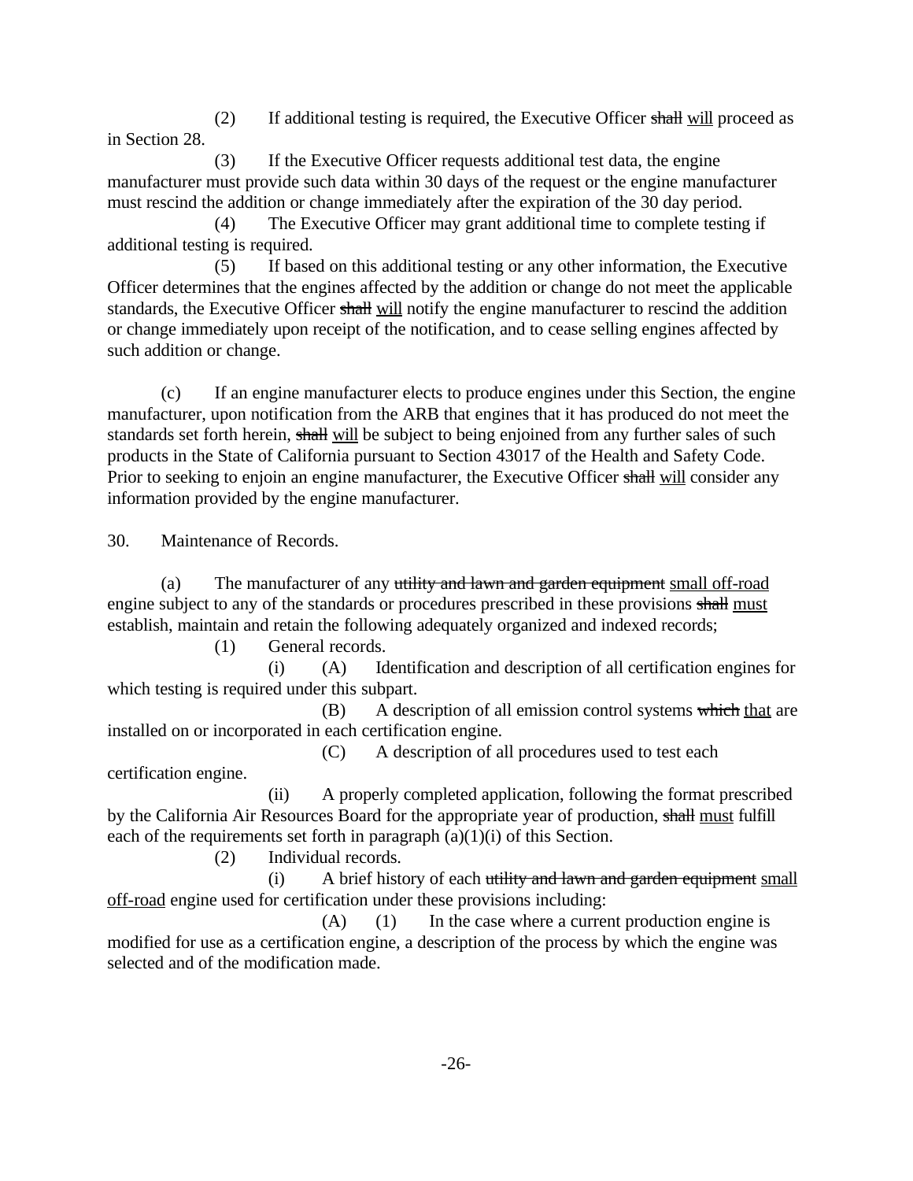(2) If additional testing is required, the Executive Officer ~~shall~~ <u>will</u> proceed as in Section 28.

(3) If the Executive Officer requests additional test data, the engine manufacturer must provide such data within 30 days of the request or the engine manufacturer must rescind the addition or change immediately after the expiration of the 30 day period.

(4) The Executive Officer may grant additional time to complete testing if additional testing is required.

(5) If based on this additional testing or any other information, the Executive Officer determines that the engines affected by the addition or change do not meet the applicable standards, the Executive Officer ~~shall~~ <u>will</u> notify the engine manufacturer to rescind the addition or change immediately upon receipt of the notification, and to cease selling engines affected by such addition or change.

(c) If an engine manufacturer elects to produce engines under this Section, the engine manufacturer, upon notification from the ARB that engines that it has produced do not meet the standards set forth herein, ~~shall~~ <u>will</u> be subject to being enjoined from any further sales of such products in the State of California pursuant to Section 43017 of the Health and Safety Code. Prior to seeking to enjoin an engine manufacturer, the Executive Officer ~~shall~~ <u>will</u> consider any information provided by the engine manufacturer.

30. Maintenance of Records.

(a) The manufacturer of any ~~utility and lawn and garden equipment~~ <u>small off-road</u> engine subject to any of the standards or procedures prescribed in these provisions ~~shall~~ <u>must</u> establish, maintain and retain the following adequately organized and indexed records;

(1) General records.

(i) (A) Identification and description of all certification engines for which testing is required under this subpart.

(B) A description of all emission control systems ~~which~~ <u>that</u> are installed on or incorporated in each certification engine.

(C) A description of all procedures used to test each certification engine.

(ii) A properly completed application, following the format prescribed by the California Air Resources Board for the appropriate year of production, ~~shall~~ <u>must</u> fulfill each of the requirements set forth in paragraph (a)(1)(i) of this Section.

(2) Individual records.

(i) A brief history of each ~~utility and lawn and garden equipment~~ <u>small off-road</u> engine used for certification under these provisions including:

(A) (1) In the case where a current production engine is modified for use as a certification engine, a description of the process by which the engine was selected and of the modification made.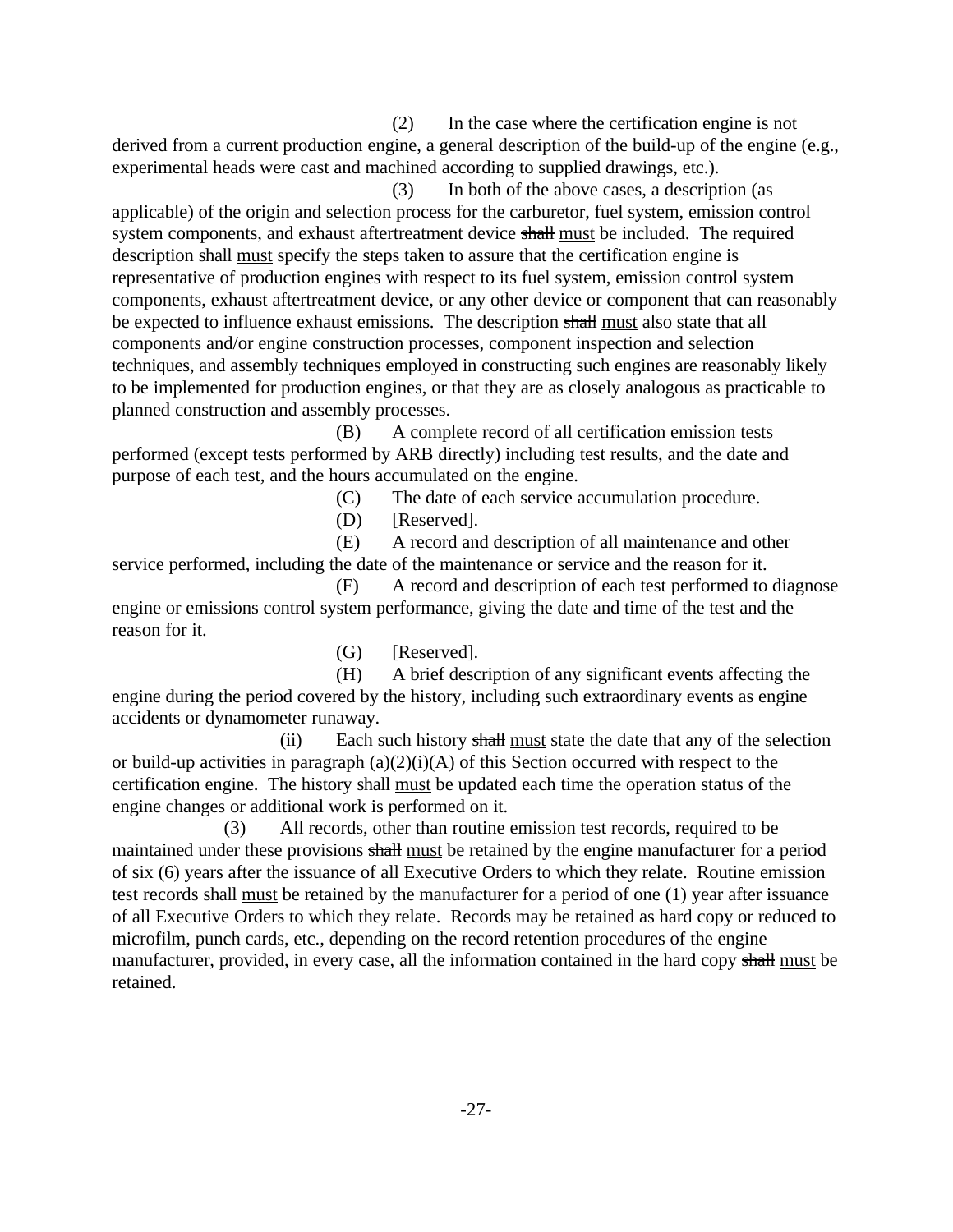(2) In the case where the certification engine is not derived from a current production engine, a general description of the build-up of the engine (e.g., experimental heads were cast and machined according to supplied drawings, etc.).

(3) In both of the above cases, a description (as applicable) of the origin and selection process for the carburetor, fuel system, emission control system components, and exhaust aftertreatment device ~~shall~~ must be included. The required description ~~shall~~ must specify the steps taken to assure that the certification engine is representative of production engines with respect to its fuel system, emission control system components, exhaust aftertreatment device, or any other device or component that can reasonably be expected to influence exhaust emissions. The description ~~shall~~ must also state that all components and/or engine construction processes, component inspection and selection techniques, and assembly techniques employed in constructing such engines are reasonably likely to be implemented for production engines, or that they are as closely analogous as practicable to planned construction and assembly processes.

(B) A complete record of all certification emission tests performed (except tests performed by ARB directly) including test results, and the date and purpose of each test, and the hours accumulated on the engine.

(C) The date of each service accumulation procedure.

(D) [Reserved].

(E) A record and description of all maintenance and other service performed, including the date of the maintenance or service and the reason for it.

(F) A record and description of each test performed to diagnose engine or emissions control system performance, giving the date and time of the test and the reason for it.

(G) [Reserved].

(H) A brief description of any significant events affecting the engine during the period covered by the history, including such extraordinary events as engine accidents or dynamometer runaway.

(ii) Each such history ~~shall~~ must state the date that any of the selection or build-up activities in paragraph (a)(2)(i)(A) of this Section occurred with respect to the certification engine. The history ~~shall~~ must be updated each time the operation status of the engine changes or additional work is performed on it.

(3) All records, other than routine emission test records, required to be maintained under these provisions ~~shall~~ must be retained by the engine manufacturer for a period of six (6) years after the issuance of all Executive Orders to which they relate. Routine emission test records ~~shall~~ must be retained by the manufacturer for a period of one (1) year after issuance of all Executive Orders to which they relate. Records may be retained as hard copy or reduced to microfilm, punch cards, etc., depending on the record retention procedures of the engine manufacturer, provided, in every case, all the information contained in the hard copy ~~shall~~ must be retained.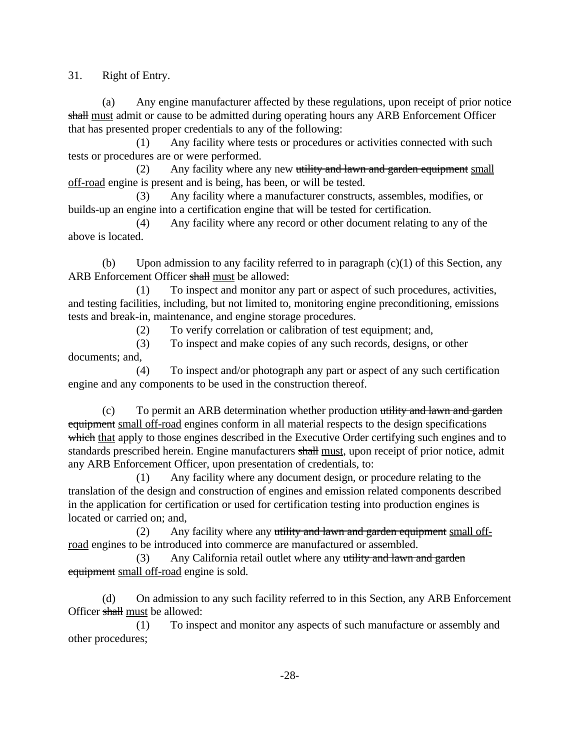31. Right of Entry.

(a) Any engine manufacturer affected by these regulations, upon receipt of prior notice ~~shall~~ <u>must</u> admit or cause to be admitted during operating hours any ARB Enforcement Officer that has presented proper credentials to any of the following:

(1) Any facility where tests or procedures or activities connected with such tests or procedures are or were performed.

(2) Any facility where any new ~~utility and lawn and garden equipment~~ <u>small off-road</u> engine is present and is being, has been, or will be tested.

(3) Any facility where a manufacturer constructs, assembles, modifies, or builds-up an engine into a certification engine that will be tested for certification.

(4) Any facility where any record or other document relating to any of the above is located.

(b) Upon admission to any facility referred to in paragraph (c)(1) of this Section, any ARB Enforcement Officer ~~shall~~ <u>must</u> be allowed:

(1) To inspect and monitor any part or aspect of such procedures, activities, and testing facilities, including, but not limited to, monitoring engine preconditioning, emissions tests and break-in, maintenance, and engine storage procedures.

(2) To verify correlation or calibration of test equipment; and,

(3) To inspect and make copies of any such records, designs, or other documents; and,

(4) To inspect and/or photograph any part or aspect of any such certification engine and any components to be used in the construction thereof.

(c) To permit an ARB determination whether production ~~utility and lawn and garden equipment~~ <u>small off-road</u> engines conform in all material respects to the design specifications ~~which~~ <u>that</u> apply to those engines described in the Executive Order certifying such engines and to standards prescribed herein. Engine manufacturers ~~shall~~ <u>must</u>, upon receipt of prior notice, admit any ARB Enforcement Officer, upon presentation of credentials, to:

(1) Any facility where any document design, or procedure relating to the translation of the design and construction of engines and emission related components described in the application for certification or used for certification testing into production engines is located or carried on; and,

(2) Any facility where any ~~utility and lawn and garden equipment~~ <u>small off-road</u> engines to be introduced into commerce are manufactured or assembled.

(3) Any California retail outlet where any ~~utility and lawn and garden equipment~~ <u>small off-road</u> engine is sold.

(d) On admission to any such facility referred to in this Section, any ARB Enforcement Officer ~~shall~~ <u>must</u> be allowed:

(1) To inspect and monitor any aspects of such manufacture or assembly and other procedures;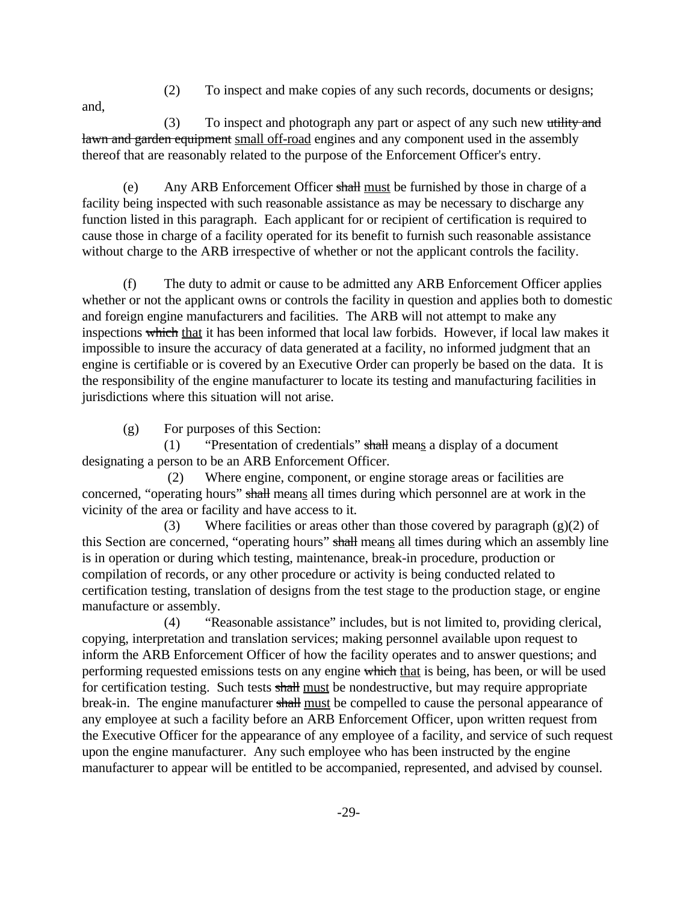(2) To inspect and make copies of any such records, documents or designs; and,

(3) To inspect and photograph any part or aspect of any such new ~~utility and lawn and garden equipment~~ <u>small off-road</u> engines and any component used in the assembly thereof that are reasonably related to the purpose of the Enforcement Officer's entry.

(e) Any ARB Enforcement Officer ~~shall~~ <u>must</u> be furnished by those in charge of a facility being inspected with such reasonable assistance as may be necessary to discharge any function listed in this paragraph. Each applicant for or recipient of certification is required to cause those in charge of a facility operated for its benefit to furnish such reasonable assistance without charge to the ARB irrespective of whether or not the applicant controls the facility.

(f) The duty to admit or cause to be admitted any ARB Enforcement Officer applies whether or not the applicant owns or controls the facility in question and applies both to domestic and foreign engine manufacturers and facilities. The ARB will not attempt to make any inspections ~~which~~ <u>that</u> it has been informed that local law forbids. However, if local law makes it impossible to insure the accuracy of data generated at a facility, no informed judgment that an engine is certifiable or is covered by an Executive Order can properly be based on the data. It is the responsibility of the engine manufacturer to locate its testing and manufacturing facilities in jurisdictions where this situation will not arise.

(g) For purposes of this Section:

(1) "Presentation of credentials" ~~shall~~ mean<u>s</u> a display of a document designating a person to be an ARB Enforcement Officer.

(2) Where engine, component, or engine storage areas or facilities are concerned, "operating hours" ~~shall~~ mean<u>s</u> all times during which personnel are at work in the vicinity of the area or facility and have access to it.

(3) Where facilities or areas other than those covered by paragraph (g)(2) of this Section are concerned, "operating hours" ~~shall~~ mean<u>s</u> all times during which an assembly line is in operation or during which testing, maintenance, break-in procedure, production or compilation of records, or any other procedure or activity is being conducted related to certification testing, translation of designs from the test stage to the production stage, or engine manufacture or assembly.

(4) "Reasonable assistance" includes, but is not limited to, providing clerical, copying, interpretation and translation services; making personnel available upon request to inform the ARB Enforcement Officer of how the facility operates and to answer questions; and performing requested emissions tests on any engine ~~which~~ <u>that</u> is being, has been, or will be used for certification testing. Such tests ~~shall~~ <u>must</u> be nondestructive, but may require appropriate break-in. The engine manufacturer ~~shall~~ <u>must</u> be compelled to cause the personal appearance of any employee at such a facility before an ARB Enforcement Officer, upon written request from the Executive Officer for the appearance of any employee of a facility, and service of such request upon the engine manufacturer. Any such employee who has been instructed by the engine manufacturer to appear will be entitled to be accompanied, represented, and advised by counsel.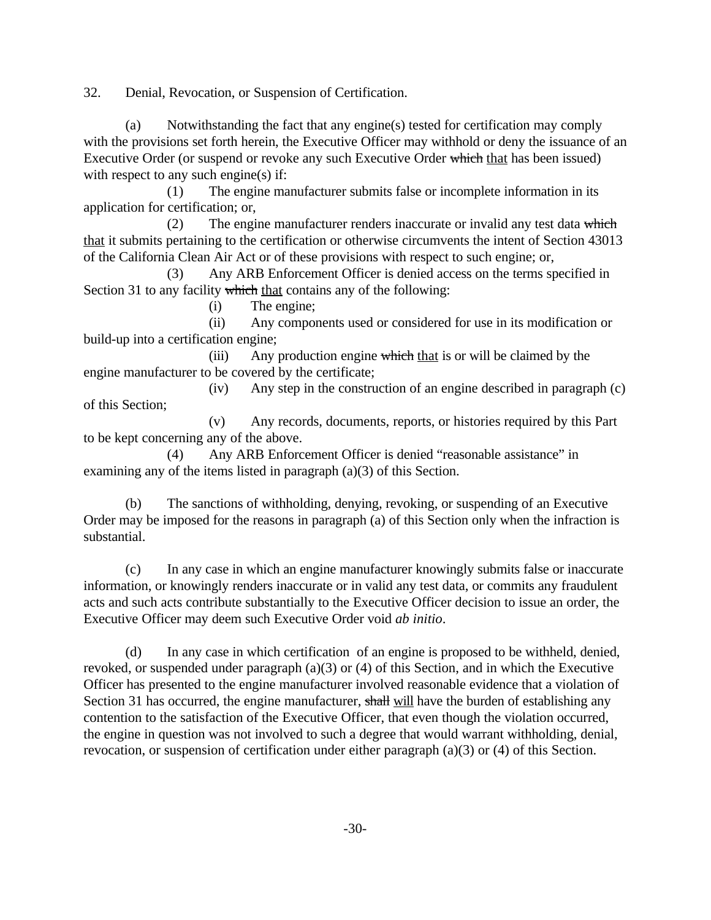32. Denial, Revocation, or Suspension of Certification.

(a) Notwithstanding the fact that any engine(s) tested for certification may comply with the provisions set forth herein, the Executive Officer may withhold or deny the issuance of an Executive Order (or suspend or revoke any such Executive Order ~~which~~ <u>that</u> has been issued) with respect to any such engine(s) if:

(1) The engine manufacturer submits false or incomplete information in its application for certification; or,

(2) The engine manufacturer renders inaccurate or invalid any test data ~~which~~ <u>that</u> it submits pertaining to the certification or otherwise circumvents the intent of Section 43013 of the California Clean Air Act or of these provisions with respect to such engine; or,

(3) Any ARB Enforcement Officer is denied access on the terms specified in Section 31 to any facility ~~which~~ <u>that</u> contains any of the following:

(i) The engine;

(ii) Any components used or considered for use in its modification or build-up into a certification engine;

(iii) Any production engine ~~which~~ <u>that</u> is or will be claimed by the engine manufacturer to be covered by the certificate;

(iv) Any step in the construction of an engine described in paragraph (c) of this Section;

(v) Any records, documents, reports, or histories required by this Part to be kept concerning any of the above.

(4) Any ARB Enforcement Officer is denied "reasonable assistance" in examining any of the items listed in paragraph (a)(3) of this Section.

(b) The sanctions of withholding, denying, revoking, or suspending of an Executive Order may be imposed for the reasons in paragraph (a) of this Section only when the infraction is substantial.

(c) In any case in which an engine manufacturer knowingly submits false or inaccurate information, or knowingly renders inaccurate or in valid any test data, or commits any fraudulent acts and such acts contribute substantially to the Executive Officer decision to issue an order, the Executive Officer may deem such Executive Order void *ab initio*.

(d) In any case in which certification of an engine is proposed to be withheld, denied, revoked, or suspended under paragraph (a)(3) or (4) of this Section, and in which the Executive Officer has presented to the engine manufacturer involved reasonable evidence that a violation of Section 31 has occurred, the engine manufacturer, ~~shall~~ <u>will</u> have the burden of establishing any contention to the satisfaction of the Executive Officer, that even though the violation occurred, the engine in question was not involved to such a degree that would warrant withholding, denial, revocation, or suspension of certification under either paragraph (a)(3) or (4) of this Section.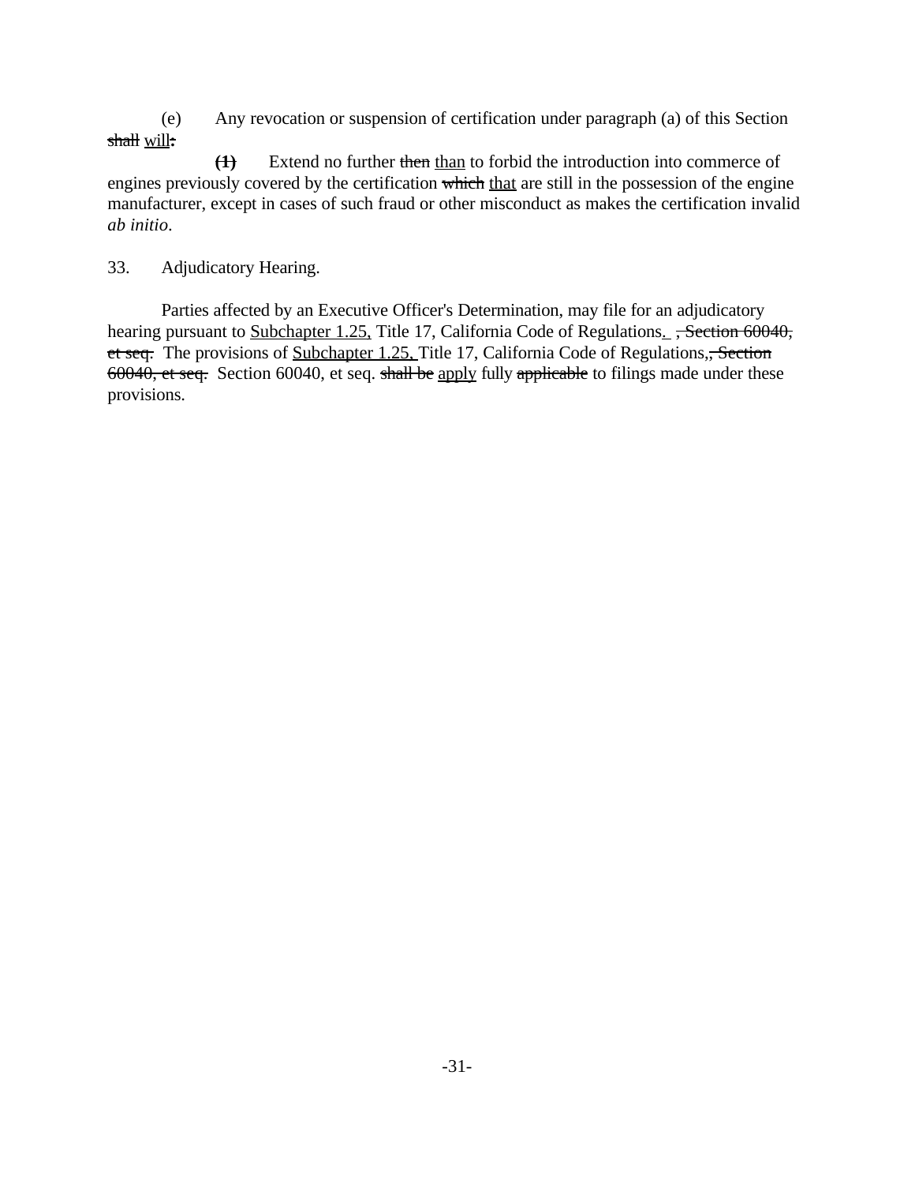(e) Any revocation or suspension of certification under paragraph (a) of this Section ~~shall~~ <u>will</u>~~:~~

~~**(1)**~~ Extend no further ~~then~~ <u>than</u> to forbid the introduction into commerce of engines previously covered by the certification ~~which~~ <u>that</u> are still in the possession of the engine manufacturer, except in cases of such fraud or other misconduct as makes the certification invalid *ab initio*.

33. Adjudicatory Hearing.

Parties affected by an Executive Officer's Determination, may file for an adjudicatory hearing pursuant to <u>Subchapter 1.25,</u> Title 17, California Code of Regulations<u>.</u> ~~, Section 60040, et seq.~~ The provisions of <u>Subchapter 1.25,</u> Title 17, California Code of Regulations~~, Section 60040, et seq.~~ Section 60040, et seq. ~~shall be~~ <u>apply</u> fully ~~applicable~~ to filings made under these provisions.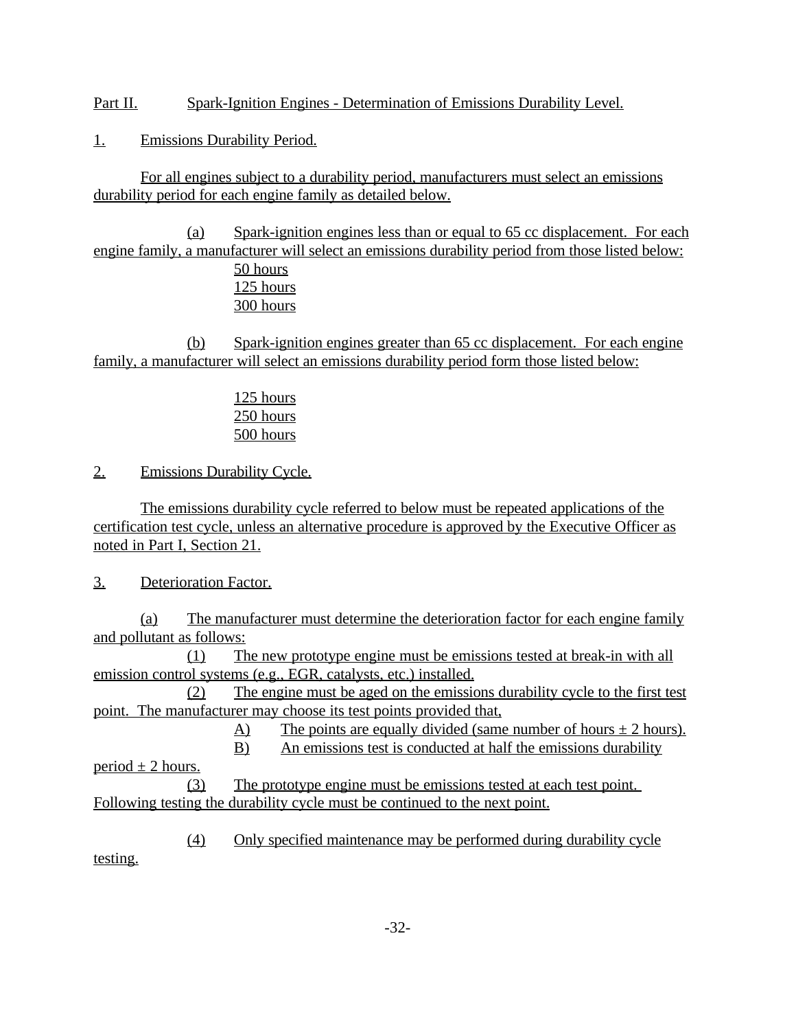Part II. Spark-Ignition Engines - Determination of Emissions Durability Level.

1. Emissions Durability Period.

For all engines subject to a durability period, manufacturers must select an emissions durability period for each engine family as detailed below.

(a) Spark-ignition engines less than or equal to 65 cc displacement. For each engine family, a manufacturer will select an emissions durability period from those listed below:

50 hours
125 hours
300 hours

(b) Spark-ignition engines greater than 65 cc displacement. For each engine family, a manufacturer will select an emissions durability period form those listed below:

125 hours
250 hours
500 hours

2. Emissions Durability Cycle.

The emissions durability cycle referred to below must be repeated applications of the certification test cycle, unless an alternative procedure is approved by the Executive Officer as noted in Part I, Section 21.

3. Deterioration Factor.

(a) The manufacturer must determine the deterioration factor for each engine family and pollutant as follows:

(1) The new prototype engine must be emissions tested at break-in with all emission control systems (e.g., EGR, catalysts, etc.) installed.

(2) The engine must be aged on the emissions durability cycle to the first test point. The manufacturer may choose its test points provided that,

A) The points are equally divided (same number of hours ± 2 hours).

B) An emissions test is conducted at half the emissions durability period ± 2 hours.

(3) The prototype engine must be emissions tested at each test point. Following testing the durability cycle must be continued to the next point.

(4) Only specified maintenance may be performed during durability cycle testing.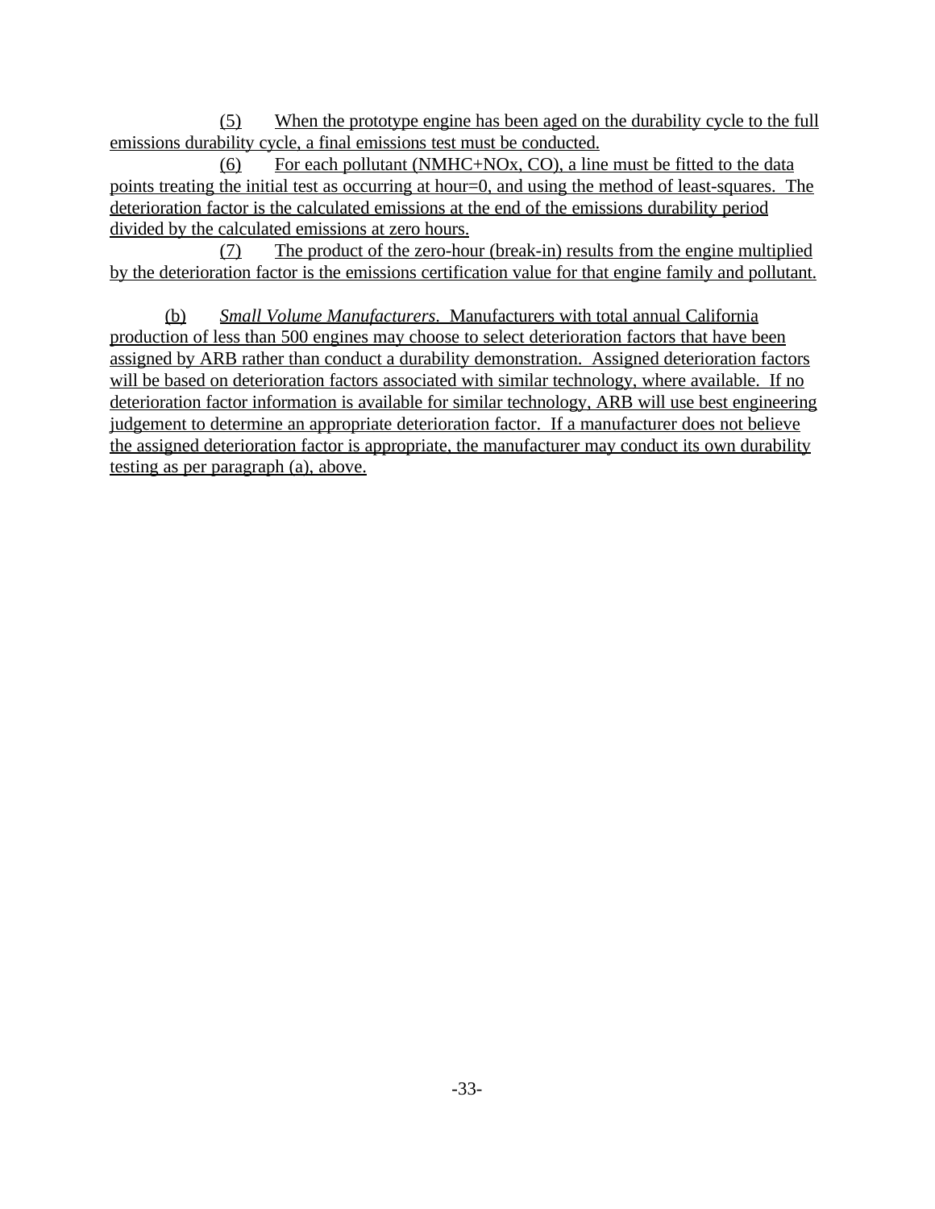(5) When the prototype engine has been aged on the durability cycle to the full emissions durability cycle, a final emissions test must be conducted.

(6) For each pollutant (NMHC+NOx, CO), a line must be fitted to the data points treating the initial test as occurring at hour=0, and using the method of least-squares. The deterioration factor is the calculated emissions at the end of the emissions durability period divided by the calculated emissions at zero hours.

(7) The product of the zero-hour (break-in) results from the engine multiplied by the deterioration factor is the emissions certification value for that engine family and pollutant.

(b) *Small Volume Manufacturers*. Manufacturers with total annual California production of less than 500 engines may choose to select deterioration factors that have been assigned by ARB rather than conduct a durability demonstration. Assigned deterioration factors will be based on deterioration factors associated with similar technology, where available. If no deterioration factor information is available for similar technology, ARB will use best engineering judgement to determine an appropriate deterioration factor. If a manufacturer does not believe the assigned deterioration factor is appropriate, the manufacturer may conduct its own durability testing as per paragraph (a), above.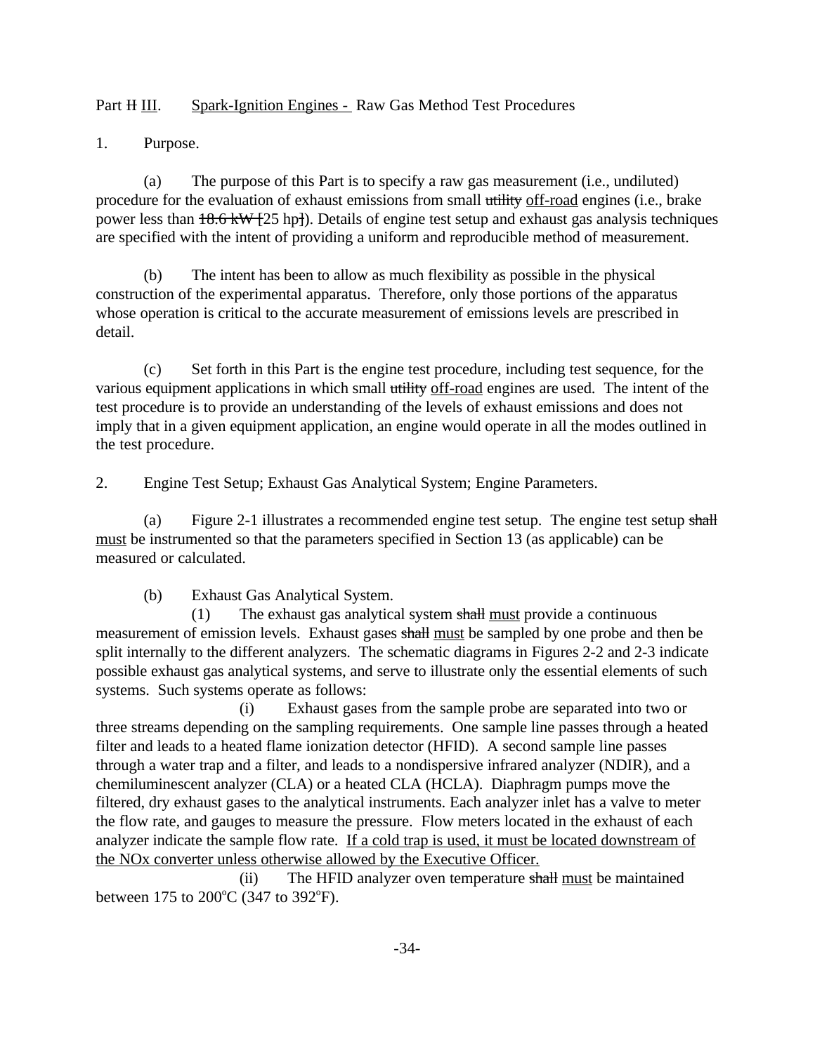Part ~~II~~ <u>III</u>. <u>Spark-Ignition Engines -</u> Raw Gas Method Test Procedures

1. Purpose.

(a) The purpose of this Part is to specify a raw gas measurement (i.e., undiluted) procedure for the evaluation of exhaust emissions from small ~~utility~~ <u>off-road</u> engines (i.e., brake power less than ~~18.6 kW [~~25 hp~~]~~). Details of engine test setup and exhaust gas analysis techniques are specified with the intent of providing a uniform and reproducible method of measurement.

(b) The intent has been to allow as much flexibility as possible in the physical construction of the experimental apparatus. Therefore, only those portions of the apparatus whose operation is critical to the accurate measurement of emissions levels are prescribed in detail.

(c) Set forth in this Part is the engine test procedure, including test sequence, for the various equipment applications in which small ~~utility~~ <u>off-road</u> engines are used. The intent of the test procedure is to provide an understanding of the levels of exhaust emissions and does not imply that in a given equipment application, an engine would operate in all the modes outlined in the test procedure.

2. Engine Test Setup; Exhaust Gas Analytical System; Engine Parameters.

(a) Figure 2-1 illustrates a recommended engine test setup. The engine test setup ~~shall~~ <u>must</u> be instrumented so that the parameters specified in Section 13 (as applicable) can be measured or calculated.

(b) Exhaust Gas Analytical System.

(1) The exhaust gas analytical system ~~shall~~ <u>must</u> provide a continuous measurement of emission levels. Exhaust gases ~~shall~~ <u>must</u> be sampled by one probe and then be split internally to the different analyzers. The schematic diagrams in Figures 2-2 and 2-3 indicate possible exhaust gas analytical systems, and serve to illustrate only the essential elements of such systems. Such systems operate as follows:

(i) Exhaust gases from the sample probe are separated into two or three streams depending on the sampling requirements. One sample line passes through a heated filter and leads to a heated flame ionization detector (HFID). A second sample line passes through a water trap and a filter, and leads to a nondispersive infrared analyzer (NDIR), and a chemiluminescent analyzer (CLA) or a heated CLA (HCLA). Diaphragm pumps move the filtered, dry exhaust gases to the analytical instruments. Each analyzer inlet has a valve to meter the flow rate, and gauges to measure the pressure. Flow meters located in the exhaust of each analyzer indicate the sample flow rate. <u>If a cold trap is used, it must be located downstream of the NOx converter unless otherwise allowed by the Executive Officer.</u>

(ii) The HFID analyzer oven temperature ~~shall~~ <u>must</u> be maintained between 175 to 200°C (347 to 392°F).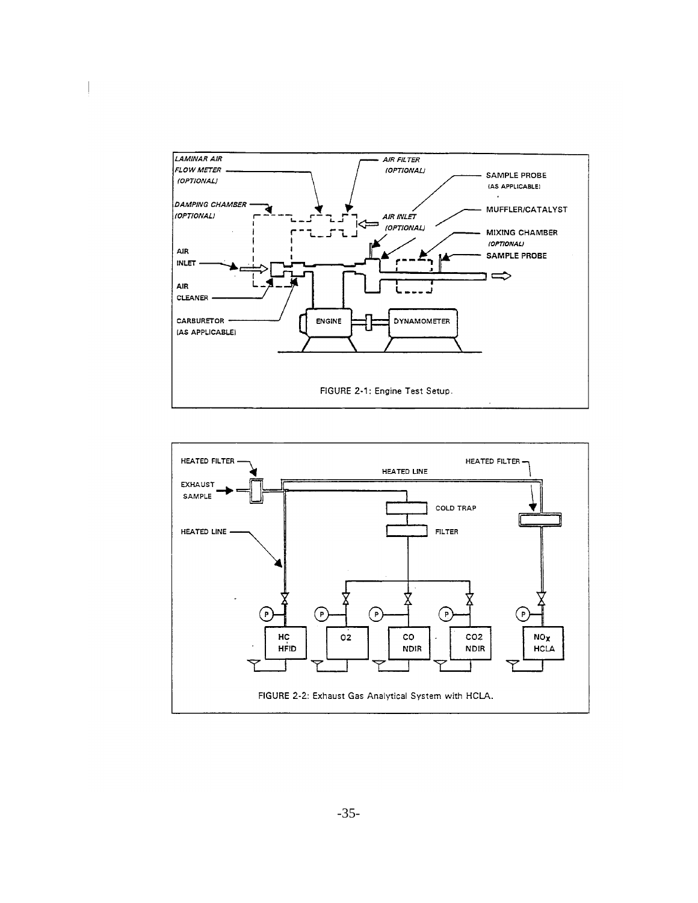LAMINAR AIR FLOW METER (OPTIONAL)

AIR FILTER (OPTIONAL)

SAMPLE PROBE (AS APPLICABLE)

DAMPING CHAMBER (OPTIONAL)

MUFFLER/CATALYST

AIR INLET (OPTIONAL)

MIXING CHAMBER (OPTIONAL)

SAMPLE PROBE

AIR INLET

AIR CLEANER

CARBURETOR (AS APPLICABLE)

ENGINE

DYNAMOMETER

FIGURE 2-1: Engine Test Setup.

HEATED FILTER

HEATED LINE

HEATED FILTER

EXHAUST SAMPLE

COLD TRAP

FILTER

HEATED LINE

HC HFID

O2

CO NDIR

CO2 NDIR

$NO_x$ HCLA

FIGURE 2-2: Exhaust Gas Analytical System with HCLA.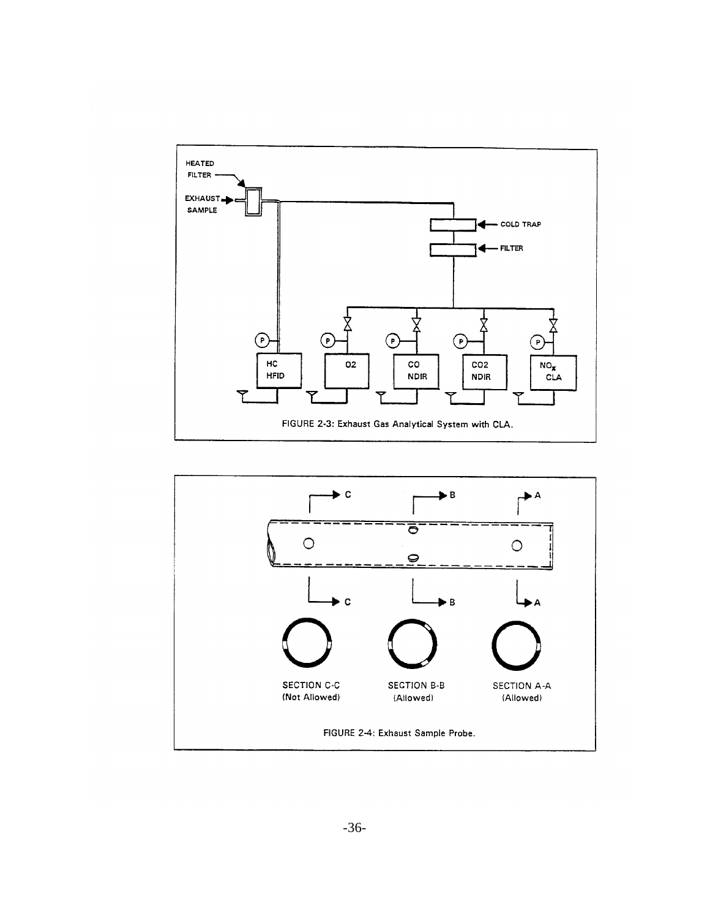HEATED FILTER

EXHAUST SAMPLE

COLD TRAP

FILTER

HC HFID

O2

CO NDIR

CO2 NDIR

$NO_x$ CLA

FIGURE 2-3: Exhaust Gas Analytical System with CLA.

SECTION C-C (Not Allowed)

SECTION B-B (Allowed)

SECTION A-A (Allowed)

FIGURE 2-4: Exhaust Sample Probe.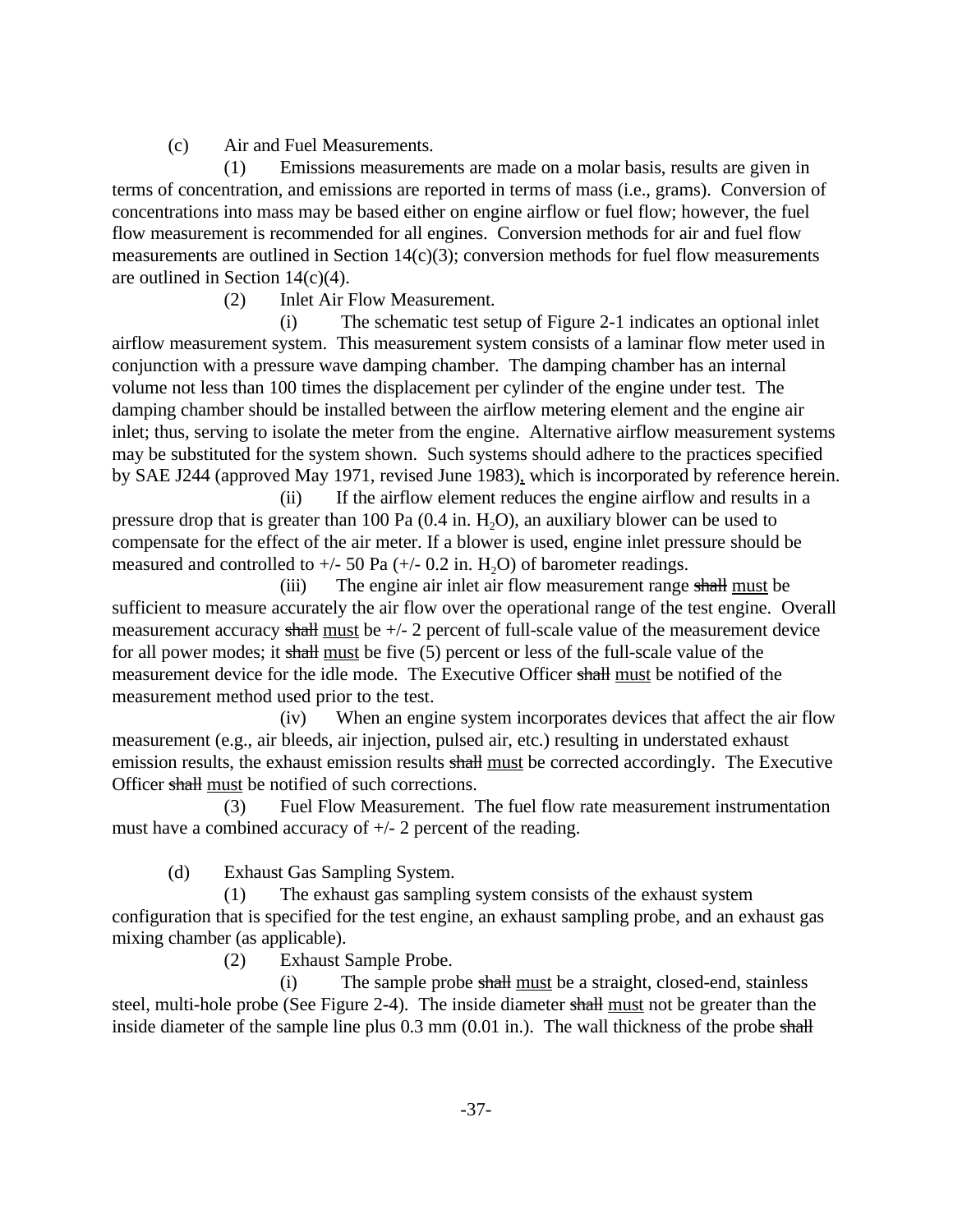(c) Air and Fuel Measurements.

(1) Emissions measurements are made on a molar basis, results are given in terms of concentration, and emissions are reported in terms of mass (i.e., grams). Conversion of concentrations into mass may be based either on engine airflow or fuel flow; however, the fuel flow measurement is recommended for all engines. Conversion methods for air and fuel flow measurements are outlined in Section 14(c)(3); conversion methods for fuel flow measurements are outlined in Section 14(c)(4).

(2) Inlet Air Flow Measurement.

(i) The schematic test setup of Figure 2-1 indicates an optional inlet airflow measurement system. This measurement system consists of a laminar flow meter used in conjunction with a pressure wave damping chamber. The damping chamber has an internal volume not less than 100 times the displacement per cylinder of the engine under test. The damping chamber should be installed between the airflow metering element and the engine air inlet; thus, serving to isolate the meter from the engine. Alternative airflow measurement systems may be substituted for the system shown. Such systems should adhere to the practices specified by SAE J244 (approved May 1971, revised June 1983)<u>,</u> which is incorporated by reference herein.

(ii) If the airflow element reduces the engine airflow and results in a pressure drop that is greater than 100 Pa (0.4 in. $H_2O$), an auxiliary blower can be used to compensate for the effect of the air meter. If a blower is used, engine inlet pressure should be measured and controlled to +/- 50 Pa (+/- 0.2 in. $H_2O$) of barometer readings.

(iii) The engine air inlet air flow measurement range ~~shall~~ <u>must</u> be sufficient to measure accurately the air flow over the operational range of the test engine. Overall measurement accuracy ~~shall~~ <u>must</u> be +/- 2 percent of full-scale value of the measurement device for all power modes; it ~~shall~~ <u>must</u> be five (5) percent or less of the full-scale value of the measurement device for the idle mode. The Executive Officer ~~shall~~ <u>must</u> be notified of the measurement method used prior to the test.

(iv) When an engine system incorporates devices that affect the air flow measurement (e.g., air bleeds, air injection, pulsed air, etc.) resulting in understated exhaust emission results, the exhaust emission results ~~shall~~ <u>must</u> be corrected accordingly. The Executive Officer ~~shall~~ <u>must</u> be notified of such corrections.

(3) Fuel Flow Measurement. The fuel flow rate measurement instrumentation must have a combined accuracy of +/- 2 percent of the reading.

(d) Exhaust Gas Sampling System.

(1) The exhaust gas sampling system consists of the exhaust system configuration that is specified for the test engine, an exhaust sampling probe, and an exhaust gas mixing chamber (as applicable).

(2) Exhaust Sample Probe.

(i) The sample probe ~~shall~~ <u>must</u> be a straight, closed-end, stainless steel, multi-hole probe (See Figure 2-4). The inside diameter ~~shall~~ <u>must</u> not be greater than the inside diameter of the sample line plus 0.3 mm (0.01 in.). The wall thickness of the probe ~~shall~~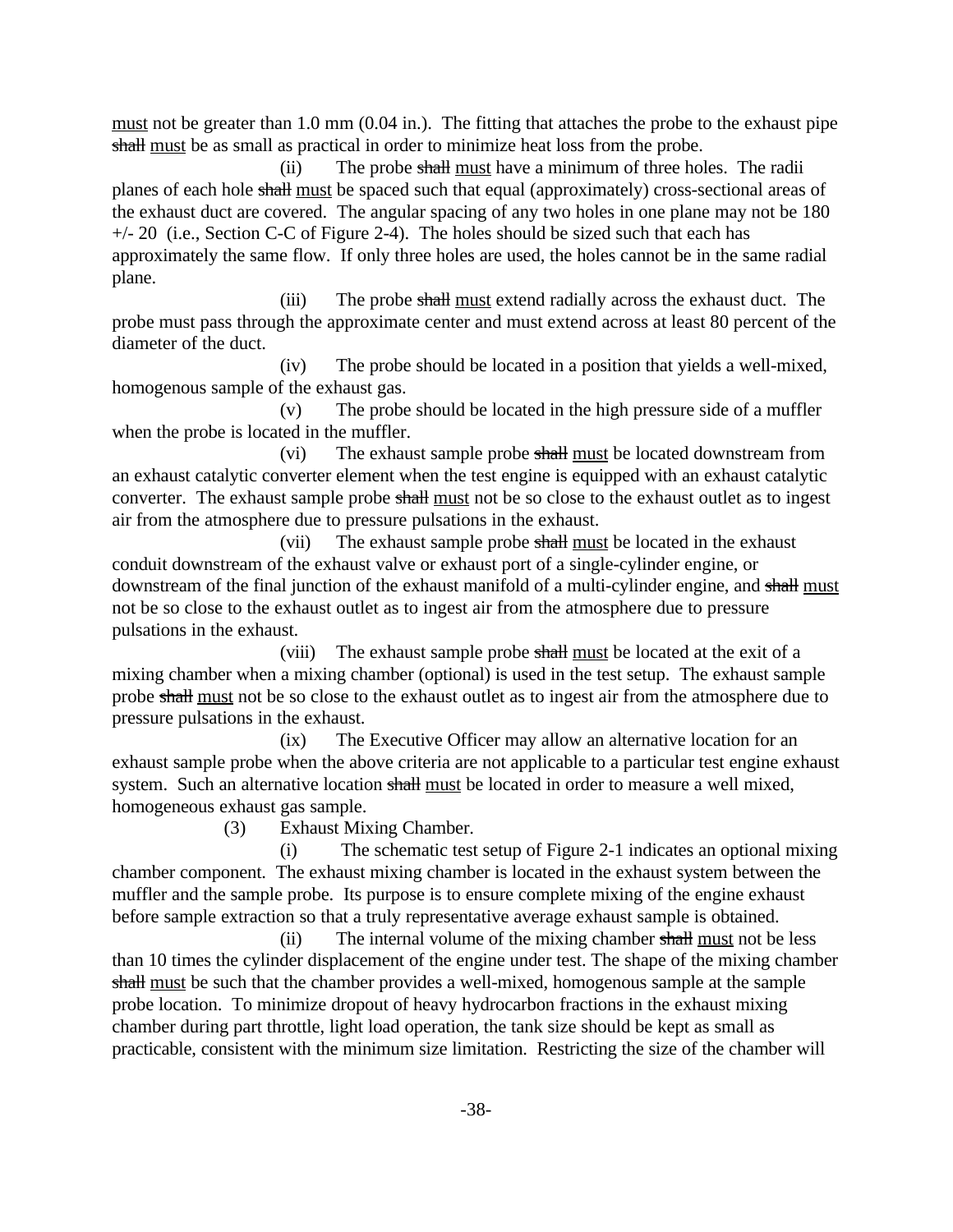must not be greater than 1.0 mm (0.04 in.). The fitting that attaches the probe to the exhaust pipe ~~shall~~ must be as small as practical in order to minimize heat loss from the probe.

(ii) The probe ~~shall~~ must have a minimum of three holes. The radii planes of each hole ~~shall~~ must be spaced such that equal (approximately) cross-sectional areas of the exhaust duct are covered. The angular spacing of any two holes in one plane may not be 180 +/- 20 (i.e., Section C-C of Figure 2-4). The holes should be sized such that each has approximately the same flow. If only three holes are used, the holes cannot be in the same radial plane.

(iii) The probe ~~shall~~ must extend radially across the exhaust duct. The probe must pass through the approximate center and must extend across at least 80 percent of the diameter of the duct.

(iv) The probe should be located in a position that yields a well-mixed, homogenous sample of the exhaust gas.

(v) The probe should be located in the high pressure side of a muffler when the probe is located in the muffler.

(vi) The exhaust sample probe ~~shall~~ must be located downstream from an exhaust catalytic converter element when the test engine is equipped with an exhaust catalytic converter. The exhaust sample probe ~~shall~~ must not be so close to the exhaust outlet as to ingest air from the atmosphere due to pressure pulsations in the exhaust.

(vii) The exhaust sample probe ~~shall~~ must be located in the exhaust conduit downstream of the exhaust valve or exhaust port of a single-cylinder engine, or downstream of the final junction of the exhaust manifold of a multi-cylinder engine, and ~~shall~~ must not be so close to the exhaust outlet as to ingest air from the atmosphere due to pressure pulsations in the exhaust.

(viii) The exhaust sample probe ~~shall~~ must be located at the exit of a mixing chamber when a mixing chamber (optional) is used in the test setup. The exhaust sample probe ~~shall~~ must not be so close to the exhaust outlet as to ingest air from the atmosphere due to pressure pulsations in the exhaust.

(ix) The Executive Officer may allow an alternative location for an exhaust sample probe when the above criteria are not applicable to a particular test engine exhaust system. Such an alternative location ~~shall~~ must be located in order to measure a well mixed, homogeneous exhaust gas sample.

(3) Exhaust Mixing Chamber.

(i) The schematic test setup of Figure 2-1 indicates an optional mixing chamber component. The exhaust mixing chamber is located in the exhaust system between the muffler and the sample probe. Its purpose is to ensure complete mixing of the engine exhaust before sample extraction so that a truly representative average exhaust sample is obtained.

(ii) The internal volume of the mixing chamber ~~shall~~ must not be less than 10 times the cylinder displacement of the engine under test. The shape of the mixing chamber ~~shall~~ must be such that the chamber provides a well-mixed, homogenous sample at the sample probe location. To minimize dropout of heavy hydrocarbon fractions in the exhaust mixing chamber during part throttle, light load operation, the tank size should be kept as small as practicable, consistent with the minimum size limitation. Restricting the size of the chamber will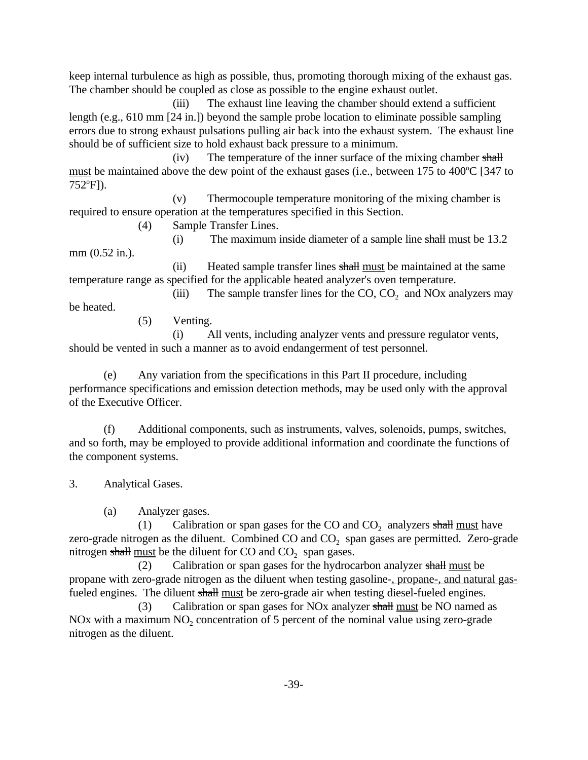keep internal turbulence as high as possible, thus, promoting thorough mixing of the exhaust gas. The chamber should be coupled as close as possible to the engine exhaust outlet.

(iii) The exhaust line leaving the chamber should extend a sufficient length (e.g., 610 mm [24 in.]) beyond the sample probe location to eliminate possible sampling errors due to strong exhaust pulsations pulling air back into the exhaust system. The exhaust line should be of sufficient size to hold exhaust back pressure to a minimum.

(iv) The temperature of the inner surface of the mixing chamber ~~shall~~ <u>must</u> be maintained above the dew point of the exhaust gases (i.e., between 175 to 400ºC [347 to 752ºF]).

(v) Thermocouple temperature monitoring of the mixing chamber is required to ensure operation at the temperatures specified in this Section.

(4) Sample Transfer Lines.

(i) The maximum inside diameter of a sample line ~~shall~~ <u>must</u> be 13.2 mm (0.52 in.).

(ii) Heated sample transfer lines ~~shall~~ <u>must</u> be maintained at the same temperature range as specified for the applicable heated analyzer's oven temperature.

(iii) The sample transfer lines for the CO, $CO_2$ and NOx analyzers may be heated.

(5) Venting.

(i) All vents, including analyzer vents and pressure regulator vents, should be vented in such a manner as to avoid endangerment of test personnel.

(e) Any variation from the specifications in this Part II procedure, including performance specifications and emission detection methods, may be used only with the approval of the Executive Officer.

(f) Additional components, such as instruments, valves, solenoids, pumps, switches, and so forth, may be employed to provide additional information and coordinate the functions of the component systems.

3. Analytical Gases.

(a) Analyzer gases.

(1) Calibration or span gases for the CO and $CO_2$ analyzers ~~shall~~ <u>must</u> have zero-grade nitrogen as the diluent. Combined CO and $CO_2$ span gases are permitted. Zero-grade nitrogen ~~shall~~ <u>must</u> be the diluent for CO and $CO_2$ span gases.

(2) Calibration or span gases for the hydrocarbon analyzer ~~shall~~ <u>must</u> be propane with zero-grade nitrogen as the diluent when testing gasoline-<u>, propane-, and natural gas-</u> fueled engines. The diluent ~~shall~~ <u>must</u> be zero-grade air when testing diesel-fueled engines.

(3) Calibration or span gases for NOx analyzer ~~shall~~ <u>must</u> be NO named as NOx with a maximum $NO_2$ concentration of 5 percent of the nominal value using zero-grade nitrogen as the diluent.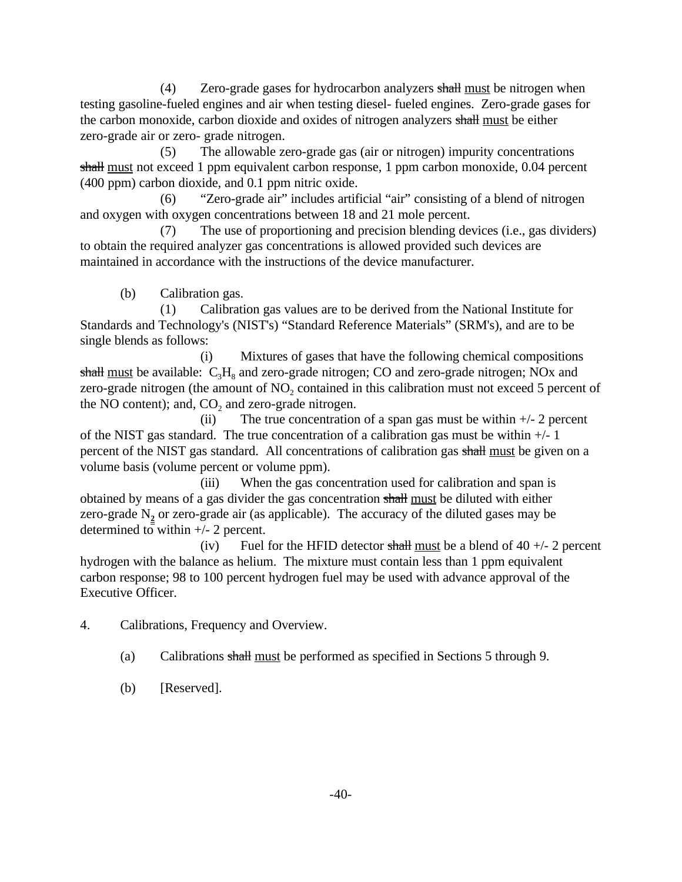(4) Zero-grade gases for hydrocarbon analyzers ~~shall~~ <u>must</u> be nitrogen when testing gasoline-fueled engines and air when testing diesel- fueled engines. Zero-grade gases for the carbon monoxide, carbon dioxide and oxides of nitrogen analyzers ~~shall~~ <u>must</u> be either zero-grade air or zero- grade nitrogen.

(5) The allowable zero-grade gas (air or nitrogen) impurity concentrations ~~shall~~ <u>must</u> not exceed 1 ppm equivalent carbon response, 1 ppm carbon monoxide, 0.04 percent (400 ppm) carbon dioxide, and 0.1 ppm nitric oxide.

(6) "Zero-grade air" includes artificial "air" consisting of a blend of nitrogen and oxygen with oxygen concentrations between 18 and 21 mole percent.

(7) The use of proportioning and precision blending devices (i.e., gas dividers) to obtain the required analyzer gas concentrations is allowed provided such devices are maintained in accordance with the instructions of the device manufacturer.

(b) Calibration gas.

(1) Calibration gas values are to be derived from the National Institute for Standards and Technology's (NIST's) "Standard Reference Materials" (SRM's), and are to be single blends as follows:

(i) Mixtures of gases that have the following chemical compositions ~~shall~~ <u>must</u> be available: $C_3H_8$ and zero-grade nitrogen; CO and zero-grade nitrogen; NOx and zero-grade nitrogen (the amount of $NO_2$ contained in this calibration must not exceed 5 percent of the NO content); and, $CO_2$ and zero-grade nitrogen.

(ii) The true concentration of a span gas must be within +/- 2 percent of the NIST gas standard. The true concentration of a calibration gas must be within +/- 1 percent of the NIST gas standard. All concentrations of calibration gas ~~shall~~ <u>must</u> be given on a volume basis (volume percent or volume ppm).

(iii) When the gas concentration used for calibration and span is obtained by means of a gas divider the gas concentration ~~shall~~ <u>must</u> be diluted with either zero-grade $N_2$ or zero-grade air (as applicable). The accuracy of the diluted gases may be determined to within +/- 2 percent.

(iv) Fuel for the HFID detector ~~shall~~ <u>must</u> be a blend of 40 +/- 2 percent hydrogen with the balance as helium. The mixture must contain less than 1 ppm equivalent carbon response; 98 to 100 percent hydrogen fuel may be used with advance approval of the Executive Officer.

4. Calibrations, Frequency and Overview.

(a) Calibrations ~~shall~~ <u>must</u> be performed as specified in Sections 5 through 9.

(b) [Reserved].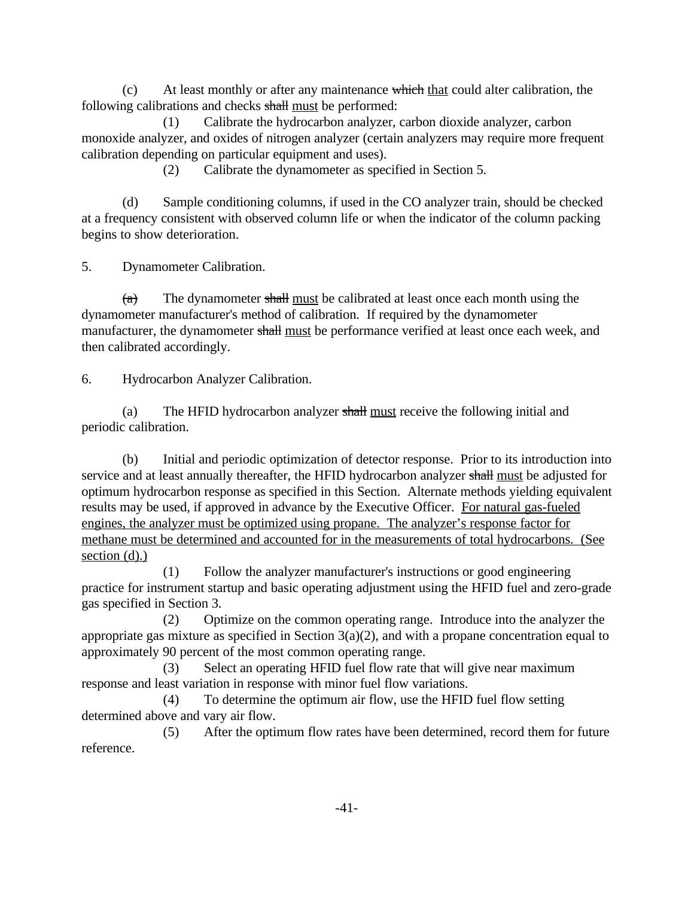(c) At least monthly or after any maintenance ~~which~~ <u>that</u> could alter calibration, the following calibrations and checks ~~shall~~ <u>must</u> be performed:

(1) Calibrate the hydrocarbon analyzer, carbon dioxide analyzer, carbon monoxide analyzer, and oxides of nitrogen analyzer (certain analyzers may require more frequent calibration depending on particular equipment and uses).

(2) Calibrate the dynamometer as specified in Section 5.

(d) Sample conditioning columns, if used in the CO analyzer train, should be checked at a frequency consistent with observed column life or when the indicator of the column packing begins to show deterioration.

5. Dynamometer Calibration.

~~(a)~~ The dynamometer ~~shall~~ <u>must</u> be calibrated at least once each month using the dynamometer manufacturer's method of calibration. If required by the dynamometer manufacturer, the dynamometer ~~shall~~ <u>must</u> be performance verified at least once each week, and then calibrated accordingly.

6. Hydrocarbon Analyzer Calibration.

(a) The HFID hydrocarbon analyzer ~~shall~~ <u>must</u> receive the following initial and periodic calibration.

(b) Initial and periodic optimization of detector response. Prior to its introduction into service and at least annually thereafter, the HFID hydrocarbon analyzer ~~shall~~ <u>must</u> be adjusted for optimum hydrocarbon response as specified in this Section. Alternate methods yielding equivalent results may be used, if approved in advance by the Executive Officer. <u>For natural gas-fueled engines, the analyzer must be optimized using propane. The analyzer's response factor for methane must be determined and accounted for in the measurements of total hydrocarbons. (See section (d).)</u>

(1) Follow the analyzer manufacturer's instructions or good engineering practice for instrument startup and basic operating adjustment using the HFID fuel and zero-grade gas specified in Section 3.

(2) Optimize on the common operating range. Introduce into the analyzer the appropriate gas mixture as specified in Section 3(a)(2), and with a propane concentration equal to approximately 90 percent of the most common operating range.

(3) Select an operating HFID fuel flow rate that will give near maximum response and least variation in response with minor fuel flow variations.

(4) To determine the optimum air flow, use the HFID fuel flow setting determined above and vary air flow.

(5) After the optimum flow rates have been determined, record them for future reference.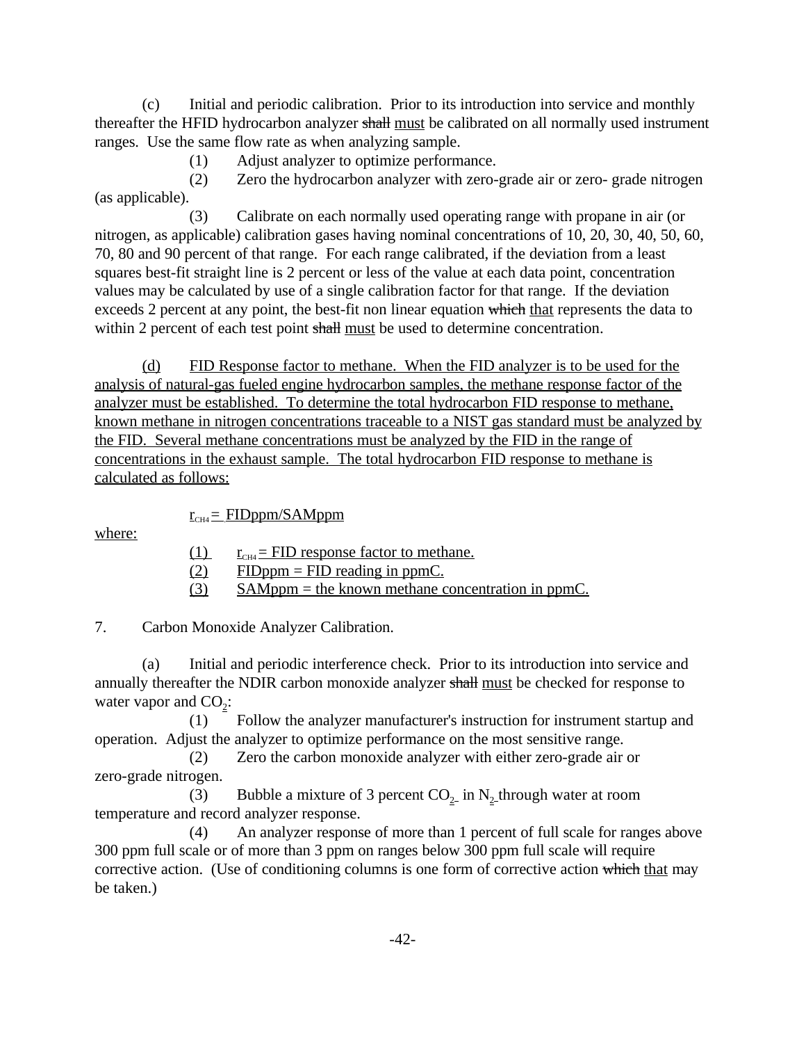(c) Initial and periodic calibration. Prior to its introduction into service and monthly thereafter the HFID hydrocarbon analyzer ~~shall~~ must be calibrated on all normally used instrument ranges. Use the same flow rate as when analyzing sample.

(1) Adjust analyzer to optimize performance.

(2) Zero the hydrocarbon analyzer with zero-grade air or zero- grade nitrogen (as applicable).

(3) Calibrate on each normally used operating range with propane in air (or nitrogen, as applicable) calibration gases having nominal concentrations of 10, 20, 30, 40, 50, 60, 70, 80 and 90 percent of that range. For each range calibrated, if the deviation from a least squares best-fit straight line is 2 percent or less of the value at each data point, concentration values may be calculated by use of a single calibration factor for that range. If the deviation exceeds 2 percent at any point, the best-fit non linear equation ~~which~~ that represents the data to within 2 percent of each test point ~~shall~~ must be used to determine concentration.

(d) FID Response factor to methane. When the FID analyzer is to be used for the analysis of natural-gas fueled engine hydrocarbon samples, the methane response factor of the analyzer must be established. To determine the total hydrocarbon FID response to methane, known methane in nitrogen concentrations traceable to a NIST gas standard must be analyzed by the FID. Several methane concentrations must be analyzed by the FID in the range of concentrations in the exhaust sample. The total hydrocarbon FID response to methane is calculated as follows:

$$r_{CH4} = FIDppm/SAMppm$$

where:

(1) $r_{CH4}$ = FID response factor to methane.

(2) FIDppm = FID reading in ppmC.

(3) SAMppm = the known methane concentration in ppmC.

7. Carbon Monoxide Analyzer Calibration.

(a) Initial and periodic interference check. Prior to its introduction into service and annually thereafter the NDIR carbon monoxide analyzer ~~shall~~ must be checked for response to water vapor and $CO_2$:

(1) Follow the analyzer manufacturer's instruction for instrument startup and operation. Adjust the analyzer to optimize performance on the most sensitive range.

(2) Zero the carbon monoxide analyzer with either zero-grade air or zero-grade nitrogen.

(3) Bubble a mixture of 3 percent $CO_2$ in $N_2$ through water at room temperature and record analyzer response.

(4) An analyzer response of more than 1 percent of full scale for ranges above 300 ppm full scale or of more than 3 ppm on ranges below 300 ppm full scale will require corrective action. (Use of conditioning columns is one form of corrective action ~~which~~ that may be taken.)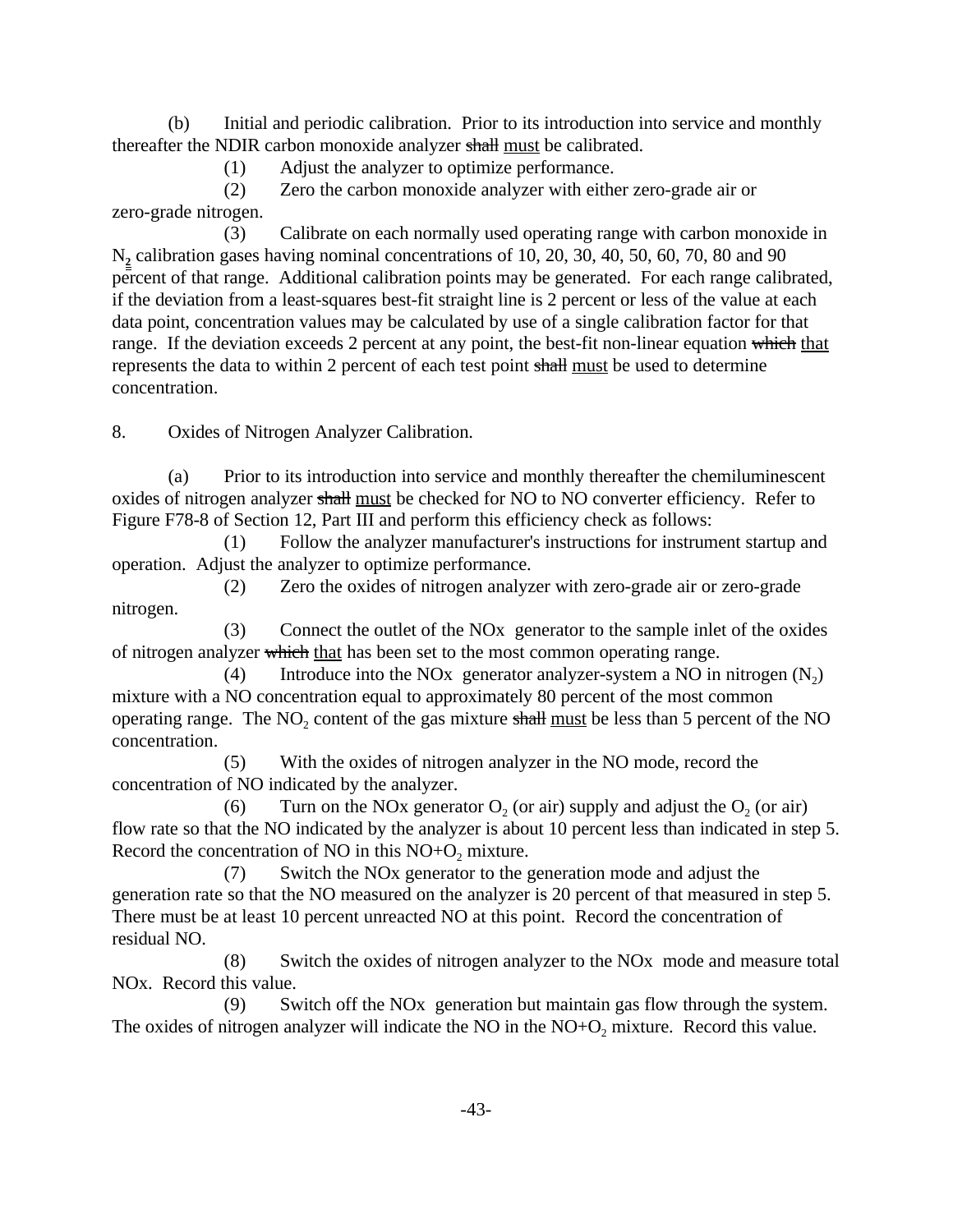(b) Initial and periodic calibration. Prior to its introduction into service and monthly thereafter the NDIR carbon monoxide analyzer ~~shall~~ must be calibrated.

(1) Adjust the analyzer to optimize performance.

(2) Zero the carbon monoxide analyzer with either zero-grade air or zero-grade nitrogen.

(3) Calibrate on each normally used operating range with carbon monoxide in $N_2$ calibration gases having nominal concentrations of 10, 20, 30, 40, 50, 60, 70, 80 and 90 percent of that range. Additional calibration points may be generated. For each range calibrated, if the deviation from a least-squares best-fit straight line is 2 percent or less of the value at each data point, concentration values may be calculated by use of a single calibration factor for that range. If the deviation exceeds 2 percent at any point, the best-fit non-linear equation ~~which~~ that represents the data to within 2 percent of each test point ~~shall~~ must be used to determine concentration.

8. Oxides of Nitrogen Analyzer Calibration.

(a) Prior to its introduction into service and monthly thereafter the chemiluminescent oxides of nitrogen analyzer ~~shall~~ must be checked for NO to NO converter efficiency. Refer to Figure F78-8 of Section 12, Part III and perform this efficiency check as follows:

(1) Follow the analyzer manufacturer's instructions for instrument startup and operation. Adjust the analyzer to optimize performance.

(2) Zero the oxides of nitrogen analyzer with zero-grade air or zero-grade nitrogen.

(3) Connect the outlet of the NOx generator to the sample inlet of the oxides of nitrogen analyzer ~~which~~ that has been set to the most common operating range.

(4) Introduce into the NOx generator analyzer-system a NO in nitrogen ($N_2$) mixture with a NO concentration equal to approximately 80 percent of the most common operating range. The $NO_2$ content of the gas mixture ~~shall~~ must be less than 5 percent of the NO concentration.

(5) With the oxides of nitrogen analyzer in the NO mode, record the concentration of NO indicated by the analyzer.

(6) Turn on the NOx generator $O_2$ (or air) supply and adjust the $O_2$ (or air) flow rate so that the NO indicated by the analyzer is about 10 percent less than indicated in step 5. Record the concentration of NO in this NO+$O_2$ mixture.

(7) Switch the NOx generator to the generation mode and adjust the generation rate so that the NO measured on the analyzer is 20 percent of that measured in step 5. There must be at least 10 percent unreacted NO at this point. Record the concentration of residual NO.

(8) Switch the oxides of nitrogen analyzer to the NOx mode and measure total NOx. Record this value.

(9) Switch off the NOx generation but maintain gas flow through the system. The oxides of nitrogen analyzer will indicate the NO in the NO+$O_2$ mixture. Record this value.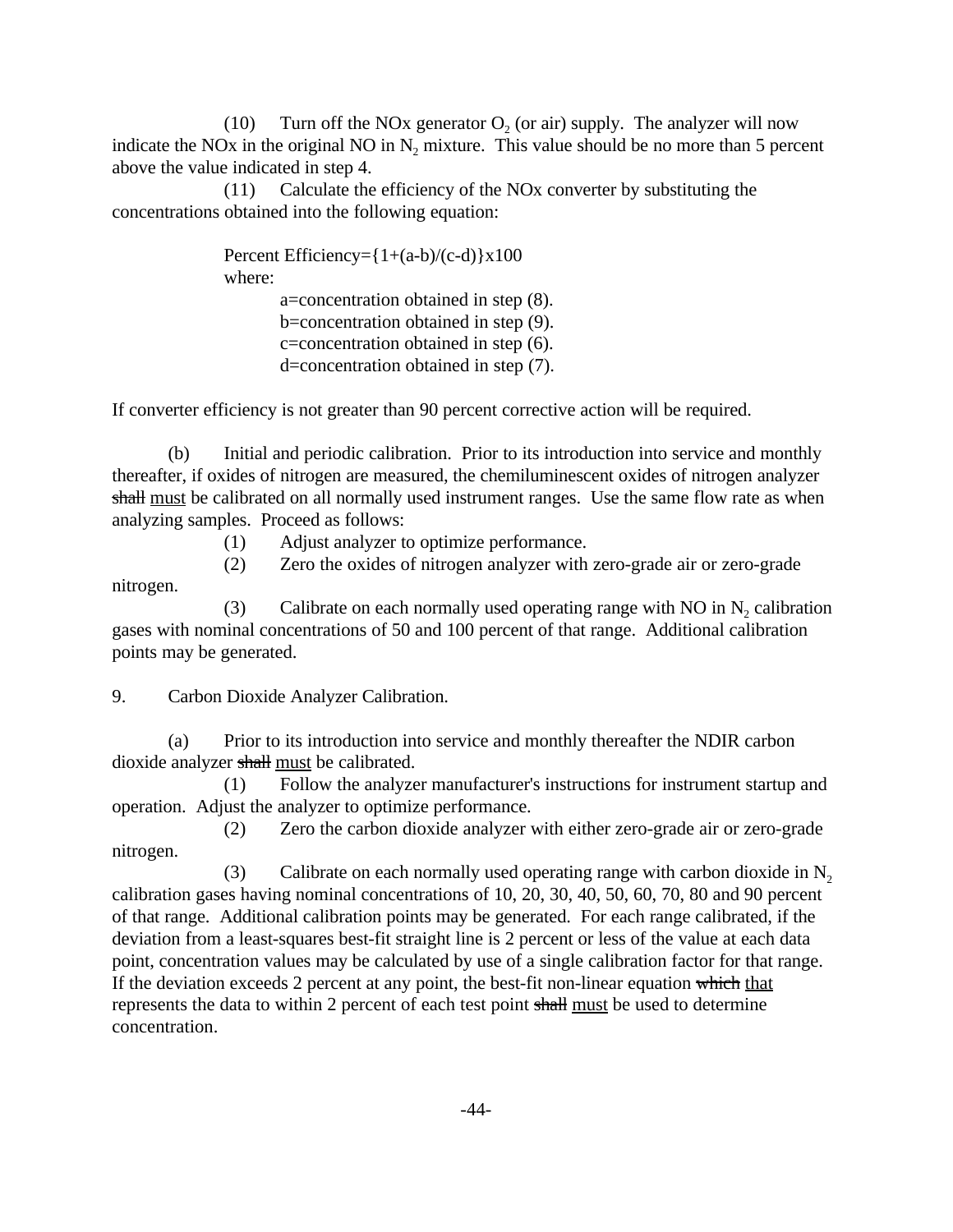(10) Turn off the NOx generator $O_2$ (or air) supply. The analyzer will now indicate the NOx in the original NO in $N_2$ mixture. This value should be no more than 5 percent above the value indicated in step 4.

(11) Calculate the efficiency of the NOx converter by substituting the concentrations obtained into the following equation:

Percent Efficiency={1+(a-b)/(c-d)}x100

where:

a=concentration obtained in step (8).

b=concentration obtained in step (9).

c=concentration obtained in step (6).

d=concentration obtained in step (7).

If converter efficiency is not greater than 90 percent corrective action will be required.

(b) Initial and periodic calibration. Prior to its introduction into service and monthly thereafter, if oxides of nitrogen are measured, the chemiluminescent oxides of nitrogen analyzer ~~shall~~ must be calibrated on all normally used instrument ranges. Use the same flow rate as when analyzing samples. Proceed as follows:

(1) Adjust analyzer to optimize performance.

(2) Zero the oxides of nitrogen analyzer with zero-grade air or zero-grade nitrogen.

(3) Calibrate on each normally used operating range with NO in $N_2$ calibration gases with nominal concentrations of 50 and 100 percent of that range. Additional calibration points may be generated.

9. Carbon Dioxide Analyzer Calibration.

(a) Prior to its introduction into service and monthly thereafter the NDIR carbon dioxide analyzer ~~shall~~ must be calibrated.

(1) Follow the analyzer manufacturer's instructions for instrument startup and operation. Adjust the analyzer to optimize performance.

(2) Zero the carbon dioxide analyzer with either zero-grade air or zero-grade nitrogen.

(3) Calibrate on each normally used operating range with carbon dioxide in $N_2$ calibration gases having nominal concentrations of 10, 20, 30, 40, 50, 60, 70, 80 and 90 percent of that range. Additional calibration points may be generated. For each range calibrated, if the deviation from a least-squares best-fit straight line is 2 percent or less of the value at each data point, concentration values may be calculated by use of a single calibration factor for that range. If the deviation exceeds 2 percent at any point, the best-fit non-linear equation ~~which~~ that represents the data to within 2 percent of each test point ~~shall~~ must be used to determine concentration.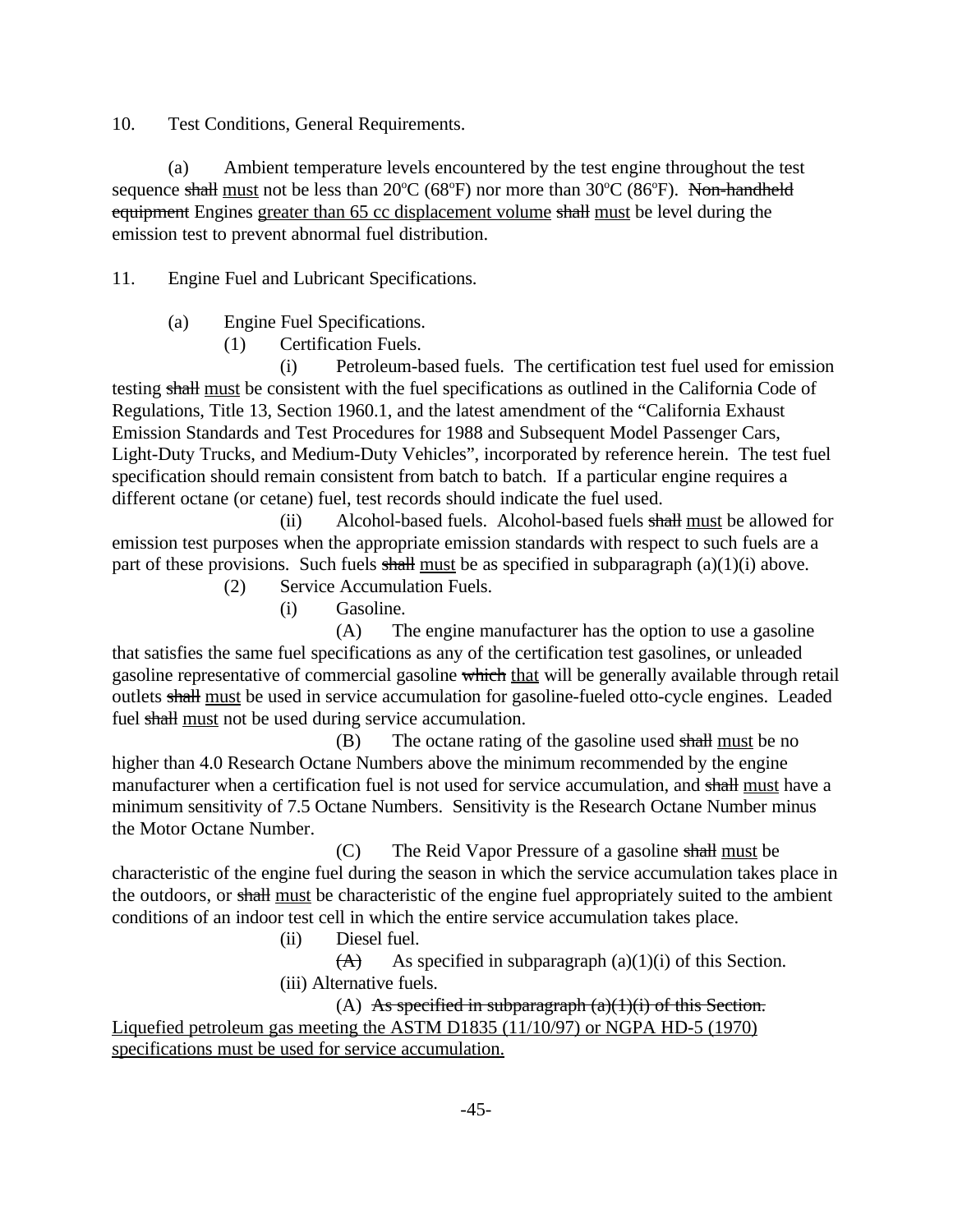10. Test Conditions, General Requirements.

(a) Ambient temperature levels encountered by the test engine throughout the test sequence ~~shall~~ <u>must</u> not be less than 20ºC (68ºF) nor more than 30ºC (86ºF). ~~Non-handheld equipment~~ Engines <u>greater than 65 cc displacement volume</u> ~~shall~~ <u>must</u> be level during the emission test to prevent abnormal fuel distribution.

11. Engine Fuel and Lubricant Specifications.

(a) Engine Fuel Specifications.

(1) Certification Fuels.

(i) Petroleum-based fuels. The certification test fuel used for emission testing ~~shall~~ <u>must</u> be consistent with the fuel specifications as outlined in the California Code of Regulations, Title 13, Section 1960.1, and the latest amendment of the "California Exhaust Emission Standards and Test Procedures for 1988 and Subsequent Model Passenger Cars, Light-Duty Trucks, and Medium-Duty Vehicles", incorporated by reference herein. The test fuel specification should remain consistent from batch to batch. If a particular engine requires a different octane (or cetane) fuel, test records should indicate the fuel used.

(ii) Alcohol-based fuels. Alcohol-based fuels ~~shall~~ <u>must</u> be allowed for emission test purposes when the appropriate emission standards with respect to such fuels are a part of these provisions. Such fuels ~~shall~~ <u>must</u> be as specified in subparagraph (a)(1)(i) above.

(2) Service Accumulation Fuels.

(i) Gasoline.

(A) The engine manufacturer has the option to use a gasoline that satisfies the same fuel specifications as any of the certification test gasolines, or unleaded gasoline representative of commercial gasoline ~~which~~ <u>that</u> will be generally available through retail outlets ~~shall~~ <u>must</u> be used in service accumulation for gasoline-fueled otto-cycle engines. Leaded fuel ~~shall~~ <u>must</u> not be used during service accumulation.

(B) The octane rating of the gasoline used ~~shall~~ <u>must</u> be no higher than 4.0 Research Octane Numbers above the minimum recommended by the engine manufacturer when a certification fuel is not used for service accumulation, and ~~shall~~ <u>must</u> have a minimum sensitivity of 7.5 Octane Numbers. Sensitivity is the Research Octane Number minus the Motor Octane Number.

(C) The Reid Vapor Pressure of a gasoline ~~shall~~ <u>must</u> be characteristic of the engine fuel during the season in which the service accumulation takes place in the outdoors, or ~~shall~~ <u>must</u> be characteristic of the engine fuel appropriately suited to the ambient conditions of an indoor test cell in which the entire service accumulation takes place.

(ii) Diesel fuel.

~~(A)~~ As specified in subparagraph (a)(1)(i) of this Section.

(iii) Alternative fuels.

(A) ~~As specified in subparagraph (a)(1)(i) of this Section.~~ <u>Liquefied petroleum gas meeting the ASTM D1835 (11/10/97) or NGPA HD-5 (1970) specifications must be used for service accumulation.</u>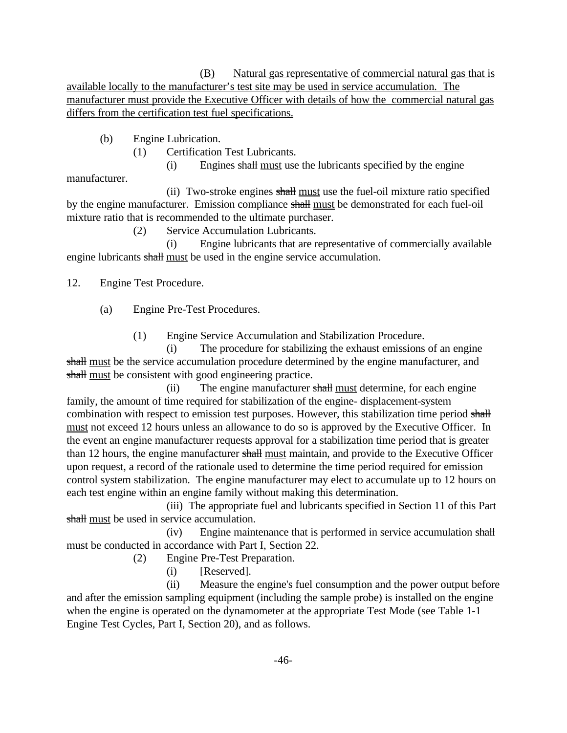(B) <u>Natural gas representative of commercial natural gas that is available locally to the manufacturer's test site may be used in service accumulation. The manufacturer must provide the Executive Officer with details of how the commercial natural gas differs from the certification test fuel specifications.</u>

(b) Engine Lubrication.

(1) Certification Test Lubricants.

(i) Engines ~~shall~~ <u>must</u> use the lubricants specified by the engine manufacturer.

(ii) Two-stroke engines ~~shall~~ <u>must</u> use the fuel-oil mixture ratio specified by the engine manufacturer. Emission compliance ~~shall~~ <u>must</u> be demonstrated for each fuel-oil mixture ratio that is recommended to the ultimate purchaser.

(2) Service Accumulation Lubricants.

(i) Engine lubricants that are representative of commercially available engine lubricants ~~shall~~ <u>must</u> be used in the engine service accumulation.

12. Engine Test Procedure.

(a) Engine Pre-Test Procedures.

(1) Engine Service Accumulation and Stabilization Procedure.

(i) The procedure for stabilizing the exhaust emissions of an engine ~~shall~~ <u>must</u> be the service accumulation procedure determined by the engine manufacturer, and ~~shall~~ <u>must</u> be consistent with good engineering practice.

(ii) The engine manufacturer ~~shall~~ <u>must</u> determine, for each engine family, the amount of time required for stabilization of the engine- displacement-system combination with respect to emission test purposes. However, this stabilization time period ~~shall~~ <u>must</u> not exceed 12 hours unless an allowance to do so is approved by the Executive Officer. In the event an engine manufacturer requests approval for a stabilization time period that is greater than 12 hours, the engine manufacturer ~~shall~~ <u>must</u> maintain, and provide to the Executive Officer upon request, a record of the rationale used to determine the time period required for emission control system stabilization. The engine manufacturer may elect to accumulate up to 12 hours on each test engine within an engine family without making this determination.

(iii) The appropriate fuel and lubricants specified in Section 11 of this Part ~~shall~~ <u>must</u> be used in service accumulation.

(iv) Engine maintenance that is performed in service accumulation ~~shall~~ <u>must</u> be conducted in accordance with Part I, Section 22.

(2) Engine Pre-Test Preparation.

(i) [Reserved].

(ii) Measure the engine's fuel consumption and the power output before and after the emission sampling equipment (including the sample probe) is installed on the engine when the engine is operated on the dynamometer at the appropriate Test Mode (see Table 1-1 Engine Test Cycles, Part I, Section 20), and as follows.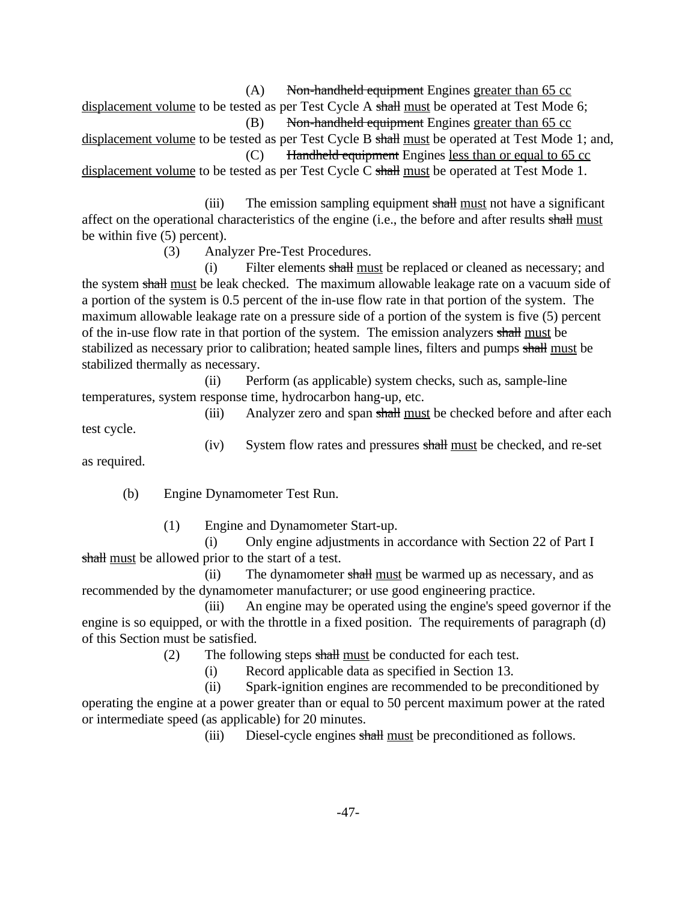(A) ~~Non-handheld equipment~~ Engines <u>greater than 65 cc displacement volume</u> to be tested as per Test Cycle A ~~shall~~ <u>must</u> be operated at Test Mode 6;

(B) ~~Non-handheld equipment~~ Engines <u>greater than 65 cc displacement volume</u> to be tested as per Test Cycle B ~~shall~~ <u>must</u> be operated at Test Mode 1; and,

(C) ~~Handheld equipment~~ Engines <u>less than or equal to 65 cc displacement volume</u> to be tested as per Test Cycle C ~~shall~~ <u>must</u> be operated at Test Mode 1.

(iii) The emission sampling equipment ~~shall~~ <u>must</u> not have a significant affect on the operational characteristics of the engine (i.e., the before and after results ~~shall~~ <u>must</u> be within five (5) percent).

(3) Analyzer Pre-Test Procedures.

(i) Filter elements ~~shall~~ <u>must</u> be replaced or cleaned as necessary; and the system ~~shall~~ <u>must</u> be leak checked. The maximum allowable leakage rate on a vacuum side of a portion of the system is 0.5 percent of the in-use flow rate in that portion of the system. The maximum allowable leakage rate on a pressure side of a portion of the system is five (5) percent of the in-use flow rate in that portion of the system. The emission analyzers ~~shall~~ <u>must</u> be stabilized as necessary prior to calibration; heated sample lines, filters and pumps ~~shall~~ <u>must</u> be stabilized thermally as necessary.

(ii) Perform (as applicable) system checks, such as, sample-line temperatures, system response time, hydrocarbon hang-up, etc.

(iii) Analyzer zero and span ~~shall~~ <u>must</u> be checked before and after each test cycle.

(iv) System flow rates and pressures ~~shall~~ <u>must</u> be checked, and re-set as required.

(b) Engine Dynamometer Test Run.

(1) Engine and Dynamometer Start-up.

(i) Only engine adjustments in accordance with Section 22 of Part I ~~shall~~ <u>must</u> be allowed prior to the start of a test.

(ii) The dynamometer ~~shall~~ <u>must</u> be warmed up as necessary, and as recommended by the dynamometer manufacturer; or use good engineering practice.

(iii) An engine may be operated using the engine's speed governor if the engine is so equipped, or with the throttle in a fixed position. The requirements of paragraph (d) of this Section must be satisfied.

(2) The following steps ~~shall~~ <u>must</u> be conducted for each test.

(i) Record applicable data as specified in Section 13.

(ii) Spark-ignition engines are recommended to be preconditioned by operating the engine at a power greater than or equal to 50 percent maximum power at the rated or intermediate speed (as applicable) for 20 minutes.

(iii) Diesel-cycle engines ~~shall~~ <u>must</u> be preconditioned as follows.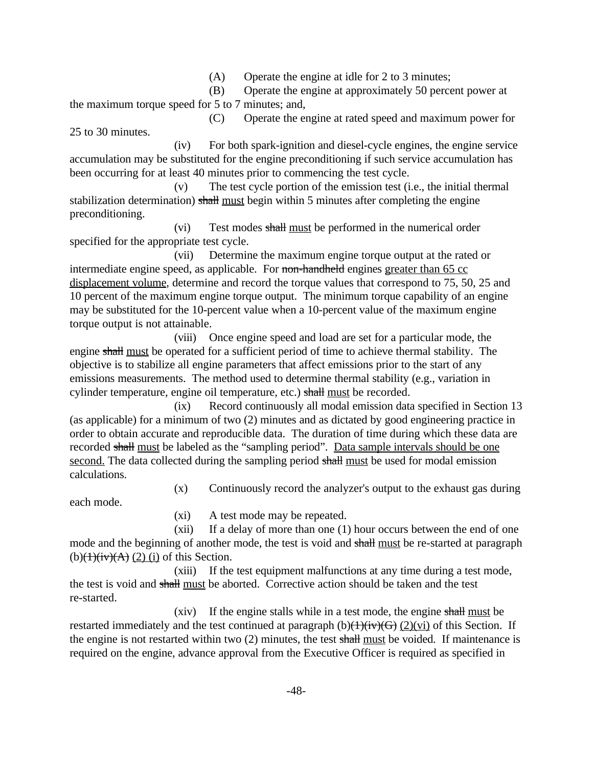(A) Operate the engine at idle for 2 to 3 minutes;

(B) Operate the engine at approximately 50 percent power at the maximum torque speed for 5 to 7 minutes; and,

(C) Operate the engine at rated speed and maximum power for 25 to 30 minutes.

(iv) For both spark-ignition and diesel-cycle engines, the engine service accumulation may be substituted for the engine preconditioning if such service accumulation has been occurring for at least 40 minutes prior to commencing the test cycle.

(v) The test cycle portion of the emission test (i.e., the initial thermal stabilization determination) ~~shall~~ <u>must</u> begin within 5 minutes after completing the engine preconditioning.

(vi) Test modes ~~shall~~ <u>must</u> be performed in the numerical order specified for the appropriate test cycle.

(vii) Determine the maximum engine torque output at the rated or intermediate engine speed, as applicable. For ~~non-handheld~~ engines <u>greater than 65 cc displacement volume</u>, determine and record the torque values that correspond to 75, 50, 25 and 10 percent of the maximum engine torque output. The minimum torque capability of an engine may be substituted for the 10-percent value when a 10-percent value of the maximum engine torque output is not attainable.

(viii) Once engine speed and load are set for a particular mode, the engine ~~shall~~ <u>must</u> be operated for a sufficient period of time to achieve thermal stability. The objective is to stabilize all engine parameters that affect emissions prior to the start of any emissions measurements. The method used to determine thermal stability (e.g., variation in cylinder temperature, engine oil temperature, etc.) ~~shall~~ <u>must</u> be recorded.

(ix) Record continuously all modal emission data specified in Section 13 (as applicable) for a minimum of two (2) minutes and as dictated by good engineering practice in order to obtain accurate and reproducible data. The duration of time during which these data are recorded ~~shall~~ <u>must</u> be labeled as the "sampling period". <u>Data sample intervals should be one second.</u> The data collected during the sampling period ~~shall~~ <u>must</u> be used for modal emission calculations.

(x) Continuously record the analyzer's output to the exhaust gas during each mode.

(xi) A test mode may be repeated.

(xii) If a delay of more than one (1) hour occurs between the end of one mode and the beginning of another mode, the test is void and ~~shall~~ <u>must</u> be re-started at paragraph (b)~~(1)(iv)(A)~~ <u>(2) (i)</u> of this Section.

(xiii) If the test equipment malfunctions at any time during a test mode, the test is void and ~~shall~~ <u>must</u> be aborted. Corrective action should be taken and the test re-started.

(xiv) If the engine stalls while in a test mode, the engine ~~shall~~ <u>must</u> be restarted immediately and the test continued at paragraph (b)~~(1)(iv)(G)~~ <u>(2)(vi)</u> of this Section. If the engine is not restarted within two (2) minutes, the test ~~shall~~ <u>must</u> be voided. If maintenance is required on the engine, advance approval from the Executive Officer is required as specified in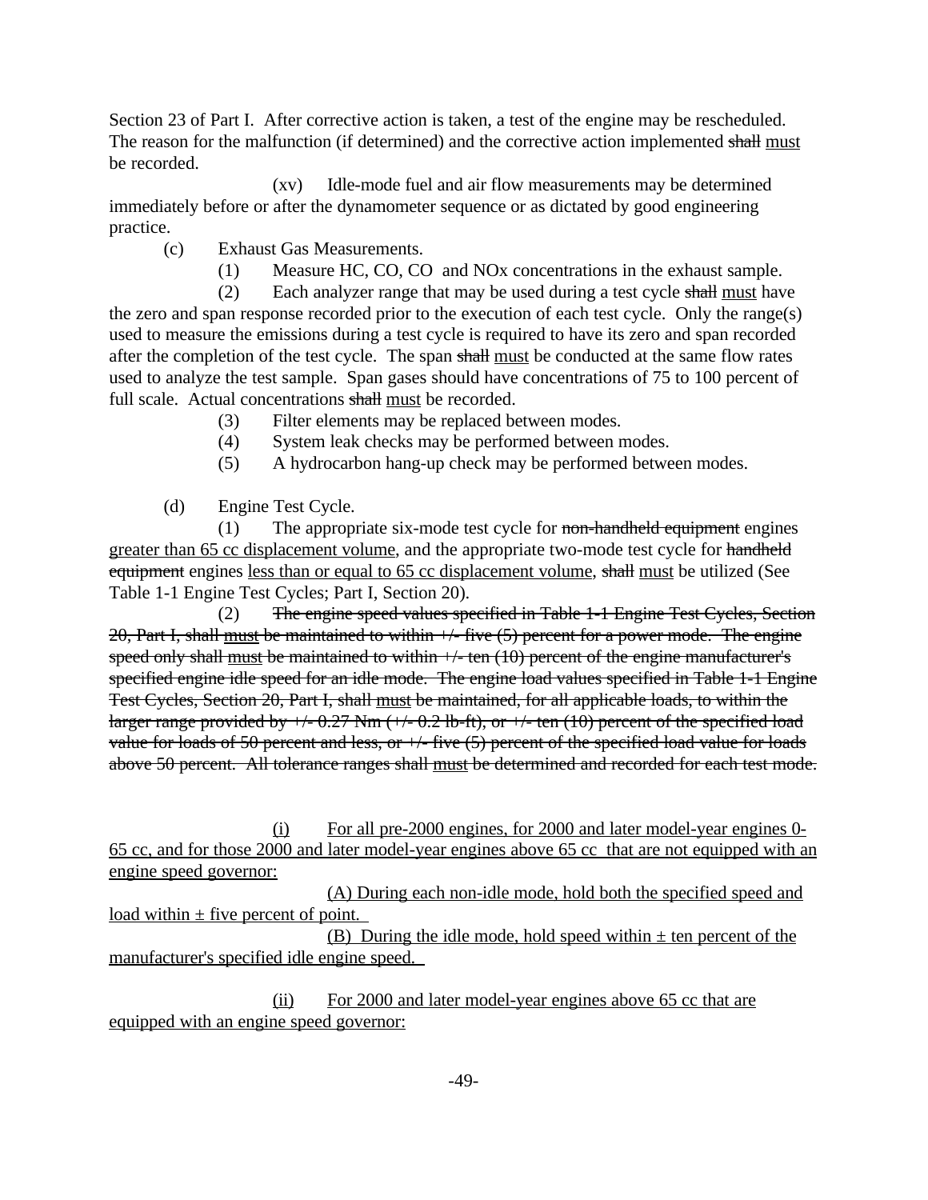Section 23 of Part I. After corrective action is taken, a test of the engine may be rescheduled. The reason for the malfunction (if determined) and the corrective action implemented ~~shall~~ <u>must</u> be recorded.

(xv) Idle-mode fuel and air flow measurements may be determined immediately before or after the dynamometer sequence or as dictated by good engineering practice.

(c) Exhaust Gas Measurements.

(1) Measure HC, CO, CO and NOx concentrations in the exhaust sample.

(2) Each analyzer range that may be used during a test cycle ~~shall~~ <u>must</u> have the zero and span response recorded prior to the execution of each test cycle. Only the range(s) used to measure the emissions during a test cycle is required to have its zero and span recorded after the completion of the test cycle. The span ~~shall~~ <u>must</u> be conducted at the same flow rates used to analyze the test sample. Span gases should have concentrations of 75 to 100 percent of full scale. Actual concentrations ~~shall~~ <u>must</u> be recorded.

(3) Filter elements may be replaced between modes.

(4) System leak checks may be performed between modes.

(5) A hydrocarbon hang-up check may be performed between modes.

(d) Engine Test Cycle.

(1) The appropriate six-mode test cycle for ~~non-handheld equipment~~ engines <u>greater than 65 cc displacement volume</u>, and the appropriate two-mode test cycle for ~~handheld equipment~~ engines <u>less than or equal to 65 cc displacement volume</u>, ~~shall~~ <u>must</u> be utilized (See Table 1-1 Engine Test Cycles; Part I, Section 20).

(2) ~~The engine speed values specified in Table 1-1 Engine Test Cycles, Section 20, Part I, shall~~ <u>must</u> ~~be maintained to within +/- five (5) percent for a power mode. The engine speed only shall~~ <u>must</u> ~~be maintained to within +/- ten (10) percent of the engine manufacturer's specified engine idle speed for an idle mode. The engine load values specified in Table 1-1 Engine Test Cycles, Section 20, Part I, shall~~ <u>must</u> ~~be maintained, for all applicable loads, to within the larger range provided by +/- 0.27 Nm (+/- 0.2 lb-ft), or +/- ten (10) percent of the specified load value for loads of 50 percent and less, or +/- five (5) percent of the specified load value for loads above 50 percent. All tolerance ranges shall~~ <u>must</u> ~~be determined and recorded for each test mode.~~

<u>(i) For all pre-2000 engines, for 2000 and later model-year engines 0-65 cc, and for those 2000 and later model-year engines above 65 cc that are not equipped with an engine speed governor:</u>

<u>(A) During each non-idle mode, hold both the specified speed and load within ± five percent of point.</u>

<u>(B) During the idle mode, hold speed within ± ten percent of the manufacturer's specified idle engine speed.</u>

<u>(ii) For 2000 and later model-year engines above 65 cc that are equipped with an engine speed governor:</u>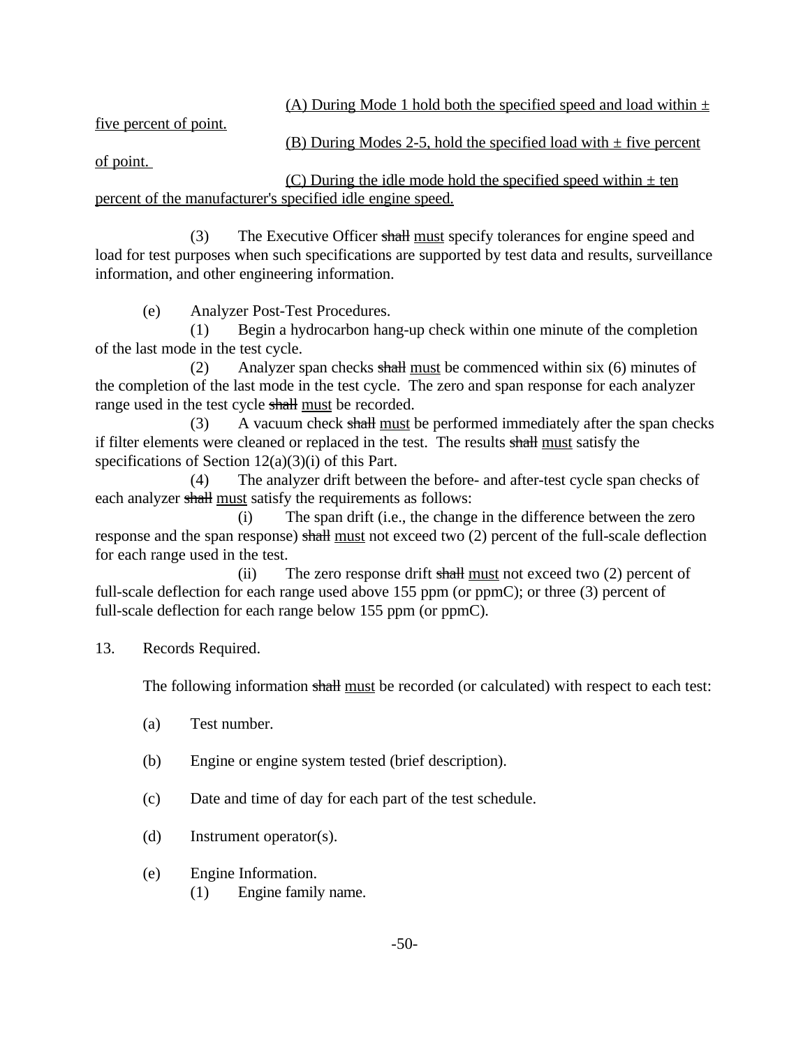(A) During Mode 1 hold both the specified speed and load within ± five percent of point.

(B) During Modes 2-5, hold the specified load with ± five percent of point.

(C) During the idle mode hold the specified speed within ± ten percent of the manufacturer's specified idle engine speed.

(3) The Executive Officer ~~shall~~ must specify tolerances for engine speed and load for test purposes when such specifications are supported by test data and results, surveillance information, and other engineering information.

(e) Analyzer Post-Test Procedures.

(1) Begin a hydrocarbon hang-up check within one minute of the completion of the last mode in the test cycle.

(2) Analyzer span checks ~~shall~~ must be commenced within six (6) minutes of the completion of the last mode in the test cycle. The zero and span response for each analyzer range used in the test cycle ~~shall~~ must be recorded.

(3) A vacuum check ~~shall~~ must be performed immediately after the span checks if filter elements were cleaned or replaced in the test. The results ~~shall~~ must satisfy the specifications of Section 12(a)(3)(i) of this Part.

(4) The analyzer drift between the before- and after-test cycle span checks of each analyzer ~~shall~~ must satisfy the requirements as follows:

(i) The span drift (i.e., the change in the difference between the zero response and the span response) ~~shall~~ must not exceed two (2) percent of the full-scale deflection for each range used in the test.

(ii) The zero response drift ~~shall~~ must not exceed two (2) percent of full-scale deflection for each range used above 155 ppm (or ppmC); or three (3) percent of full-scale deflection for each range below 155 ppm (or ppmC).

13. Records Required.

The following information ~~shall~~ must be recorded (or calculated) with respect to each test:

(a) Test number.

(b) Engine or engine system tested (brief description).

(c) Date and time of day for each part of the test schedule.

(d) Instrument operator(s).

(e) Engine Information.

(1) Engine family name.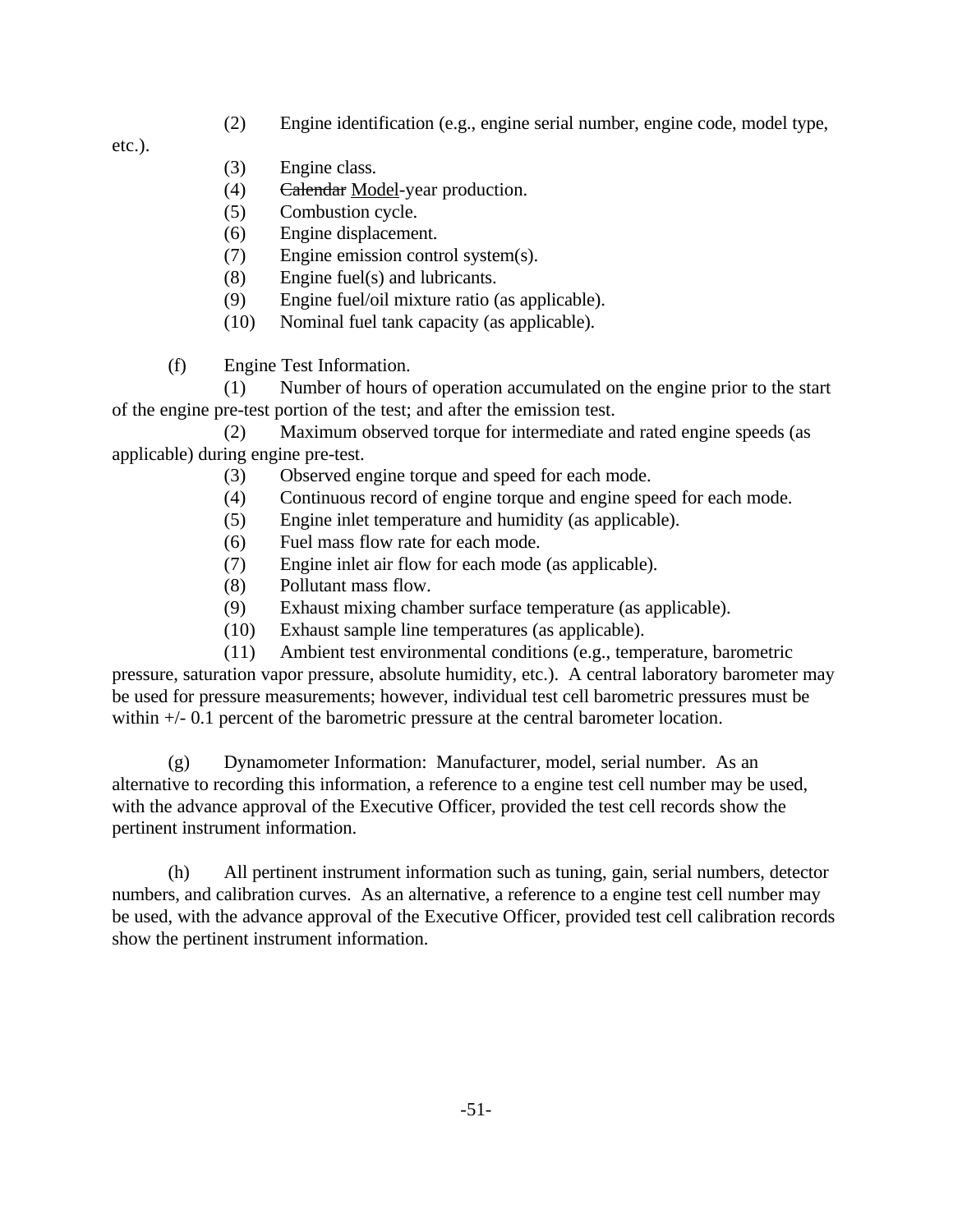(2) Engine identification (e.g., engine serial number, engine code, model type, etc.).

(3) Engine class.

(4) ~~Calendar~~ <u>Model</u>-year production.

(5) Combustion cycle.

(6) Engine displacement.

(7) Engine emission control system(s).

(8) Engine fuel(s) and lubricants.

(9) Engine fuel/oil mixture ratio (as applicable).

(10) Nominal fuel tank capacity (as applicable).

(f) Engine Test Information.

(1) Number of hours of operation accumulated on the engine prior to the start of the engine pre-test portion of the test; and after the emission test.

(2) Maximum observed torque for intermediate and rated engine speeds (as applicable) during engine pre-test.

(3) Observed engine torque and speed for each mode.

(4) Continuous record of engine torque and engine speed for each mode.

(5) Engine inlet temperature and humidity (as applicable).

(6) Fuel mass flow rate for each mode.

(7) Engine inlet air flow for each mode (as applicable).

(8) Pollutant mass flow.

(9) Exhaust mixing chamber surface temperature (as applicable).

(10) Exhaust sample line temperatures (as applicable).

(11) Ambient test environmental conditions (e.g., temperature, barometric pressure, saturation vapor pressure, absolute humidity, etc.). A central laboratory barometer may be used for pressure measurements; however, individual test cell barometric pressures must be within +/- 0.1 percent of the barometric pressure at the central barometer location.

(g) Dynamometer Information: Manufacturer, model, serial number. As an alternative to recording this information, a reference to a engine test cell number may be used, with the advance approval of the Executive Officer, provided the test cell records show the pertinent instrument information.

(h) All pertinent instrument information such as tuning, gain, serial numbers, detector numbers, and calibration curves. As an alternative, a reference to a engine test cell number may be used, with the advance approval of the Executive Officer, provided test cell calibration records show the pertinent instrument information.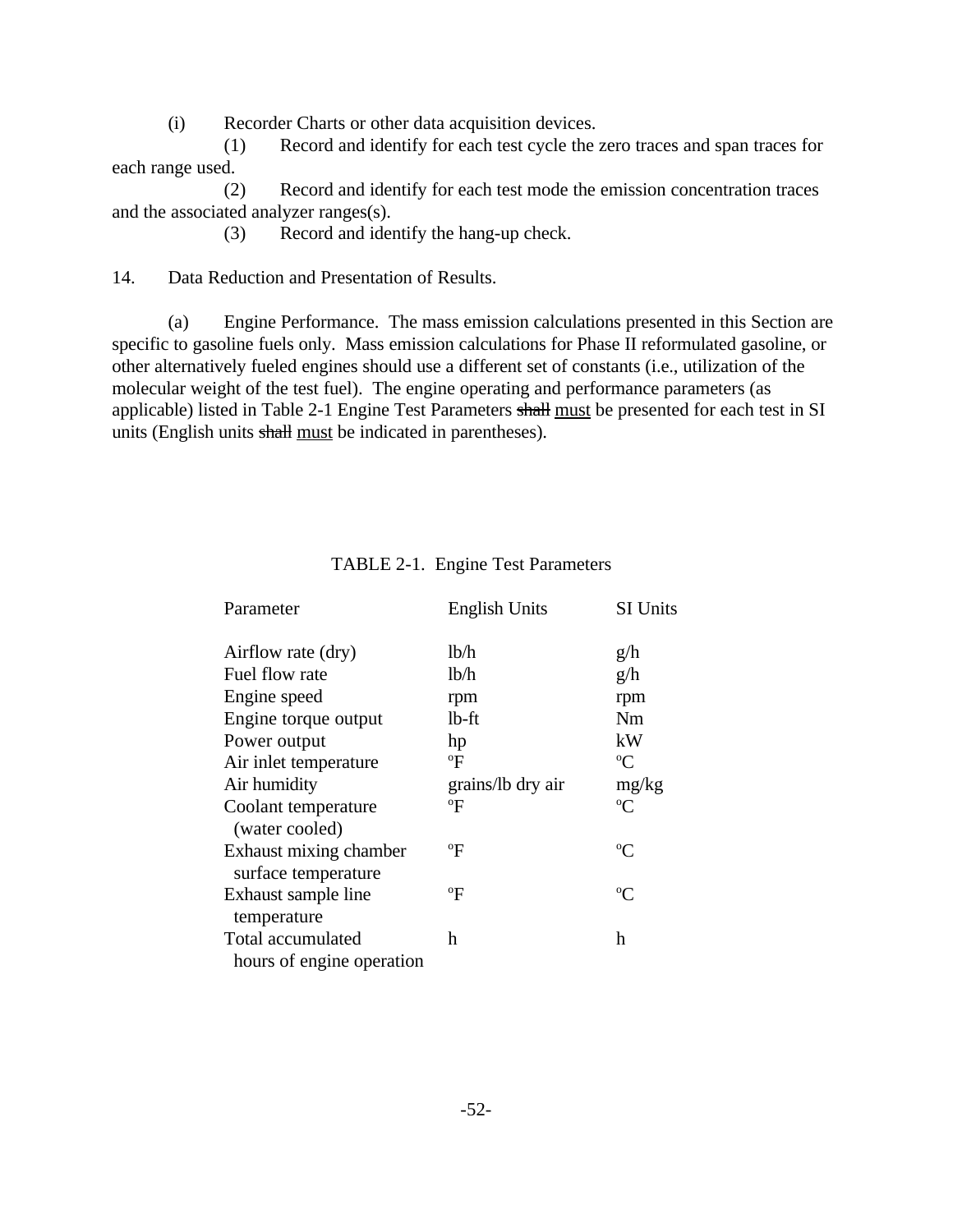(i) Recorder Charts or other data acquisition devices.

(1) Record and identify for each test cycle the zero traces and span traces for each range used.

(2) Record and identify for each test mode the emission concentration traces and the associated analyzer ranges(s).

(3) Record and identify the hang-up check.

14. Data Reduction and Presentation of Results.

(a) Engine Performance. The mass emission calculations presented in this Section are specific to gasoline fuels only. Mass emission calculations for Phase II reformulated gasoline, or other alternatively fueled engines should use a different set of constants (i.e., utilization of the molecular weight of the test fuel). The engine operating and performance parameters (as applicable) listed in Table 2-1 Engine Test Parameters ~~shall~~ <u>must</u> be presented for each test in SI units (English units ~~shall~~ <u>must</u> be indicated in parentheses).

TABLE 2-1. Engine Test Parameters

| Parameter | English Units | SI Units |
|---|---|---|
| Airflow rate (dry) | lb/h | g/h |
| Fuel flow rate | lb/h | g/h |
| Engine speed | rpm | rpm |
| Engine torque output | lb-ft | Nm |
| Power output | hp | kW |
| Air inlet temperature | ºF | ºC |
| Air humidity | grains/lb dry air | mg/kg |
| Coolant temperature (water cooled) | ºF | ºC |
| Exhaust mixing chamber surface temperature | ºF | ºC |
| Exhaust sample line temperature | ºF | ºC |
| Total accumulated hours of engine operation | h | h |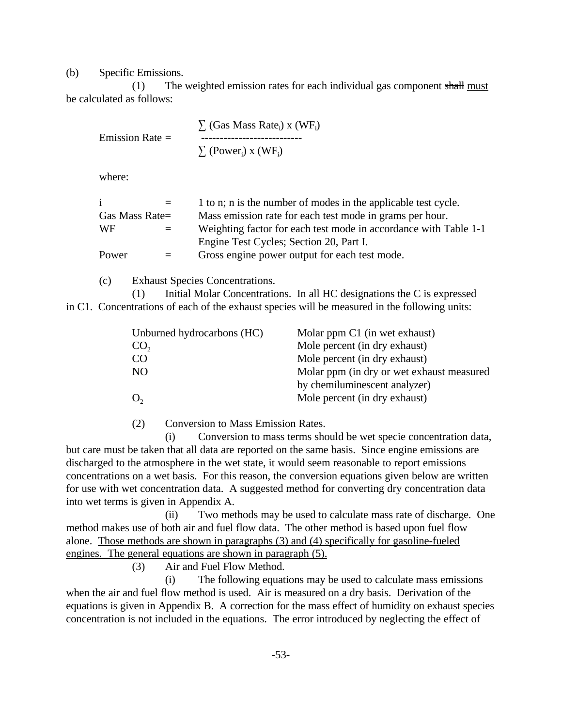(b) Specific Emissions.

(1) The weighted emission rates for each individual gas component ~~shall~~ <u>must</u> be calculated as follows:

$$\text{Emission Rate} = \frac{\sum (\text{Gas Mass Rate}_i) \times (WF_i)}{\sum (\text{Power}_i) \times (WF_i)}$$

where:

| | | |
|---|---|---|
| i | = | 1 to n; n is the number of modes in the applicable test cycle. |
| Gas Mass Rate | = | Mass emission rate for each test mode in grams per hour. |
| WF | = | Weighting factor for each test mode in accordance with Table 1-1 Engine Test Cycles; Section 20, Part I. |
| Power | = | Gross engine power output for each test mode. |

(c) Exhaust Species Concentrations.

(1) Initial Molar Concentrations. In all HC designations the C is expressed in C1. Concentrations of each of the exhaust species will be measured in the following units:

| | |
|---|---|
| Unburned hydrocarbons (HC) | Molar ppm C1 (in wet exhaust) |
| $CO_2$ | Mole percent (in dry exhaust) |
| CO | Mole percent (in dry exhaust) |
| NO | Molar ppm (in dry or wet exhaust measured by chemiluminescent analyzer) |
| $O_2$ | Mole percent (in dry exhaust) |

(2) Conversion to Mass Emission Rates.

(i) Conversion to mass terms should be wet specie concentration data, but care must be taken that all data are reported on the same basis. Since engine emissions are discharged to the atmosphere in the wet state, it would seem reasonable to report emissions concentrations on a wet basis. For this reason, the conversion equations given below are written for use with wet concentration data. A suggested method for converting dry concentration data into wet terms is given in Appendix A.

(ii) Two methods may be used to calculate mass rate of discharge. One method makes use of both air and fuel flow data. The other method is based upon fuel flow alone. <u>Those methods are shown in paragraphs (3) and (4) specifically for gasoline-fueled engines. The general equations are shown in paragraph (5).</u>

(3) Air and Fuel Flow Method.

(i) The following equations may be used to calculate mass emissions when the air and fuel flow method is used. Air is measured on a dry basis. Derivation of the equations is given in Appendix B. A correction for the mass effect of humidity on exhaust species concentration is not included in the equations. The error introduced by neglecting the effect of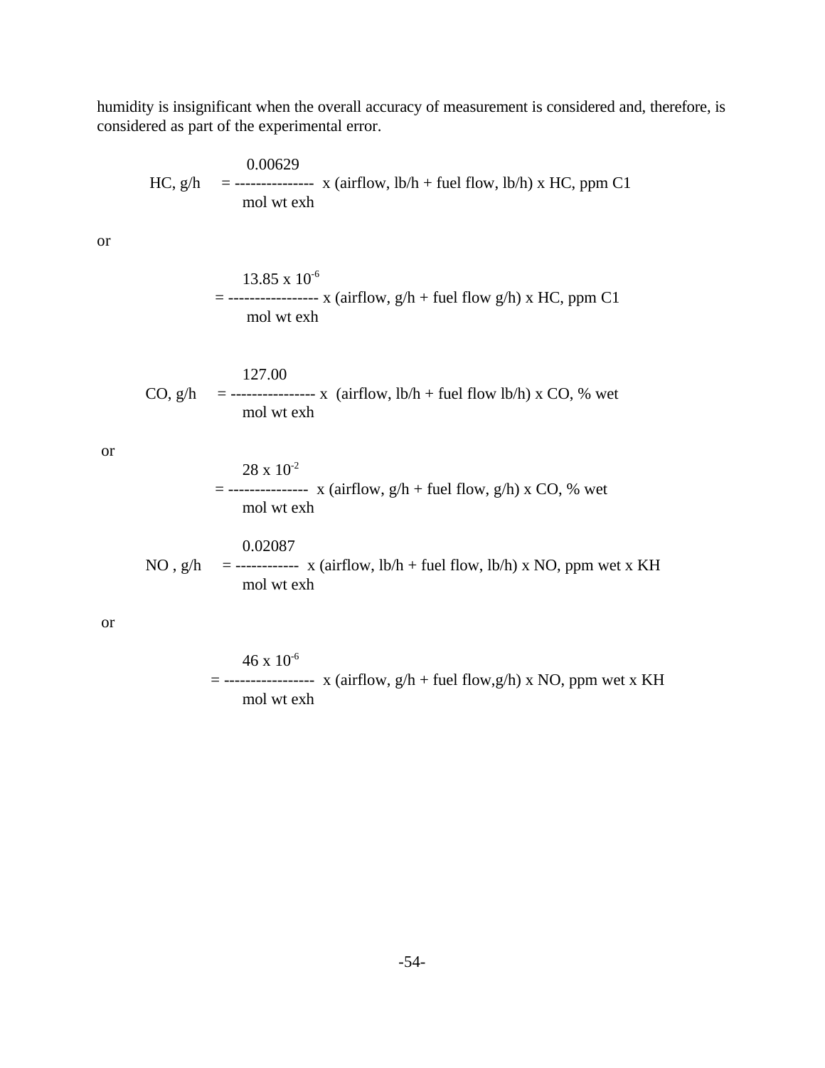humidity is insignificant when the overall accuracy of measurement is considered and, therefore, is considered as part of the experimental error.

$$\text{HC, g/h} = \frac{0.00629}{\text{mol wt exh}} \times (\text{airflow, lb/h} + \text{fuel flow, lb/h}) \times \text{HC, ppm C1}$$

or

$$= \frac{13.85 \times 10^{-6}}{\text{mol wt exh}} \times (\text{airflow, g/h} + \text{fuel flow g/h}) \times \text{HC, ppm C1}$$

$$\text{CO, g/h} = \frac{127.00}{\text{mol wt exh}} \times (\text{airflow, lb/h} + \text{fuel flow lb/h}) \times \text{CO, \% wet}$$

or

$$= \frac{28 \times 10^{-2}}{\text{mol wt exh}} \times (\text{airflow, g/h} + \text{fuel flow, g/h}) \times \text{CO, \% wet}$$

$$\text{NO , g/h} = \frac{0.02087}{\text{mol wt exh}} \times (\text{airflow, lb/h} + \text{fuel flow, lb/h}) \times \text{NO, ppm wet} \times \text{KH}$$

or

$$= \frac{46 \times 10^{-6}}{\text{mol wt exh}} \times (\text{airflow, g/h} + \text{fuel flow,g/h}) \times \text{NO, ppm wet} \times \text{KH}$$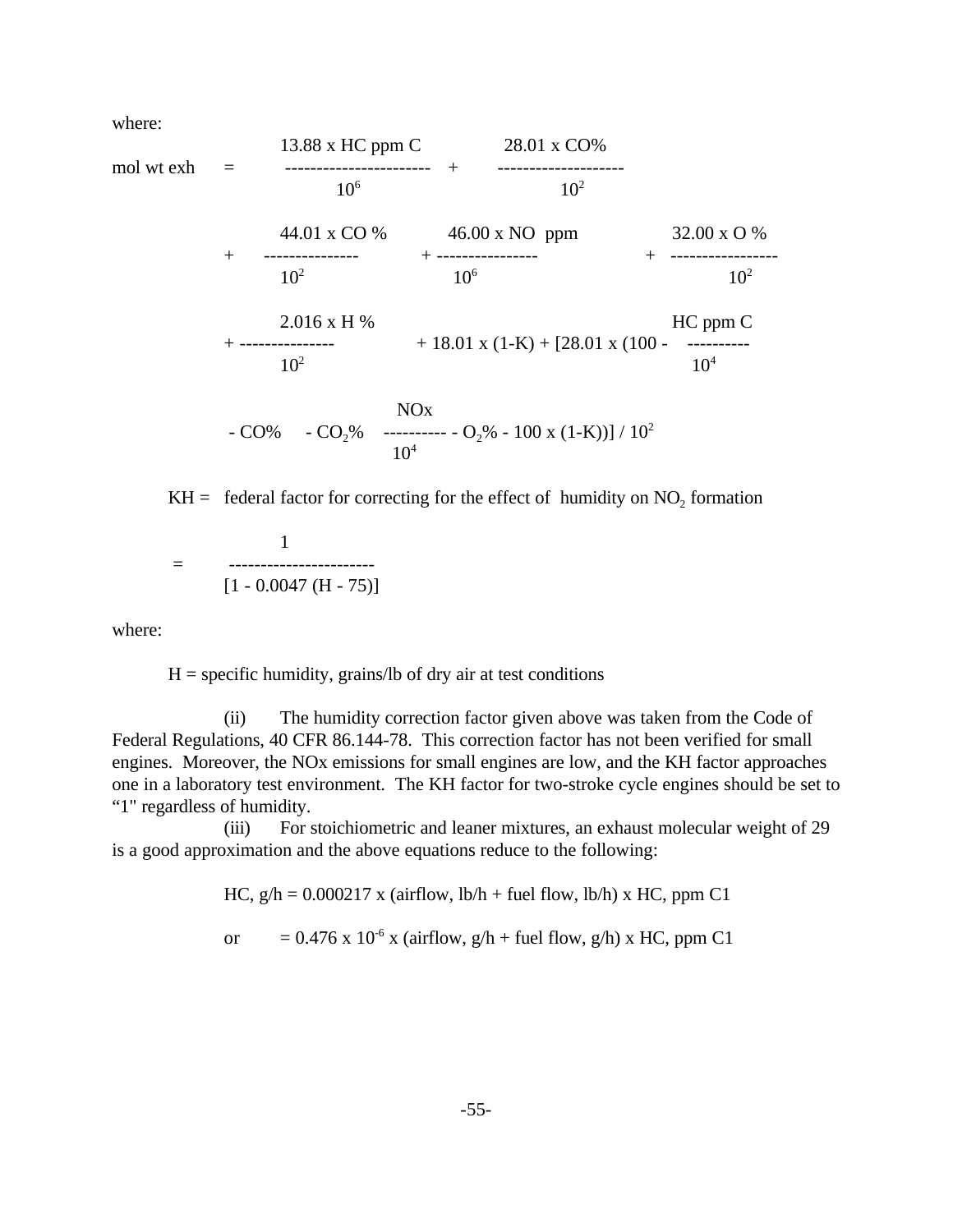where:

$$\text{mol wt exh} = \frac{13.88 \times \text{HC ppm C}}{10^6} + \frac{28.01 \times \text{CO\%}}{10^2}$$

$$+ \frac{44.01 \times \text{CO \%}}{10^2} + \frac{46.00 \times \text{NO ppm}}{10^6} + \frac{32.00 \times \text{O \%}}{10^2}$$

$$+ \frac{2.016 \times \text{H \%}}{10^2} + 18.01 \times (1\text{-K}) + [28.01 \times (100 - \frac{\text{HC ppm C}}{10^4}$$

$$- \text{CO\%} \quad - CO_2\% \quad \frac{\text{NOx}}{10^4} - O_2\% - 100 \times (1\text{-K}))] / 10^2$$

KH = federal factor for correcting for the effect of humidity on $NO_2$ formation

$$= \frac{1}{[1 - 0.0047 (H - 75)]}$$

where:

H = specific humidity, grains/lb of dry air at test conditions

(ii) The humidity correction factor given above was taken from the Code of Federal Regulations, 40 CFR 86.144-78. This correction factor has not been verified for small engines. Moreover, the NOx emissions for small engines are low, and the KH factor approaches one in a laboratory test environment. The KH factor for two-stroke cycle engines should be set to "1" regardless of humidity.

(iii) For stoichiometric and leaner mixtures, an exhaust molecular weight of 29 is a good approximation and the above equations reduce to the following:

HC, g/h = 0.000217 x (airflow, lb/h + fuel flow, lb/h) x HC, ppm C1

or $= 0.476 \times 10^{-6}$ x (airflow, g/h + fuel flow, g/h) x HC, ppm C1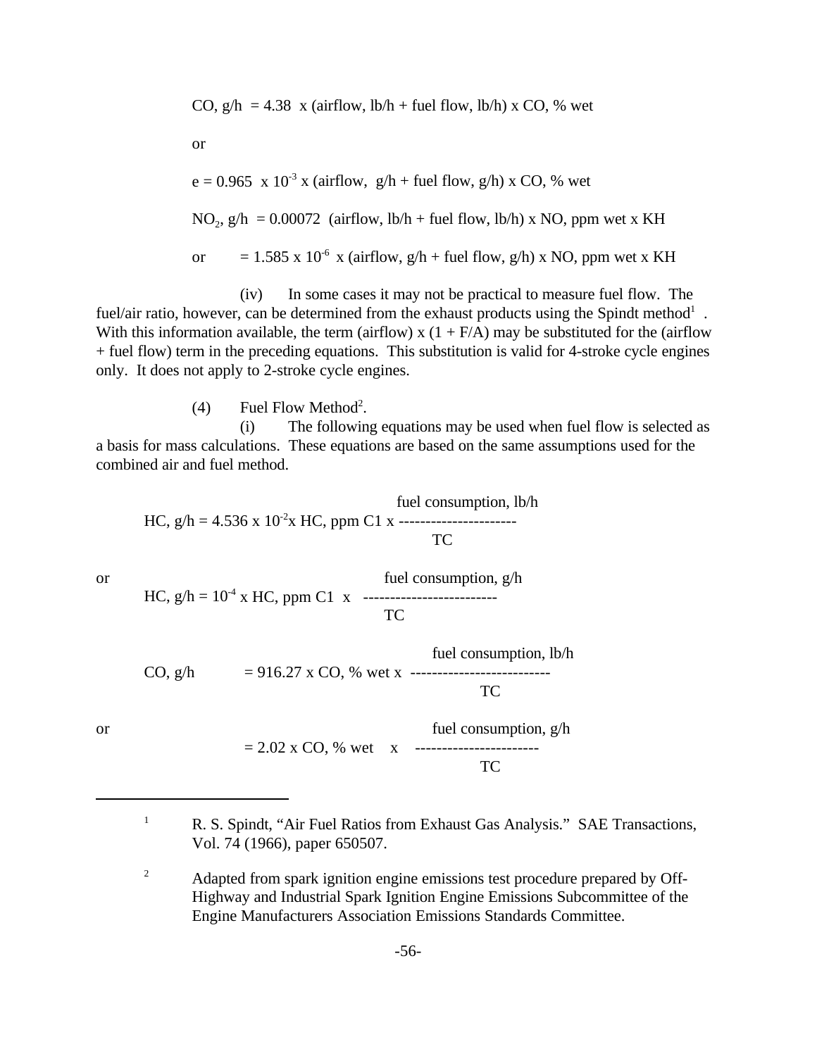$$\text{CO, g/h} = 4.38 \times (\text{airflow, lb/h} + \text{fuel flow, lb/h}) \times \text{CO, \% wet}$$

or

$$e = 0.965 \times 10^{-3} \times (\text{airflow, g/h} + \text{fuel flow, g/h}) \times \text{CO, \% wet}$$

$$NO_2\text{, g/h} = 0.00072 \ (\text{airflow, lb/h} + \text{fuel flow, lb/h}) \times \text{NO, ppm wet} \times \text{KH}$$

or $$= 1.585 \times 10^{-6} \times (\text{airflow, g/h} + \text{fuel flow, g/h}) \times \text{NO, ppm wet} \times \text{KH}$$

(iv) In some cases it may not be practical to measure fuel flow. The fuel/air ratio, however, can be determined from the exhaust products using the Spindt method[1]. With this information available, the term (airflow) x (1 + F/A) may be substituted for the (airflow + fuel flow) term in the preceding equations. This substitution is valid for 4-stroke cycle engines only. It does not apply to 2-stroke cycle engines.

(4) Fuel Flow Method[2].

(i) The following equations may be used when fuel flow is selected as a basis for mass calculations. These equations are based on the same assumptions used for the combined air and fuel method.

$$\text{HC, g/h} = 4.536 \times 10^{-2} \times \text{HC, ppm C1} \times \frac{\text{fuel consumption, lb/h}}{\text{TC}}$$

or

$$\text{HC, g/h} = 10^{-4} \times \text{HC, ppm C1} \times \frac{\text{fuel consumption, g/h}}{\text{TC}}$$

$$\text{CO, g/h} = 916.27 \times \text{CO, \% wet} \times \frac{\text{fuel consumption, lb/h}}{\text{TC}}$$

or

$$= 2.02 \times \text{CO, \% wet} \times \frac{\text{fuel consumption, g/h}}{\text{TC}}$$

---

[1] R. S. Spindt, "Air Fuel Ratios from Exhaust Gas Analysis." SAE Transactions, Vol. 74 (1966), paper 650507.

[2] Adapted from spark ignition engine emissions test procedure prepared by Off-Highway and Industrial Spark Ignition Engine Emissions Subcommittee of the Engine Manufacturers Association Emissions Standards Committee.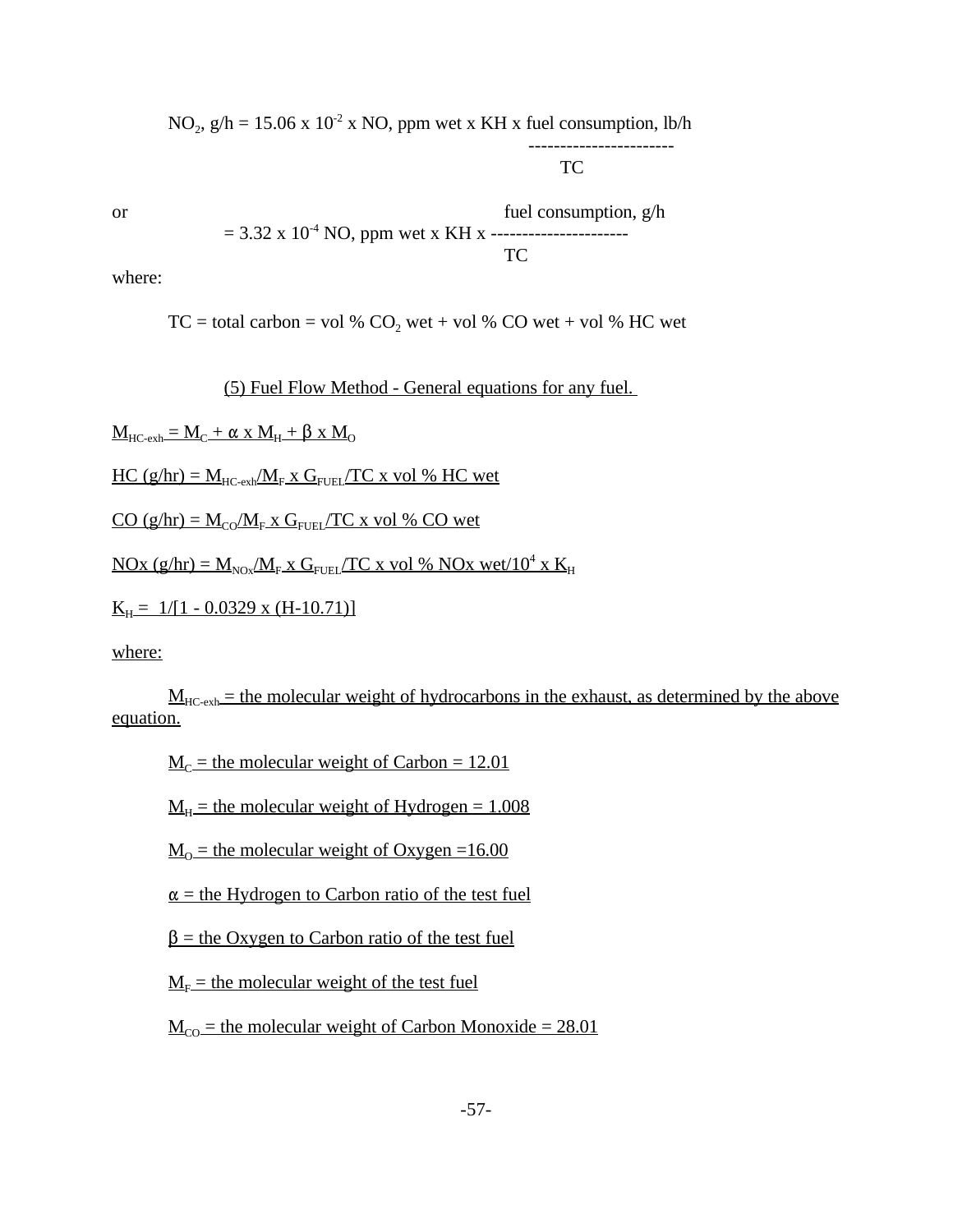$$NO_2\text{, g/h} = 15.06 \times 10^{-2} \times \text{NO, ppm wet} \times \text{KH} \times \frac{\text{fuel consumption, lb/h}}{\text{TC}}$$

or

$$= 3.32 \times 10^{-4}\ \text{NO, ppm wet} \times \text{KH} \times \frac{\text{fuel consumption, g/h}}{\text{TC}}$$

where:

TC = total carbon = vol % $CO_2$ wet + vol % CO wet + vol % HC wet

(5) Fuel Flow Method - General equations for any fuel.

$M_{HC\text{-}exh} = M_C + \alpha \times M_H + \beta \times M_O$

HC (g/hr) = $M_{HC\text{-}exh}/M_F \times G_{FUEL}/TC \times$ vol % HC wet

CO (g/hr) = $M_{CO}/M_F \times G_{FUEL}/TC \times$ vol % CO wet

NOx (g/hr) = $M_{NOx}/M_F \times G_{FUEL}/TC \times$ vol % NOx wet$/10^4 \times K_H$

$K_H = 1/[1 - 0.0329 \times (H\text{-}10.71)]$

where:

$M_{HC\text{-}exh}$ = the molecular weight of hydrocarbons in the exhaust, as determined by the above equation.

$M_C$ = the molecular weight of Carbon = 12.01

$M_H$ = the molecular weight of Hydrogen = 1.008

$M_O$ = the molecular weight of Oxygen =16.00

$\alpha$ = the Hydrogen to Carbon ratio of the test fuel

$\beta$ = the Oxygen to Carbon ratio of the test fuel

$M_F$ = the molecular weight of the test fuel

$M_{CO}$ = the molecular weight of Carbon Monoxide = 28.01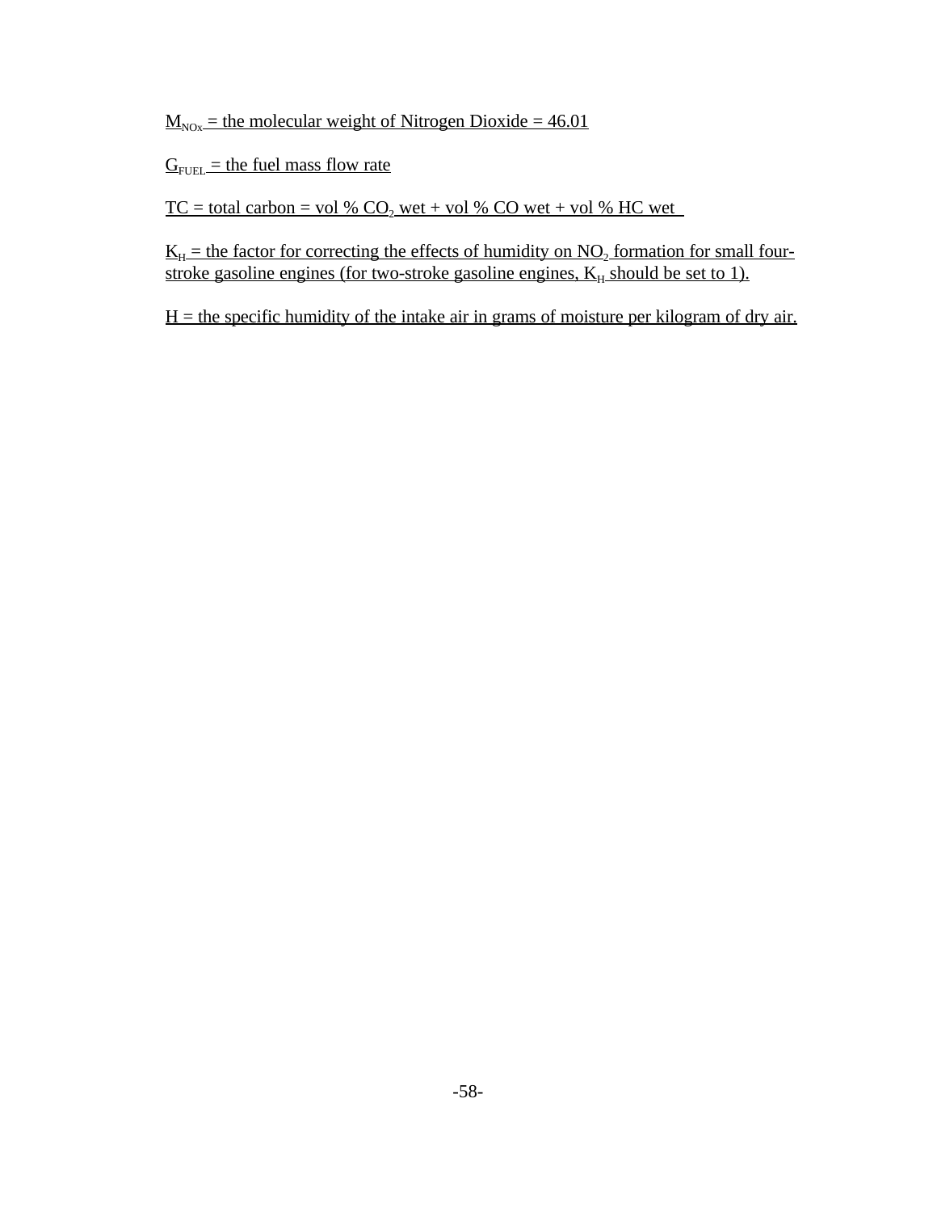$M_{NOx}$ = the molecular weight of Nitrogen Dioxide = 46.01

$G_{FUEL}$ = the fuel mass flow rate

TC = total carbon = vol % $CO_2$ wet + vol % CO wet + vol % HC wet

$K_H$ = the factor for correcting the effects of humidity on $NO_2$ formation for small four-stroke gasoline engines (for two-stroke gasoline engines, $K_H$ should be set to 1).

H = the specific humidity of the intake air in grams of moisture per kilogram of dry air.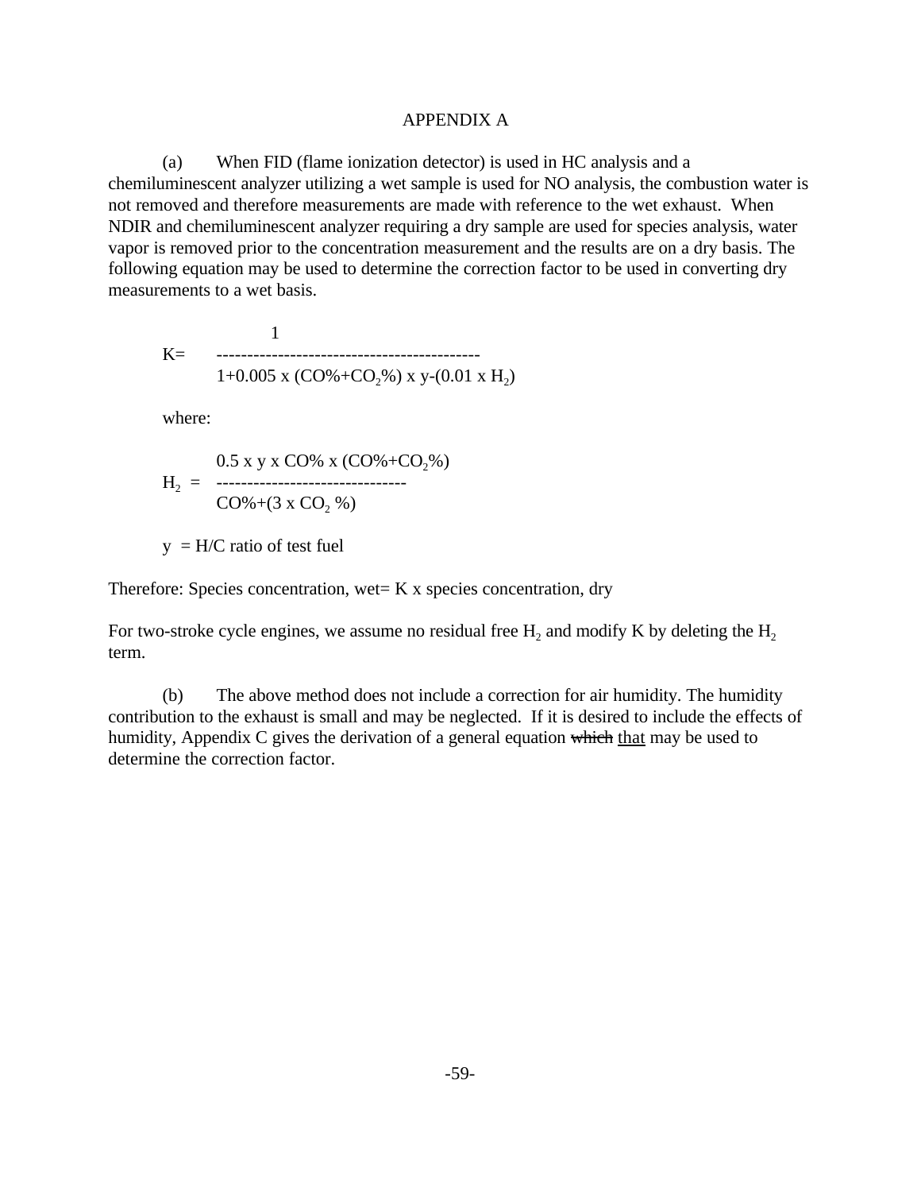# APPENDIX A

(a) When FID (flame ionization detector) is used in HC analysis and a chemiluminescent analyzer utilizing a wet sample is used for NO analysis, the combustion water is not removed and therefore measurements are made with reference to the wet exhaust. When NDIR and chemiluminescent analyzer requiring a dry sample are used for species analysis, water vapor is removed prior to the concentration measurement and the results are on a dry basis. The following equation may be used to determine the correction factor to be used in converting dry measurements to a wet basis.

$$K = \frac{1}{1 + 0.005 \times (CO\% + CO_2\%) \times y - (0.01 \times H_2)}$$

where:

$$H_2 = \frac{0.5 \times y \times CO\% \times (CO\% + CO_2\%)}{CO\% + (3 \times CO_2\%)}$$

$y$ = H/C ratio of test fuel

Therefore: Species concentration, wet= K x species concentration, dry

For two-stroke cycle engines, we assume no residual free $H_2$ and modify K by deleting the $H_2$ term.

(b) The above method does not include a correction for air humidity. The humidity contribution to the exhaust is small and may be neglected. If it is desired to include the effects of humidity, Appendix C gives the derivation of a general equation ~~which~~ <u>that</u> may be used to determine the correction factor.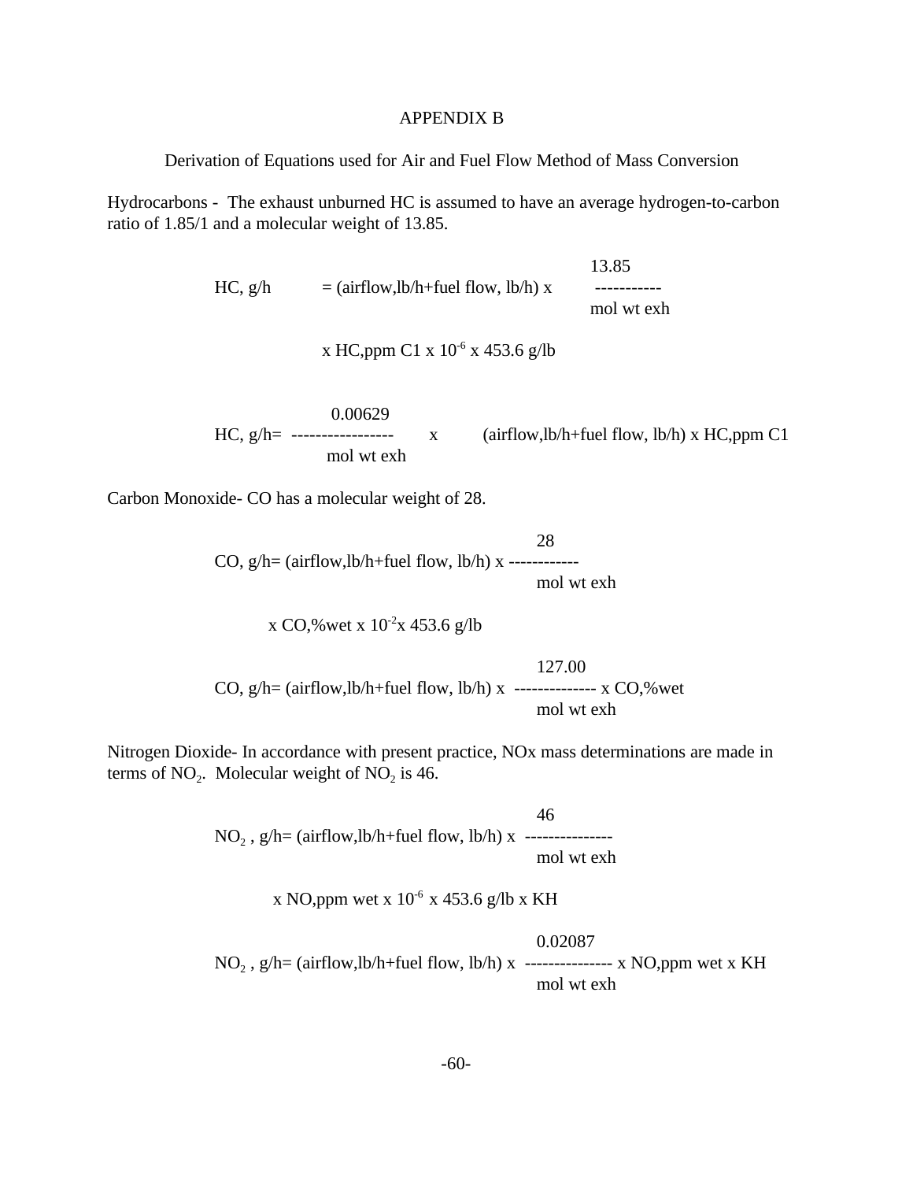# APPENDIX B

## Derivation of Equations used for Air and Fuel Flow Method of Mass Conversion

Hydrocarbons - The exhaust unburned HC is assumed to have an average hydrogen-to-carbon ratio of 1.85/1 and a molecular weight of 13.85.

$$\text{HC, g/h} = (\text{airflow,lb/h} + \text{fuel flow, lb/h}) \times \frac{13.85}{\text{mol wt exh}} \times \text{HC,ppm C1} \times 10^{-6} \times 453.6 \text{ g/lb}$$

$$\text{HC, g/h} = \frac{0.00629}{\text{mol wt exh}} \times (\text{airflow,lb/h} + \text{fuel flow, lb/h}) \times \text{HC,ppm C1}$$

Carbon Monoxide- CO has a molecular weight of 28.

$$\text{CO, g/h} = (\text{airflow,lb/h} + \text{fuel flow, lb/h}) \times \frac{28}{\text{mol wt exh}} \times \text{CO,\%wet} \times 10^{-2} \times 453.6 \text{ g/lb}$$

$$\text{CO, g/h} = (\text{airflow,lb/h} + \text{fuel flow, lb/h}) \times \frac{127.00}{\text{mol wt exh}} \times \text{CO,\%wet}$$

Nitrogen Dioxide- In accordance with present practice, NOx mass determinations are made in terms of $NO_2$. Molecular weight of $NO_2$ is 46.

$$NO_2\text{, g/h} = (\text{airflow,lb/h} + \text{fuel flow, lb/h}) \times \frac{46}{\text{mol wt exh}} \times \text{NO,ppm wet} \times 10^{-6} \times 453.6 \text{ g/lb} \times \text{KH}$$

$$NO_2\text{, g/h} = (\text{airflow,lb/h} + \text{fuel flow, lb/h}) \times \frac{0.02087}{\text{mol wt exh}} \times \text{NO,ppm wet} \times \text{KH}$$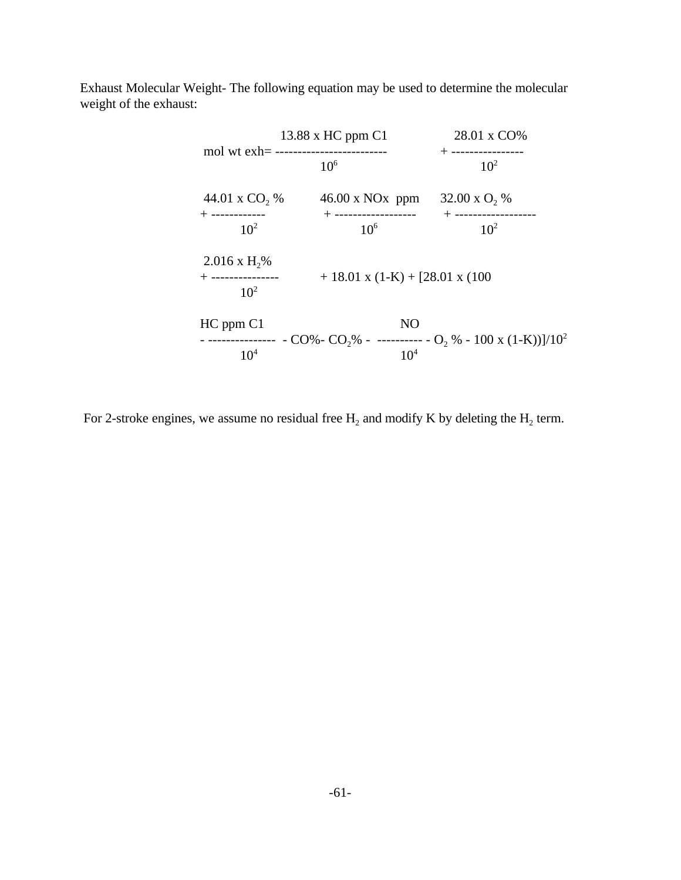Exhaust Molecular Weight- The following equation may be used to determine the molecular weight of the exhaust:

$$\text{mol wt exh} = \frac{13.88 \times \text{HC ppm C1}}{10^6} + \frac{28.01 \times \text{CO\%}}{10^2} + \frac{44.01 \times CO_2\,\%}{10^2} + \frac{46.00 \times \text{NOx ppm}}{10^6} + \frac{32.00 \times O_2\,\%}{10^2}$$

$$+ \frac{2.016 \times H_2\%}{10^2} + 18.01 \times (1-K) + [28.01 \times (100$$

$$- \frac{\text{HC ppm C1}}{10^4} - \text{CO\%} - CO_2\% - \frac{\text{NO}}{10^4} - O_2\,\% - 100 \times (1-K))]/10^2$$

For 2-stroke engines, we assume no residual free $H_2$ and modify K by deleting the $H_2$ term.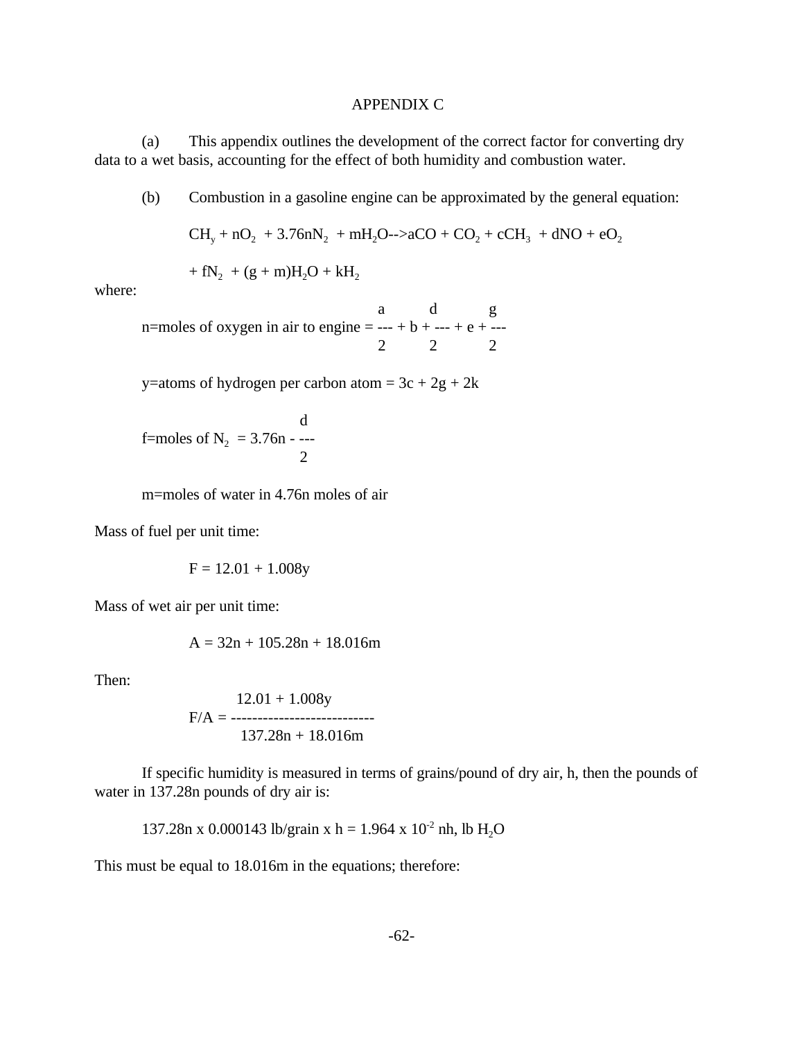APPENDIX C

(a) This appendix outlines the development of the correct factor for converting dry data to a wet basis, accounting for the effect of both humidity and combustion water.

(b) Combustion in a gasoline engine can be approximated by the general equation:

$$CH_y + nO_2 + 3.76nN_2 + mH_2O \rightarrow aCO + CO_2 + cCH_3 + dNO + eO_2$$

$$+ fN_2 + (g + m)H_2O + kH_2$$

where:

$$n = \text{moles of oxygen in air to engine} = \frac{a}{2} + b + \frac{d}{2} + e + \frac{g}{2}$$

$$y = \text{atoms of hydrogen per carbon atom} = 3c + 2g + 2k$$

$$f = \text{moles of } N_2 = 3.76n - \frac{d}{2}$$

$m$=moles of water in 4.76n moles of air

Mass of fuel per unit time:

$$F = 12.01 + 1.008y$$

Mass of wet air per unit time:

$$A = 32n + 105.28n + 18.016m$$

Then:

$$F/A = \frac{12.01 + 1.008y}{137.28n + 18.016m}$$

If specific humidity is measured in terms of grains/pound of dry air, h, then the pounds of water in 137.28n pounds of dry air is:

$$137.28n \times 0.000143 \text{ lb/grain} \times h = 1.964 \times 10^{-2} \text{ nh, lb } H_2O$$

This must be equal to 18.016m in the equations; therefore: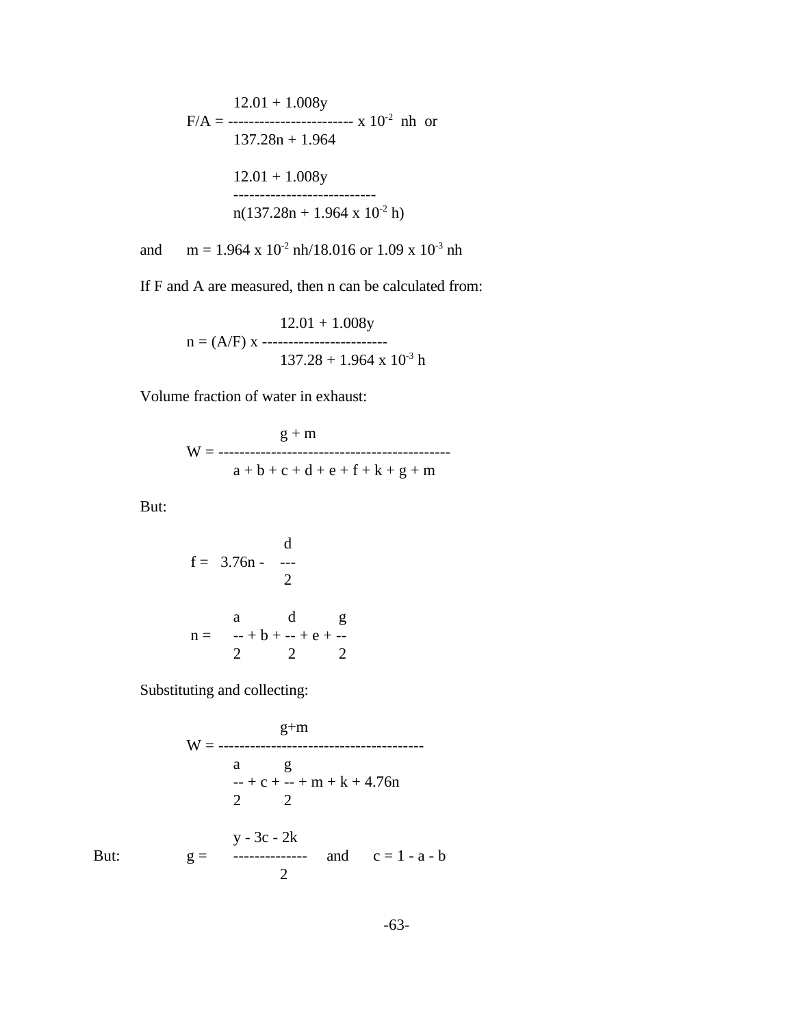$$F/A = \frac{12.01 + 1.008y}{137.28n + 1.964} \times 10^{-2} \text{ nh or}$$

$$\frac{12.01 + 1.008y}{n(137.28n + 1.964 \times 10^{-2} \text{ h})}$$

and $m = 1.964 \times 10^{-2}$ nh/18.016 or $1.09 \times 10^{-3}$ nh

If F and A are measured, then n can be calculated from:

$$n = (A/F) \times \frac{12.01 + 1.008y}{137.28 + 1.964 \times 10^{-3} \text{ h}}$$

Volume fraction of water in exhaust:

$$W = \frac{g + m}{a + b + c + d + e + f + k + g + m}$$

But:

$$f = 3.76n - \frac{d}{2}$$

$$n = \frac{a}{2} + b + \frac{d}{2} + e + \frac{g}{2}$$

Substituting and collecting:

$$W = \frac{g+m}{\frac{a}{2} + c + \frac{g}{2} + m + k + 4.76n}$$

But: $$g = \frac{y - 3c - 2k}{2} \quad \text{and} \quad c = 1 - a - b$$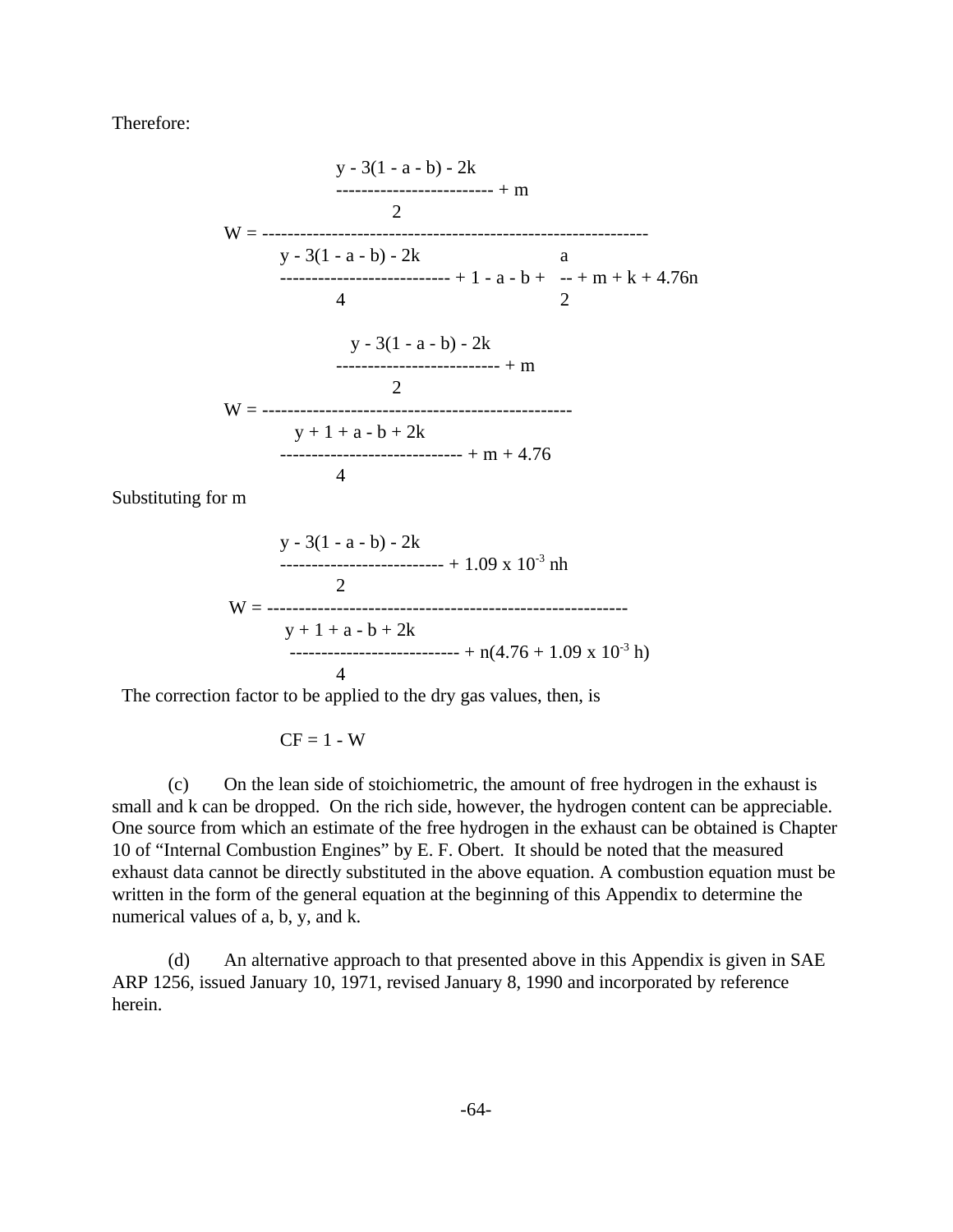Therefore:

$$W = \frac{\dfrac{y - 3(1 - a - b) - 2k}{2} + m}{\dfrac{y - 3(1 - a - b) - 2k}{4} + 1 - a - b + \dfrac{a}{2} + m + k + 4.76n}$$

$$W = \frac{\dfrac{y - 3(1 - a - b) - 2k}{2} + m}{\dfrac{y + 1 + a - b + 2k}{4} + m + 4.76}$$

Substituting for m

$$W = \frac{\dfrac{y - 3(1 - a - b) - 2k}{2} + 1.09 \times 10^{-3}\, nh}{\dfrac{y + 1 + a - b + 2k}{4} + n(4.76 + 1.09 \times 10^{-3}\, h)}$$

The correction factor to be applied to the dry gas values, then, is

$$CF = 1 - W$$

(c) On the lean side of stoichiometric, the amount of free hydrogen in the exhaust is small and k can be dropped. On the rich side, however, the hydrogen content can be appreciable. One source from which an estimate of the free hydrogen in the exhaust can be obtained is Chapter 10 of "Internal Combustion Engines" by E. F. Obert. It should be noted that the measured exhaust data cannot be directly substituted in the above equation. A combustion equation must be written in the form of the general equation at the beginning of this Appendix to determine the numerical values of a, b, y, and k.

(d) An alternative approach to that presented above in this Appendix is given in SAE ARP 1256, issued January 10, 1971, revised January 8, 1990 and incorporated by reference herein.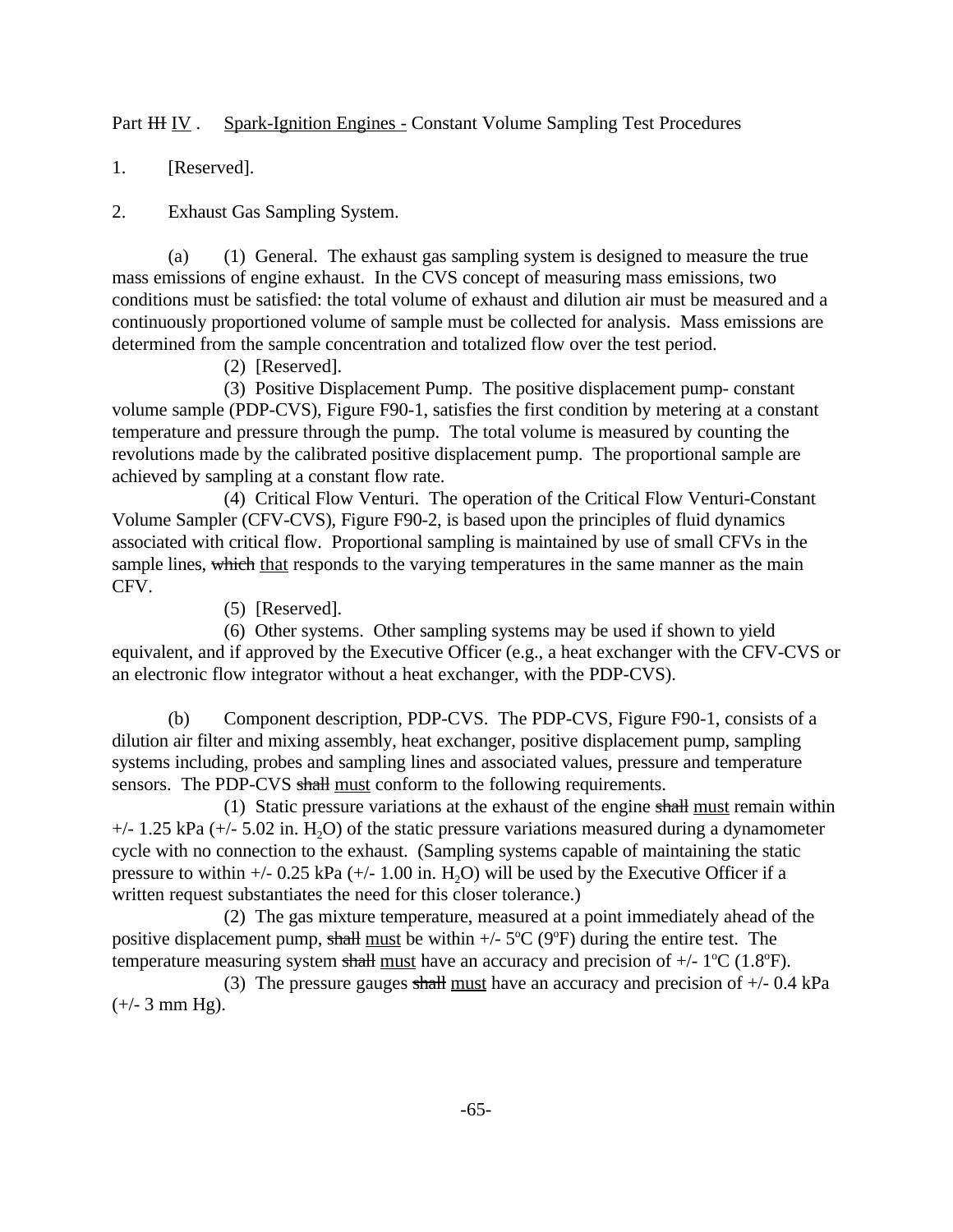Part ~~III~~ <u>IV</u> . <u>Spark-Ignition Engines -</u> Constant Volume Sampling Test Procedures

1. [Reserved].

2. Exhaust Gas Sampling System.

(a) (1) General. The exhaust gas sampling system is designed to measure the true mass emissions of engine exhaust. In the CVS concept of measuring mass emissions, two conditions must be satisfied: the total volume of exhaust and dilution air must be measured and a continuously proportioned volume of sample must be collected for analysis. Mass emissions are determined from the sample concentration and totalized flow over the test period.

(2) [Reserved].

(3) Positive Displacement Pump. The positive displacement pump- constant volume sample (PDP-CVS), Figure F90-1, satisfies the first condition by metering at a constant temperature and pressure through the pump. The total volume is measured by counting the revolutions made by the calibrated positive displacement pump. The proportional sample are achieved by sampling at a constant flow rate.

(4) Critical Flow Venturi. The operation of the Critical Flow Venturi-Constant Volume Sampler (CFV-CVS), Figure F90-2, is based upon the principles of fluid dynamics associated with critical flow. Proportional sampling is maintained by use of small CFVs in the sample lines, ~~which~~ <u>that</u> responds to the varying temperatures in the same manner as the main CFV.

(5) [Reserved].

(6) Other systems. Other sampling systems may be used if shown to yield equivalent, and if approved by the Executive Officer (e.g., a heat exchanger with the CFV-CVS or an electronic flow integrator without a heat exchanger, with the PDP-CVS).

(b) Component description, PDP-CVS. The PDP-CVS, Figure F90-1, consists of a dilution air filter and mixing assembly, heat exchanger, positive displacement pump, sampling systems including, probes and sampling lines and associated values, pressure and temperature sensors. The PDP-CVS ~~shall~~ <u>must</u> conform to the following requirements.

(1) Static pressure variations at the exhaust of the engine ~~shall~~ <u>must</u> remain within +/- 1.25 kPa (+/- 5.02 in. $H_2O$) of the static pressure variations measured during a dynamometer cycle with no connection to the exhaust. (Sampling systems capable of maintaining the static pressure to within +/- 0.25 kPa (+/- 1.00 in. $H_2O$) will be used by the Executive Officer if a written request substantiates the need for this closer tolerance.)

(2) The gas mixture temperature, measured at a point immediately ahead of the positive displacement pump, ~~shall~~ <u>must</u> be within +/- 5°C (9°F) during the entire test. The temperature measuring system ~~shall~~ <u>must</u> have an accuracy and precision of +/- 1°C (1.8°F).

(3) The pressure gauges ~~shall~~ <u>must</u> have an accuracy and precision of +/- 0.4 kPa (+/- 3 mm Hg).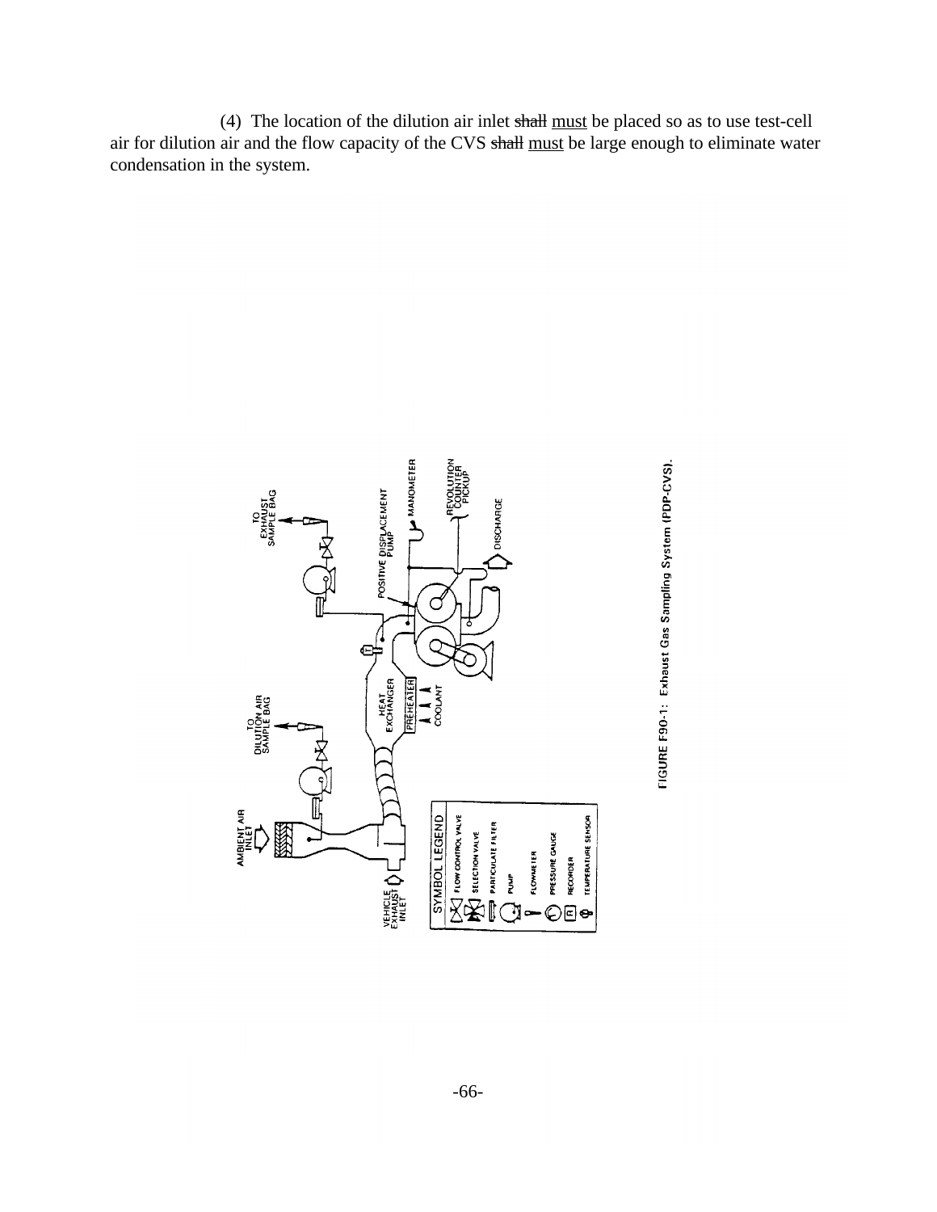(4) The location of the dilution air inlet ~~shall~~ must be placed so as to use test-cell air for dilution air and the flow capacity of the CVS ~~shall~~ must be large enough to eliminate water condensation in the system.

FIGURE F90-1: Exhaust Gas Sampling System (PDP-CVS).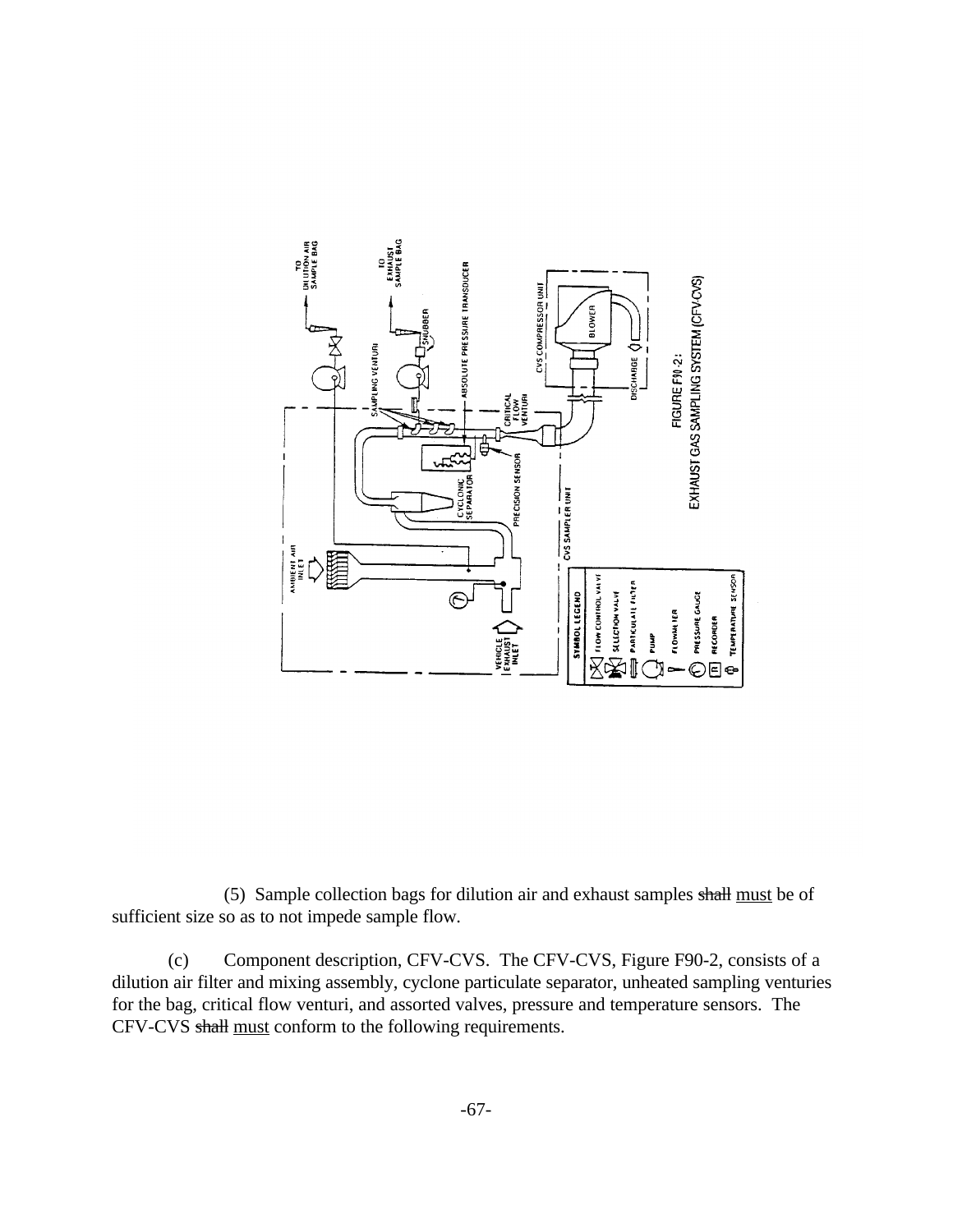FIGURE F90-2:
EXHAUST GAS SAMPLING SYSTEM (CFV-CVS)

(5) Sample collection bags for dilution air and exhaust samples ~~shall~~ must be of sufficient size so as to not impede sample flow.

(c) Component description, CFV-CVS. The CFV-CVS, Figure F90-2, consists of a dilution air filter and mixing assembly, cyclone particulate separator, unheated sampling venturies for the bag, critical flow venturi, and assorted valves, pressure and temperature sensors. The CFV-CVS ~~shall~~ must conform to the following requirements.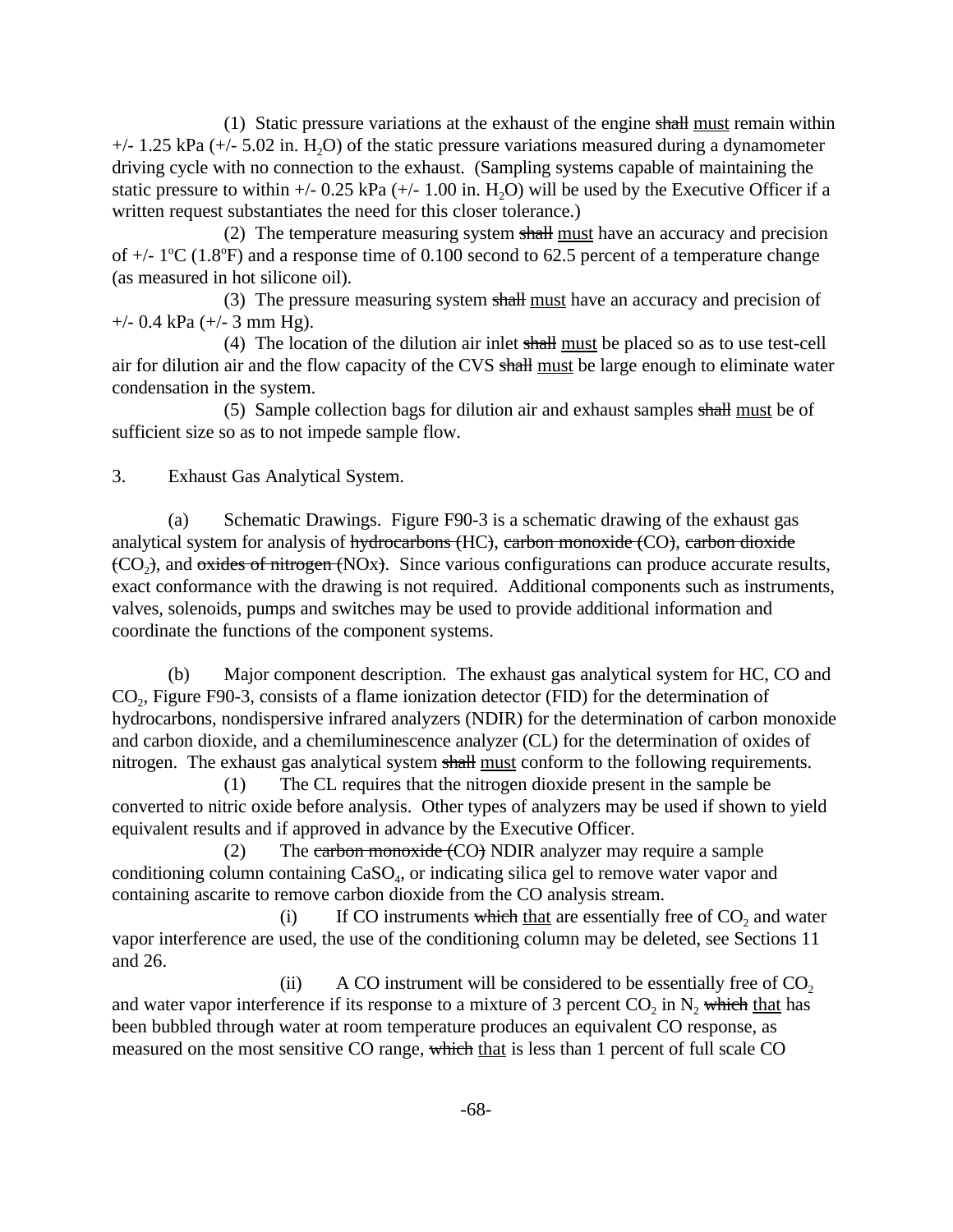(1) Static pressure variations at the exhaust of the engine ~~shall~~ <u>must</u> remain within +/- 1.25 kPa (+/- 5.02 in. $H_2O$) of the static pressure variations measured during a dynamometer driving cycle with no connection to the exhaust. (Sampling systems capable of maintaining the static pressure to within +/- 0.25 kPa (+/- 1.00 in. $H_2O$) will be used by the Executive Officer if a written request substantiates the need for this closer tolerance.)

(2) The temperature measuring system ~~shall~~ <u>must</u> have an accuracy and precision of +/- 1ºC (1.8ºF) and a response time of 0.100 second to 62.5 percent of a temperature change (as measured in hot silicone oil).

(3) The pressure measuring system ~~shall~~ <u>must</u> have an accuracy and precision of +/- 0.4 kPa (+/- 3 mm Hg).

(4) The location of the dilution air inlet ~~shall~~ <u>must</u> be placed so as to use test-cell air for dilution air and the flow capacity of the CVS ~~shall~~ <u>must</u> be large enough to eliminate water condensation in the system.

(5) Sample collection bags for dilution air and exhaust samples ~~shall~~ <u>must</u> be of sufficient size so as to not impede sample flow.

3. Exhaust Gas Analytical System.

(a) Schematic Drawings. Figure F90-3 is a schematic drawing of the exhaust gas analytical system for analysis of ~~hydrocarbons (~~HC~~)~~, ~~carbon monoxide (~~CO~~)~~, ~~carbon dioxide (~~$CO_2$~~)~~, and ~~oxides of nitrogen (~~NOx~~)~~. Since various configurations can produce accurate results, exact conformance with the drawing is not required. Additional components such as instruments, valves, solenoids, pumps and switches may be used to provide additional information and coordinate the functions of the component systems.

(b) Major component description. The exhaust gas analytical system for HC, CO and $CO_2$, Figure F90-3, consists of a flame ionization detector (FID) for the determination of hydrocarbons, nondispersive infrared analyzers (NDIR) for the determination of carbon monoxide and carbon dioxide, and a chemiluminescence analyzer (CL) for the determination of oxides of nitrogen. The exhaust gas analytical system ~~shall~~ <u>must</u> conform to the following requirements.

(1) The CL requires that the nitrogen dioxide present in the sample be converted to nitric oxide before analysis. Other types of analyzers may be used if shown to yield equivalent results and if approved in advance by the Executive Officer.

(2) The ~~carbon monoxide (~~CO~~)~~ NDIR analyzer may require a sample conditioning column containing $CaSO_4$, or indicating silica gel to remove water vapor and containing ascarite to remove carbon dioxide from the CO analysis stream.

(i) If CO instruments ~~which~~ <u>that</u> are essentially free of $CO_2$ and water vapor interference are used, the use of the conditioning column may be deleted, see Sections 11 and 26.

(ii) A CO instrument will be considered to be essentially free of $CO_2$ and water vapor interference if its response to a mixture of 3 percent $CO_2$ in $N_2$ ~~which~~ <u>that</u> has been bubbled through water at room temperature produces an equivalent CO response, as measured on the most sensitive CO range, ~~which~~ <u>that</u> is less than 1 percent of full scale CO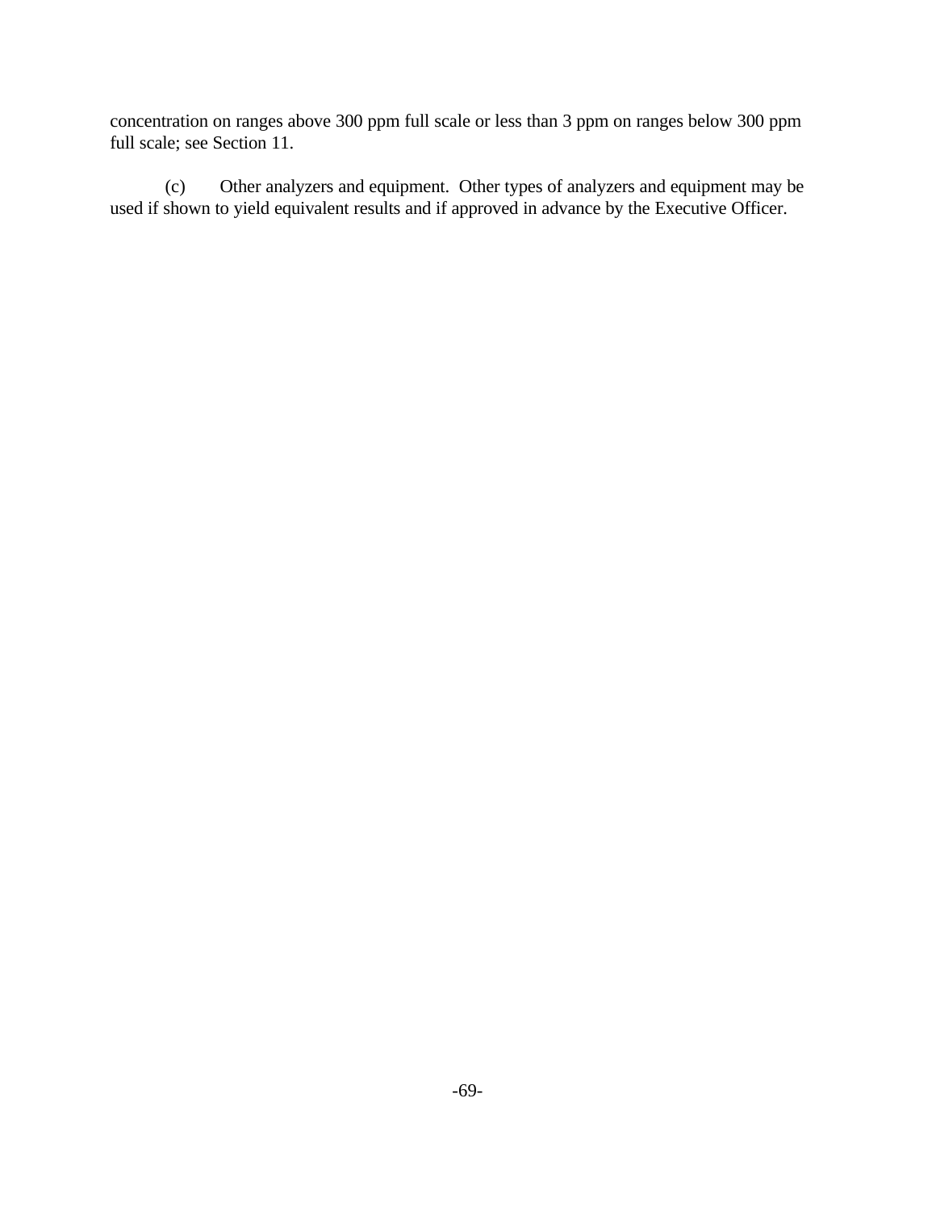concentration on ranges above 300 ppm full scale or less than 3 ppm on ranges below 300 ppm full scale; see Section 11.

(c) Other analyzers and equipment. Other types of analyzers and equipment may be used if shown to yield equivalent results and if approved in advance by the Executive Officer.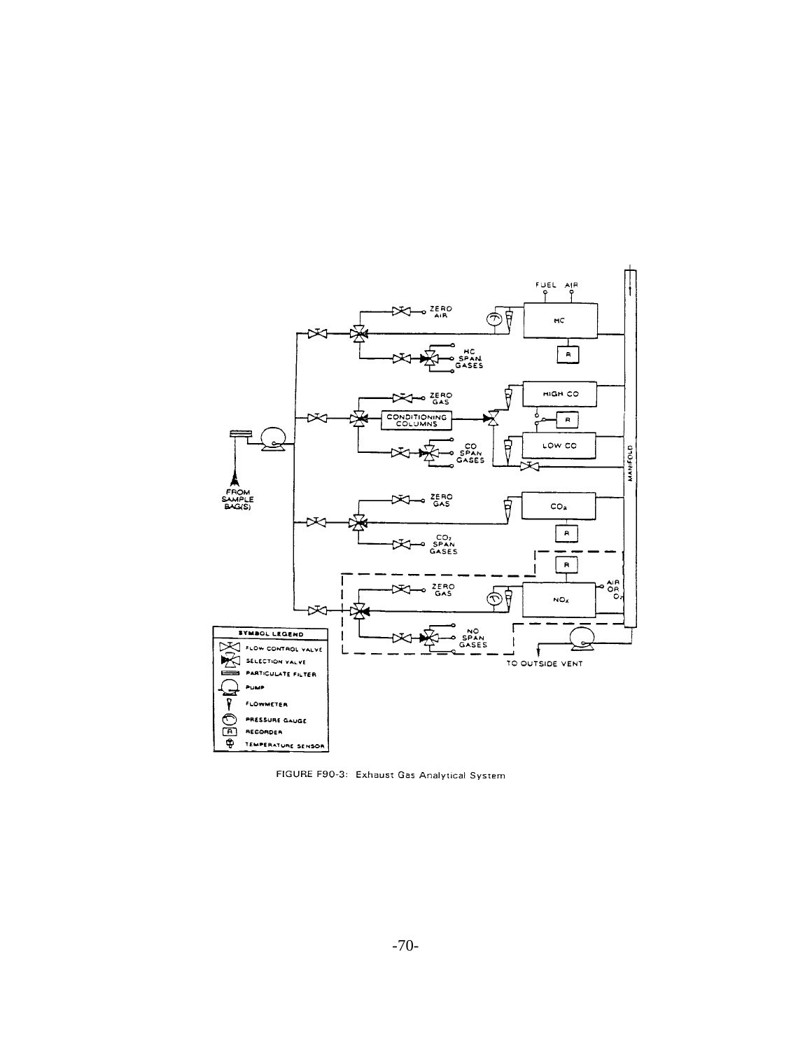FIGURE F90-3: Exhaust Gas Analytical System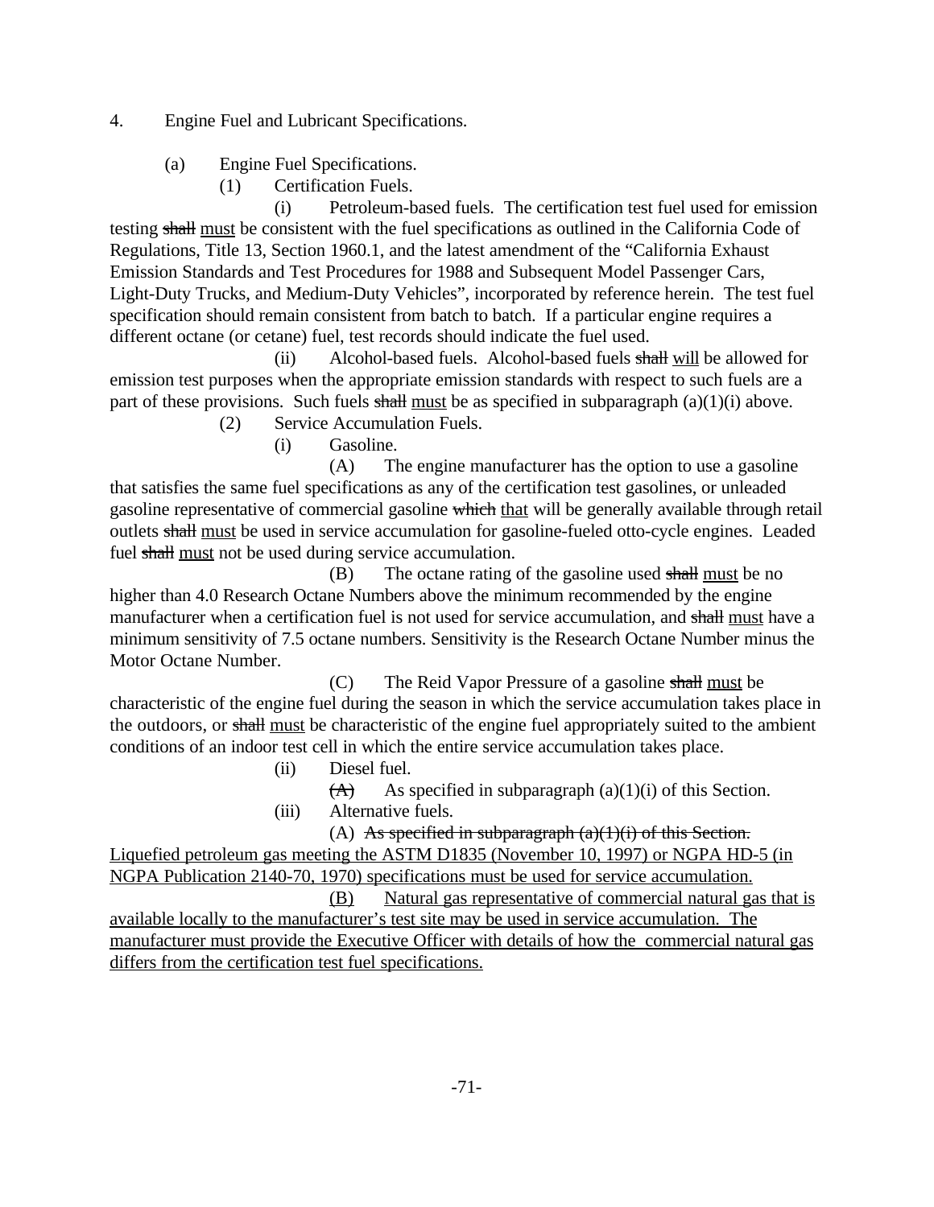4. Engine Fuel and Lubricant Specifications.

(a) Engine Fuel Specifications.

(1) Certification Fuels.

(i) Petroleum-based fuels. The certification test fuel used for emission testing ~~shall~~ <u>must</u> be consistent with the fuel specifications as outlined in the California Code of Regulations, Title 13, Section 1960.1, and the latest amendment of the "California Exhaust Emission Standards and Test Procedures for 1988 and Subsequent Model Passenger Cars, Light-Duty Trucks, and Medium-Duty Vehicles", incorporated by reference herein. The test fuel specification should remain consistent from batch to batch. If a particular engine requires a different octane (or cetane) fuel, test records should indicate the fuel used.

(ii) Alcohol-based fuels. Alcohol-based fuels ~~shall~~ <u>will</u> be allowed for emission test purposes when the appropriate emission standards with respect to such fuels are a part of these provisions. Such fuels ~~shall~~ <u>must</u> be as specified in subparagraph (a)(1)(i) above.

(2) Service Accumulation Fuels.

(i) Gasoline.

(A) The engine manufacturer has the option to use a gasoline that satisfies the same fuel specifications as any of the certification test gasolines, or unleaded gasoline representative of commercial gasoline ~~which~~ <u>that</u> will be generally available through retail outlets ~~shall~~ <u>must</u> be used in service accumulation for gasoline-fueled otto-cycle engines. Leaded fuel ~~shall~~ <u>must</u> not be used during service accumulation.

(B) The octane rating of the gasoline used ~~shall~~ <u>must</u> be no higher than 4.0 Research Octane Numbers above the minimum recommended by the engine manufacturer when a certification fuel is not used for service accumulation, and ~~shall~~ <u>must</u> have a minimum sensitivity of 7.5 octane numbers. Sensitivity is the Research Octane Number minus the Motor Octane Number.

(C) The Reid Vapor Pressure of a gasoline ~~shall~~ <u>must</u> be characteristic of the engine fuel during the season in which the service accumulation takes place in the outdoors, or ~~shall~~ <u>must</u> be characteristic of the engine fuel appropriately suited to the ambient conditions of an indoor test cell in which the entire service accumulation takes place.

(ii) Diesel fuel.

~~(A)~~ As specified in subparagraph (a)(1)(i) of this Section.

(iii) Alternative fuels.

(A) ~~As specified in subparagraph (a)(1)(i) of this Section.~~ <u>Liquefied petroleum gas meeting the ASTM D1835 (November 10, 1997) or NGPA HD-5 (in NGPA Publication 2140-70, 1970) specifications must be used for service accumulation.</u>

<u>(B) Natural gas representative of commercial natural gas that is available locally to the manufacturer's test site may be used in service accumulation. The manufacturer must provide the Executive Officer with details of how the commercial natural gas differs from the certification test fuel specifications.</u>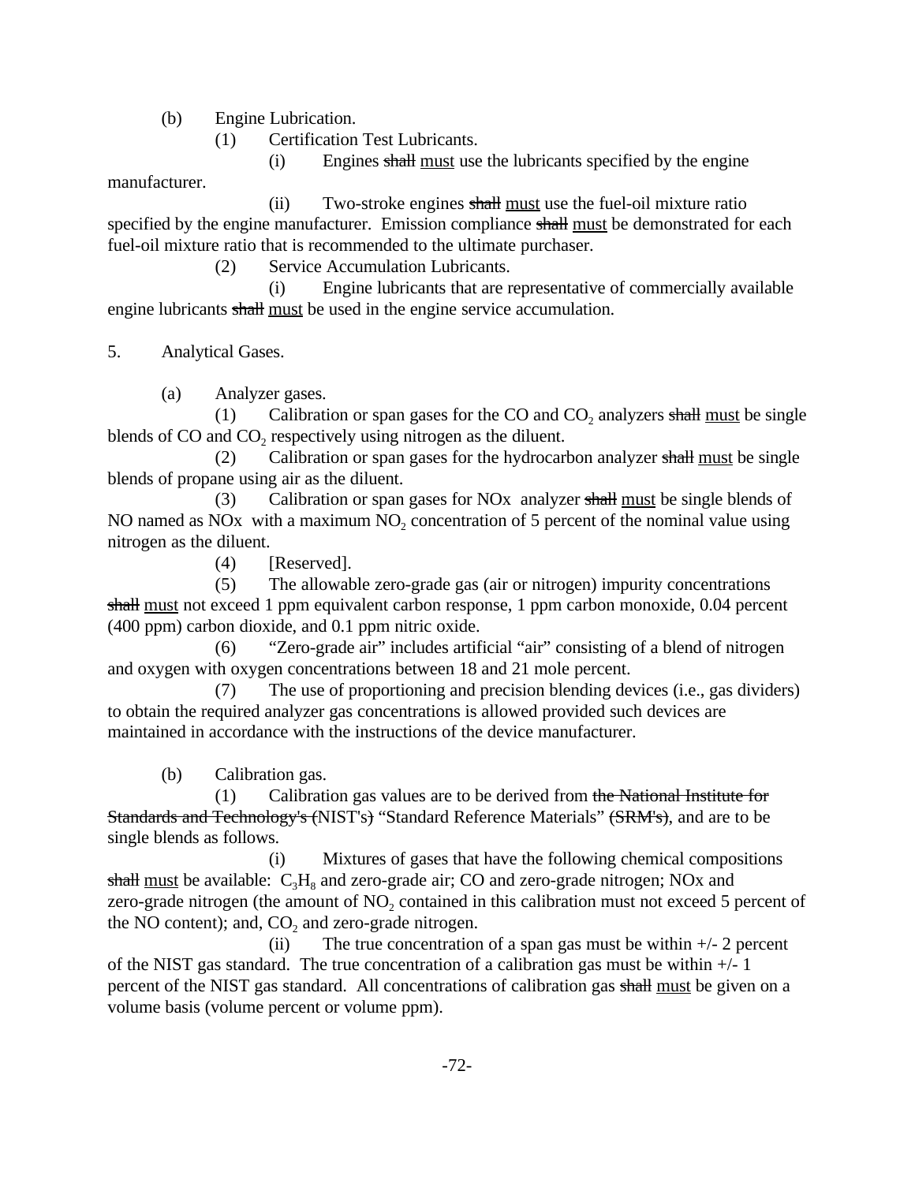(b) Engine Lubrication.

(1) Certification Test Lubricants.

(i) Engines ~~shall~~ <u>must</u> use the lubricants specified by the engine manufacturer.

(ii) Two-stroke engines ~~shall~~ <u>must</u> use the fuel-oil mixture ratio specified by the engine manufacturer. Emission compliance ~~shall~~ <u>must</u> be demonstrated for each fuel-oil mixture ratio that is recommended to the ultimate purchaser.

(2) Service Accumulation Lubricants.

(i) Engine lubricants that are representative of commercially available engine lubricants ~~shall~~ <u>must</u> be used in the engine service accumulation.

5. Analytical Gases.

(a) Analyzer gases.

(1) Calibration or span gases for the CO and $CO_2$ analyzers ~~shall~~ <u>must</u> be single blends of CO and $CO_2$ respectively using nitrogen as the diluent.

(2) Calibration or span gases for the hydrocarbon analyzer ~~shall~~ <u>must</u> be single blends of propane using air as the diluent.

(3) Calibration or span gases for NOx analyzer ~~shall~~ <u>must</u> be single blends of NO named as NOx with a maximum $NO_2$ concentration of 5 percent of the nominal value using nitrogen as the diluent.

(4) [Reserved].

(5) The allowable zero-grade gas (air or nitrogen) impurity concentrations ~~shall~~ <u>must</u> not exceed 1 ppm equivalent carbon response, 1 ppm carbon monoxide, 0.04 percent (400 ppm) carbon dioxide, and 0.1 ppm nitric oxide.

(6) "Zero-grade air" includes artificial "air" consisting of a blend of nitrogen and oxygen with oxygen concentrations between 18 and 21 mole percent.

(7) The use of proportioning and precision blending devices (i.e., gas dividers) to obtain the required analyzer gas concentrations is allowed provided such devices are maintained in accordance with the instructions of the device manufacturer.

(b) Calibration gas.

(1) Calibration gas values are to be derived from ~~the National Institute for Standards and Technology's (~~NIST's~~)~~ "Standard Reference Materials" ~~(SRM's)~~, and are to be single blends as follows.

(i) Mixtures of gases that have the following chemical compositions ~~shall~~ <u>must</u> be available: $C_3H_8$ and zero-grade air; CO and zero-grade nitrogen; NOx and zero-grade nitrogen (the amount of $NO_2$ contained in this calibration must not exceed 5 percent of the NO content); and, $CO_2$ and zero-grade nitrogen.

(ii) The true concentration of a span gas must be within +/- 2 percent of the NIST gas standard. The true concentration of a calibration gas must be within +/- 1 percent of the NIST gas standard. All concentrations of calibration gas ~~shall~~ <u>must</u> be given on a volume basis (volume percent or volume ppm).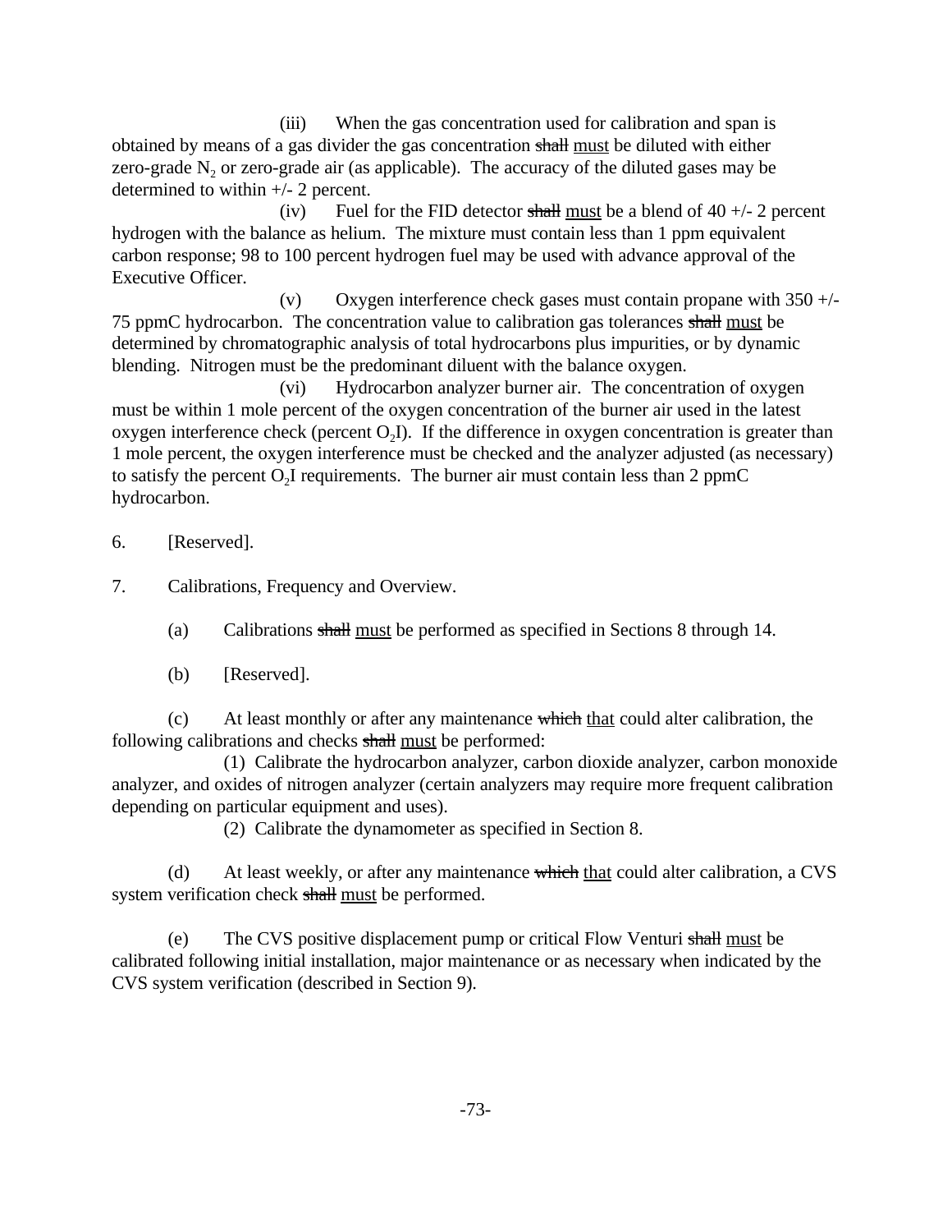(iii) When the gas concentration used for calibration and span is obtained by means of a gas divider the gas concentration ~~shall~~ <u>must</u> be diluted with either zero-grade $N_2$ or zero-grade air (as applicable). The accuracy of the diluted gases may be determined to within +/- 2 percent.

(iv) Fuel for the FID detector ~~shall~~ <u>must</u> be a blend of 40 +/- 2 percent hydrogen with the balance as helium. The mixture must contain less than 1 ppm equivalent carbon response; 98 to 100 percent hydrogen fuel may be used with advance approval of the Executive Officer.

(v) Oxygen interference check gases must contain propane with 350 +/- 75 ppmC hydrocarbon. The concentration value to calibration gas tolerances ~~shall~~ <u>must</u> be determined by chromatographic analysis of total hydrocarbons plus impurities, or by dynamic blending. Nitrogen must be the predominant diluent with the balance oxygen.

(vi) Hydrocarbon analyzer burner air. The concentration of oxygen must be within 1 mole percent of the oxygen concentration of the burner air used in the latest oxygen interference check (percent $O_2I$). If the difference in oxygen concentration is greater than 1 mole percent, the oxygen interference must be checked and the analyzer adjusted (as necessary) to satisfy the percent $O_2I$ requirements. The burner air must contain less than 2 ppmC hydrocarbon.

6. [Reserved].

7. Calibrations, Frequency and Overview.

(a) Calibrations ~~shall~~ <u>must</u> be performed as specified in Sections 8 through 14.

(b) [Reserved].

(c) At least monthly or after any maintenance ~~which~~ <u>that</u> could alter calibration, the following calibrations and checks ~~shall~~ <u>must</u> be performed:

(1) Calibrate the hydrocarbon analyzer, carbon dioxide analyzer, carbon monoxide analyzer, and oxides of nitrogen analyzer (certain analyzers may require more frequent calibration depending on particular equipment and uses).

(2) Calibrate the dynamometer as specified in Section 8.

(d) At least weekly, or after any maintenance ~~which~~ <u>that</u> could alter calibration, a CVS system verification check ~~shall~~ <u>must</u> be performed.

(e) The CVS positive displacement pump or critical Flow Venturi ~~shall~~ <u>must</u> be calibrated following initial installation, major maintenance or as necessary when indicated by the CVS system verification (described in Section 9).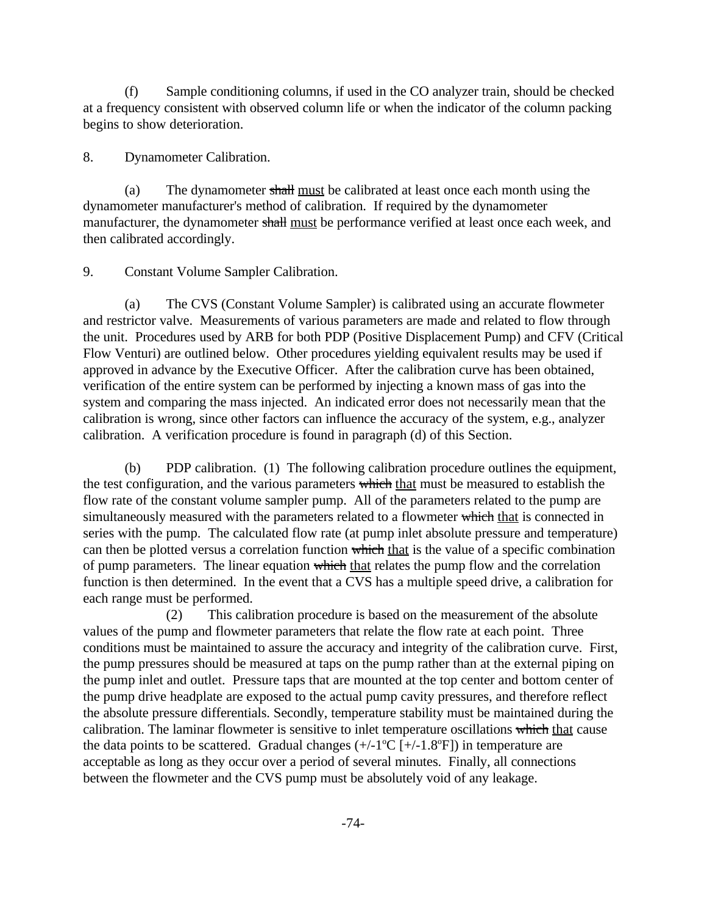(f) Sample conditioning columns, if used in the CO analyzer train, should be checked at a frequency consistent with observed column life or when the indicator of the column packing begins to show deterioration.

8. Dynamometer Calibration.

(a) The dynamometer ~~shall~~ <u>must</u> be calibrated at least once each month using the dynamometer manufacturer's method of calibration. If required by the dynamometer manufacturer, the dynamometer ~~shall~~ <u>must</u> be performance verified at least once each week, and then calibrated accordingly.

9. Constant Volume Sampler Calibration.

(a) The CVS (Constant Volume Sampler) is calibrated using an accurate flowmeter and restrictor valve. Measurements of various parameters are made and related to flow through the unit. Procedures used by ARB for both PDP (Positive Displacement Pump) and CFV (Critical Flow Venturi) are outlined below. Other procedures yielding equivalent results may be used if approved in advance by the Executive Officer. After the calibration curve has been obtained, verification of the entire system can be performed by injecting a known mass of gas into the system and comparing the mass injected. An indicated error does not necessarily mean that the calibration is wrong, since other factors can influence the accuracy of the system, e.g., analyzer calibration. A verification procedure is found in paragraph (d) of this Section.

(b) PDP calibration. (1) The following calibration procedure outlines the equipment, the test configuration, and the various parameters ~~which~~ <u>that</u> must be measured to establish the flow rate of the constant volume sampler pump. All of the parameters related to the pump are simultaneously measured with the parameters related to a flowmeter ~~which~~ <u>that</u> is connected in series with the pump. The calculated flow rate (at pump inlet absolute pressure and temperature) can then be plotted versus a correlation function ~~which~~ <u>that</u> is the value of a specific combination of pump parameters. The linear equation ~~which~~ <u>that</u> relates the pump flow and the correlation function is then determined. In the event that a CVS has a multiple speed drive, a calibration for each range must be performed.

(2) This calibration procedure is based on the measurement of the absolute values of the pump and flowmeter parameters that relate the flow rate at each point. Three conditions must be maintained to assure the accuracy and integrity of the calibration curve. First, the pump pressures should be measured at taps on the pump rather than at the external piping on the pump inlet and outlet. Pressure taps that are mounted at the top center and bottom center of the pump drive headplate are exposed to the actual pump cavity pressures, and therefore reflect the absolute pressure differentials. Secondly, temperature stability must be maintained during the calibration. The laminar flowmeter is sensitive to inlet temperature oscillations ~~which~~ <u>that</u> cause the data points to be scattered. Gradual changes (+/-1°C [+/-1.8°F]) in temperature are acceptable as long as they occur over a period of several minutes. Finally, all connections between the flowmeter and the CVS pump must be absolutely void of any leakage.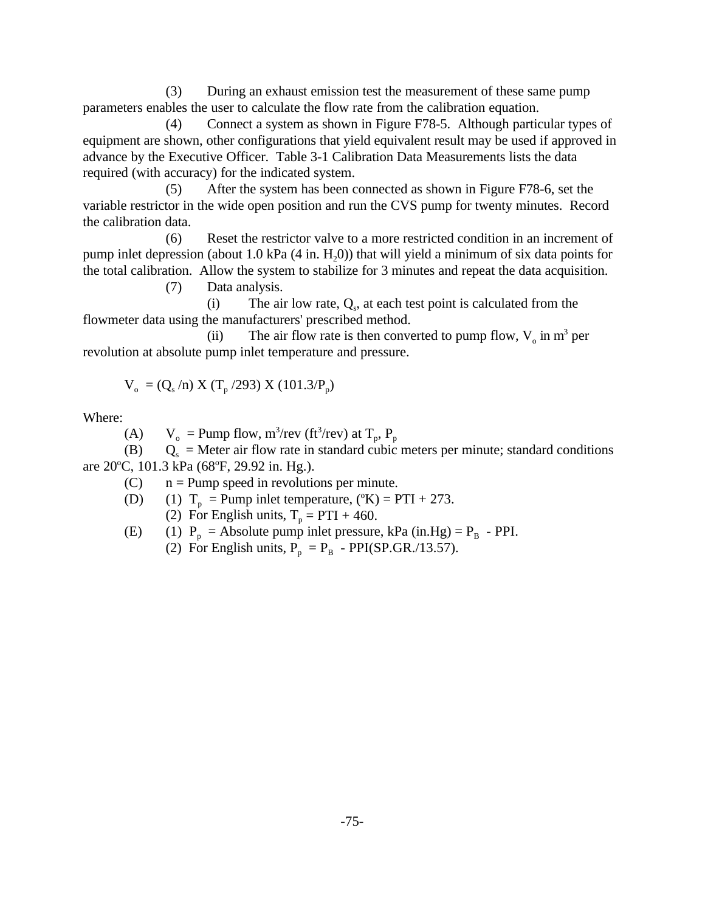(3) During an exhaust emission test the measurement of these same pump parameters enables the user to calculate the flow rate from the calibration equation.

(4) Connect a system as shown in Figure F78-5. Although particular types of equipment are shown, other configurations that yield equivalent result may be used if approved in advance by the Executive Officer. Table 3-1 Calibration Data Measurements lists the data required (with accuracy) for the indicated system.

(5) After the system has been connected as shown in Figure F78-6, set the variable restrictor in the wide open position and run the CVS pump for twenty minutes. Record the calibration data.

(6) Reset the restrictor valve to a more restricted condition in an increment of pump inlet depression (about 1.0 kPa (4 in. $H_20$)) that will yield a minimum of six data points for the total calibration. Allow the system to stabilize for 3 minutes and repeat the data acquisition.

(7) Data analysis.

(i) The air low rate, $Q_s$, at each test point is calculated from the flowmeter data using the manufacturers' prescribed method.

(ii) The air flow rate is then converted to pump flow, $V_o$ in $m^3$ per revolution at absolute pump inlet temperature and pressure.

$$V_o = (Q_s / n) \text{ X } (T_p / 293) \text{ X } (101.3 / P_p)$$

Where:

(A) $V_o$ = Pump flow, $m^3$/rev ($ft^3$/rev) at $T_p$, $P_p$

(B) $Q_s$ = Meter air flow rate in standard cubic meters per minute; standard conditions are 20°C, 101.3 kPa (68°F, 29.92 in. Hg.).

(C) n = Pump speed in revolutions per minute.

(D) (1) $T_p$ = Pump inlet temperature, (°K) = PTI + 273.

(2) For English units, $T_p$ = PTI + 460.

(E) (1) $P_p$ = Absolute pump inlet pressure, kPa (in.Hg) = $P_B$ - PPI.

(2) For English units, $P_p$ = $P_B$ - PPI(SP.GR./13.57).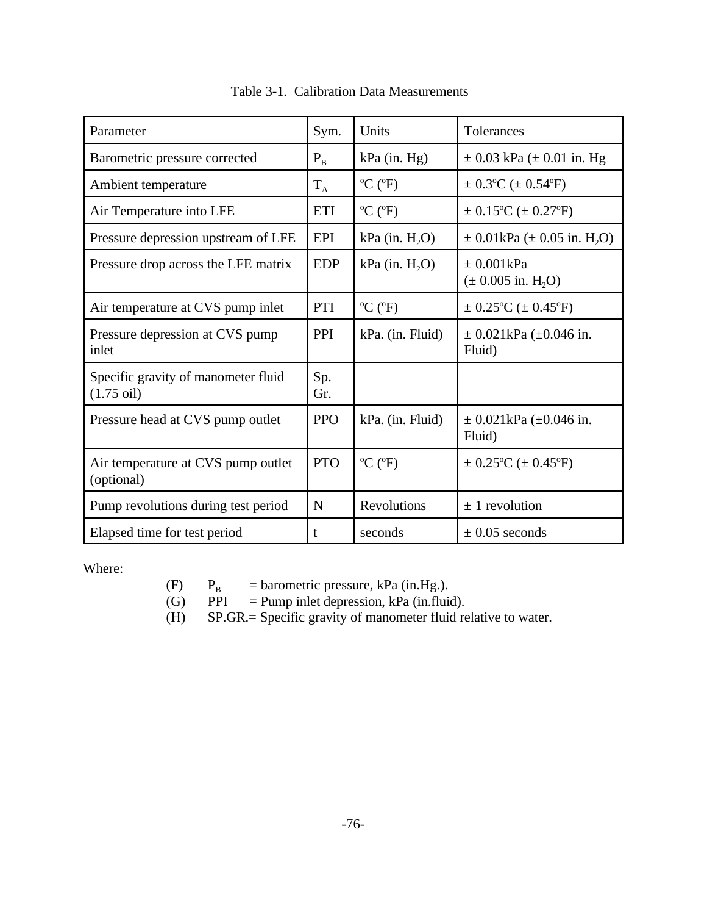Table 3-1. Calibration Data Measurements

| Parameter | Sym. | Units | Tolerances |
|---|---|---|---|
| Barometric pressure corrected | $P_B$ | kPa (in. Hg) | ± 0.03 kPa (± 0.01 in. Hg |
| Ambient temperature | $T_A$ | ºC (ºF) | ± 0.3ºC (± 0.54ºF) |
| Air Temperature into LFE | ETI | ºC (ºF) | ± 0.15ºC (± 0.27ºF) |
| Pressure depression upstream of LFE | EPI | kPa (in. $H_2O$) | ± 0.01kPa (± 0.05 in. $H_2O$) |
| Pressure drop across the LFE matrix | EDP | kPa (in. $H_2O$) | ± 0.001kPa (± 0.005 in. $H_2O$) |
| Air temperature at CVS pump inlet | PTI | ºC (ºF) | ± 0.25ºC (± 0.45ºF) |
| Pressure depression at CVS pump inlet | PPI | kPa. (in. Fluid) | ± 0.021kPa (±0.046 in. Fluid) |
| Specific gravity of manometer fluid (1.75 oil) | Sp. Gr. | | |
| Pressure head at CVS pump outlet | PPO | kPa. (in. Fluid) | ± 0.021kPa (±0.046 in. Fluid) |
| Air temperature at CVS pump outlet (optional) | PTO | ºC (ºF) | ± 0.25ºC (± 0.45ºF) |
| Pump revolutions during test period | N | Revolutions | ± 1 revolution |
| Elapsed time for test period | t | seconds | ± 0.05 seconds |

Where:

(F) $P_B$ = barometric pressure, kPa (in.Hg.).
(G) PPI = Pump inlet depression, kPa (in.fluid).
(H) SP.GR.= Specific gravity of manometer fluid relative to water.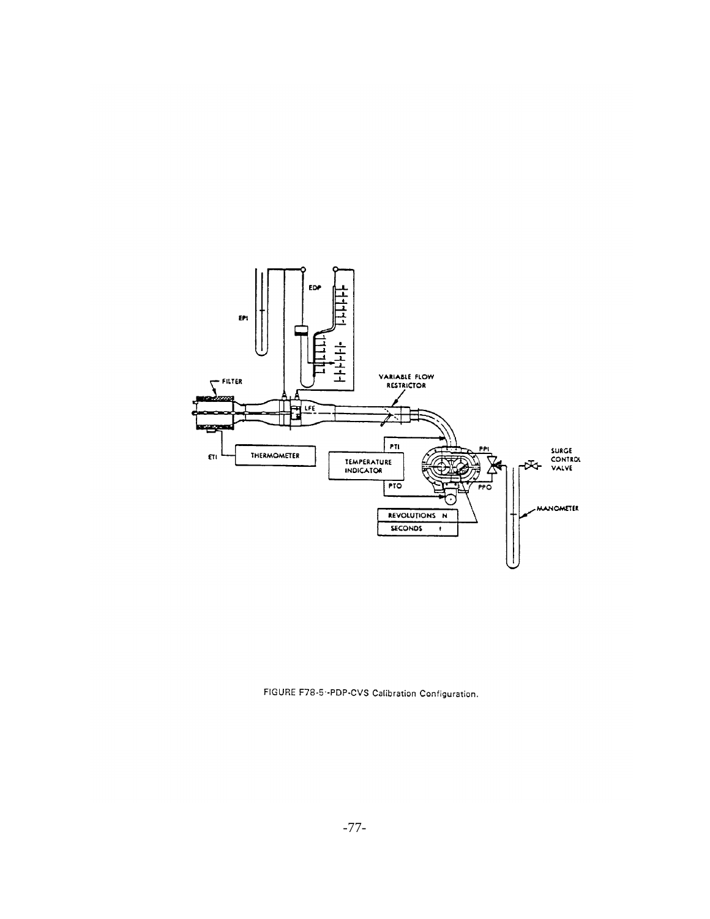FIGURE F78-5--PDP-CVS Calibration Configuration.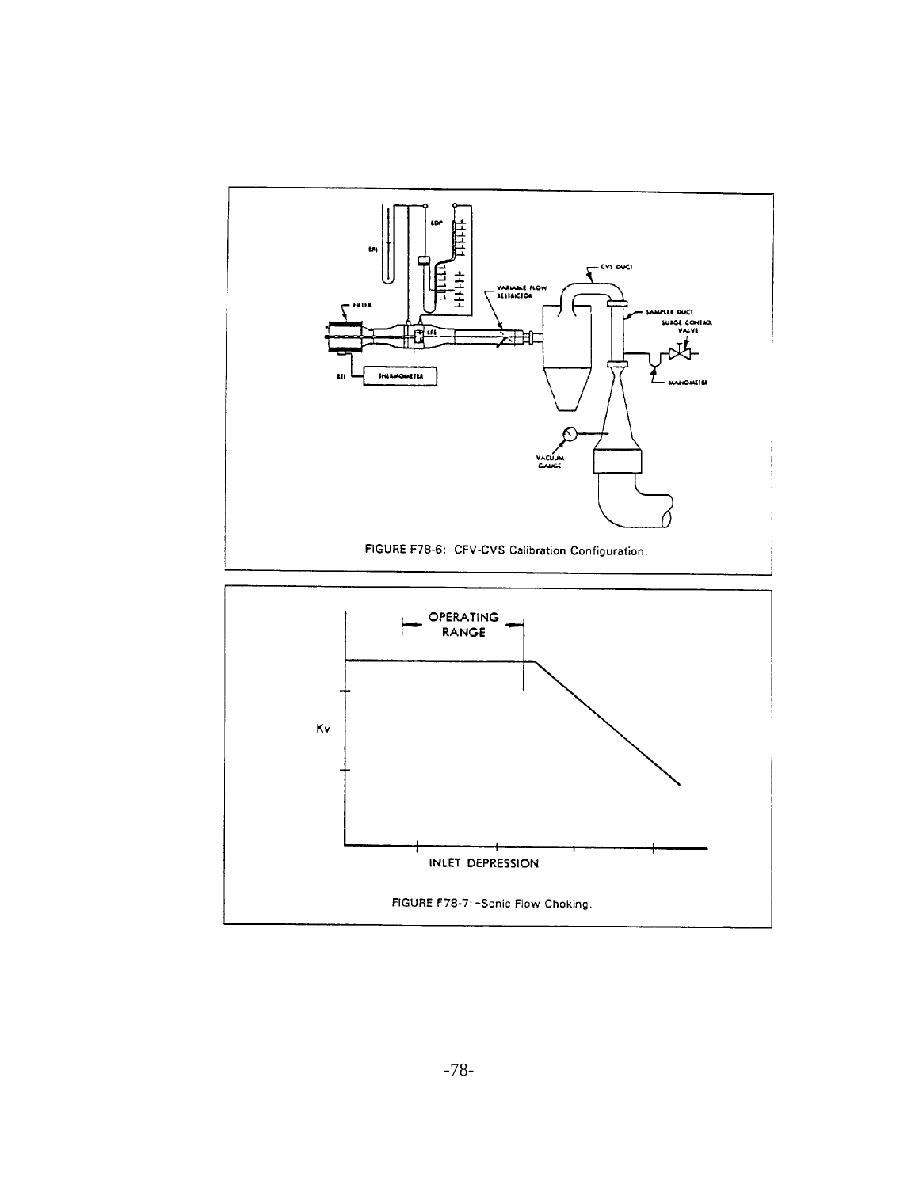FIGURE F78-6: CFV-CVS Calibration Configuration.

FIGURE F78-7: -Sonic Flow Choking.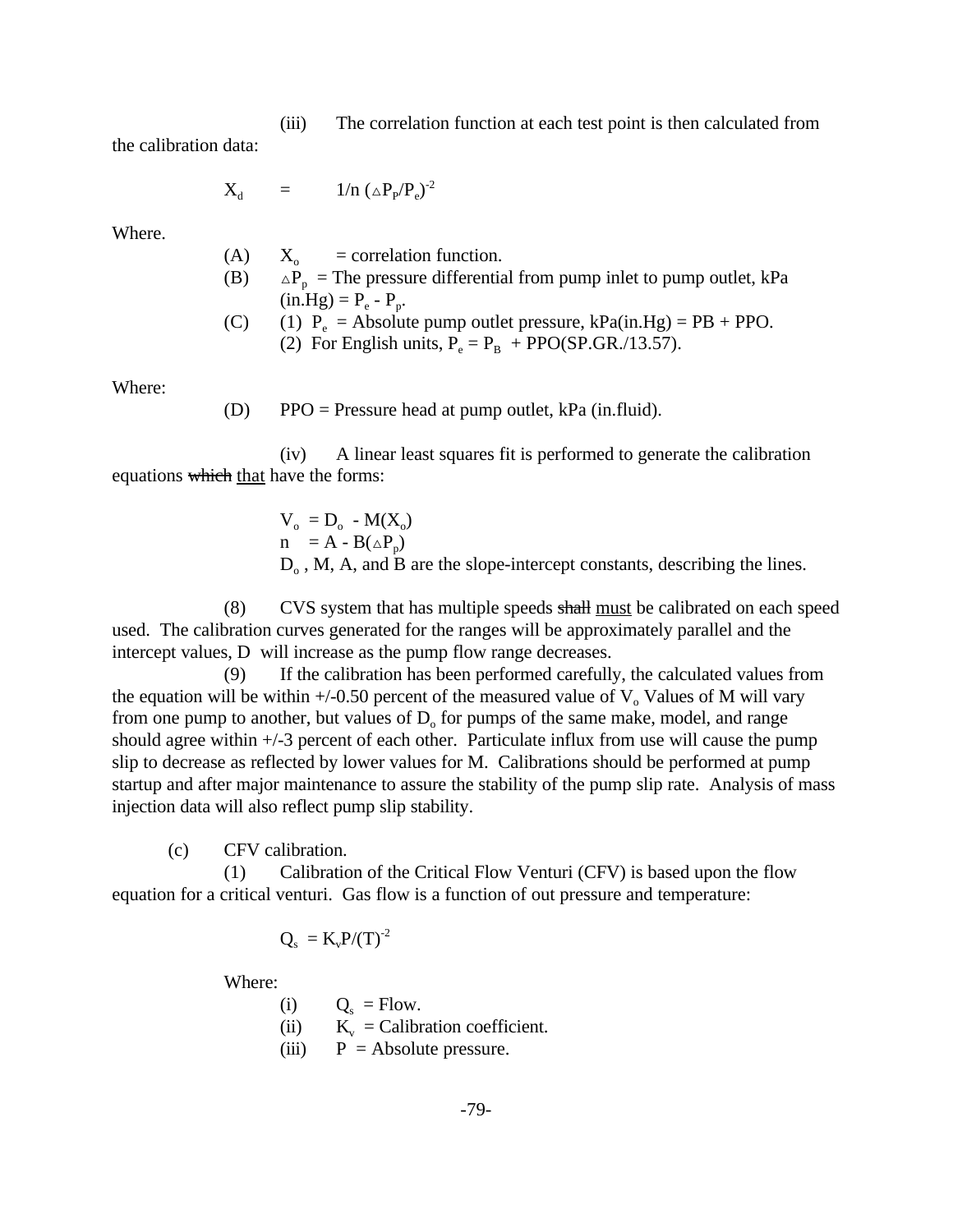(iii) The correlation function at each test point is then calculated from the calibration data:

$$X_d = 1/n\ (\triangle P_P/P_e)^{-2}$$

Where.

(A) $X_o$ = correlation function.

(B) $\triangle P_p$ = The pressure differential from pump inlet to pump outlet, kPa (in.Hg) = $P_e$ - $P_p$.

(C) (1) $P_e$ = Absolute pump outlet pressure, kPa(in.Hg) = PB + PPO.

(2) For English units, $P_e = P_B$ + PPO(SP.GR./13.57).

Where:

(D) PPO = Pressure head at pump outlet, kPa (in.fluid).

(iv) A linear least squares fit is performed to generate the calibration equations ~~which~~ that have the forms:

$$V_o = D_o - M(X_o)$$

$$n = A - B(\triangle P_p)$$

$D_o$ , M, A, and B are the slope-intercept constants, describing the lines.

(8) CVS system that has multiple speeds ~~shall~~ must be calibrated on each speed used. The calibration curves generated for the ranges will be approximately parallel and the intercept values, D will increase as the pump flow range decreases.

(9) If the calibration has been performed carefully, the calculated values from the equation will be within +/-0.50 percent of the measured value of $V_o$ Values of M will vary from one pump to another, but values of $D_o$ for pumps of the same make, model, and range should agree within +/-3 percent of each other. Particulate influx from use will cause the pump slip to decrease as reflected by lower values for M. Calibrations should be performed at pump startup and after major maintenance to assure the stability of the pump slip rate. Analysis of mass injection data will also reflect pump slip stability.

(c) CFV calibration.

(1) Calibration of the Critical Flow Venturi (CFV) is based upon the flow equation for a critical venturi. Gas flow is a function of out pressure and temperature:

$$Q_s = K_v P/(T)^{-2}$$

Where:

(i) $Q_s$ = Flow.

(ii) $K_v$ = Calibration coefficient.

(iii) P = Absolute pressure.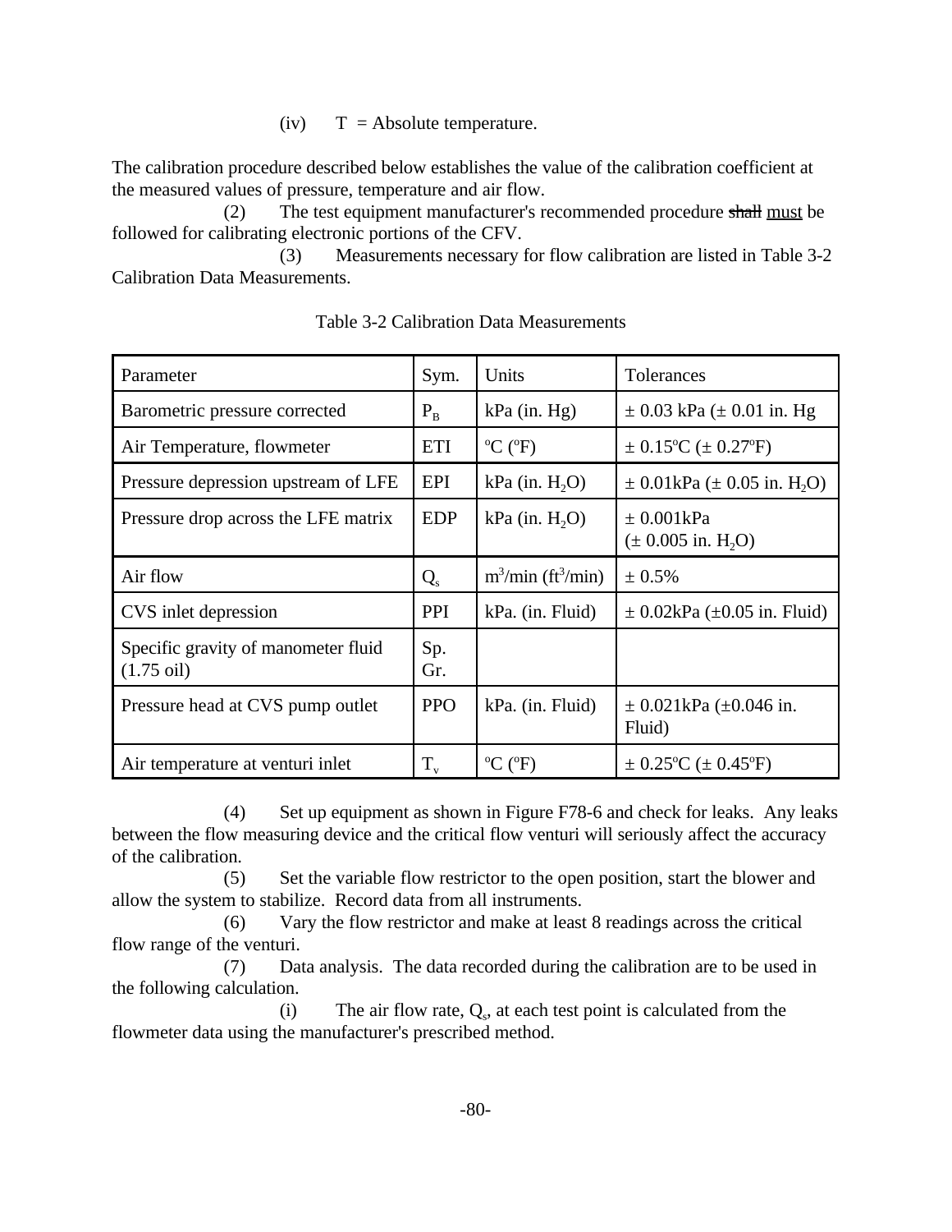(iv) T = Absolute temperature.

The calibration procedure described below establishes the value of the calibration coefficient at the measured values of pressure, temperature and air flow.

(2) The test equipment manufacturer's recommended procedure ~~shall~~ must be followed for calibrating electronic portions of the CFV.

(3) Measurements necessary for flow calibration are listed in Table 3-2 Calibration Data Measurements.

Table 3-2 Calibration Data Measurements

| Parameter | Sym. | Units | Tolerances |
|---|---|---|---|
| Barometric pressure corrected | $P_B$ | kPa (in. Hg) | ± 0.03 kPa (± 0.01 in. Hg |
| Air Temperature, flowmeter | ETI | ºC (ºF) | ± 0.15ºC (± 0.27ºF) |
| Pressure depression upstream of LFE | EPI | kPa (in. $H_2O$) | ± 0.01kPa (± 0.05 in. $H_2O$) |
| Pressure drop across the LFE matrix | EDP | kPa (in. $H_2O$) | ± 0.001kPa (± 0.005 in. $H_2O$) |
| Air flow | $Q_s$ | $m^3$/min ($ft^3$/min) | ± 0.5% |
| CVS inlet depression | PPI | kPa. (in. Fluid) | ± 0.02kPa (±0.05 in. Fluid) |
| Specific gravity of manometer fluid (1.75 oil) | Sp. Gr. | | |
| Pressure head at CVS pump outlet | PPO | kPa. (in. Fluid) | ± 0.021kPa (±0.046 in. Fluid) |
| Air temperature at venturi inlet | $T_v$ | ºC (ºF) | ± 0.25ºC (± 0.45ºF) |

(4) Set up equipment as shown in Figure F78-6 and check for leaks. Any leaks between the flow measuring device and the critical flow venturi will seriously affect the accuracy of the calibration.

(5) Set the variable flow restrictor to the open position, start the blower and allow the system to stabilize. Record data from all instruments.

(6) Vary the flow restrictor and make at least 8 readings across the critical flow range of the venturi.

(7) Data analysis. The data recorded during the calibration are to be used in the following calculation.

(i) The air flow rate, $Q_s$, at each test point is calculated from the flowmeter data using the manufacturer's prescribed method.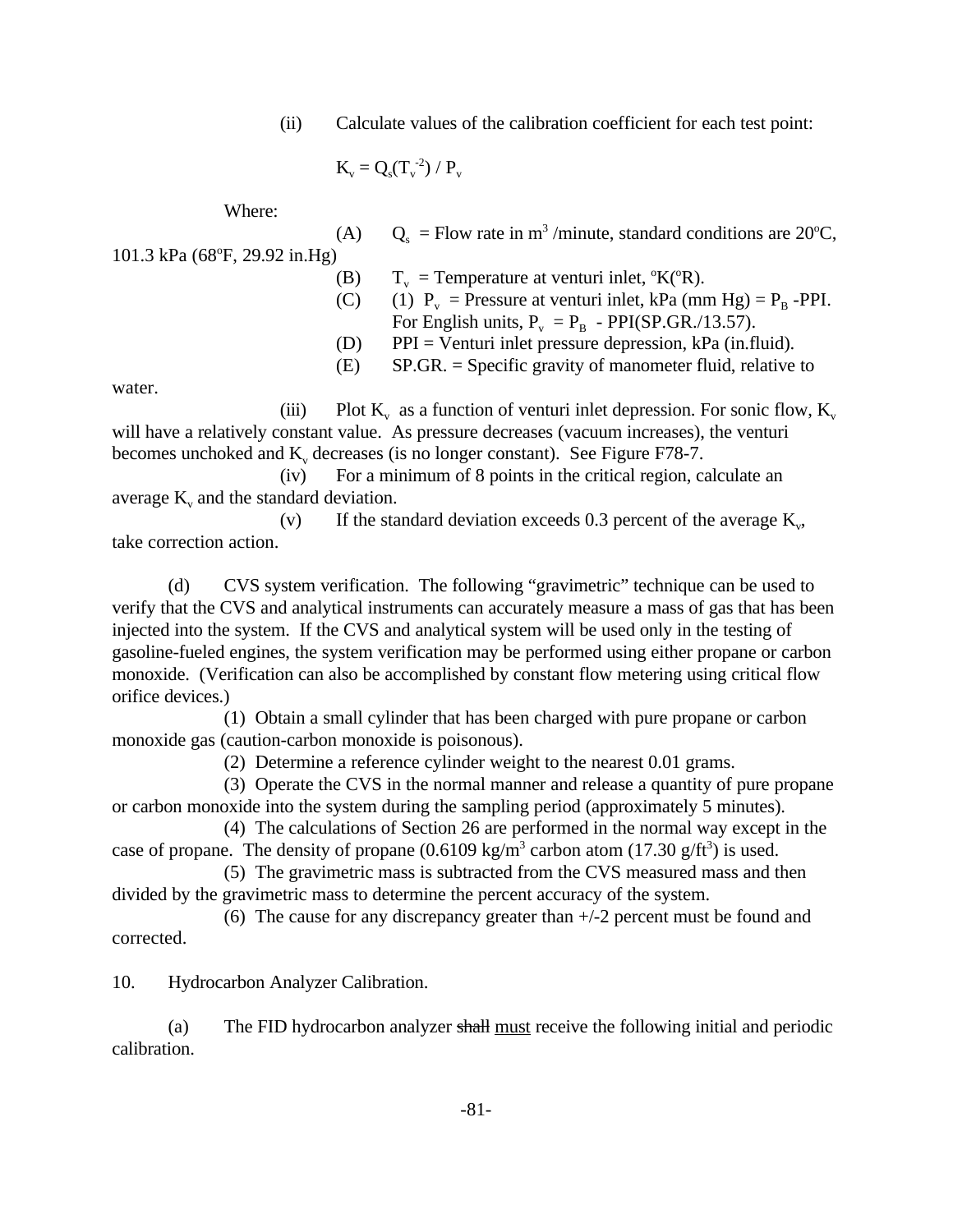(ii) Calculate values of the calibration coefficient for each test point:

$$K_v = Q_s(T_v^{-2}) / P_v$$

Where:

(A) $Q_s$ = Flow rate in $m^3$ /minute, standard conditions are 20ºC, 101.3 kPa (68ºF, 29.92 in.Hg)

(B) $T_v$ = Temperature at venturi inlet, ºK(ºR).

(C) (1) $P_v$ = Pressure at venturi inlet, kPa (mm Hg) = $P_B$ -PPI. For English units, $P_v$ = $P_B$ - PPI(SP.GR./13.57).

(D) PPI = Venturi inlet pressure depression, kPa (in.fluid).

(E) SP.GR. = Specific gravity of manometer fluid, relative to water.

(iii) Plot $K_v$ as a function of venturi inlet depression. For sonic flow, $K_v$ will have a relatively constant value. As pressure decreases (vacuum increases), the venturi becomes unchoked and $K_v$ decreases (is no longer constant). See Figure F78-7.

(iv) For a minimum of 8 points in the critical region, calculate an average $K_v$ and the standard deviation.

(v) If the standard deviation exceeds 0.3 percent of the average $K_v$, take correction action.

(d) CVS system verification. The following "gravimetric" technique can be used to verify that the CVS and analytical instruments can accurately measure a mass of gas that has been injected into the system. If the CVS and analytical system will be used only in the testing of gasoline-fueled engines, the system verification may be performed using either propane or carbon monoxide. (Verification can also be accomplished by constant flow metering using critical flow orifice devices.)

(1) Obtain a small cylinder that has been charged with pure propane or carbon monoxide gas (caution-carbon monoxide is poisonous).

(2) Determine a reference cylinder weight to the nearest 0.01 grams.

(3) Operate the CVS in the normal manner and release a quantity of pure propane or carbon monoxide into the system during the sampling period (approximately 5 minutes).

(4) The calculations of Section 26 are performed in the normal way except in the case of propane. The density of propane (0.6109 kg/$m^3$ carbon atom (17.30 g/$ft^3$) is used.

(5) The gravimetric mass is subtracted from the CVS measured mass and then divided by the gravimetric mass to determine the percent accuracy of the system.

(6) The cause for any discrepancy greater than +/-2 percent must be found and corrected.

10. Hydrocarbon Analyzer Calibration.

(a) The FID hydrocarbon analyzer ~~shall~~ must receive the following initial and periodic calibration.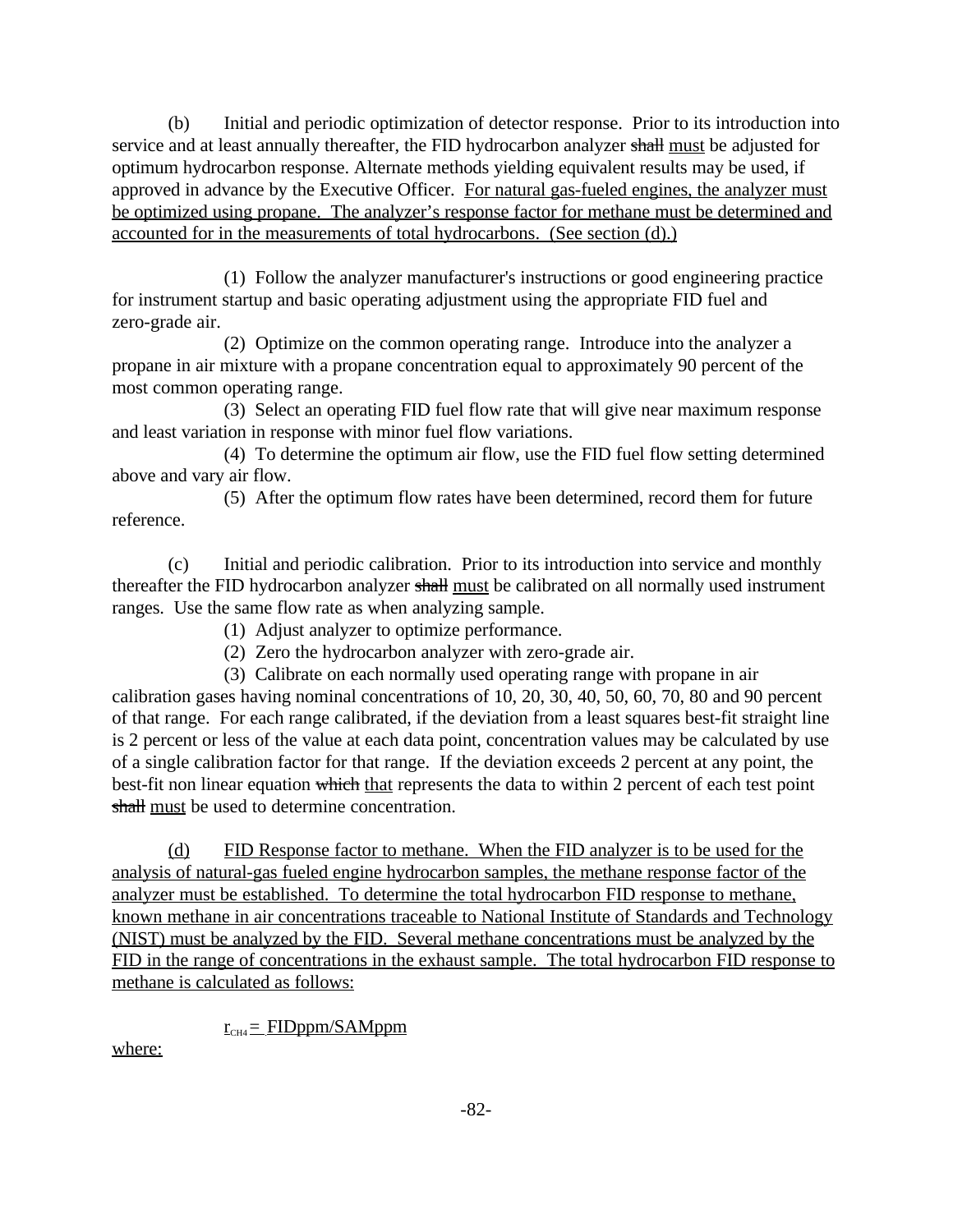(b) Initial and periodic optimization of detector response. Prior to its introduction into service and at least annually thereafter, the FID hydrocarbon analyzer ~~shall~~ must be adjusted for optimum hydrocarbon response. Alternate methods yielding equivalent results may be used, if approved in advance by the Executive Officer. For natural gas-fueled engines, the analyzer must be optimized using propane. The analyzer's response factor for methane must be determined and accounted for in the measurements of total hydrocarbons. (See section (d).)

(1) Follow the analyzer manufacturer's instructions or good engineering practice for instrument startup and basic operating adjustment using the appropriate FID fuel and zero-grade air.

(2) Optimize on the common operating range. Introduce into the analyzer a propane in air mixture with a propane concentration equal to approximately 90 percent of the most common operating range.

(3) Select an operating FID fuel flow rate that will give near maximum response and least variation in response with minor fuel flow variations.

(4) To determine the optimum air flow, use the FID fuel flow setting determined above and vary air flow.

(5) After the optimum flow rates have been determined, record them for future reference.

(c) Initial and periodic calibration. Prior to its introduction into service and monthly thereafter the FID hydrocarbon analyzer ~~shall~~ must be calibrated on all normally used instrument ranges. Use the same flow rate as when analyzing sample.

(1) Adjust analyzer to optimize performance.

(2) Zero the hydrocarbon analyzer with zero-grade air.

(3) Calibrate on each normally used operating range with propane in air calibration gases having nominal concentrations of 10, 20, 30, 40, 50, 60, 70, 80 and 90 percent of that range. For each range calibrated, if the deviation from a least squares best-fit straight line is 2 percent or less of the value at each data point, concentration values may be calculated by use of a single calibration factor for that range. If the deviation exceeds 2 percent at any point, the best-fit non linear equation ~~which~~ that represents the data to within 2 percent of each test point ~~shall~~ must be used to determine concentration.

(d) FID Response factor to methane. When the FID analyzer is to be used for the analysis of natural-gas fueled engine hydrocarbon samples, the methane response factor of the analyzer must be established. To determine the total hydrocarbon FID response to methane, known methane in air concentrations traceable to National Institute of Standards and Technology (NIST) must be analyzed by the FID. Several methane concentrations must be analyzed by the FID in the range of concentrations in the exhaust sample. The total hydrocarbon FID response to methane is calculated as follows:

$$r_{CH4} = FIDppm/SAMppm$$

where: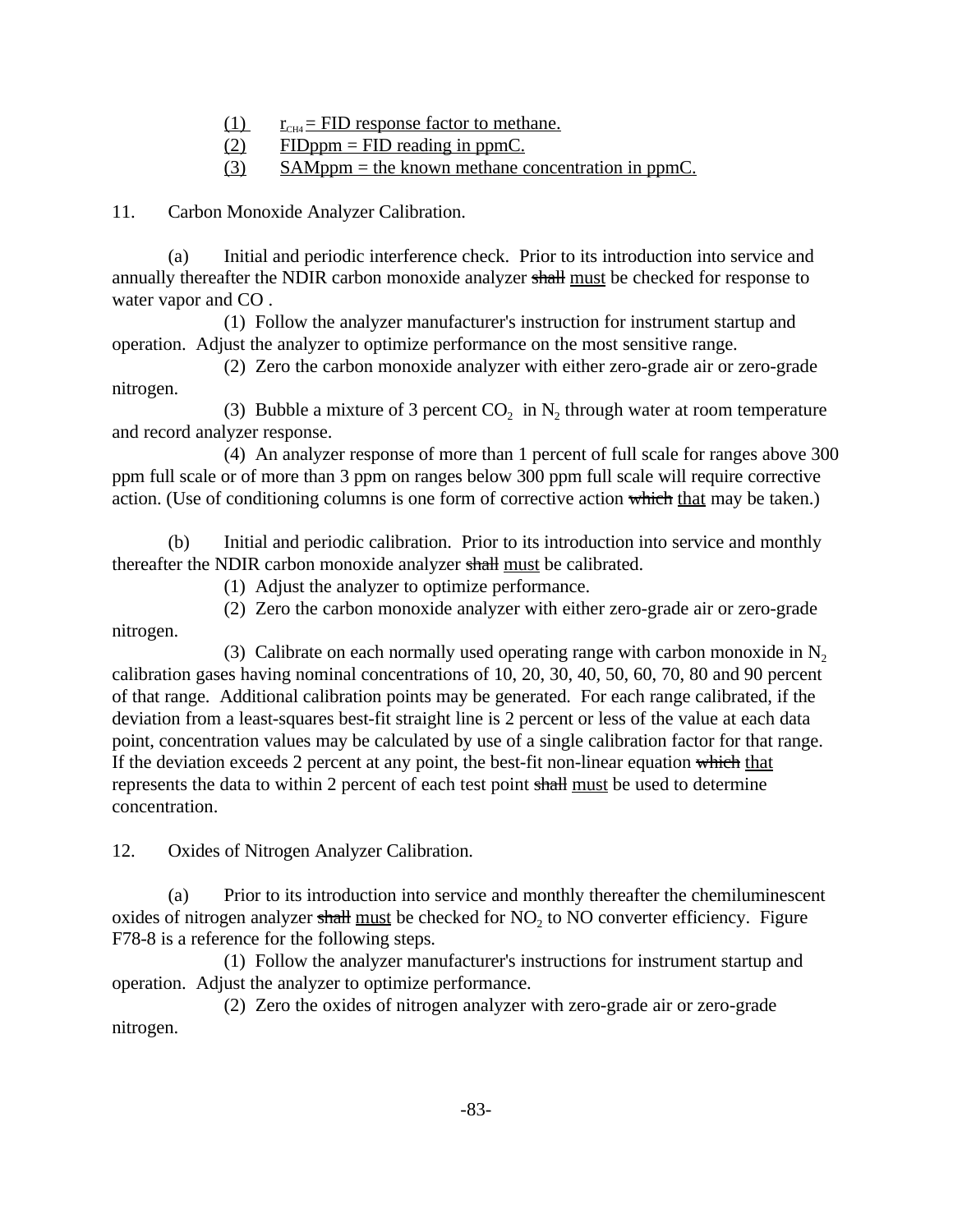(1) $r_{CH4}$ = FID response factor to methane.
(2) FIDppm = FID reading in ppmC.
(3) SAMppm = the known methane concentration in ppmC.

11. Carbon Monoxide Analyzer Calibration.

(a) Initial and periodic interference check. Prior to its introduction into service and annually thereafter the NDIR carbon monoxide analyzer ~~shall~~ must be checked for response to water vapor and CO .

(1) Follow the analyzer manufacturer's instruction for instrument startup and operation. Adjust the analyzer to optimize performance on the most sensitive range.

(2) Zero the carbon monoxide analyzer with either zero-grade air or zero-grade nitrogen.

(3) Bubble a mixture of 3 percent $CO_2$ in $N_2$ through water at room temperature and record analyzer response.

(4) An analyzer response of more than 1 percent of full scale for ranges above 300 ppm full scale or of more than 3 ppm on ranges below 300 ppm full scale will require corrective action. (Use of conditioning columns is one form of corrective action ~~which~~ that may be taken.)

(b) Initial and periodic calibration. Prior to its introduction into service and monthly thereafter the NDIR carbon monoxide analyzer ~~shall~~ must be calibrated.

(1) Adjust the analyzer to optimize performance.

(2) Zero the carbon monoxide analyzer with either zero-grade air or zero-grade nitrogen.

(3) Calibrate on each normally used operating range with carbon monoxide in $N_2$ calibration gases having nominal concentrations of 10, 20, 30, 40, 50, 60, 70, 80 and 90 percent of that range. Additional calibration points may be generated. For each range calibrated, if the deviation from a least-squares best-fit straight line is 2 percent or less of the value at each data point, concentration values may be calculated by use of a single calibration factor for that range. If the deviation exceeds 2 percent at any point, the best-fit non-linear equation ~~which~~ that represents the data to within 2 percent of each test point ~~shall~~ must be used to determine concentration.

12. Oxides of Nitrogen Analyzer Calibration.

(a) Prior to its introduction into service and monthly thereafter the chemiluminescent oxides of nitrogen analyzer ~~shall~~ must be checked for $NO_2$ to NO converter efficiency. Figure F78-8 is a reference for the following steps.

(1) Follow the analyzer manufacturer's instructions for instrument startup and operation. Adjust the analyzer to optimize performance.

(2) Zero the oxides of nitrogen analyzer with zero-grade air or zero-grade nitrogen.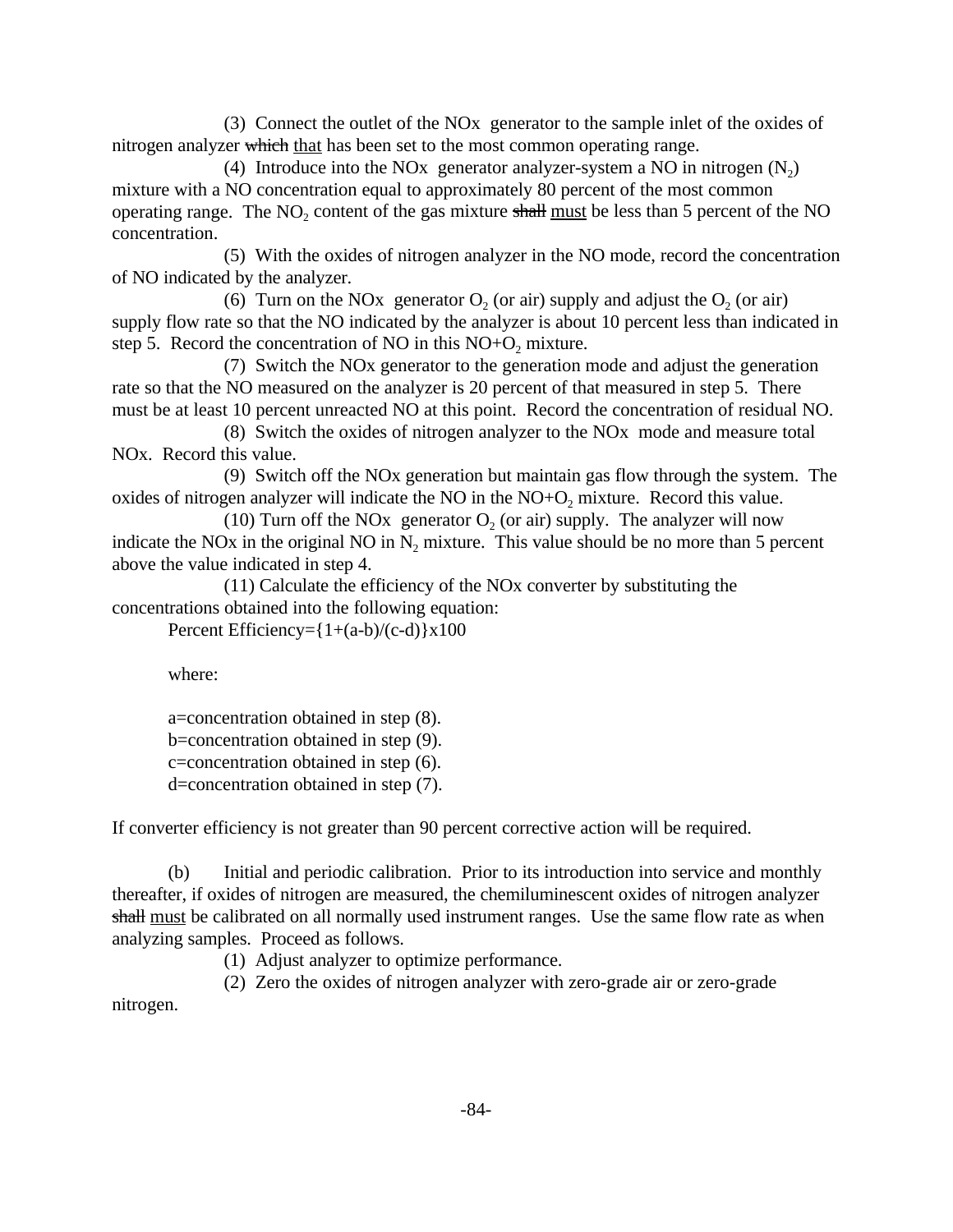(3) Connect the outlet of the NOx generator to the sample inlet of the oxides of nitrogen analyzer ~~which~~ <u>that</u> has been set to the most common operating range.

(4) Introduce into the NOx generator analyzer-system a NO in nitrogen ($N_2$) mixture with a NO concentration equal to approximately 80 percent of the most common operating range. The $NO_2$ content of the gas mixture ~~shall~~ <u>must</u> be less than 5 percent of the NO concentration.

(5) With the oxides of nitrogen analyzer in the NO mode, record the concentration of NO indicated by the analyzer.

(6) Turn on the NOx generator $O_2$ (or air) supply and adjust the $O_2$ (or air) supply flow rate so that the NO indicated by the analyzer is about 10 percent less than indicated in step 5. Record the concentration of NO in this $NO+O_2$ mixture.

(7) Switch the NOx generator to the generation mode and adjust the generation rate so that the NO measured on the analyzer is 20 percent of that measured in step 5. There must be at least 10 percent unreacted NO at this point. Record the concentration of residual NO.

(8) Switch the oxides of nitrogen analyzer to the NOx mode and measure total NOx. Record this value.

(9) Switch off the NOx generation but maintain gas flow through the system. The oxides of nitrogen analyzer will indicate the NO in the $NO+O_2$ mixture. Record this value.

(10) Turn off the NOx generator $O_2$ (or air) supply. The analyzer will now indicate the NOx in the original NO in $N_2$ mixture. This value should be no more than 5 percent above the value indicated in step 4.

(11) Calculate the efficiency of the NOx converter by substituting the concentrations obtained into the following equation:

$$\text{Percent Efficiency}=\{1+(a-b)/(c-d)\}\times 100$$

where:

a=concentration obtained in step (8).
b=concentration obtained in step (9).
c=concentration obtained in step (6).
d=concentration obtained in step (7).

If converter efficiency is not greater than 90 percent corrective action will be required.

(b) Initial and periodic calibration. Prior to its introduction into service and monthly thereafter, if oxides of nitrogen are measured, the chemiluminescent oxides of nitrogen analyzer ~~shall~~ <u>must</u> be calibrated on all normally used instrument ranges. Use the same flow rate as when analyzing samples. Proceed as follows.

(1) Adjust analyzer to optimize performance.

(2) Zero the oxides of nitrogen analyzer with zero-grade air or zero-grade nitrogen.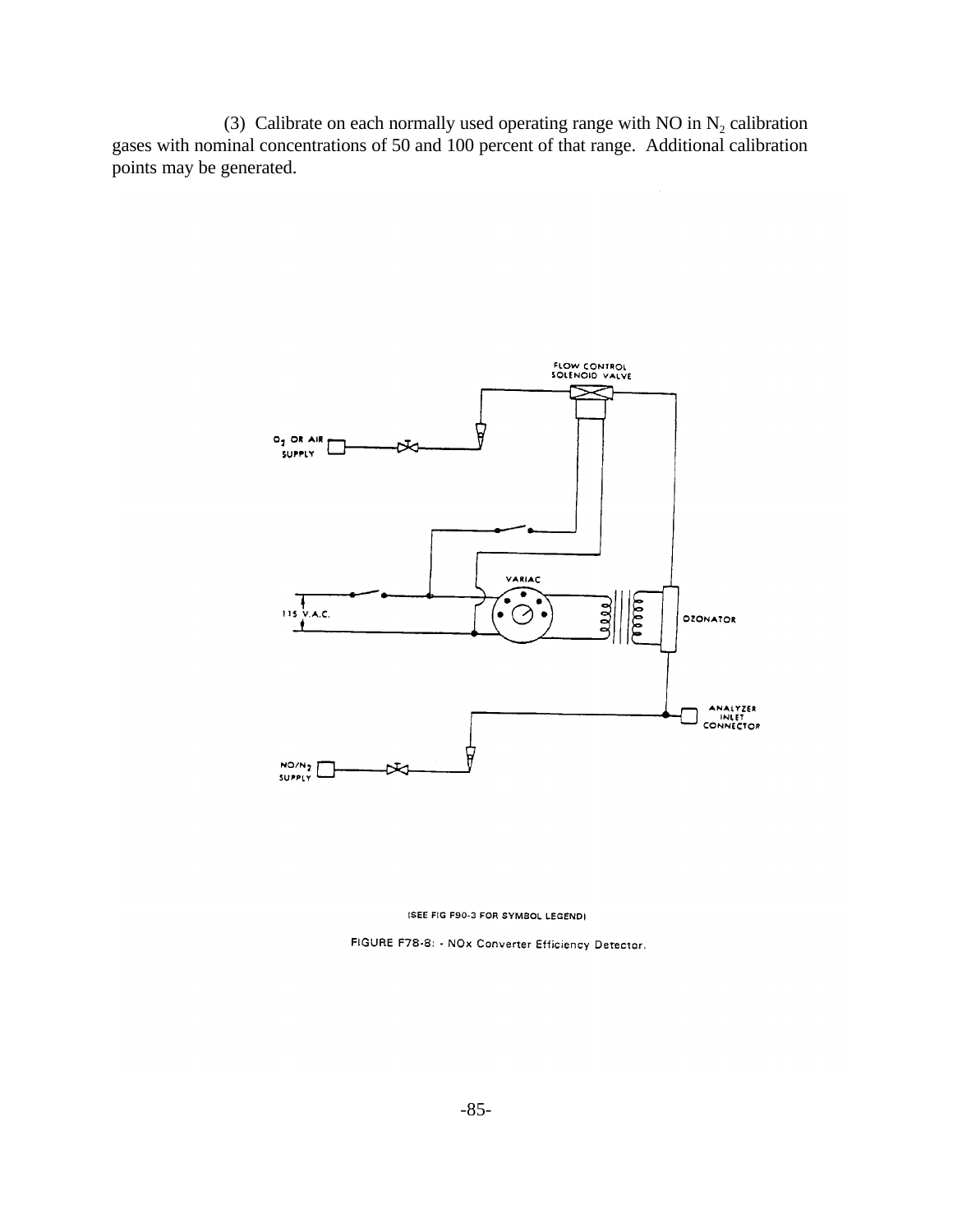(3) Calibrate on each normally used operating range with NO in $N_2$ calibration gases with nominal concentrations of 50 and 100 percent of that range. Additional calibration points may be generated.

(SEE FIG F90-3 FOR SYMBOL LEGEND)

FIGURE F78-8: - NOx Converter Efficiency Detector.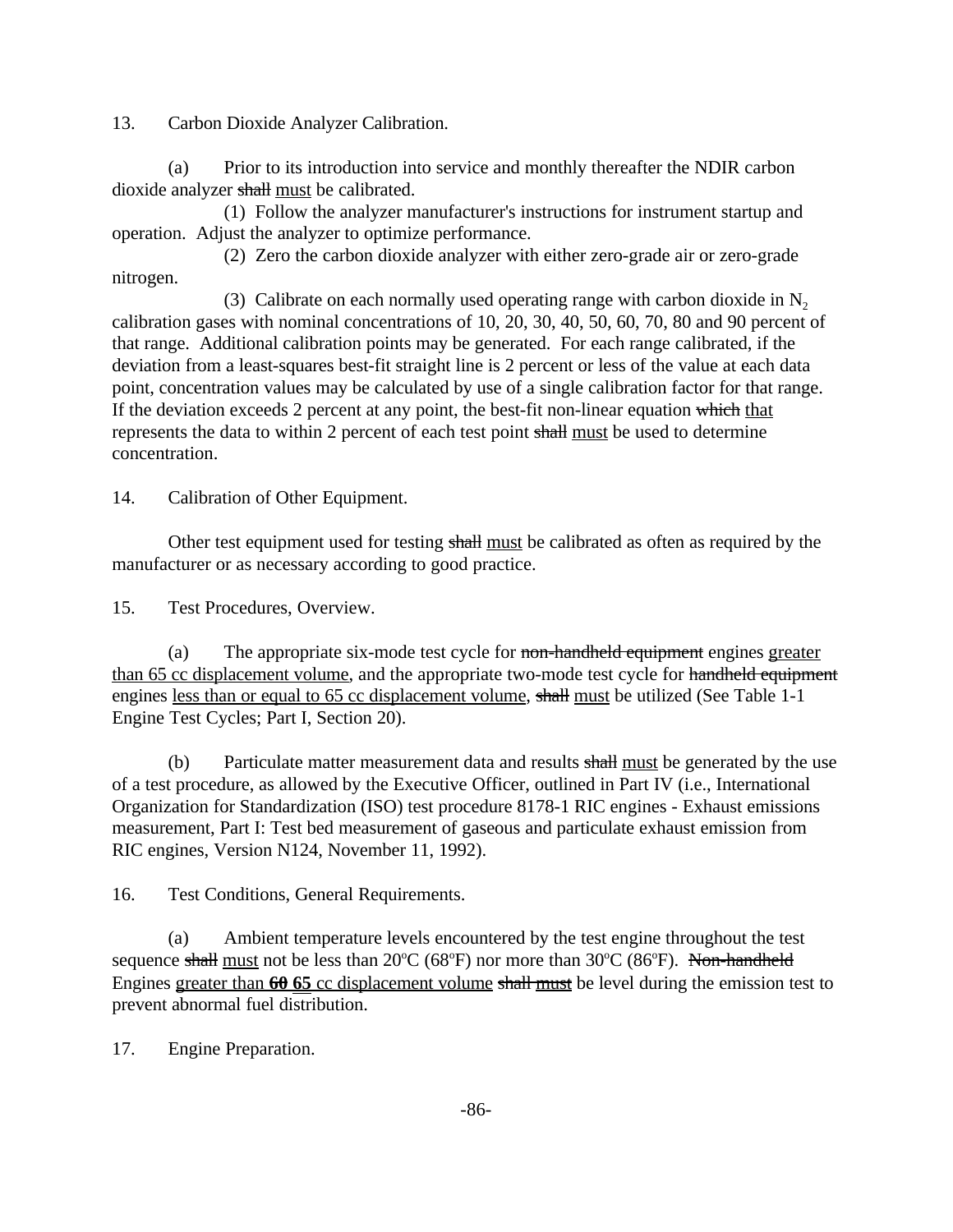13. Carbon Dioxide Analyzer Calibration.

(a) Prior to its introduction into service and monthly thereafter the NDIR carbon dioxide analyzer ~~shall~~ must be calibrated.

(1) Follow the analyzer manufacturer's instructions for instrument startup and operation. Adjust the analyzer to optimize performance.

(2) Zero the carbon dioxide analyzer with either zero-grade air or zero-grade nitrogen.

(3) Calibrate on each normally used operating range with carbon dioxide in $N_2$ calibration gases with nominal concentrations of 10, 20, 30, 40, 50, 60, 70, 80 and 90 percent of that range. Additional calibration points may be generated. For each range calibrated, if the deviation from a least-squares best-fit straight line is 2 percent or less of the value at each data point, concentration values may be calculated by use of a single calibration factor for that range. If the deviation exceeds 2 percent at any point, the best-fit non-linear equation ~~which~~ that represents the data to within 2 percent of each test point ~~shall~~ must be used to determine concentration.

14. Calibration of Other Equipment.

Other test equipment used for testing ~~shall~~ must be calibrated as often as required by the manufacturer or as necessary according to good practice.

15. Test Procedures, Overview.

(a) The appropriate six-mode test cycle for ~~non-handheld equipment~~ engines greater than 65 cc displacement volume, and the appropriate two-mode test cycle for ~~handheld equipment~~ engines less than or equal to 65 cc displacement volume, ~~shall~~ must be utilized (See Table 1-1 Engine Test Cycles; Part I, Section 20).

(b) Particulate matter measurement data and results ~~shall~~ must be generated by the use of a test procedure, as allowed by the Executive Officer, outlined in Part IV (i.e., International Organization for Standardization (ISO) test procedure 8178-1 RIC engines - Exhaust emissions measurement, Part I: Test bed measurement of gaseous and particulate exhaust emission from RIC engines, Version N124, November 11, 1992).

16. Test Conditions, General Requirements.

(a) Ambient temperature levels encountered by the test engine throughout the test sequence ~~shall~~ must not be less than 20ºC (68ºF) nor more than 30ºC (86ºF). ~~Non-handheld~~ Engines greater than **~~60~~ 65** cc displacement volume ~~shall must~~ be level during the emission test to prevent abnormal fuel distribution.

17. Engine Preparation.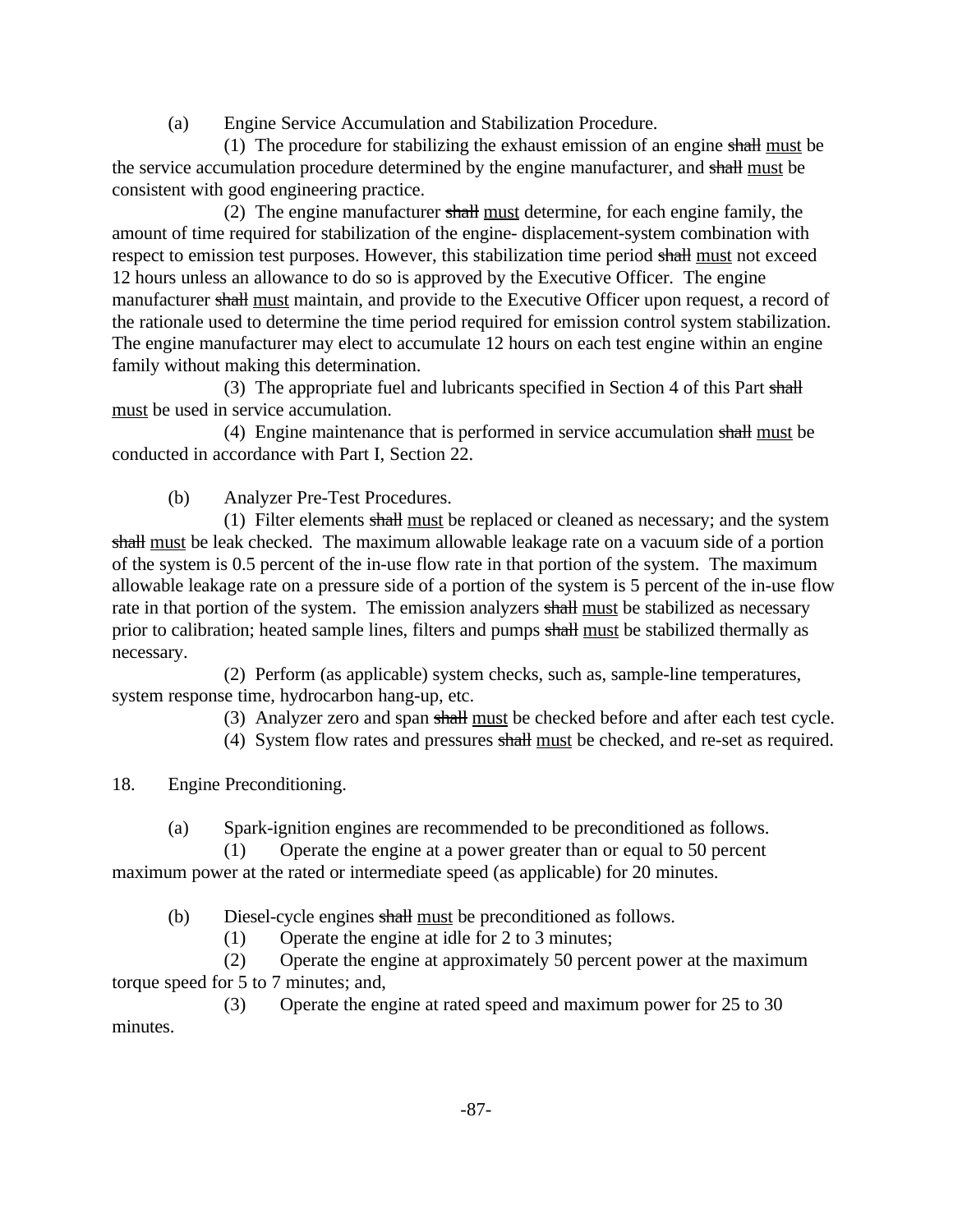(a) Engine Service Accumulation and Stabilization Procedure.

(1) The procedure for stabilizing the exhaust emission of an engine ~~shall~~ <u>must</u> be the service accumulation procedure determined by the engine manufacturer, and ~~shall~~ <u>must</u> be consistent with good engineering practice.

(2) The engine manufacturer ~~shall~~ <u>must</u> determine, for each engine family, the amount of time required for stabilization of the engine- displacement-system combination with respect to emission test purposes. However, this stabilization time period ~~shall~~ <u>must</u> not exceed 12 hours unless an allowance to do so is approved by the Executive Officer. The engine manufacturer ~~shall~~ <u>must</u> maintain, and provide to the Executive Officer upon request, a record of the rationale used to determine the time period required for emission control system stabilization. The engine manufacturer may elect to accumulate 12 hours on each test engine within an engine family without making this determination.

(3) The appropriate fuel and lubricants specified in Section 4 of this Part ~~shall~~ <u>must</u> be used in service accumulation.

(4) Engine maintenance that is performed in service accumulation ~~shall~~ <u>must</u> be conducted in accordance with Part I, Section 22.

(b) Analyzer Pre-Test Procedures.

(1) Filter elements ~~shall~~ <u>must</u> be replaced or cleaned as necessary; and the system ~~shall~~ <u>must</u> be leak checked. The maximum allowable leakage rate on a vacuum side of a portion of the system is 0.5 percent of the in-use flow rate in that portion of the system. The maximum allowable leakage rate on a pressure side of a portion of the system is 5 percent of the in-use flow rate in that portion of the system. The emission analyzers ~~shall~~ <u>must</u> be stabilized as necessary prior to calibration; heated sample lines, filters and pumps ~~shall~~ <u>must</u> be stabilized thermally as necessary.

(2) Perform (as applicable) system checks, such as, sample-line temperatures, system response time, hydrocarbon hang-up, etc.

(3) Analyzer zero and span ~~shall~~ <u>must</u> be checked before and after each test cycle.

(4) System flow rates and pressures ~~shall~~ <u>must</u> be checked, and re-set as required.

18. Engine Preconditioning.

(a) Spark-ignition engines are recommended to be preconditioned as follows.

(1) Operate the engine at a power greater than or equal to 50 percent maximum power at the rated or intermediate speed (as applicable) for 20 minutes.

(b) Diesel-cycle engines ~~shall~~ <u>must</u> be preconditioned as follows.

(1) Operate the engine at idle for 2 to 3 minutes;

(2) Operate the engine at approximately 50 percent power at the maximum torque speed for 5 to 7 minutes; and,

(3) Operate the engine at rated speed and maximum power for 25 to 30 minutes.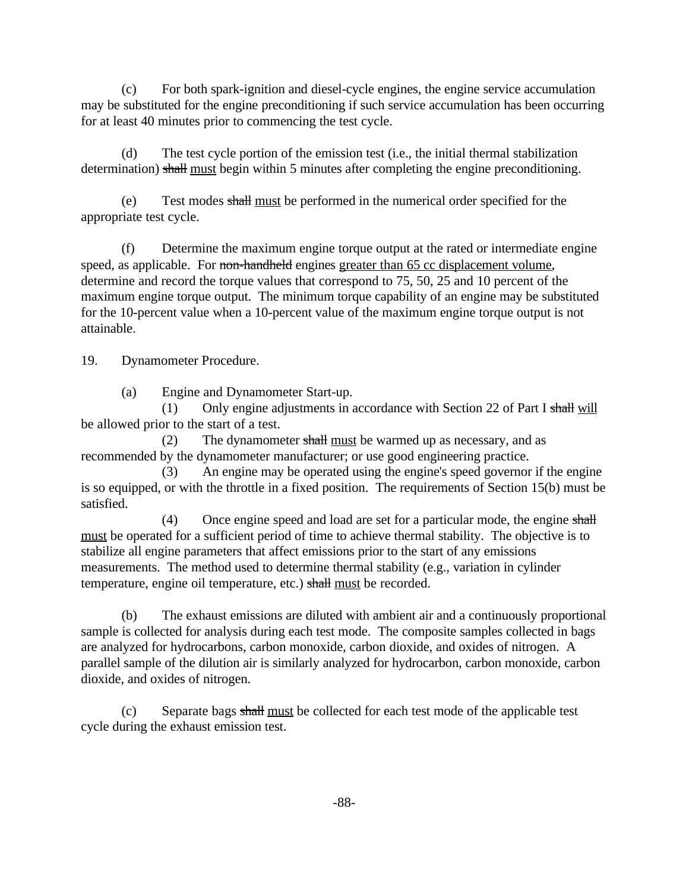(c) For both spark-ignition and diesel-cycle engines, the engine service accumulation may be substituted for the engine preconditioning if such service accumulation has been occurring for at least 40 minutes prior to commencing the test cycle.

(d) The test cycle portion of the emission test (i.e., the initial thermal stabilization determination) ~~shall~~ must begin within 5 minutes after completing the engine preconditioning.

(e) Test modes ~~shall~~ must be performed in the numerical order specified for the appropriate test cycle.

(f) Determine the maximum engine torque output at the rated or intermediate engine speed, as applicable. For ~~non-handheld~~ engines greater than 65 cc displacement volume, determine and record the torque values that correspond to 75, 50, 25 and 10 percent of the maximum engine torque output. The minimum torque capability of an engine may be substituted for the 10-percent value when a 10-percent value of the maximum engine torque output is not attainable.

19. Dynamometer Procedure.

(a) Engine and Dynamometer Start-up.

(1) Only engine adjustments in accordance with Section 22 of Part I ~~shall~~ will be allowed prior to the start of a test.

(2) The dynamometer ~~shall~~ must be warmed up as necessary, and as recommended by the dynamometer manufacturer; or use good engineering practice.

(3) An engine may be operated using the engine's speed governor if the engine is so equipped, or with the throttle in a fixed position. The requirements of Section 15(b) must be satisfied.

(4) Once engine speed and load are set for a particular mode, the engine ~~shall~~ must be operated for a sufficient period of time to achieve thermal stability. The objective is to stabilize all engine parameters that affect emissions prior to the start of any emissions measurements. The method used to determine thermal stability (e.g., variation in cylinder temperature, engine oil temperature, etc.) ~~shall~~ must be recorded.

(b) The exhaust emissions are diluted with ambient air and a continuously proportional sample is collected for analysis during each test mode. The composite samples collected in bags are analyzed for hydrocarbons, carbon monoxide, carbon dioxide, and oxides of nitrogen. A parallel sample of the dilution air is similarly analyzed for hydrocarbon, carbon monoxide, carbon dioxide, and oxides of nitrogen.

(c) Separate bags ~~shall~~ must be collected for each test mode of the applicable test cycle during the exhaust emission test.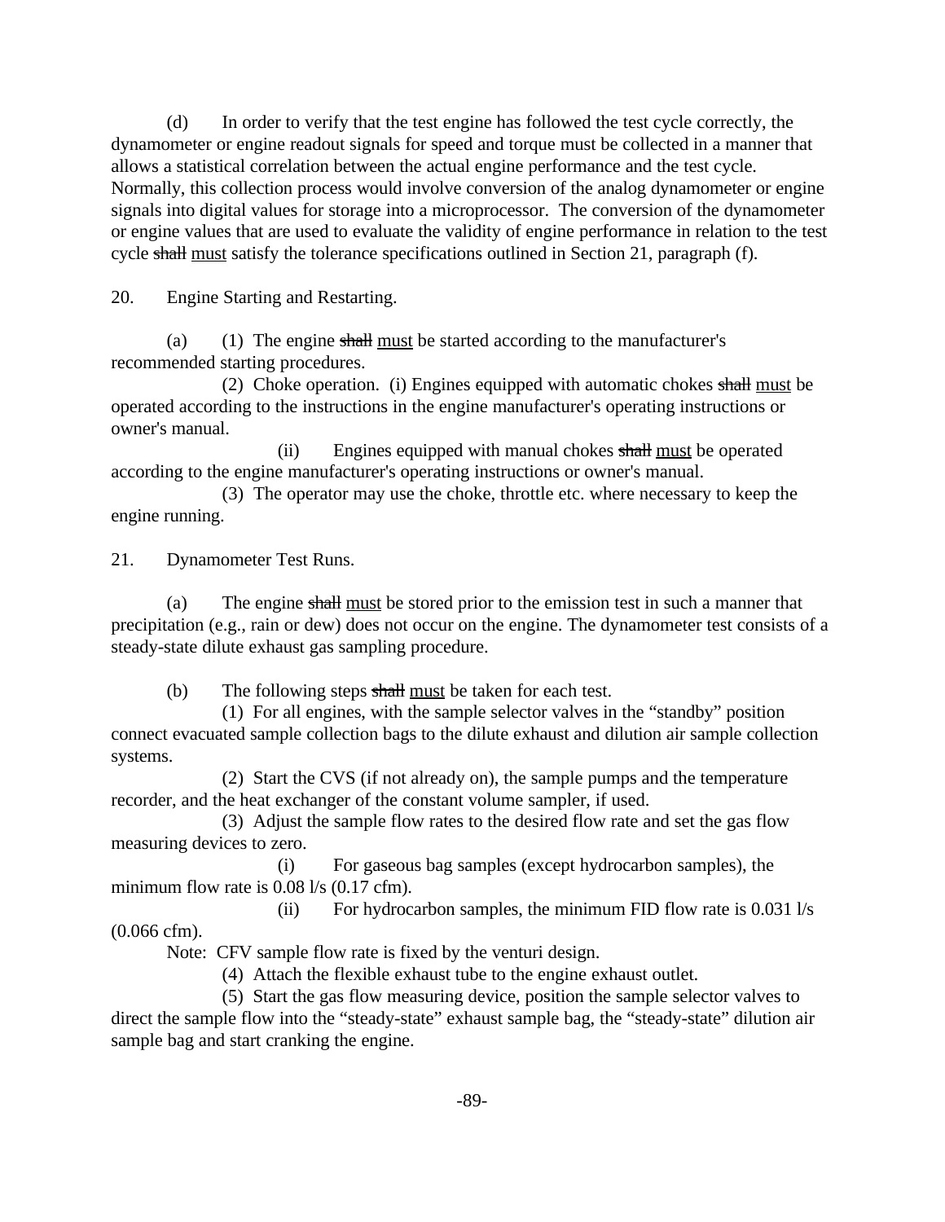(d) In order to verify that the test engine has followed the test cycle correctly, the dynamometer or engine readout signals for speed and torque must be collected in a manner that allows a statistical correlation between the actual engine performance and the test cycle. Normally, this collection process would involve conversion of the analog dynamometer or engine signals into digital values for storage into a microprocessor. The conversion of the dynamometer or engine values that are used to evaluate the validity of engine performance in relation to the test cycle ~~shall~~ <u>must</u> satisfy the tolerance specifications outlined in Section 21, paragraph (f).

20. Engine Starting and Restarting.

(a) (1) The engine ~~shall~~ <u>must</u> be started according to the manufacturer's recommended starting procedures.

(2) Choke operation. (i) Engines equipped with automatic chokes ~~shall~~ <u>must</u> be operated according to the instructions in the engine manufacturer's operating instructions or owner's manual.

(ii) Engines equipped with manual chokes ~~shall~~ <u>must</u> be operated according to the engine manufacturer's operating instructions or owner's manual.

(3) The operator may use the choke, throttle etc. where necessary to keep the engine running.

21. Dynamometer Test Runs.

(a) The engine ~~shall~~ <u>must</u> be stored prior to the emission test in such a manner that precipitation (e.g., rain or dew) does not occur on the engine. The dynamometer test consists of a steady-state dilute exhaust gas sampling procedure.

(b) The following steps ~~shall~~ <u>must</u> be taken for each test.

(1) For all engines, with the sample selector valves in the "standby" position connect evacuated sample collection bags to the dilute exhaust and dilution air sample collection systems.

(2) Start the CVS (if not already on), the sample pumps and the temperature recorder, and the heat exchanger of the constant volume sampler, if used.

(3) Adjust the sample flow rates to the desired flow rate and set the gas flow measuring devices to zero.

(i) For gaseous bag samples (except hydrocarbon samples), the minimum flow rate is 0.08 l/s (0.17 cfm).

(ii) For hydrocarbon samples, the minimum FID flow rate is 0.031 l/s (0.066 cfm).

Note: CFV sample flow rate is fixed by the venturi design.

(4) Attach the flexible exhaust tube to the engine exhaust outlet.

(5) Start the gas flow measuring device, position the sample selector valves to direct the sample flow into the "steady-state" exhaust sample bag, the "steady-state" dilution air sample bag and start cranking the engine.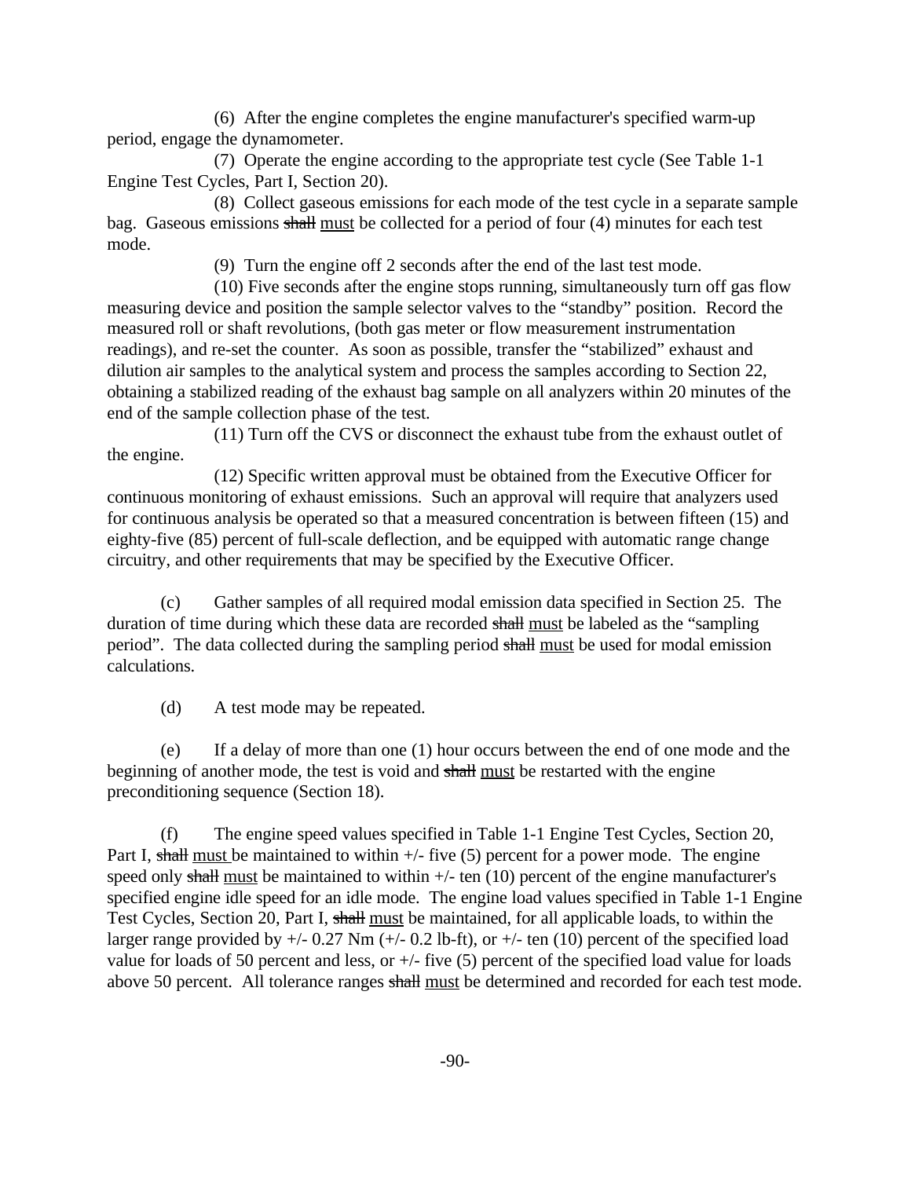(6) After the engine completes the engine manufacturer's specified warm-up period, engage the dynamometer.

(7) Operate the engine according to the appropriate test cycle (See Table 1-1 Engine Test Cycles, Part I, Section 20).

(8) Collect gaseous emissions for each mode of the test cycle in a separate sample bag. Gaseous emissions ~~shall~~ <u>must</u> be collected for a period of four (4) minutes for each test mode.

(9) Turn the engine off 2 seconds after the end of the last test mode.

(10) Five seconds after the engine stops running, simultaneously turn off gas flow measuring device and position the sample selector valves to the "standby" position. Record the measured roll or shaft revolutions, (both gas meter or flow measurement instrumentation readings), and re-set the counter. As soon as possible, transfer the "stabilized" exhaust and dilution air samples to the analytical system and process the samples according to Section 22, obtaining a stabilized reading of the exhaust bag sample on all analyzers within 20 minutes of the end of the sample collection phase of the test.

(11) Turn off the CVS or disconnect the exhaust tube from the exhaust outlet of the engine.

(12) Specific written approval must be obtained from the Executive Officer for continuous monitoring of exhaust emissions. Such an approval will require that analyzers used for continuous analysis be operated so that a measured concentration is between fifteen (15) and eighty-five (85) percent of full-scale deflection, and be equipped with automatic range change circuitry, and other requirements that may be specified by the Executive Officer.

(c) Gather samples of all required modal emission data specified in Section 25. The duration of time during which these data are recorded ~~shall~~ <u>must</u> be labeled as the "sampling period". The data collected during the sampling period ~~shall~~ <u>must</u> be used for modal emission calculations.

(d) A test mode may be repeated.

(e) If a delay of more than one (1) hour occurs between the end of one mode and the beginning of another mode, the test is void and ~~shall~~ <u>must</u> be restarted with the engine preconditioning sequence (Section 18).

(f) The engine speed values specified in Table 1-1 Engine Test Cycles, Section 20, Part I, ~~shall~~ <u>must</u> be maintained to within +/- five (5) percent for a power mode. The engine speed only ~~shall~~ <u>must</u> be maintained to within +/- ten (10) percent of the engine manufacturer's specified engine idle speed for an idle mode. The engine load values specified in Table 1-1 Engine Test Cycles, Section 20, Part I, ~~shall~~ <u>must</u> be maintained, for all applicable loads, to within the larger range provided by +/- 0.27 Nm (+/- 0.2 lb-ft), or +/- ten (10) percent of the specified load value for loads of 50 percent and less, or +/- five (5) percent of the specified load value for loads above 50 percent. All tolerance ranges ~~shall~~ <u>must</u> be determined and recorded for each test mode.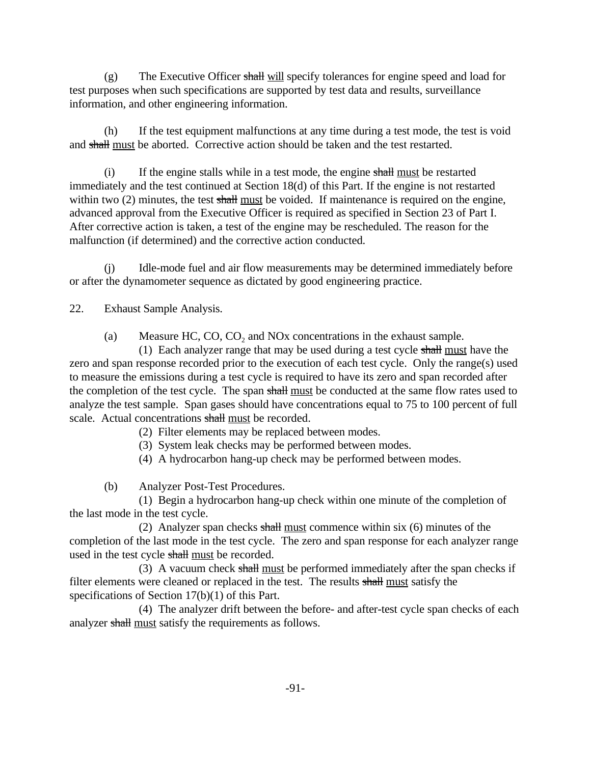(g) The Executive Officer ~~shall~~ <u>will</u> specify tolerances for engine speed and load for test purposes when such specifications are supported by test data and results, surveillance information, and other engineering information.

(h) If the test equipment malfunctions at any time during a test mode, the test is void and ~~shall~~ <u>must</u> be aborted. Corrective action should be taken and the test restarted.

(i) If the engine stalls while in a test mode, the engine ~~shall~~ <u>must</u> be restarted immediately and the test continued at Section 18(d) of this Part. If the engine is not restarted within two (2) minutes, the test ~~shall~~ <u>must</u> be voided. If maintenance is required on the engine, advanced approval from the Executive Officer is required as specified in Section 23 of Part I. After corrective action is taken, a test of the engine may be rescheduled. The reason for the malfunction (if determined) and the corrective action conducted.

(j) Idle-mode fuel and air flow measurements may be determined immediately before or after the dynamometer sequence as dictated by good engineering practice.

22. Exhaust Sample Analysis.

(a) Measure HC, CO, $CO_2$ and NOx concentrations in the exhaust sample.

(1) Each analyzer range that may be used during a test cycle ~~shall~~ <u>must</u> have the zero and span response recorded prior to the execution of each test cycle. Only the range(s) used to measure the emissions during a test cycle is required to have its zero and span recorded after the completion of the test cycle. The span ~~shall~~ <u>must</u> be conducted at the same flow rates used to analyze the test sample. Span gases should have concentrations equal to 75 to 100 percent of full scale. Actual concentrations ~~shall~~ <u>must</u> be recorded.

(2) Filter elements may be replaced between modes.

(3) System leak checks may be performed between modes.

(4) A hydrocarbon hang-up check may be performed between modes.

(b) Analyzer Post-Test Procedures.

(1) Begin a hydrocarbon hang-up check within one minute of the completion of the last mode in the test cycle.

(2) Analyzer span checks ~~shall~~ <u>must</u> commence within six (6) minutes of the completion of the last mode in the test cycle. The zero and span response for each analyzer range used in the test cycle ~~shall~~ <u>must</u> be recorded.

(3) A vacuum check ~~shall~~ <u>must</u> be performed immediately after the span checks if filter elements were cleaned or replaced in the test. The results ~~shall~~ <u>must</u> satisfy the specifications of Section 17(b)(1) of this Part.

(4) The analyzer drift between the before- and after-test cycle span checks of each analyzer ~~shall~~ <u>must</u> satisfy the requirements as follows.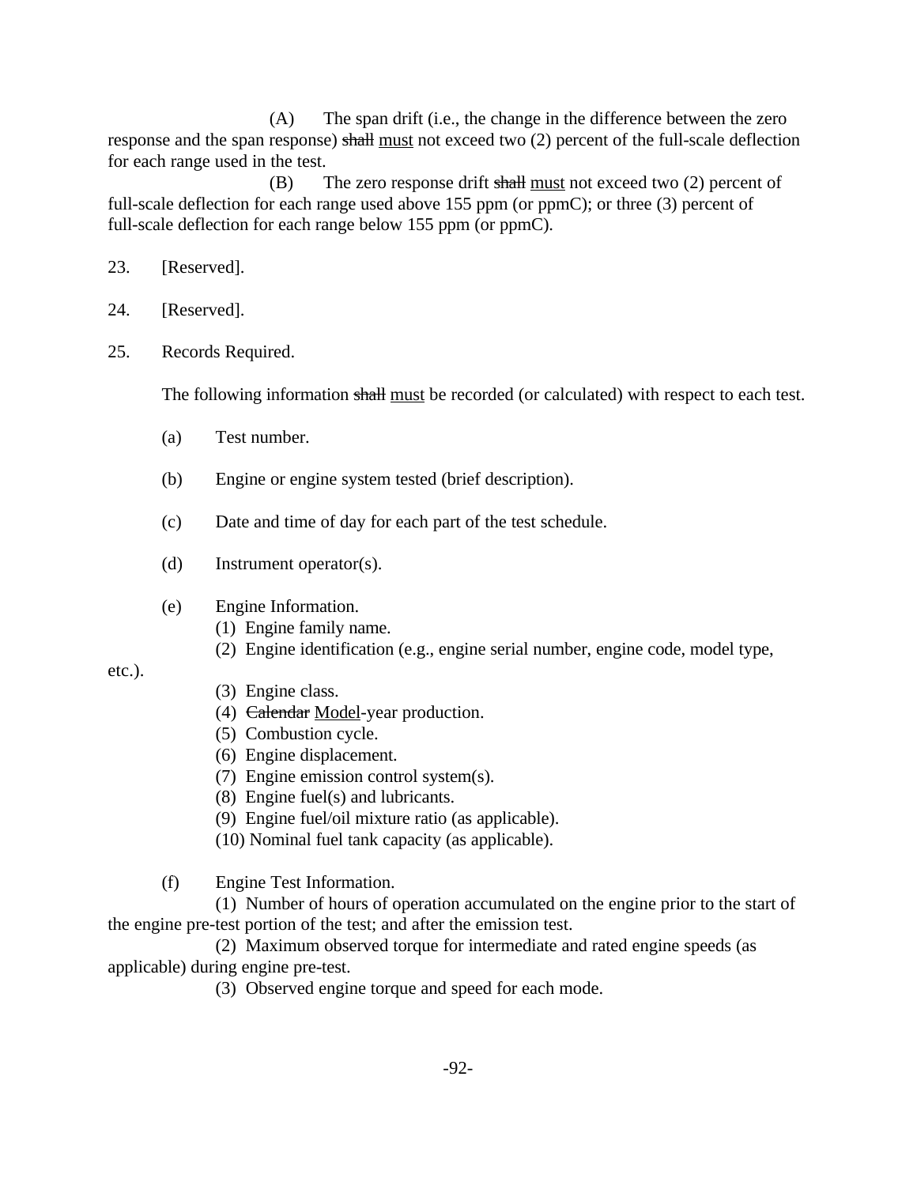(A) The span drift (i.e., the change in the difference between the zero response and the span response) ~~shall~~ <u>must</u> not exceed two (2) percent of the full-scale deflection for each range used in the test.

(B) The zero response drift ~~shall~~ <u>must</u> not exceed two (2) percent of full-scale deflection for each range used above 155 ppm (or ppmC); or three (3) percent of full-scale deflection for each range below 155 ppm (or ppmC).

23. [Reserved].

24. [Reserved].

25. Records Required.

The following information ~~shall~~ <u>must</u> be recorded (or calculated) with respect to each test.

(a) Test number.

(b) Engine or engine system tested (brief description).

(c) Date and time of day for each part of the test schedule.

(d) Instrument operator(s).

(e) Engine Information.
(1) Engine family name.
(2) Engine identification (e.g., engine serial number, engine code, model type, etc.).
(3) Engine class.
(4) ~~Calendar~~ <u>Model</u>-year production.
(5) Combustion cycle.
(6) Engine displacement.
(7) Engine emission control system(s).
(8) Engine fuel(s) and lubricants.
(9) Engine fuel/oil mixture ratio (as applicable).
(10) Nominal fuel tank capacity (as applicable).

(f) Engine Test Information.
(1) Number of hours of operation accumulated on the engine prior to the start of the engine pre-test portion of the test; and after the emission test.
(2) Maximum observed torque for intermediate and rated engine speeds (as applicable) during engine pre-test.
(3) Observed engine torque and speed for each mode.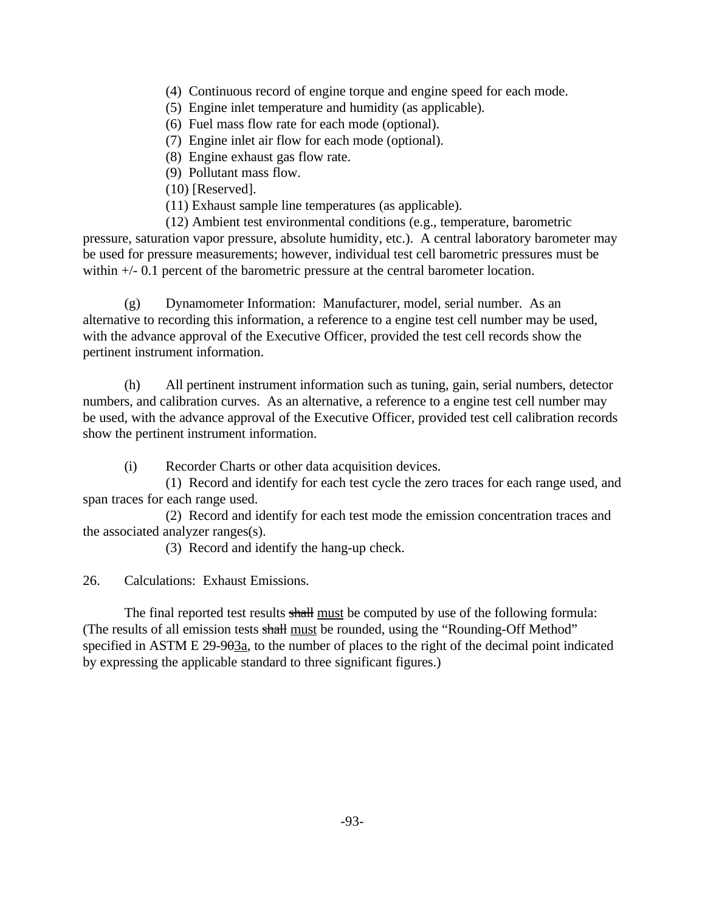(4) Continuous record of engine torque and engine speed for each mode.

(5) Engine inlet temperature and humidity (as applicable).

(6) Fuel mass flow rate for each mode (optional).

(7) Engine inlet air flow for each mode (optional).

(8) Engine exhaust gas flow rate.

(9) Pollutant mass flow.

(10) [Reserved].

(11) Exhaust sample line temperatures (as applicable).

(12) Ambient test environmental conditions (e.g., temperature, barometric pressure, saturation vapor pressure, absolute humidity, etc.). A central laboratory barometer may be used for pressure measurements; however, individual test cell barometric pressures must be within +/- 0.1 percent of the barometric pressure at the central barometer location.

(g) Dynamometer Information: Manufacturer, model, serial number. As an alternative to recording this information, a reference to a engine test cell number may be used, with the advance approval of the Executive Officer, provided the test cell records show the pertinent instrument information.

(h) All pertinent instrument information such as tuning, gain, serial numbers, detector numbers, and calibration curves. As an alternative, a reference to a engine test cell number may be used, with the advance approval of the Executive Officer, provided test cell calibration records show the pertinent instrument information.

(i) Recorder Charts or other data acquisition devices.

(1) Record and identify for each test cycle the zero traces for each range used, and span traces for each range used.

(2) Record and identify for each test mode the emission concentration traces and the associated analyzer ranges(s).

(3) Record and identify the hang-up check.

26. Calculations: Exhaust Emissions.

The final reported test results ~~shall~~ <u>must</u> be computed by use of the following formula: (The results of all emission tests ~~shall~~ <u>must</u> be rounded, using the “Rounding-Off Method” specified in ASTM E 29-9~~0~~<u>3a</u>, to the number of places to the right of the decimal point indicated by expressing the applicable standard to three significant figures.)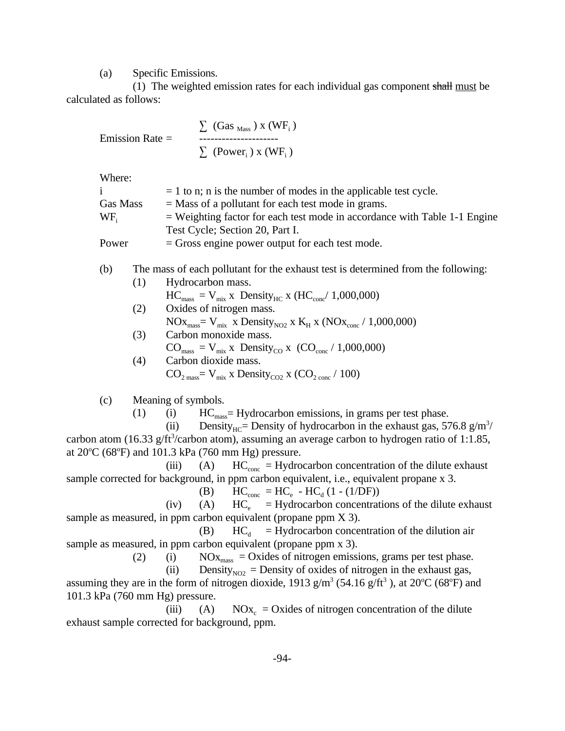(a) Specific Emissions.

(1) The weighted emission rates for each individual gas component ~~shall~~ must be calculated as follows:

$$\text{Emission Rate} = \frac{\sum (\text{Gas}_{\text{Mass}}) \times (WF_i)}{\sum (\text{Power}_i) \times (WF_i)}$$

Where:

| | |
|---|---|
| i | = 1 to n; n is the number of modes in the applicable test cycle. |
| Gas Mass | = Mass of a pollutant for each test mode in grams. |
| $WF_i$ | = Weighting factor for each test mode in accordance with Table 1-1 Engine Test Cycle; Section 20, Part I. |
| Power | = Gross engine power output for each test mode. |

(b) The mass of each pollutant for the exhaust test is determined from the following:

(1) Hydrocarbon mass.
$HC_{mass} = V_{mix} \times Density_{HC} \times (HC_{conc} / 1{,}000{,}000)$

(2) Oxides of nitrogen mass.
$NOx_{mass} = V_{mix} \times Density_{NO2} \times K_H \times (NOx_{conc} / 1{,}000{,}000)$

(3) Carbon monoxide mass.
$CO_{mass} = V_{mix} \times Density_{CO} \times (CO_{conc} / 1{,}000{,}000)$

(4) Carbon dioxide mass.
$CO_{2\,mass} = V_{mix} \times Density_{CO2} \times (CO_{2\,conc} / 100)$

(c) Meaning of symbols.

(1) (i) $HC_{mass}$ = Hydrocarbon emissions, in grams per test phase.

(ii) $Density_{HC}$ = Density of hydrocarbon in the exhaust gas, 576.8 g/m$^3$/carbon atom (16.33 g/ft$^3$/carbon atom), assuming an average carbon to hydrogen ratio of 1:1.85, at 20ºC (68ºF) and 101.3 kPa (760 mm Hg) pressure.

(iii) (A) $HC_{conc}$ = Hydrocarbon concentration of the dilute exhaust sample corrected for background, in ppm carbon equivalent, i.e., equivalent propane x 3.

(B) $HC_{conc} = HC_e - HC_d (1 - (1/DF))$

(iv) (A) $HC_e$ = Hydrocarbon concentrations of the dilute exhaust sample as measured, in ppm carbon equivalent (propane ppm X 3).

(B) $HC_d$ = Hydrocarbon concentration of the dilution air sample as measured, in ppm carbon equivalent (propane ppm x 3).

(2) (i) $NOx_{mass}$ = Oxides of nitrogen emissions, grams per test phase.

(ii) $Density_{NO2}$ = Density of oxides of nitrogen in the exhaust gas, assuming they are in the form of nitrogen dioxide, 1913 g/m$^3$ (54.16 g/ft$^3$), at 20ºC (68ºF) and 101.3 kPa (760 mm Hg) pressure.

(iii) (A) $NOx_c$ = Oxides of nitrogen concentration of the dilute exhaust sample corrected for background, ppm.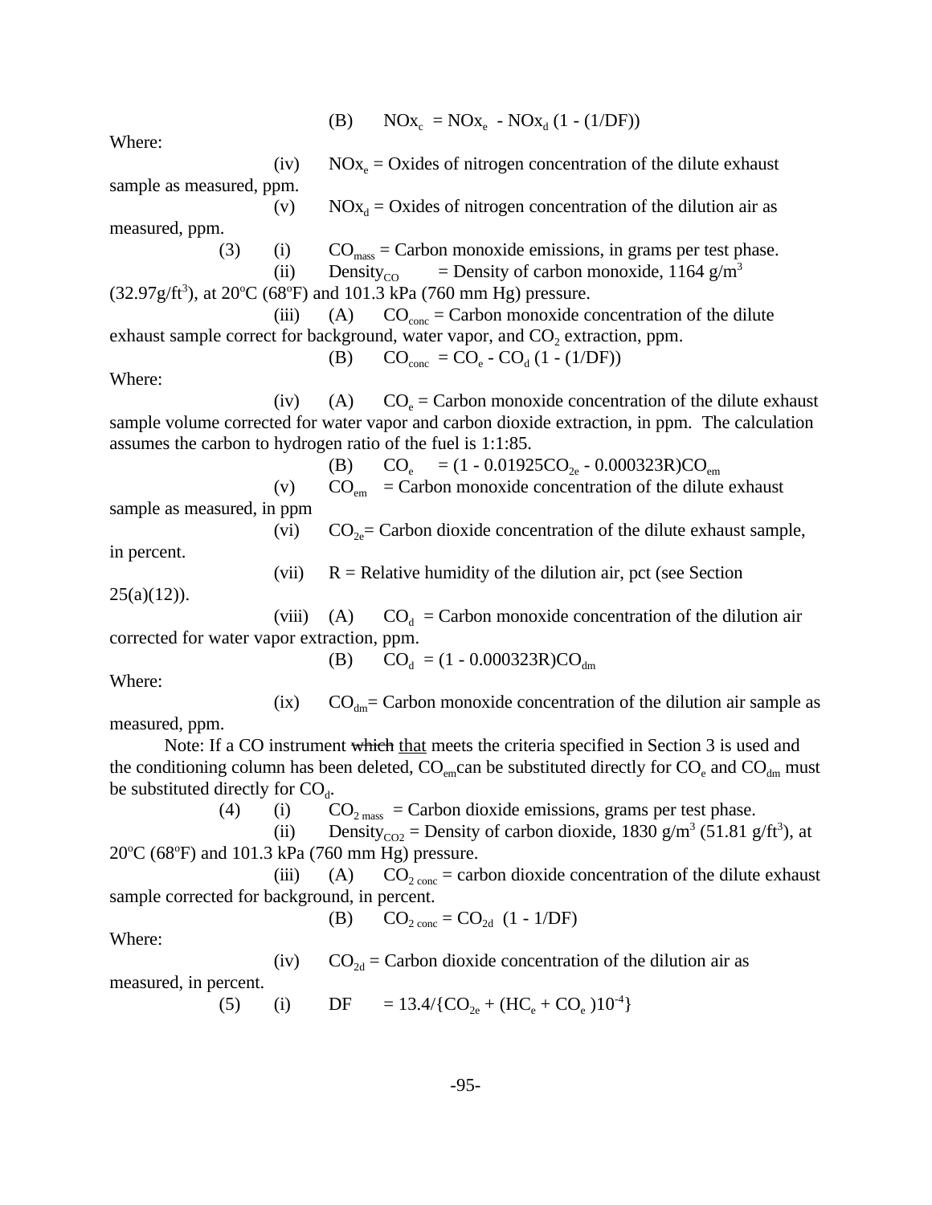(B) $NOx_c = NOx_e - NOx_d (1 - (1/DF))$

Where:

(iv) $NOx_e$ = Oxides of nitrogen concentration of the dilute exhaust sample as measured, ppm.

(v) $NOx_d$ = Oxides of nitrogen concentration of the dilution air as measured, ppm.

(3) (i) $CO_{mass}$ = Carbon monoxide emissions, in grams per test phase.

(ii) $Density_{CO}$ = Density of carbon monoxide, 1164 g/m$^3$ (32.97g/ft$^3$), at 20°C (68°F) and 101.3 kPa (760 mm Hg) pressure.

(iii) (A) $CO_{conc}$ = Carbon monoxide concentration of the dilute exhaust sample correct for background, water vapor, and $CO_2$ extraction, ppm.

(B) $CO_{conc} = CO_e - CO_d (1 - (1/DF))$

Where:

(iv) (A) $CO_e$ = Carbon monoxide concentration of the dilute exhaust sample volume corrected for water vapor and carbon dioxide extraction, in ppm. The calculation assumes the carbon to hydrogen ratio of the fuel is 1:1:85.

(B) $CO_e = (1 - 0.01925CO_{2e} - 0.000323R)CO_{em}$

(v) $CO_{em}$ = Carbon monoxide concentration of the dilute exhaust sample as measured, in ppm

(vi) $CO_{2e}$= Carbon dioxide concentration of the dilute exhaust sample, in percent.

(vii) R = Relative humidity of the dilution air, pct (see Section 25(a)(12)).

(viii) (A) $CO_d$ = Carbon monoxide concentration of the dilution air corrected for water vapor extraction, ppm.

(B) $CO_d = (1 - 0.000323R)CO_{dm}$

Where:

(ix) $CO_{dm}$= Carbon monoxide concentration of the dilution air sample as measured, ppm.

Note: If a CO instrument ~~which~~ that meets the criteria specified in Section 3 is used and the conditioning column has been deleted, $CO_{em}$can be substituted directly for $CO_e$ and $CO_{dm}$ must be substituted directly for $CO_d$.

(4) (i) $CO_{2\,mass}$ = Carbon dioxide emissions, grams per test phase.

(ii) $Density_{CO2}$ = Density of carbon dioxide, 1830 g/m$^3$ (51.81 g/ft$^3$), at 20°C (68°F) and 101.3 kPa (760 mm Hg) pressure.

(iii) (A) $CO_{2\,conc}$ = carbon dioxide concentration of the dilute exhaust sample corrected for background, in percent.

(B) $CO_{2\,conc} = CO_{2d} (1 - 1/DF)$

Where:

(iv) $CO_{2d}$ = Carbon dioxide concentration of the dilution air as measured, in percent.

(5) (i) $DF = 13.4/\{CO_{2e} + (HC_e + CO_e)10^{-4}\}$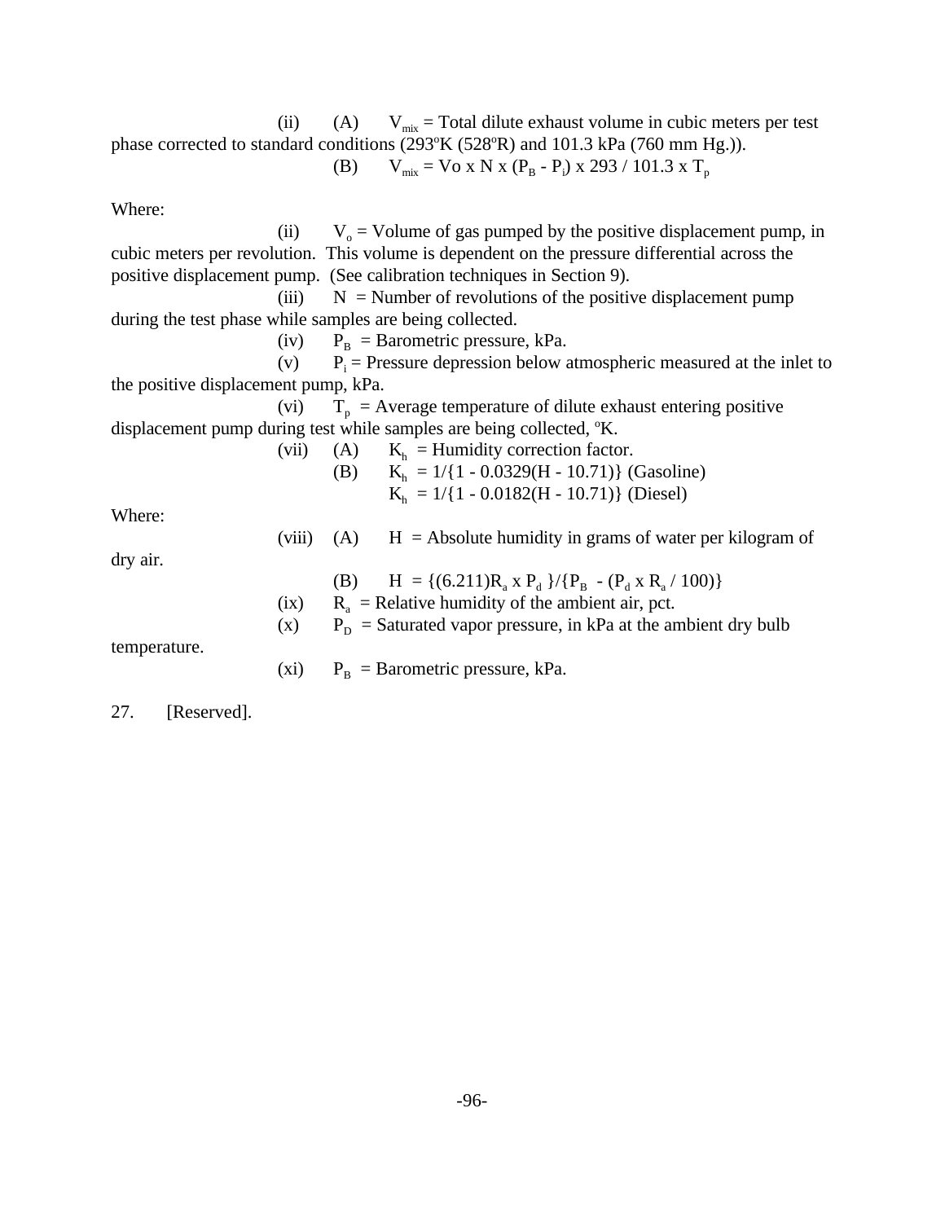(ii) (A) $V_{mix}$ = Total dilute exhaust volume in cubic meters per test phase corrected to standard conditions (293ºK (528ºR) and 101.3 kPa (760 mm Hg.)).

(B) $V_{mix} = Vo \times N \times (P_B - P_i) \times 293 / 101.3 \times T_p$

Where:

(ii) $V_o$ = Volume of gas pumped by the positive displacement pump, in cubic meters per revolution. This volume is dependent on the pressure differential across the positive displacement pump. (See calibration techniques in Section 9).

(iii) N = Number of revolutions of the positive displacement pump during the test phase while samples are being collected.

(iv) $P_B$ = Barometric pressure, kPa.

(v) $P_i$ = Pressure depression below atmospheric measured at the inlet to the positive displacement pump, kPa.

(vi) $T_p$ = Average temperature of dilute exhaust entering positive displacement pump during test while samples are being collected, ºK.

(vii) (A) $K_h$ = Humidity correction factor.

(B) $K_h = 1/\{1 - 0.0329(H - 10.71)\}$ (Gasoline)

$K_h = 1/\{1 - 0.0182(H - 10.71)\}$ (Diesel)

Where:

(viii) (A) H = Absolute humidity in grams of water per kilogram of dry air.

(B) $H = \{(6.211)R_a \times P_d\}/\{P_B - (P_d \times R_a / 100)\}$

(ix) $R_a$ = Relative humidity of the ambient air, pct.

(x) $P_D$ = Saturated vapor pressure, in kPa at the ambient dry bulb temperature.

(xi) $P_B$ = Barometric pressure, kPa.

27. [Reserved].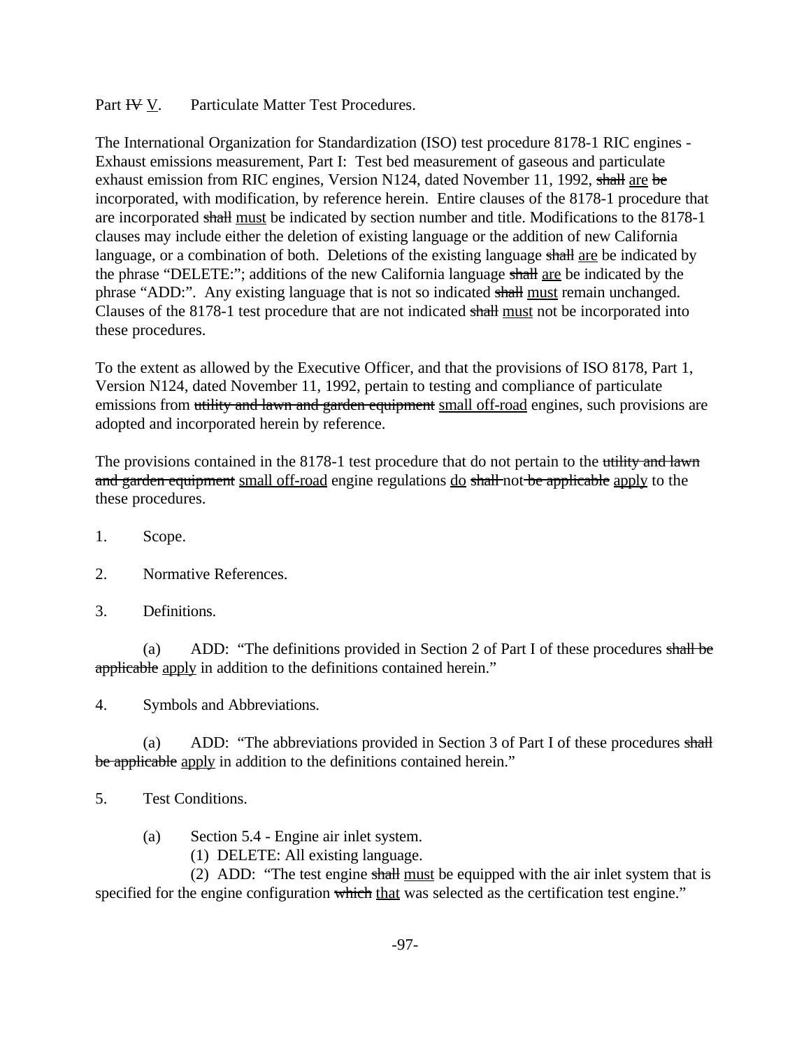Part ~~IV~~ <u>V</u>. Particulate Matter Test Procedures.

The International Organization for Standardization (ISO) test procedure 8178-1 RIC engines - Exhaust emissions measurement, Part I: Test bed measurement of gaseous and particulate exhaust emission from RIC engines, Version N124, dated November 11, 1992, ~~shall~~ <u>are</u> ~~be~~ incorporated, with modification, by reference herein. Entire clauses of the 8178-1 procedure that are incorporated ~~shall~~ <u>must</u> be indicated by section number and title. Modifications to the 8178-1 clauses may include either the deletion of existing language or the addition of new California language, or a combination of both. Deletions of the existing language ~~shall~~ <u>are</u> be indicated by the phrase "DELETE:"; additions of the new California language ~~shall~~ <u>are</u> be indicated by the phrase "ADD:". Any existing language that is not so indicated ~~shall~~ <u>must</u> remain unchanged. Clauses of the 8178-1 test procedure that are not indicated ~~shall~~ <u>must</u> not be incorporated into these procedures.

To the extent as allowed by the Executive Officer, and that the provisions of ISO 8178, Part 1, Version N124, dated November 11, 1992, pertain to testing and compliance of particulate emissions from ~~utility and lawn and garden equipment~~ <u>small off-road</u> engines, such provisions are adopted and incorporated herein by reference.

The provisions contained in the 8178-1 test procedure that do not pertain to the ~~utility and lawn and garden equipment~~ <u>small off-road</u> engine regulations <u>do</u> ~~shall~~ not ~~be applicable~~ <u>apply</u> to the these procedures.

1. Scope.

2. Normative References.

3. Definitions.

   (a) ADD: "The definitions provided in Section 2 of Part I of these procedures ~~shall be applicable~~ <u>apply</u> in addition to the definitions contained herein."

4. Symbols and Abbreviations.

   (a) ADD: "The abbreviations provided in Section 3 of Part I of these procedures ~~shall be applicable~~ <u>apply</u> in addition to the definitions contained herein."

5. Test Conditions.

   (a) Section 5.4 - Engine air inlet system.

      (1) DELETE: All existing language.

      (2) ADD: "The test engine ~~shall~~ <u>must</u> be equipped with the air inlet system that is specified for the engine configuration ~~which~~ <u>that</u> was selected as the certification test engine."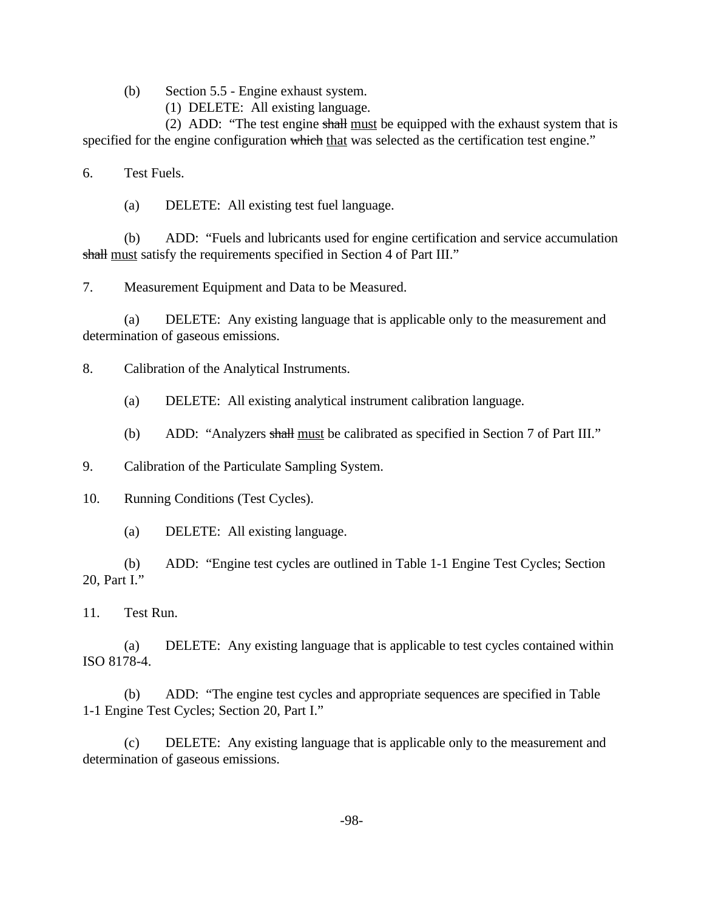(b) Section 5.5 - Engine exhaust system.

(1) DELETE: All existing language.

(2) ADD: "The test engine ~~shall~~ <u>must</u> be equipped with the exhaust system that is specified for the engine configuration ~~which~~ <u>that</u> was selected as the certification test engine."

6. Test Fuels.

(a) DELETE: All existing test fuel language.

(b) ADD: "Fuels and lubricants used for engine certification and service accumulation ~~shall~~ <u>must</u> satisfy the requirements specified in Section 4 of Part III."

7. Measurement Equipment and Data to be Measured.

(a) DELETE: Any existing language that is applicable only to the measurement and determination of gaseous emissions.

8. Calibration of the Analytical Instruments.

(a) DELETE: All existing analytical instrument calibration language.

(b) ADD: "Analyzers ~~shall~~ <u>must</u> be calibrated as specified in Section 7 of Part III."

9. Calibration of the Particulate Sampling System.

10. Running Conditions (Test Cycles).

(a) DELETE: All existing language.

(b) ADD: "Engine test cycles are outlined in Table 1-1 Engine Test Cycles; Section 20, Part I."

11. Test Run.

(a) DELETE: Any existing language that is applicable to test cycles contained within ISO 8178-4.

(b) ADD: "The engine test cycles and appropriate sequences are specified in Table 1-1 Engine Test Cycles; Section 20, Part I."

(c) DELETE: Any existing language that is applicable only to the measurement and determination of gaseous emissions.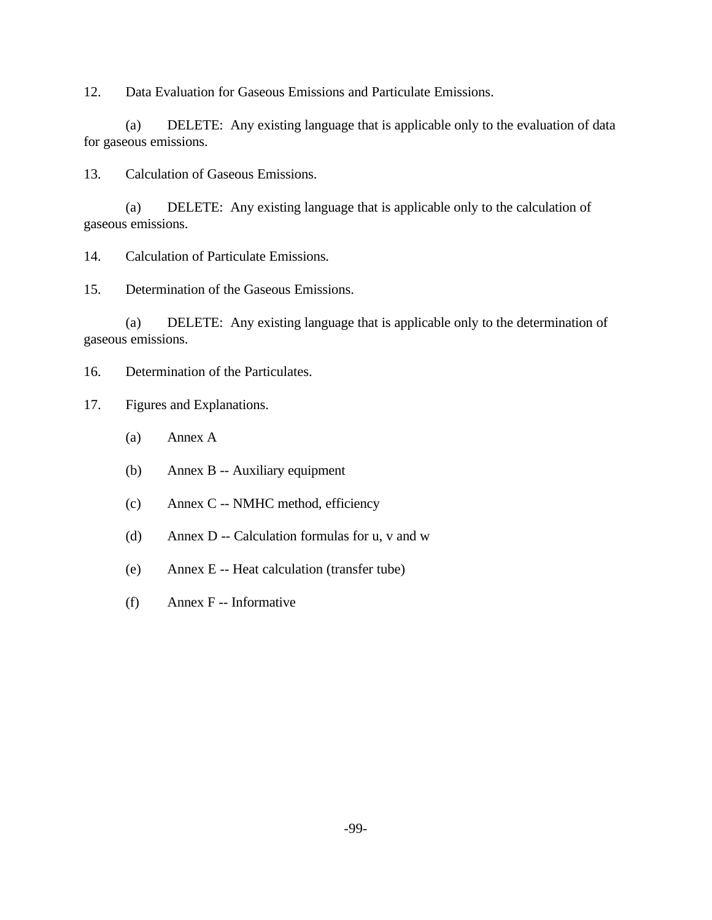12. Data Evaluation for Gaseous Emissions and Particulate Emissions.

(a) DELETE: Any existing language that is applicable only to the evaluation of data for gaseous emissions.

13. Calculation of Gaseous Emissions.

(a) DELETE: Any existing language that is applicable only to the calculation of gaseous emissions.

14. Calculation of Particulate Emissions.

15. Determination of the Gaseous Emissions.

(a) DELETE: Any existing language that is applicable only to the determination of gaseous emissions.

16. Determination of the Particulates.

17. Figures and Explanations.

(a) Annex A

(b) Annex B -- Auxiliary equipment

(c) Annex C -- NMHC method, efficiency

(d) Annex D -- Calculation formulas for u, v and w

(e) Annex E -- Heat calculation (transfer tube)

(f) Annex F -- Informative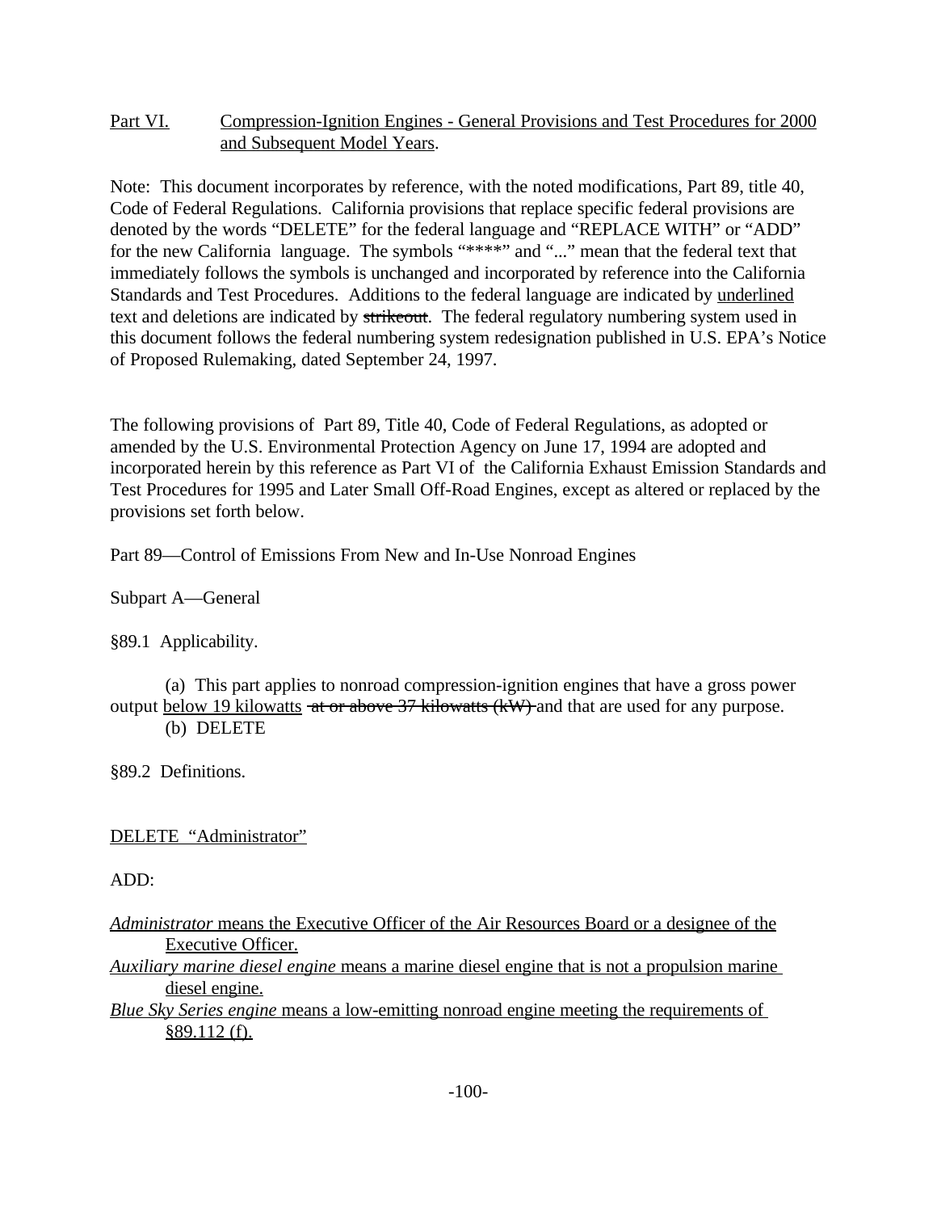Part VI. Compression-Ignition Engines - General Provisions and Test Procedures for 2000 and Subsequent Model Years.

Note: This document incorporates by reference, with the noted modifications, Part 89, title 40, Code of Federal Regulations. California provisions that replace specific federal provisions are denoted by the words "DELETE" for the federal language and "REPLACE WITH" or "ADD" for the new California language. The symbols "****" and "..." mean that the federal text that immediately follows the symbols is unchanged and incorporated by reference into the California Standards and Test Procedures. Additions to the federal language are indicated by <u>underlined</u> text and deletions are indicated by ~~strikeout~~. The federal regulatory numbering system used in this document follows the federal numbering system redesignation published in U.S. EPA's Notice of Proposed Rulemaking, dated September 24, 1997.

The following provisions of Part 89, Title 40, Code of Federal Regulations, as adopted or amended by the U.S. Environmental Protection Agency on June 17, 1994 are adopted and incorporated herein by this reference as Part VI of the California Exhaust Emission Standards and Test Procedures for 1995 and Later Small Off-Road Engines, except as altered or replaced by the provisions set forth below.

Part 89—Control of Emissions From New and In-Use Nonroad Engines

Subpart A—General

§89.1 Applicability.

(a) This part applies to nonroad compression-ignition engines that have a gross power output <u>below 19 kilowatts</u> ~~at or above 37 kilowatts (kW)~~ and that are used for any purpose.

(b) DELETE

§89.2 Definitions.

<u>DELETE "Administrator"</u>

ADD:

<u>*Administrator* means the Executive Officer of the Air Resources Board or a designee of the Executive Officer.</u>

<u>*Auxiliary marine diesel engine* means a marine diesel engine that is not a propulsion marine diesel engine.</u>

<u>*Blue Sky Series engine* means a low-emitting nonroad engine meeting the requirements of §89.112 (f).</u>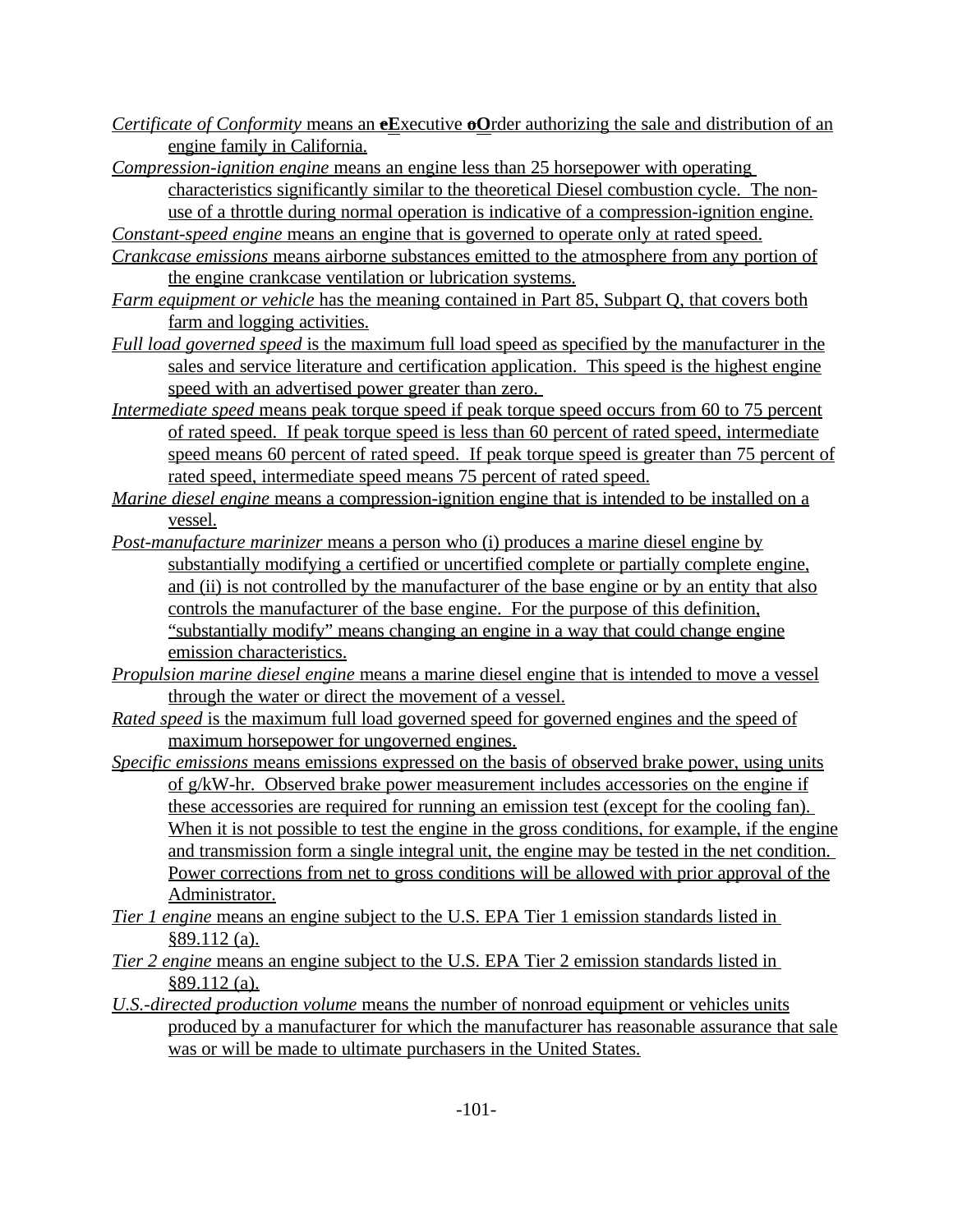*Certificate of Conformity* means an ~~e~~**E**xecutive ~~o~~**O**rder authorizing the sale and distribution of an engine family in California.

*Compression-ignition engine* means an engine less than 25 horsepower with operating characteristics significantly similar to the theoretical Diesel combustion cycle. The non-use of a throttle during normal operation is indicative of a compression-ignition engine.

*Constant-speed engine* means an engine that is governed to operate only at rated speed.

*Crankcase emissions* means airborne substances emitted to the atmosphere from any portion of the engine crankcase ventilation or lubrication systems.

*Farm equipment or vehicle* has the meaning contained in Part 85, Subpart Q, that covers both farm and logging activities.

*Full load governed speed* is the maximum full load speed as specified by the manufacturer in the sales and service literature and certification application. This speed is the highest engine speed with an advertised power greater than zero.

*Intermediate speed* means peak torque speed if peak torque speed occurs from 60 to 75 percent of rated speed. If peak torque speed is less than 60 percent of rated speed, intermediate speed means 60 percent of rated speed. If peak torque speed is greater than 75 percent of rated speed, intermediate speed means 75 percent of rated speed.

*Marine diesel engine* means a compression-ignition engine that is intended to be installed on a vessel.

*Post-manufacture marinizer* means a person who (i) produces a marine diesel engine by substantially modifying a certified or uncertified complete or partially complete engine, and (ii) is not controlled by the manufacturer of the base engine or by an entity that also controls the manufacturer of the base engine. For the purpose of this definition, "substantially modify" means changing an engine in a way that could change engine emission characteristics.

*Propulsion marine diesel engine* means a marine diesel engine that is intended to move a vessel through the water or direct the movement of a vessel.

*Rated speed* is the maximum full load governed speed for governed engines and the speed of maximum horsepower for ungoverned engines.

*Specific emissions* means emissions expressed on the basis of observed brake power, using units of g/kW-hr. Observed brake power measurement includes accessories on the engine if these accessories are required for running an emission test (except for the cooling fan). When it is not possible to test the engine in the gross conditions, for example, if the engine and transmission form a single integral unit, the engine may be tested in the net condition. Power corrections from net to gross conditions will be allowed with prior approval of the Administrator.

*Tier 1 engine* means an engine subject to the U.S. EPA Tier 1 emission standards listed in §89.112 (a).

*Tier 2 engine* means an engine subject to the U.S. EPA Tier 2 emission standards listed in §89.112 (a).

*U.S.-directed production volume* means the number of nonroad equipment or vehicles units produced by a manufacturer for which the manufacturer has reasonable assurance that sale was or will be made to ultimate purchasers in the United States.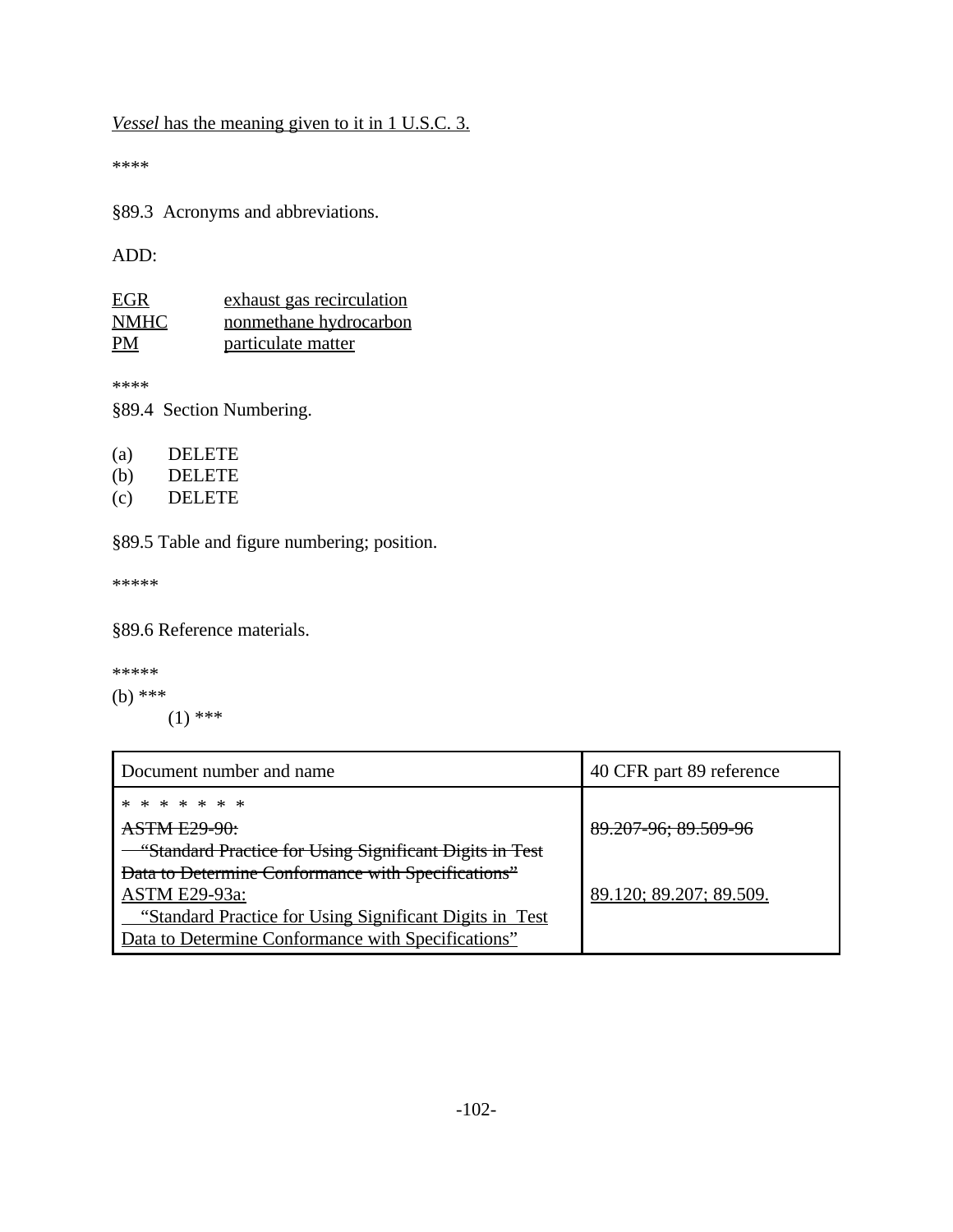*Vessel* has the meaning given to it in 1 U.S.C. 3.

****

§89.3 Acronyms and abbreviations.

ADD:

| | |
|---|---|
| EGR | exhaust gas recirculation |
| NMHC | nonmethane hydrocarbon |
| PM | particulate matter |

****

§89.4 Section Numbering.

(a) DELETE
(b) DELETE
(c) DELETE

§89.5 Table and figure numbering; position.

*****

§89.6 Reference materials.

*****

(b) ***

(1) ***

| Document number and name | 40 CFR part 89 reference |
|---|---|
| * * * * * * * | |
| ~~ASTM E29-90: "Standard Practice for Using Significant Digits in Test Data to Determine Conformance with Specifications"~~ | ~~89.207-96; 89.509-96~~ |
| ASTM E29-93a: "Standard Practice for Using Significant Digits in Test Data to Determine Conformance with Specifications" | 89.120; 89.207; 89.509. |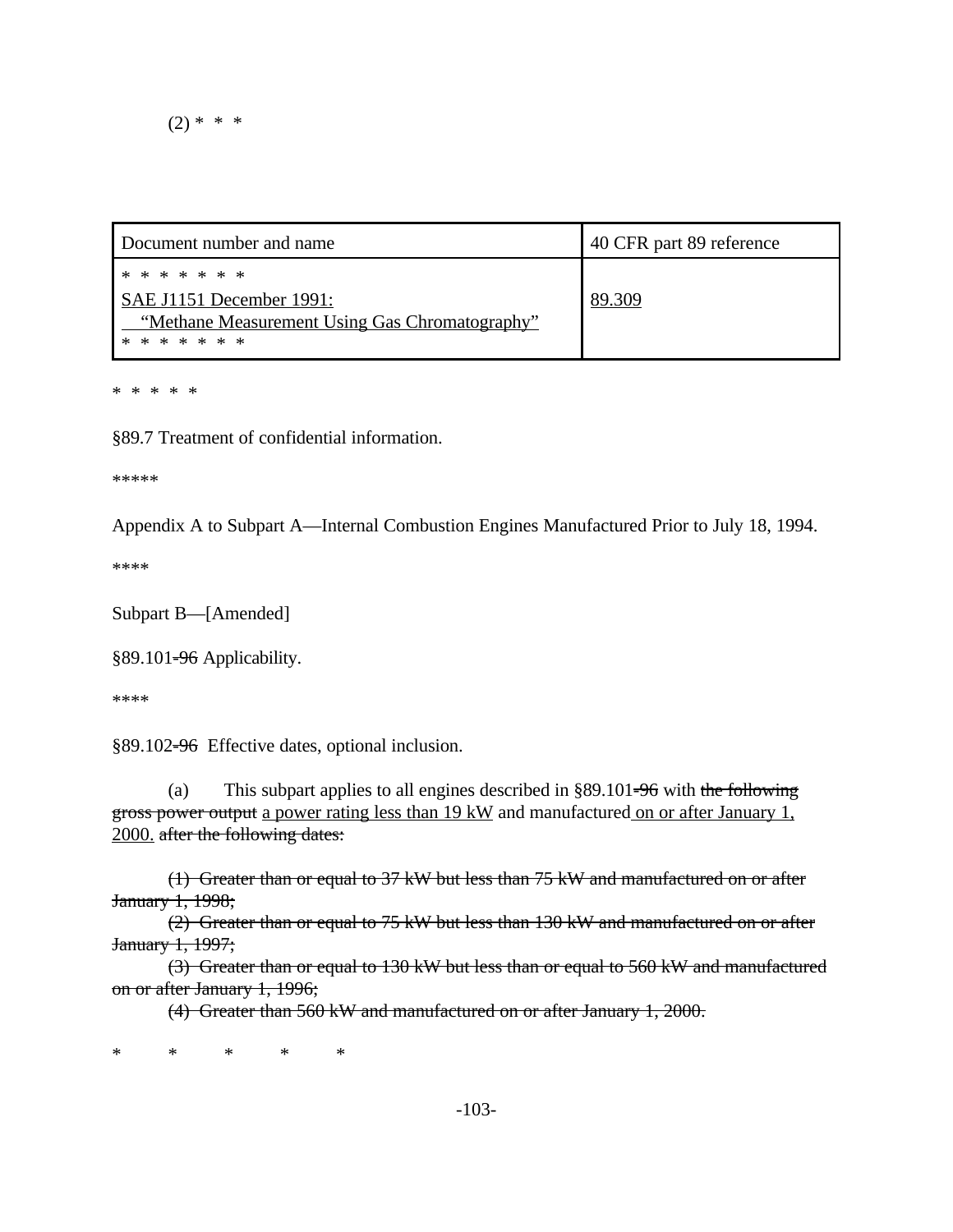(2) * * *

| Document number and name | 40 CFR part 89 reference |
| --- | --- |
| * * * * * * * <br> <u>SAE J1151 December 1991:</u> <br> <u>"Methane Measurement Using Gas Chromatography"</u> <br> * * * * * * * | <u>89.309</u> |

* * * * *

§89.7 Treatment of confidential information.

*****

Appendix A to Subpart A—Internal Combustion Engines Manufactured Prior to July 18, 1994.

****

Subpart B—[Amended]

§89.101~~-96~~ Applicability.

****

§89.102~~-96~~ Effective dates, optional inclusion.

(a) This subpart applies to all engines described in §89.101~~-96~~ with ~~the following gross power output~~ <u>a power rating less than 19 kW</u> and manufactured <u>on or after January 1, 2000.</u> ~~after the following dates:~~

~~(1) Greater than or equal to 37 kW but less than 75 kW and manufactured on or after January 1, 1998;~~

~~(2) Greater than or equal to 75 kW but less than 130 kW and manufactured on or after January 1, 1997;~~

~~(3) Greater than or equal to 130 kW but less than or equal to 560 kW and manufactured on or after January 1, 1996;~~

~~(4) Greater than 560 kW and manufactured on or after January 1, 2000.~~

* * * * *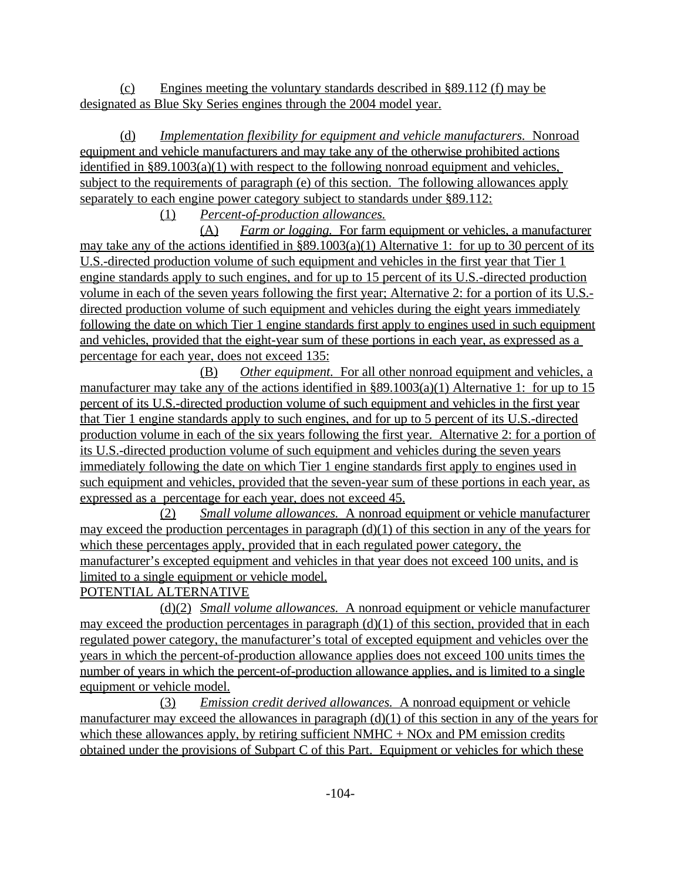(c) Engines meeting the voluntary standards described in §89.112 (f) may be designated as Blue Sky Series engines through the 2004 model year.

(d) *Implementation flexibility for equipment and vehicle manufacturers.* Nonroad equipment and vehicle manufacturers and may take any of the otherwise prohibited actions identified in §89.1003(a)(1) with respect to the following nonroad equipment and vehicles, subject to the requirements of paragraph (e) of this section. The following allowances apply separately to each engine power category subject to standards under §89.112:

(1) *Percent-of-production allowances.*

(A) *Farm or logging.* For farm equipment or vehicles, a manufacturer may take any of the actions identified in §89.1003(a)(1) Alternative 1: for up to 30 percent of its U.S.-directed production volume of such equipment and vehicles in the first year that Tier 1 engine standards apply to such engines, and for up to 15 percent of its U.S.-directed production volume in each of the seven years following the first year; Alternative 2: for a portion of its U.S.-directed production volume of such equipment and vehicles during the eight years immediately following the date on which Tier 1 engine standards first apply to engines used in such equipment and vehicles, provided that the eight-year sum of these portions in each year, as expressed as a percentage for each year, does not exceed 135:

(B) *Other equipment.* For all other nonroad equipment and vehicles, a manufacturer may take any of the actions identified in §89.1003(a)(1) Alternative 1: for up to 15 percent of its U.S.-directed production volume of such equipment and vehicles in the first year that Tier 1 engine standards apply to such engines, and for up to 5 percent of its U.S.-directed production volume in each of the six years following the first year. Alternative 2: for a portion of its U.S.-directed production volume of such equipment and vehicles during the seven years immediately following the date on which Tier 1 engine standards first apply to engines used in such equipment and vehicles, provided that the seven-year sum of these portions in each year, as expressed as a percentage for each year, does not exceed 45.

(2) *Small volume allowances.* A nonroad equipment or vehicle manufacturer may exceed the production percentages in paragraph (d)(1) of this section in any of the years for which these percentages apply, provided that in each regulated power category, the manufacturer's excepted equipment and vehicles in that year does not exceed 100 units, and is limited to a single equipment or vehicle model.

POTENTIAL ALTERNATIVE

(d)(2) *Small volume allowances.* A nonroad equipment or vehicle manufacturer may exceed the production percentages in paragraph (d)(1) of this section, provided that in each regulated power category, the manufacturer's total of excepted equipment and vehicles over the years in which the percent-of-production allowance applies does not exceed 100 units times the number of years in which the percent-of-production allowance applies, and is limited to a single equipment or vehicle model.

(3) *Emission credit derived allowances.* A nonroad equipment or vehicle manufacturer may exceed the allowances in paragraph (d)(1) of this section in any of the years for which these allowances apply, by retiring sufficient NMHC + NOx and PM emission credits obtained under the provisions of Subpart C of this Part. Equipment or vehicles for which these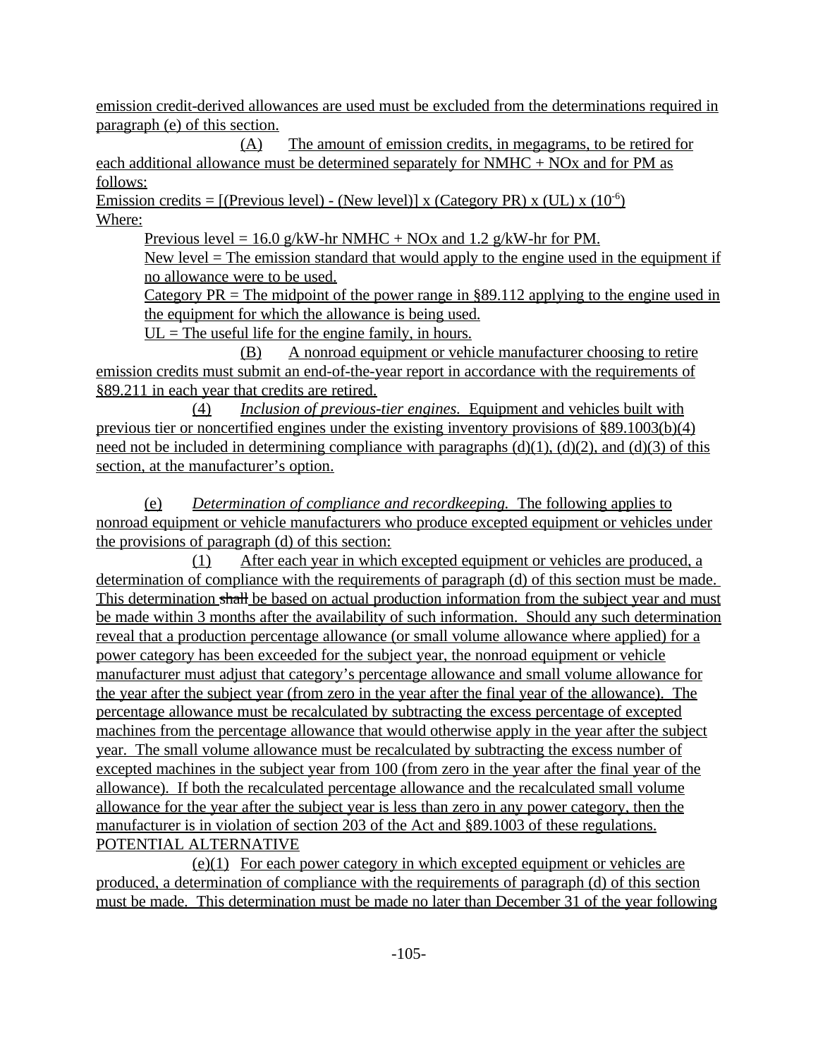emission credit-derived allowances are used must be excluded from the determinations required in paragraph (e) of this section.

(A) The amount of emission credits, in megagrams, to be retired for each additional allowance must be determined separately for NMHC + NOx and for PM as follows:

Emission credits = [(Previous level) - (New level)] x (Category PR) x (UL) x ($10^{-6}$)

Where:

Previous level = 16.0 g/kW-hr NMHC + NOx and 1.2 g/kW-hr for PM.

New level = The emission standard that would apply to the engine used in the equipment if no allowance were to be used.

Category PR = The midpoint of the power range in §89.112 applying to the engine used in the equipment for which the allowance is being used.

UL = The useful life for the engine family, in hours.

(B) A nonroad equipment or vehicle manufacturer choosing to retire emission credits must submit an end-of-the-year report in accordance with the requirements of §89.211 in each year that credits are retired.

(4) *Inclusion of previous-tier engines.* Equipment and vehicles built with previous tier or noncertified engines under the existing inventory provisions of §89.1003(b)(4) need not be included in determining compliance with paragraphs (d)(1), (d)(2), and (d)(3) of this section, at the manufacturer's option.

(e) *Determination of compliance and recordkeeping.* The following applies to nonroad equipment or vehicle manufacturers who produce excepted equipment or vehicles under the provisions of paragraph (d) of this section:

(1) After each year in which excepted equipment or vehicles are produced, a determination of compliance with the requirements of paragraph (d) of this section must be made. This determination ~~shall~~ be based on actual production information from the subject year and must be made within 3 months after the availability of such information. Should any such determination reveal that a production percentage allowance (or small volume allowance where applied) for a power category has been exceeded for the subject year, the nonroad equipment or vehicle manufacturer must adjust that category's percentage allowance and small volume allowance for the year after the subject year (from zero in the year after the final year of the allowance). The percentage allowance must be recalculated by subtracting the excess percentage of excepted machines from the percentage allowance that would otherwise apply in the year after the subject year. The small volume allowance must be recalculated by subtracting the excess number of excepted machines in the subject year from 100 (from zero in the year after the final year of the allowance). If both the recalculated percentage allowance and the recalculated small volume allowance for the year after the subject year is less than zero in any power category, then the manufacturer is in violation of section 203 of the Act and §89.1003 of these regulations.

POTENTIAL ALTERNATIVE

(e)(1) For each power category in which excepted equipment or vehicles are produced, a determination of compliance with the requirements of paragraph (d) of this section must be made. This determination must be made no later than December 31 of the year following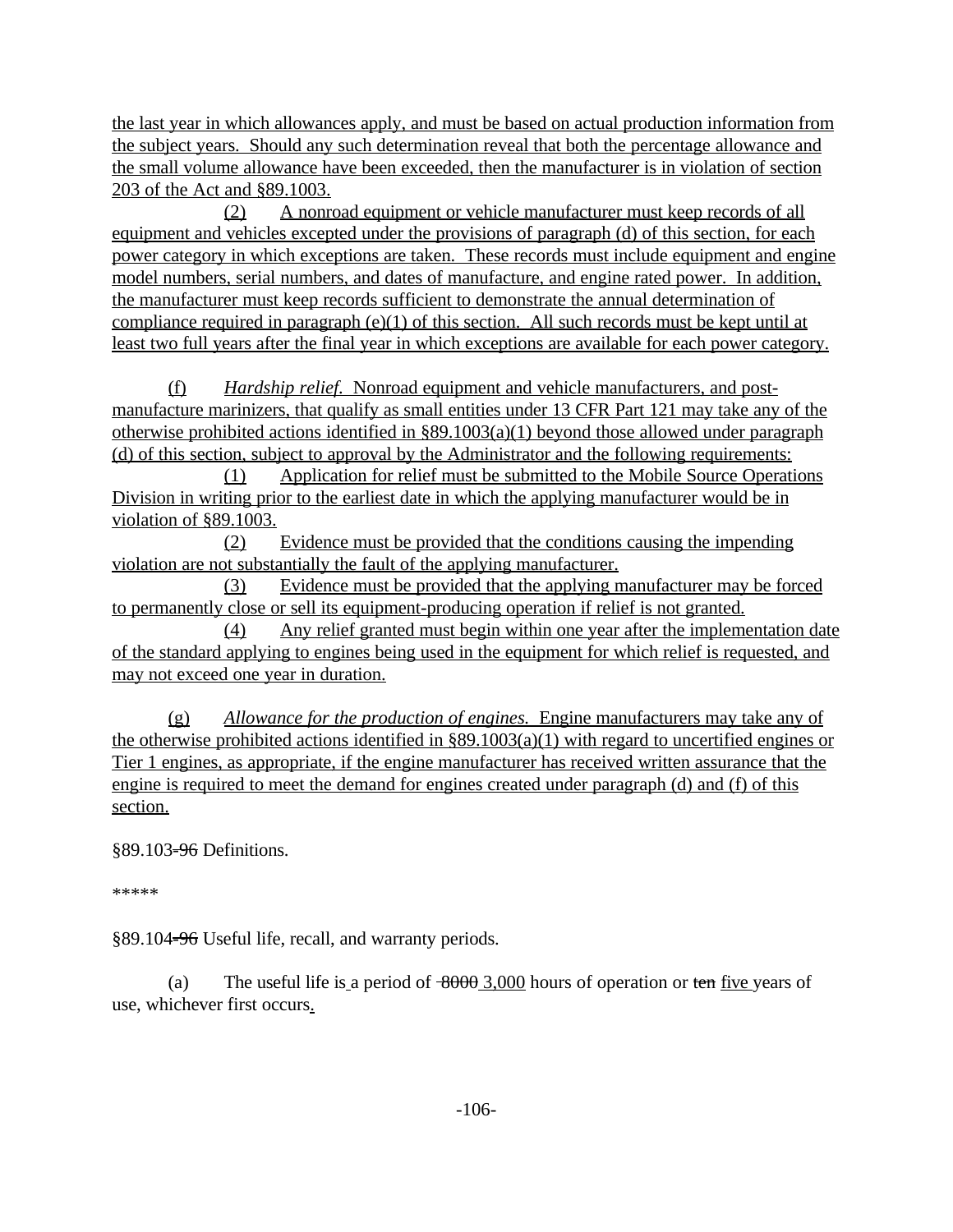the last year in which allowances apply, and must be based on actual production information from the subject years. Should any such determination reveal that both the percentage allowance and the small volume allowance have been exceeded, then the manufacturer is in violation of section 203 of the Act and §89.1003.

(2) A nonroad equipment or vehicle manufacturer must keep records of all equipment and vehicles excepted under the provisions of paragraph (d) of this section, for each power category in which exceptions are taken. These records must include equipment and engine model numbers, serial numbers, and dates of manufacture, and engine rated power. In addition, the manufacturer must keep records sufficient to demonstrate the annual determination of compliance required in paragraph (e)(1) of this section. All such records must be kept until at least two full years after the final year in which exceptions are available for each power category.

(f) *Hardship relief.* Nonroad equipment and vehicle manufacturers, and post-manufacture marinizers, that qualify as small entities under 13 CFR Part 121 may take any of the otherwise prohibited actions identified in §89.1003(a)(1) beyond those allowed under paragraph (d) of this section, subject to approval by the Administrator and the following requirements:

(1) Application for relief must be submitted to the Mobile Source Operations Division in writing prior to the earliest date in which the applying manufacturer would be in violation of §89.1003.

(2) Evidence must be provided that the conditions causing the impending violation are not substantially the fault of the applying manufacturer.

(3) Evidence must be provided that the applying manufacturer may be forced to permanently close or sell its equipment-producing operation if relief is not granted.

(4) Any relief granted must begin within one year after the implementation date of the standard applying to engines being used in the equipment for which relief is requested, and may not exceed one year in duration.

(g) *Allowance for the production of engines.* Engine manufacturers may take any of the otherwise prohibited actions identified in §89.1003(a)(1) with regard to uncertified engines or Tier 1 engines, as appropriate, if the engine manufacturer has received written assurance that the engine is required to meet the demand for engines created under paragraph (d) and (f) of this section.

§89.103~~-96~~ Definitions.

*****

§89.104~~-96~~ Useful life, recall, and warranty periods.

(a) The useful life is a period of ~~8000~~ 3,000 hours of operation or ~~ten~~ five years of use, whichever first occurs.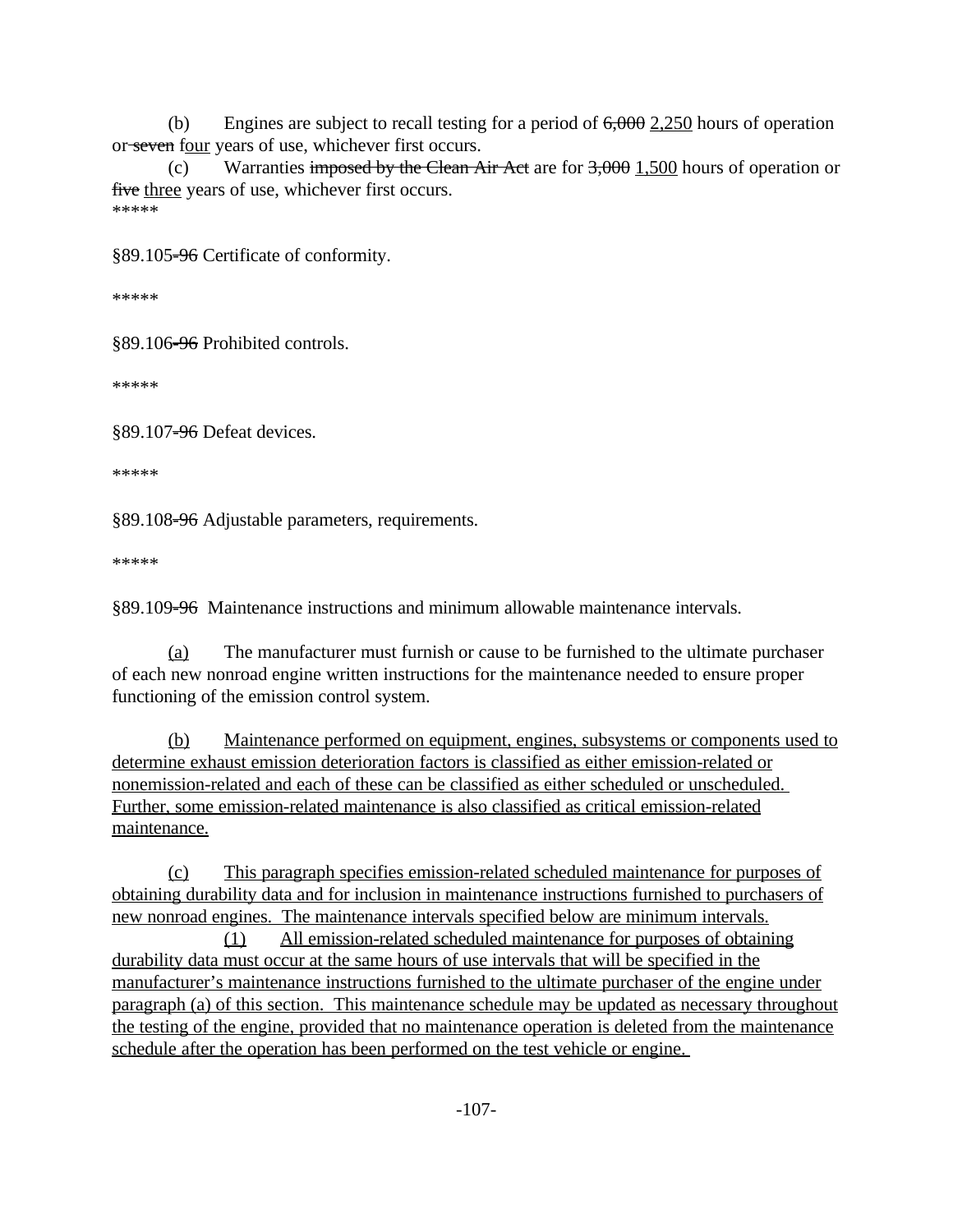(b) Engines are subject to recall testing for a period of ~~6,000~~ <u>2,250</u> hours of operation or ~~seven~~ <u>four</u> years of use, whichever first occurs.

(c) Warranties ~~imposed by the Clean Air Act~~ are for ~~3,000~~ <u>1,500</u> hours of operation or ~~five~~ <u>three</u> years of use, whichever first occurs.

*****

§89.105~~-96~~ Certificate of conformity.

*****

§89.106~~-96~~ Prohibited controls.

*****

§89.107~~-96~~ Defeat devices.

*****

§89.108~~-96~~ Adjustable parameters, requirements.

*****

§89.109~~-96~~ Maintenance instructions and minimum allowable maintenance intervals.

<u>(a)</u> The manufacturer must furnish or cause to be furnished to the ultimate purchaser of each new nonroad engine written instructions for the maintenance needed to ensure proper functioning of the emission control system.

<u>(b) Maintenance performed on equipment, engines, subsystems or components used to determine exhaust emission deterioration factors is classified as either emission-related or nonemission-related and each of these can be classified as either scheduled or unscheduled. Further, some emission-related maintenance is also classified as critical emission-related maintenance.</u>

<u>(c) This paragraph specifies emission-related scheduled maintenance for purposes of obtaining durability data and for inclusion in maintenance instructions furnished to purchasers of new nonroad engines. The maintenance intervals specified below are minimum intervals.</u>

<u>(1) All emission-related scheduled maintenance for purposes of obtaining durability data must occur at the same hours of use intervals that will be specified in the manufacturer's maintenance instructions furnished to the ultimate purchaser of the engine under paragraph (a) of this section. This maintenance schedule may be updated as necessary throughout the testing of the engine, provided that no maintenance operation is deleted from the maintenance schedule after the operation has been performed on the test vehicle or engine.</u>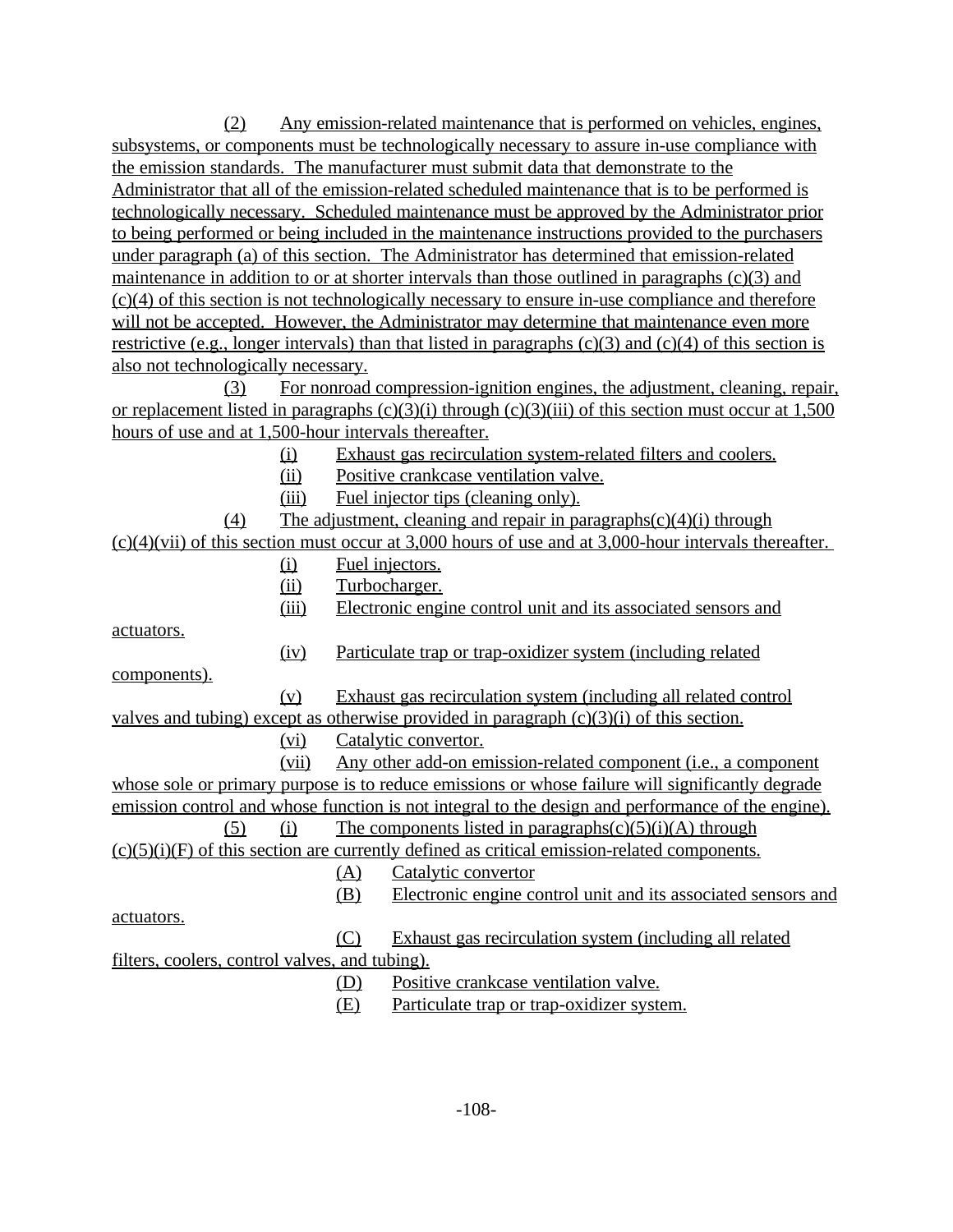(2) Any emission-related maintenance that is performed on vehicles, engines, subsystems, or components must be technologically necessary to assure in-use compliance with the emission standards. The manufacturer must submit data that demonstrate to the Administrator that all of the emission-related scheduled maintenance that is to be performed is technologically necessary. Scheduled maintenance must be approved by the Administrator prior to being performed or being included in the maintenance instructions provided to the purchasers under paragraph (a) of this section. The Administrator has determined that emission-related maintenance in addition to or at shorter intervals than those outlined in paragraphs (c)(3) and (c)(4) of this section is not technologically necessary to ensure in-use compliance and therefore will not be accepted. However, the Administrator may determine that maintenance even more restrictive (e.g., longer intervals) than that listed in paragraphs (c)(3) and (c)(4) of this section is also not technologically necessary.

(3) For nonroad compression-ignition engines, the adjustment, cleaning, repair, or replacement listed in paragraphs (c)(3)(i) through (c)(3)(iii) of this section must occur at 1,500 hours of use and at 1,500-hour intervals thereafter.

(i) Exhaust gas recirculation system-related filters and coolers.

(ii) Positive crankcase ventilation valve.

(iii) Fuel injector tips (cleaning only).

(4) The adjustment, cleaning and repair in paragraphs(c)(4)(i) through (c)(4)(vii) of this section must occur at 3,000 hours of use and at 3,000-hour intervals thereafter.

(i) Fuel injectors.

(ii) Turbocharger.

(iii) Electronic engine control unit and its associated sensors and actuators.

(iv) Particulate trap or trap-oxidizer system (including related components).

(v) Exhaust gas recirculation system (including all related control valves and tubing) except as otherwise provided in paragraph (c)(3)(i) of this section.

(vi) Catalytic convertor.

(vii) Any other add-on emission-related component (i.e., a component whose sole or primary purpose is to reduce emissions or whose failure will significantly degrade emission control and whose function is not integral to the design and performance of the engine).

(5) (i) The components listed in paragraphs(c)(5)(i)(A) through (c)(5)(i)(F) of this section are currently defined as critical emission-related components.

(A) Catalytic convertor

(B) Electronic engine control unit and its associated sensors and actuators.

(C) Exhaust gas recirculation system (including all related filters, coolers, control valves, and tubing).

(D) Positive crankcase ventilation valve.

(E) Particulate trap or trap-oxidizer system.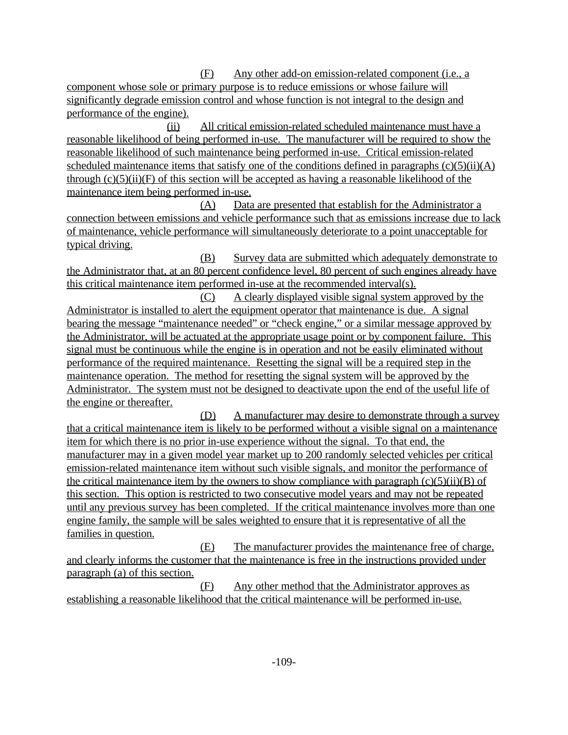(F) Any other add-on emission-related component (i.e., a component whose sole or primary purpose is to reduce emissions or whose failure will significantly degrade emission control and whose function is not integral to the design and performance of the engine).

(ii) All critical emission-related scheduled maintenance must have a reasonable likelihood of being performed in-use. The manufacturer will be required to show the reasonable likelihood of such maintenance being performed in-use. Critical emission-related scheduled maintenance items that satisfy one of the conditions defined in paragraphs (c)(5)(ii)(A) through (c)(5)(ii)(F) of this section will be accepted as having a reasonable likelihood of the maintenance item being performed in-use.

(A) Data are presented that establish for the Administrator a connection between emissions and vehicle performance such that as emissions increase due to lack of maintenance, vehicle performance will simultaneously deteriorate to a point unacceptable for typical driving.

(B) Survey data are submitted which adequately demonstrate to the Administrator that, at an 80 percent confidence level, 80 percent of such engines already have this critical maintenance item performed in-use at the recommended interval(s).

(C) A clearly displayed visible signal system approved by the Administrator is installed to alert the equipment operator that maintenance is due. A signal bearing the message "maintenance needed" or "check engine," or a similar message approved by the Administrator, will be actuated at the appropriate usage point or by component failure. This signal must be continuous while the engine is in operation and not be easily eliminated without performance of the required maintenance. Resetting the signal will be a required step in the maintenance operation. The method for resetting the signal system will be approved by the Administrator. The system must not be designed to deactivate upon the end of the useful life of the engine or thereafter.

(D) A manufacturer may desire to demonstrate through a survey that a critical maintenance item is likely to be performed without a visible signal on a maintenance item for which there is no prior in-use experience without the signal. To that end, the manufacturer may in a given model year market up to 200 randomly selected vehicles per critical emission-related maintenance item without such visible signals, and monitor the performance of the critical maintenance item by the owners to show compliance with paragraph (c)(5)(ii)(B) of this section. This option is restricted to two consecutive model years and may not be repeated until any previous survey has been completed. If the critical maintenance involves more than one engine family, the sample will be sales weighted to ensure that it is representative of all the families in question.

(E) The manufacturer provides the maintenance free of charge, and clearly informs the customer that the maintenance is free in the instructions provided under paragraph (a) of this section.

(F) Any other method that the Administrator approves as establishing a reasonable likelihood that the critical maintenance will be performed in-use.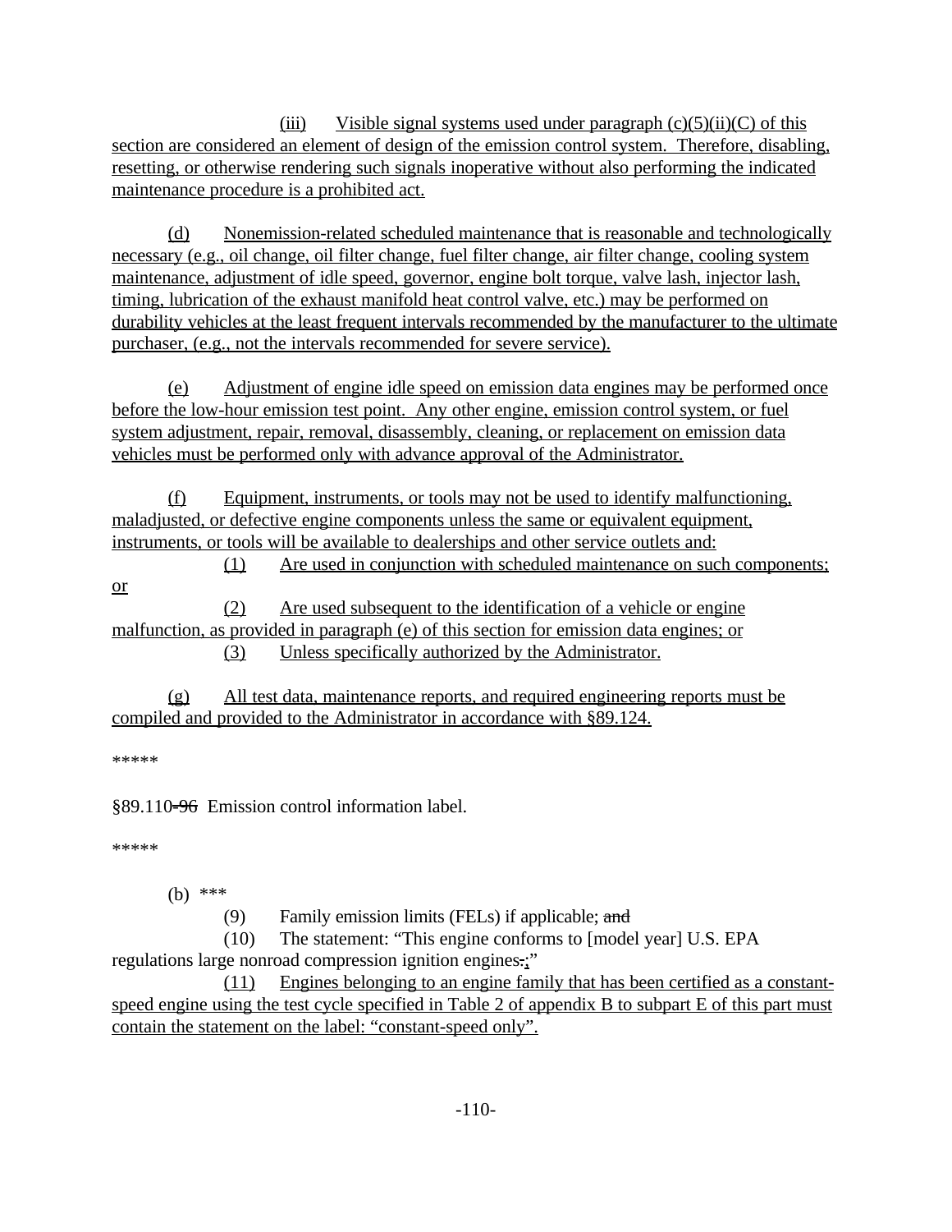(iii) Visible signal systems used under paragraph (c)(5)(ii)(C) of this section are considered an element of design of the emission control system. Therefore, disabling, resetting, or otherwise rendering such signals inoperative without also performing the indicated maintenance procedure is a prohibited act.

(d) Nonemission-related scheduled maintenance that is reasonable and technologically necessary (e.g., oil change, oil filter change, fuel filter change, air filter change, cooling system maintenance, adjustment of idle speed, governor, engine bolt torque, valve lash, injector lash, timing, lubrication of the exhaust manifold heat control valve, etc.) may be performed on durability vehicles at the least frequent intervals recommended by the manufacturer to the ultimate purchaser, (e.g., not the intervals recommended for severe service).

(e) Adjustment of engine idle speed on emission data engines may be performed once before the low-hour emission test point. Any other engine, emission control system, or fuel system adjustment, repair, removal, disassembly, cleaning, or replacement on emission data vehicles must be performed only with advance approval of the Administrator.

(f) Equipment, instruments, or tools may not be used to identify malfunctioning, maladjusted, or defective engine components unless the same or equivalent equipment, instruments, or tools will be available to dealerships and other service outlets and:

(1) Are used in conjunction with scheduled maintenance on such components; or

(2) Are used subsequent to the identification of a vehicle or engine malfunction, as provided in paragraph (e) of this section for emission data engines; or

(3) Unless specifically authorized by the Administrator.

(g) All test data, maintenance reports, and required engineering reports must be compiled and provided to the Administrator in accordance with §89.124.

*****

§89.110~~-96~~ Emission control information label.

*****

(b) ***

(9) Family emission limits (FELs) if applicable; ~~and~~

(10) The statement: "This engine conforms to [model year] U.S. EPA regulations large nonroad compression ignition engines~~.~~;"

(11) Engines belonging to an engine family that has been certified as a constant-speed engine using the test cycle specified in Table 2 of appendix B to subpart E of this part must contain the statement on the label: "constant-speed only".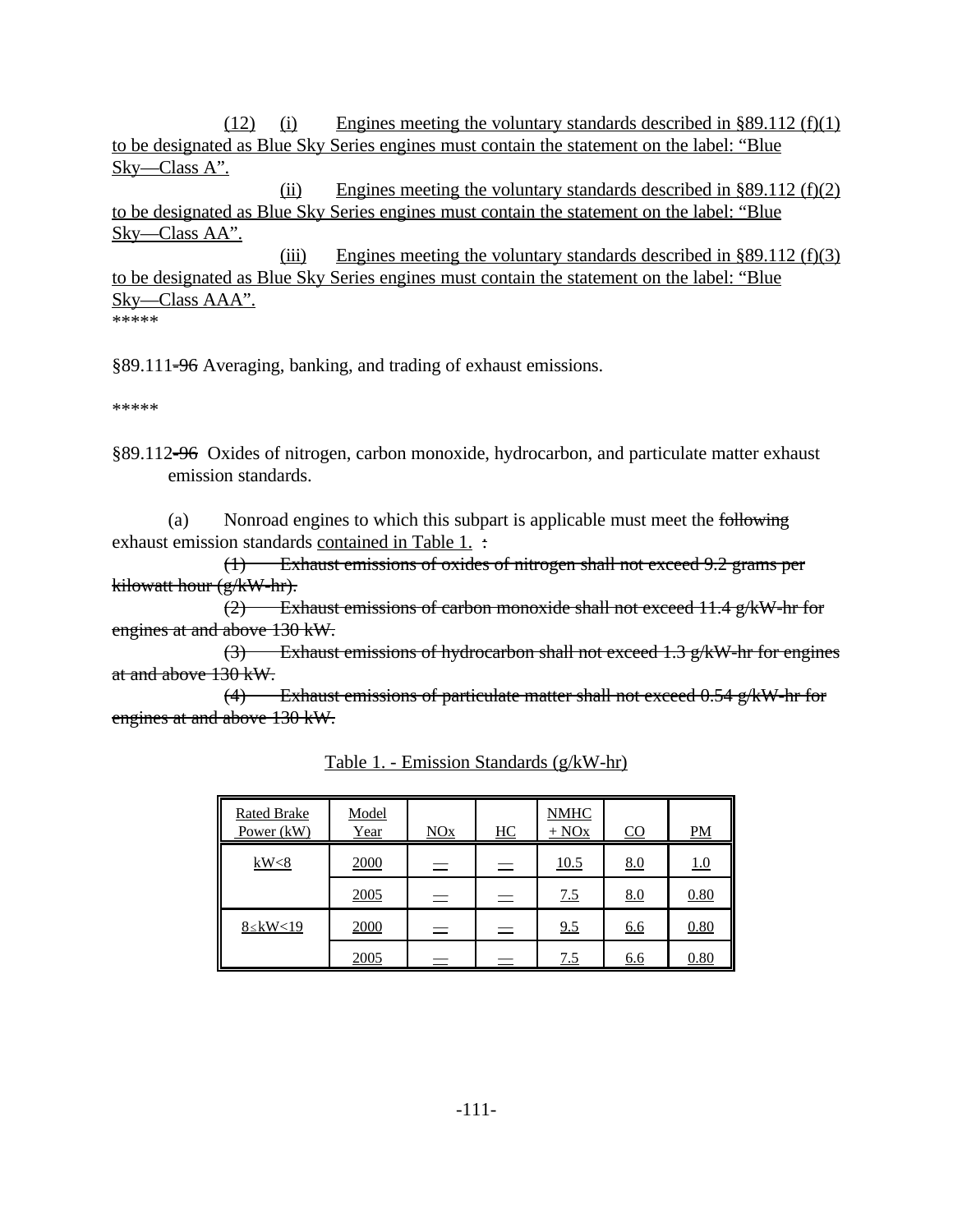(12) (i) Engines meeting the voluntary standards described in §89.112 (f)(1) to be designated as Blue Sky Series engines must contain the statement on the label: "Blue Sky—Class A".

(ii) Engines meeting the voluntary standards described in §89.112 (f)(2) to be designated as Blue Sky Series engines must contain the statement on the label: "Blue Sky—Class AA".

(iii) Engines meeting the voluntary standards described in §89.112 (f)(3) to be designated as Blue Sky Series engines must contain the statement on the label: "Blue Sky—Class AAA".

*****

§89.111-96 Averaging, banking, and trading of exhaust emissions.

*****

§89.112-96 Oxides of nitrogen, carbon monoxide, hydrocarbon, and particulate matter exhaust emission standards.

(a) Nonroad engines to which this subpart is applicable must meet the ~~following~~ exhaust emission standards contained in Table 1. ~~:~~

~~(1) Exhaust emissions of oxides of nitrogen shall not exceed 9.2 grams per kilowatt hour (g/kW-hr).~~

~~(2) Exhaust emissions of carbon monoxide shall not exceed 11.4 g/kW-hr for engines at and above 130 kW.~~

~~(3) Exhaust emissions of hydrocarbon shall not exceed 1.3 g/kW-hr for engines at and above 130 kW.~~

~~(4) Exhaust emissions of particulate matter shall not exceed 0.54 g/kW-hr for engines at and above 130 kW.~~

Table 1. - Emission Standards (g/kW-hr)

| Rated Brake Power (kW) | Model Year | NOx | HC | NMHC + NOx | CO | PM |
|---|---|---|---|---|---|---|
| kW<8 | 2000 | — | — | 10.5 | 8.0 | 1.0 |
| | 2005 | — | — | 7.5 | 8.0 | 0.80 |
| 8≤kW<19 | 2000 | — | — | 9.5 | 6.6 | 0.80 |
| | 2005 | — | — | 7.5 | 6.6 | 0.80 |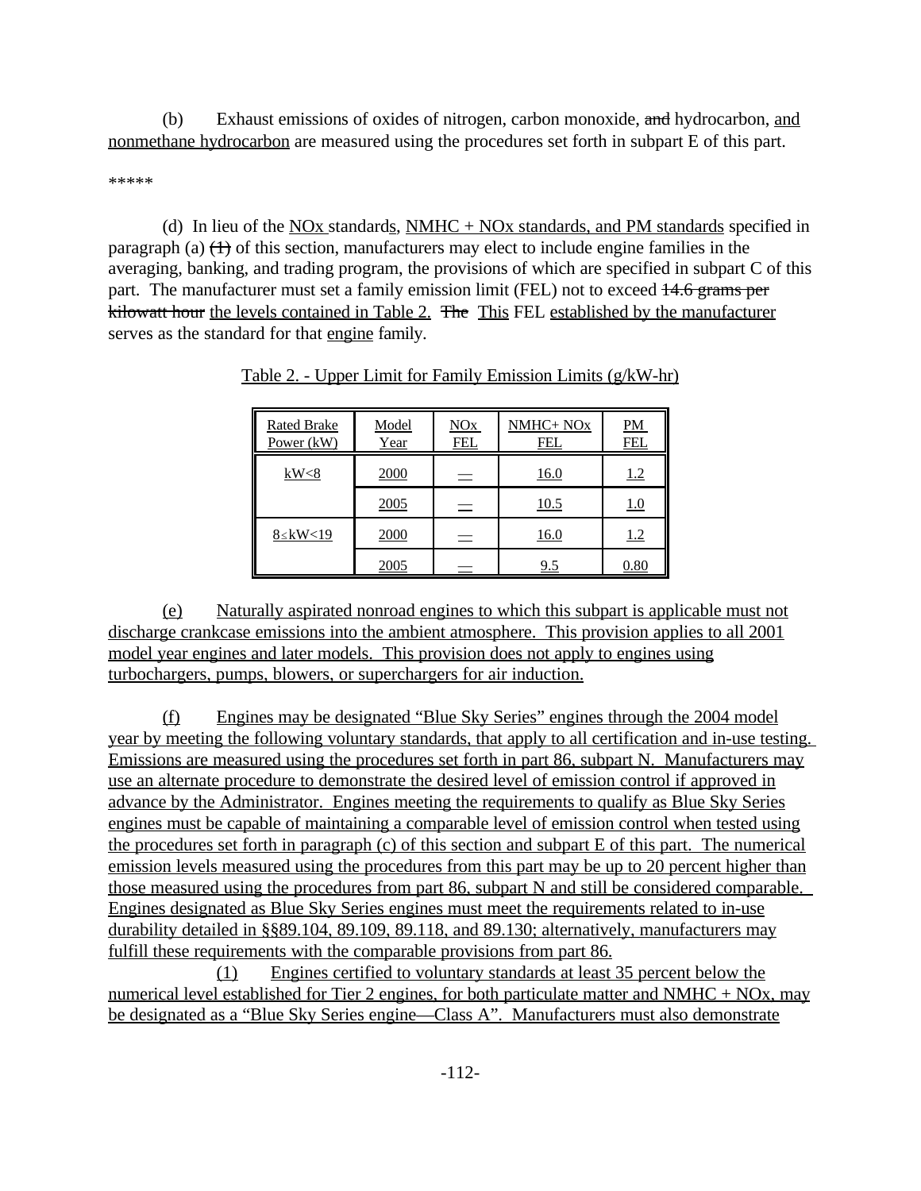(b) Exhaust emissions of oxides of nitrogen, carbon monoxide, ~~and~~ hydrocarbon, <u>and nonmethane hydrocarbon</u> are measured using the procedures set forth in subpart E of this part.

*****

(d) In lieu of the <u>NOx</u> standards, <u>NMHC + NOx standards, and PM standards</u> specified in paragraph (a) ~~(1)~~ of this section, manufacturers may elect to include engine families in the averaging, banking, and trading program, the provisions of which are specified in subpart C of this part. The manufacturer must set a family emission limit (FEL) not to exceed ~~14.6 grams per kilowatt hour~~ <u>the levels contained in Table 2.</u> ~~The~~ <u>This</u> FEL <u>established by the manufacturer</u> serves as the standard for that <u>engine</u> family.

<u>Table 2. - Upper Limit for Family Emission Limits (g/kW-hr)</u>

| Rated Brake Power (kW) | Model Year | NOx FEL | NMHC+ NOx FEL | PM FEL |
|---|---|---|---|---|
| kW<8 | 2000 | — | 16.0 | 1.2 |
| | 2005 | — | 10.5 | 1.0 |
| 8≤kW<19 | 2000 | — | 16.0 | 1.2 |
| | 2005 | — | 9.5 | 0.80 |

<u>(e) Naturally aspirated nonroad engines to which this subpart is applicable must not discharge crankcase emissions into the ambient atmosphere. This provision applies to all 2001 model year engines and later models. This provision does not apply to engines using turbochargers, pumps, blowers, or superchargers for air induction.</u>

<u>(f) Engines may be designated "Blue Sky Series" engines through the 2004 model year by meeting the following voluntary standards, that apply to all certification and in-use testing. Emissions are measured using the procedures set forth in part 86, subpart N. Manufacturers may use an alternate procedure to demonstrate the desired level of emission control if approved in advance by the Administrator. Engines meeting the requirements to qualify as Blue Sky Series engines must be capable of maintaining a comparable level of emission control when tested using the procedures set forth in paragraph (c) of this section and subpart E of this part. The numerical emission levels measured using the procedures from this part may be up to 20 percent higher than those measured using the procedures from part 86, subpart N and still be considered comparable. Engines designated as Blue Sky Series engines must meet the requirements related to in-use durability detailed in §§89.104, 89.109, 89.118, and 89.130; alternatively, manufacturers may fulfill these requirements with the comparable provisions from part 86.</u>

<u>(1) Engines certified to voluntary standards at least 35 percent below the numerical level established for Tier 2 engines, for both particulate matter and NMHC + NOx, may be designated as a "Blue Sky Series engine—Class A". Manufacturers must also demonstrate</u>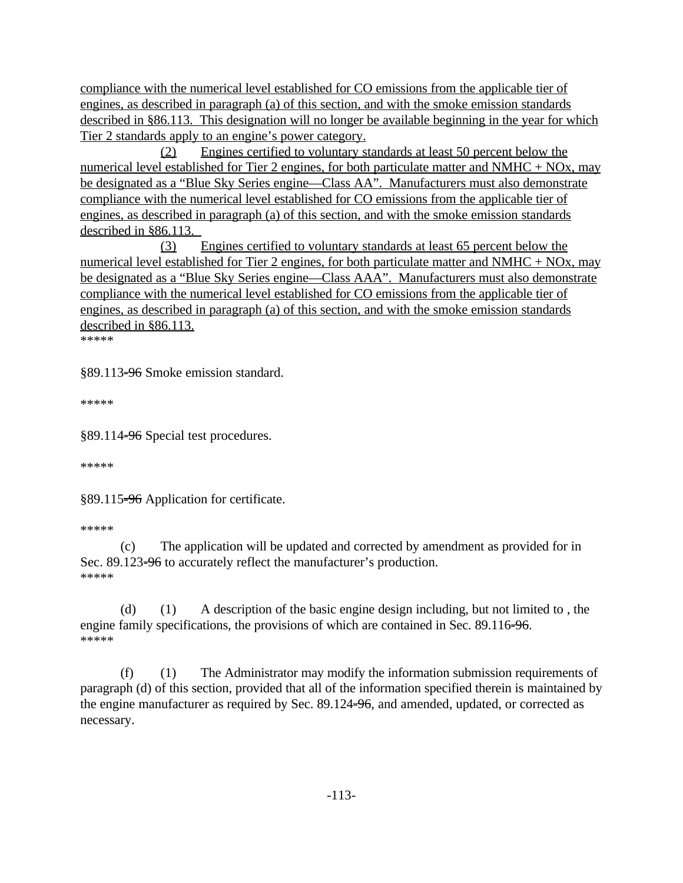compliance with the numerical level established for CO emissions from the applicable tier of engines, as described in paragraph (a) of this section, and with the smoke emission standards described in §86.113. This designation will no longer be available beginning in the year for which Tier 2 standards apply to an engine's power category.

(2) Engines certified to voluntary standards at least 50 percent below the numerical level established for Tier 2 engines, for both particulate matter and NMHC + NOx, may be designated as a "Blue Sky Series engine—Class AA". Manufacturers must also demonstrate compliance with the numerical level established for CO emissions from the applicable tier of engines, as described in paragraph (a) of this section, and with the smoke emission standards described in §86.113.

(3) Engines certified to voluntary standards at least 65 percent below the numerical level established for Tier 2 engines, for both particulate matter and NMHC + NOx, may be designated as a "Blue Sky Series engine—Class AAA". Manufacturers must also demonstrate compliance with the numerical level established for CO emissions from the applicable tier of engines, as described in paragraph (a) of this section, and with the smoke emission standards described in §86.113.

*****

§89.113-~~96~~ Smoke emission standard.

*****

§89.114-~~96~~ Special test procedures.

*****

§89.115-~~96~~ Application for certificate.

*****

(c) The application will be updated and corrected by amendment as provided for in Sec. 89.123-~~96~~ to accurately reflect the manufacturer's production.

*****

(d) (1) A description of the basic engine design including, but not limited to , the engine family specifications, the provisions of which are contained in Sec. 89.116-~~96~~.

*****

(f) (1) The Administrator may modify the information submission requirements of paragraph (d) of this section, provided that all of the information specified therein is maintained by the engine manufacturer as required by Sec. 89.124-~~96~~, and amended, updated, or corrected as necessary.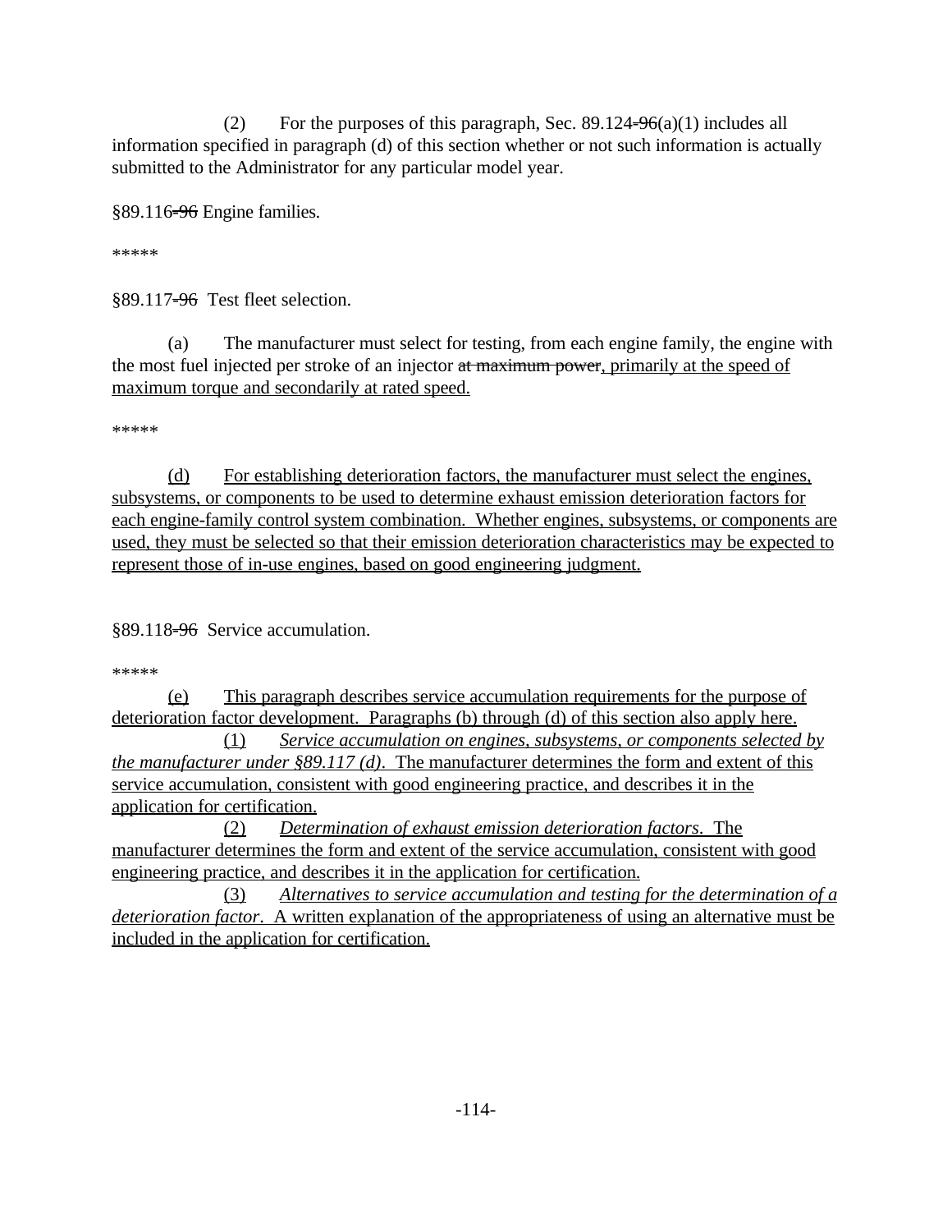(2) For the purposes of this paragraph, Sec. 89.124~~-96~~(a)(1) includes all information specified in paragraph (d) of this section whether or not such information is actually submitted to the Administrator for any particular model year.

§89.116~~-96~~ Engine families.

*****

§89.117~~-96~~ Test fleet selection.

(a) The manufacturer must select for testing, from each engine family, the engine with the most fuel injected per stroke of an injector ~~at maximum power~~<u>, primarily at the speed of maximum torque and secondarily at rated speed.</u>

*****

<u>(d) For establishing deterioration factors, the manufacturer must select the engines, subsystems, or components to be used to determine exhaust emission deterioration factors for each engine-family control system combination. Whether engines, subsystems, or components are used, they must be selected so that their emission deterioration characteristics may be expected to represent those of in-use engines, based on good engineering judgment.</u>

§89.118~~-96~~ Service accumulation.

*****

<u>(e) This paragraph describes service accumulation requirements for the purpose of deterioration factor development. Paragraphs (b) through (d) of this section also apply here.</u>

<u>(1) *Service accumulation on engines, subsystems, or components selected by the manufacturer under §89.117 (d)*. The manufacturer determines the form and extent of this service accumulation, consistent with good engineering practice, and describes it in the application for certification.</u>

<u>(2) *Determination of exhaust emission deterioration factors*. The manufacturer determines the form and extent of the service accumulation, consistent with good engineering practice, and describes it in the application for certification.</u>

<u>(3) *Alternatives to service accumulation and testing for the determination of a deterioration factor*. A written explanation of the appropriateness of using an alternative must be included in the application for certification.</u>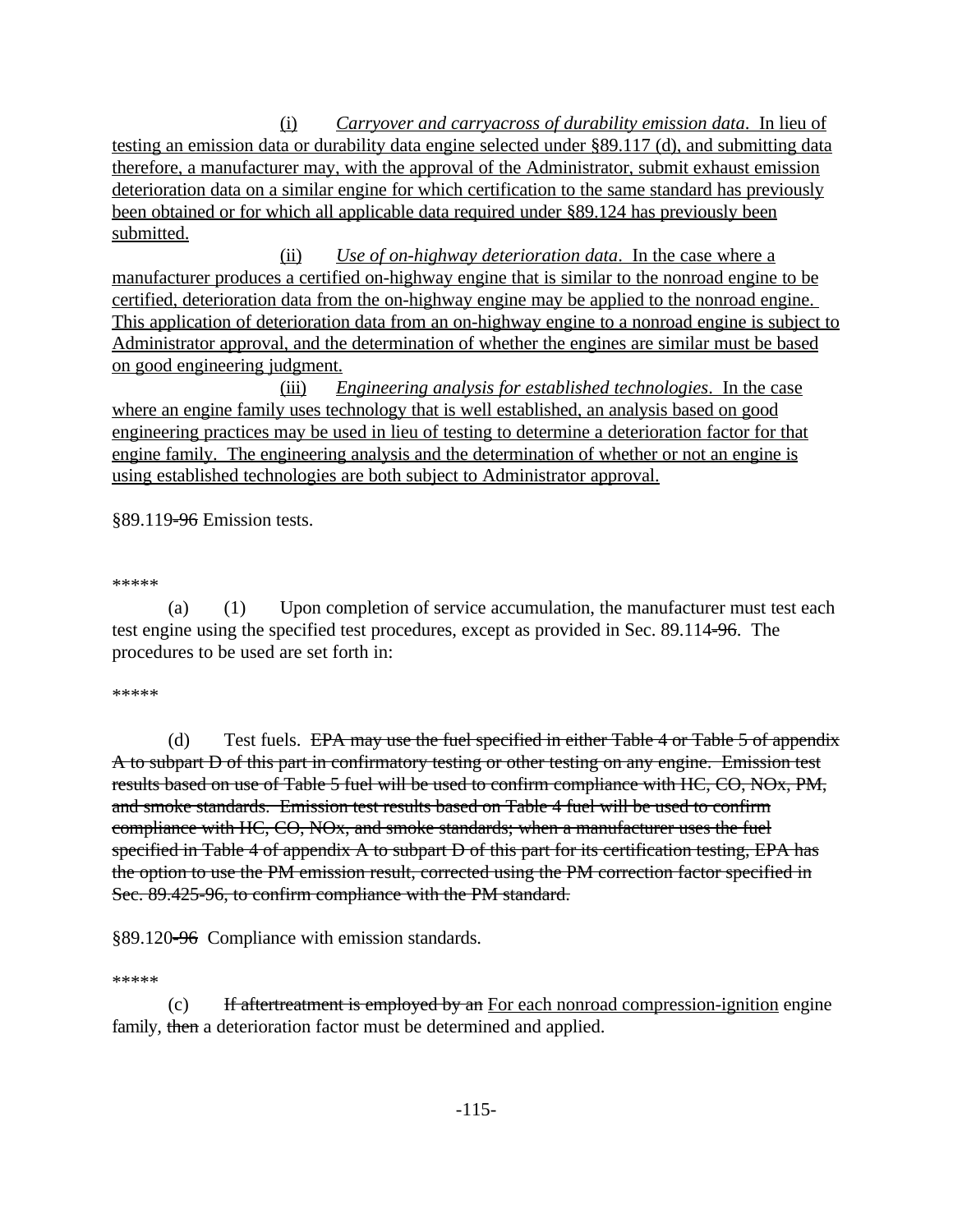(i) *Carryover and carryacross of durability emission data*. In lieu of testing an emission data or durability data engine selected under §89.117 (d), and submitting data therefore, a manufacturer may, with the approval of the Administrator, submit exhaust emission deterioration data on a similar engine for which certification to the same standard has previously been obtained or for which all applicable data required under §89.124 has previously been submitted.

(ii) *Use of on-highway deterioration data*. In the case where a manufacturer produces a certified on-highway engine that is similar to the nonroad engine to be certified, deterioration data from the on-highway engine may be applied to the nonroad engine. This application of deterioration data from an on-highway engine to a nonroad engine is subject to Administrator approval, and the determination of whether the engines are similar must be based on good engineering judgment.

(iii) *Engineering analysis for established technologies*. In the case where an engine family uses technology that is well established, an analysis based on good engineering practices may be used in lieu of testing to determine a deterioration factor for that engine family. The engineering analysis and the determination of whether or not an engine is using established technologies are both subject to Administrator approval.

§89.119~~-96~~ Emission tests.

*****

(a) (1) Upon completion of service accumulation, the manufacturer must test each test engine using the specified test procedures, except as provided in Sec. 89.114~~-96~~. The procedures to be used are set forth in:

*****

(d) Test fuels. ~~EPA may use the fuel specified in either Table 4 or Table 5 of appendix A to subpart D of this part in confirmatory testing or other testing on any engine. Emission test results based on use of Table 5 fuel will be used to confirm compliance with HC, CO, NOx, PM, and smoke standards. Emission test results based on Table 4 fuel will be used to confirm compliance with HC, CO, NOx, and smoke standards; when a manufacturer uses the fuel specified in Table 4 of appendix A to subpart D of this part for its certification testing, EPA has the option to use the PM emission result, corrected using the PM correction factor specified in Sec. 89.425-96, to confirm compliance with the PM standard.~~

§89.120~~-96~~ Compliance with emission standards.

*****

(c) ~~If aftertreatment is employed by an~~ For each nonroad compression-ignition engine family, ~~then~~ a deterioration factor must be determined and applied.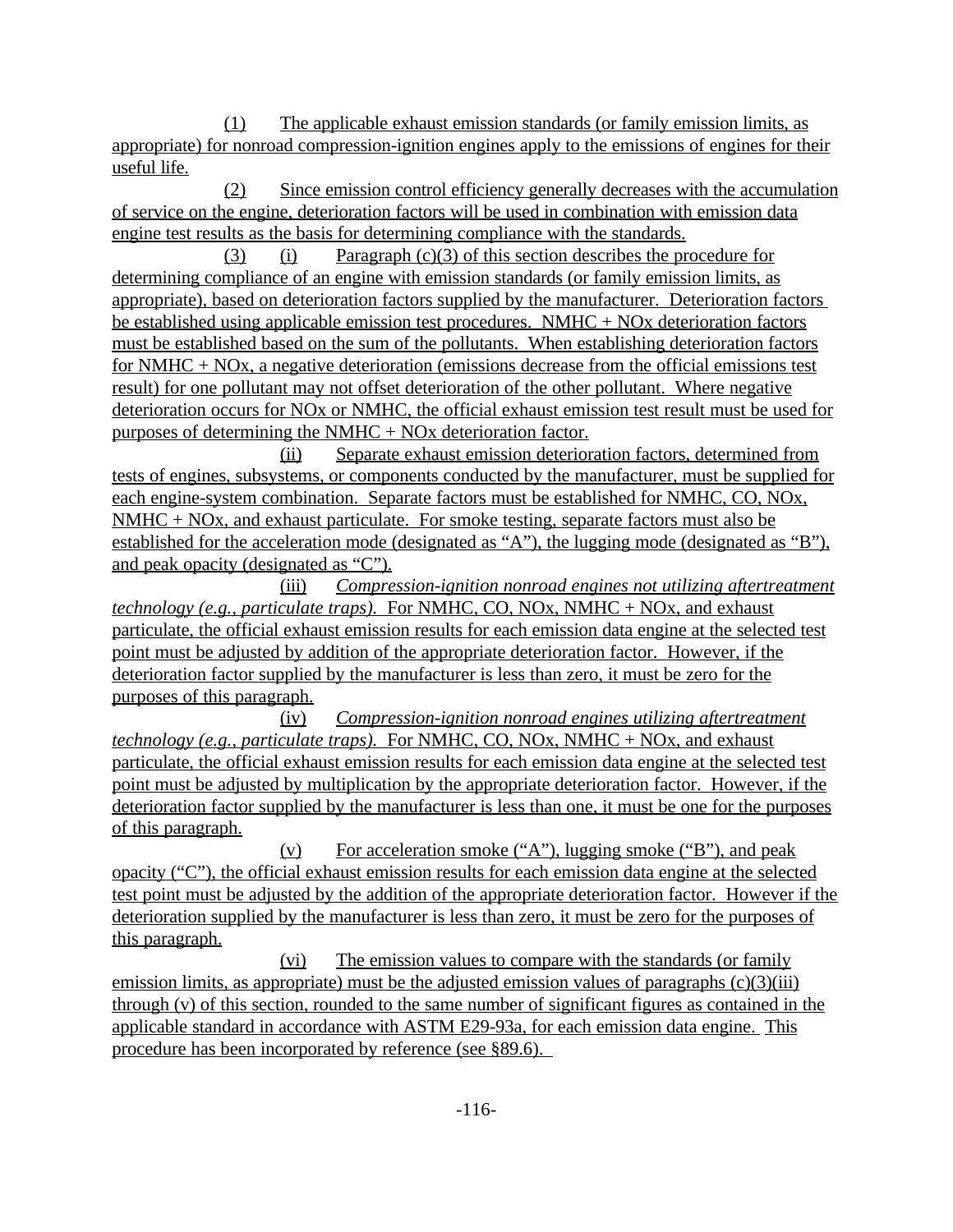(1) The applicable exhaust emission standards (or family emission limits, as appropriate) for nonroad compression-ignition engines apply to the emissions of engines for their useful life.

(2) Since emission control efficiency generally decreases with the accumulation of service on the engine, deterioration factors will be used in combination with emission data engine test results as the basis for determining compliance with the standards.

(3) (i) Paragraph (c)(3) of this section describes the procedure for determining compliance of an engine with emission standards (or family emission limits, as appropriate), based on deterioration factors supplied by the manufacturer. Deterioration factors be established using applicable emission test procedures. NMHC + NOx deterioration factors must be established based on the sum of the pollutants. When establishing deterioration factors for NMHC + NOx, a negative deterioration (emissions decrease from the official emissions test result) for one pollutant may not offset deterioration of the other pollutant. Where negative deterioration occurs for NOx or NMHC, the official exhaust emission test result must be used for purposes of determining the NMHC + NOx deterioration factor.

(ii) Separate exhaust emission deterioration factors, determined from tests of engines, subsystems, or components conducted by the manufacturer, must be supplied for each engine-system combination. Separate factors must be established for NMHC, CO, NOx, NMHC + NOx, and exhaust particulate. For smoke testing, separate factors must also be established for the acceleration mode (designated as "A"), the lugging mode (designated as "B"), and peak opacity (designated as "C").

(iii) *Compression-ignition nonroad engines not utilizing aftertreatment technology (e.g., particulate traps).* For NMHC, CO, NOx, NMHC + NOx, and exhaust particulate, the official exhaust emission results for each emission data engine at the selected test point must be adjusted by addition of the appropriate deterioration factor. However, if the deterioration factor supplied by the manufacturer is less than zero, it must be zero for the purposes of this paragraph.

(iv) *Compression-ignition nonroad engines utilizing aftertreatment technology (e.g., particulate traps).* For NMHC, CO, NOx, NMHC + NOx, and exhaust particulate, the official exhaust emission results for each emission data engine at the selected test point must be adjusted by multiplication by the appropriate deterioration factor. However, if the deterioration factor supplied by the manufacturer is less than one, it must be one for the purposes of this paragraph.

(v) For acceleration smoke ("A"), lugging smoke ("B"), and peak opacity ("C"), the official exhaust emission results for each emission data engine at the selected test point must be adjusted by the addition of the appropriate deterioration factor. However if the deterioration supplied by the manufacturer is less than zero, it must be zero for the purposes of this paragraph.

(vi) The emission values to compare with the standards (or family emission limits, as appropriate) must be the adjusted emission values of paragraphs (c)(3)(iii) through (v) of this section, rounded to the same number of significant figures as contained in the applicable standard in accordance with ASTM E29-93a, for each emission data engine. This procedure has been incorporated by reference (see §89.6).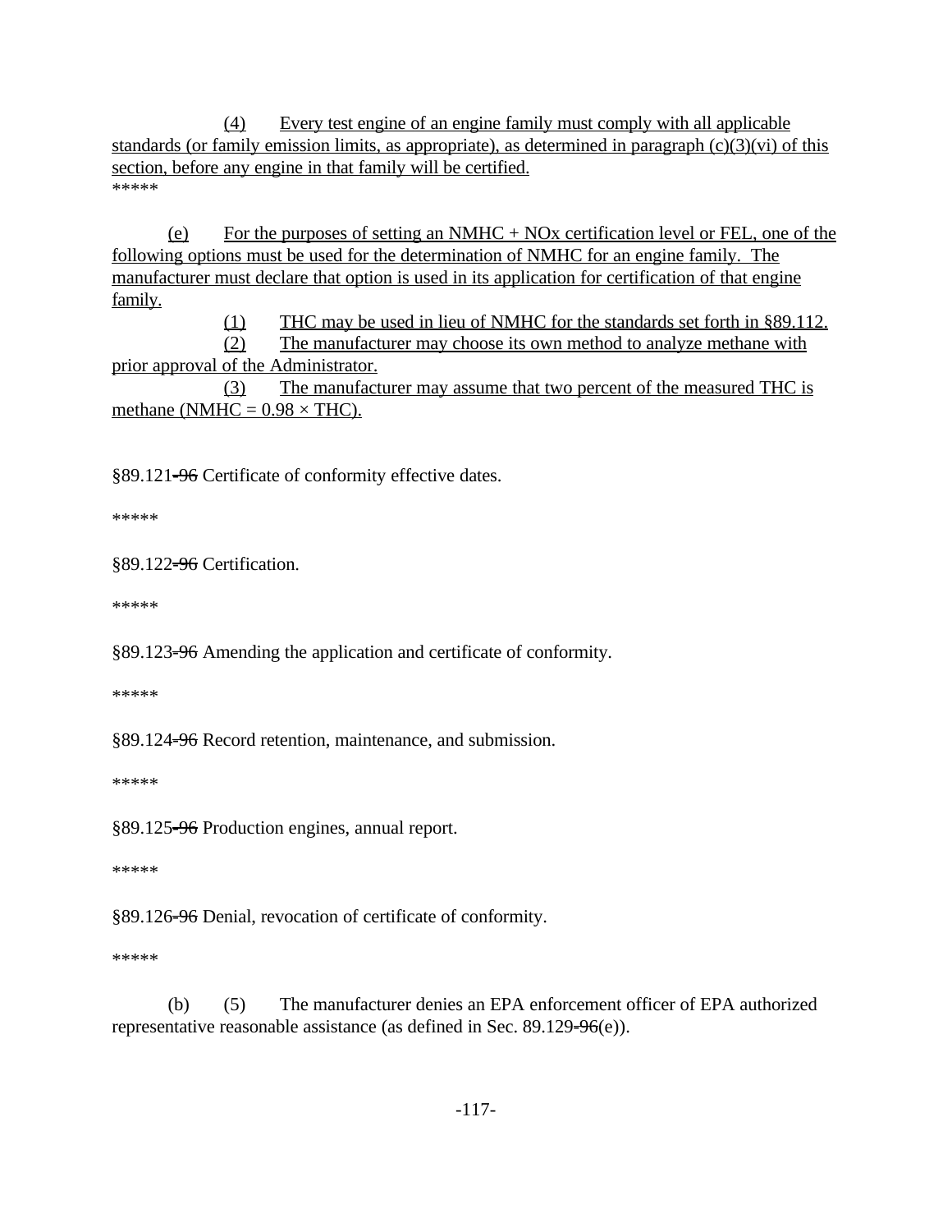(4) Every test engine of an engine family must comply with all applicable standards (or family emission limits, as appropriate), as determined in paragraph (c)(3)(vi) of this section, before any engine in that family will be certified.

*****

(e) For the purposes of setting an NMHC + NOx certification level or FEL, one of the following options must be used for the determination of NMHC for an engine family. The manufacturer must declare that option is used in its application for certification of that engine family.

(1) THC may be used in lieu of NMHC for the standards set forth in §89.112.

(2) The manufacturer may choose its own method to analyze methane with prior approval of the Administrator.

(3) The manufacturer may assume that two percent of the measured THC is methane ($NMHC = 0.98 \times THC$).

§89.121~~-96~~ Certificate of conformity effective dates.

*****

§89.122~~-96~~ Certification.

*****

§89.123~~-96~~ Amending the application and certificate of conformity.

*****

§89.124~~-96~~ Record retention, maintenance, and submission.

*****

§89.125~~-96~~ Production engines, annual report.

*****

§89.126~~-96~~ Denial, revocation of certificate of conformity.

*****

(b) (5) The manufacturer denies an EPA enforcement officer of EPA authorized representative reasonable assistance (as defined in Sec. 89.129~~-96~~(e)).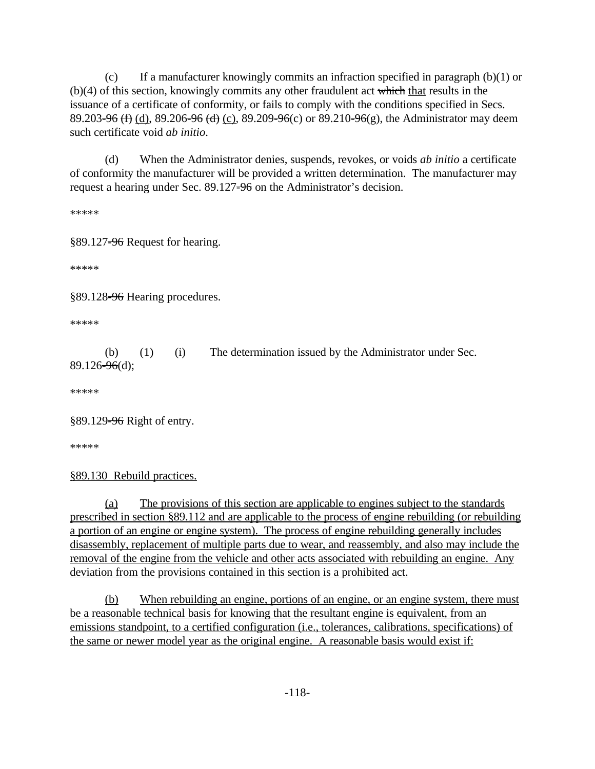(c) If a manufacturer knowingly commits an infraction specified in paragraph (b)(1) or (b)(4) of this section, knowingly commits any other fraudulent act ~~which~~ <u>that</u> results in the issuance of a certificate of conformity, or fails to comply with the conditions specified in Secs. 89.203~~-96 (f)~~ <u>(d)</u>, 89.206~~-96 (d)~~ <u>(c)</u>, 89.209~~-96~~(c) or 89.210~~-96~~(g), the Administrator may deem such certificate void *ab initio*.

(d) When the Administrator denies, suspends, revokes, or voids *ab initio* a certificate of conformity the manufacturer will be provided a written determination. The manufacturer may request a hearing under Sec. 89.127~~-96~~ on the Administrator's decision.

*****

§89.127~~-96~~ Request for hearing.

*****

§89.128~~-96~~ Hearing procedures.

*****

(b) (1) (i) The determination issued by the Administrator under Sec. 89.126~~-96~~(d);

*****

§89.129~~-96~~ Right of entry.

*****

<u>§89.130 Rebuild practices.</u>

<u>(a) The provisions of this section are applicable to engines subject to the standards prescribed in section §89.112 and are applicable to the process of engine rebuilding (or rebuilding a portion of an engine or engine system). The process of engine rebuilding generally includes disassembly, replacement of multiple parts due to wear, and reassembly, and also may include the removal of the engine from the vehicle and other acts associated with rebuilding an engine. Any deviation from the provisions contained in this section is a prohibited act.</u>

<u>(b) When rebuilding an engine, portions of an engine, or an engine system, there must be a reasonable technical basis for knowing that the resultant engine is equivalent, from an emissions standpoint, to a certified configuration (i.e., tolerances, calibrations, specifications) of the same or newer model year as the original engine. A reasonable basis would exist if:</u>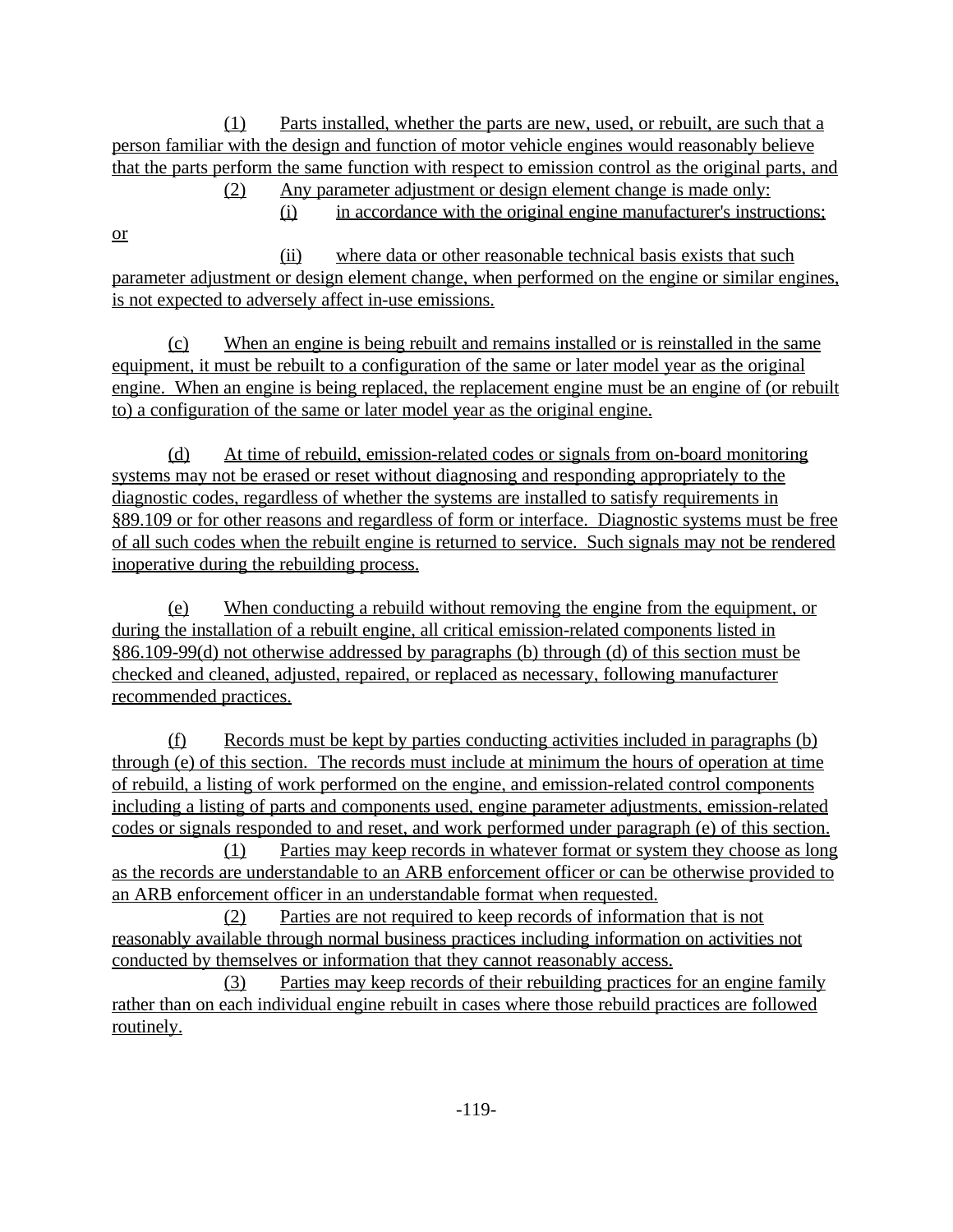(1) Parts installed, whether the parts are new, used, or rebuilt, are such that a person familiar with the design and function of motor vehicle engines would reasonably believe that the parts perform the same function with respect to emission control as the original parts, and

(2) Any parameter adjustment or design element change is made only:

(i) in accordance with the original engine manufacturer's instructions; or

(ii) where data or other reasonable technical basis exists that such parameter adjustment or design element change, when performed on the engine or similar engines, is not expected to adversely affect in-use emissions.

(c) When an engine is being rebuilt and remains installed or is reinstalled in the same equipment, it must be rebuilt to a configuration of the same or later model year as the original engine. When an engine is being replaced, the replacement engine must be an engine of (or rebuilt to) a configuration of the same or later model year as the original engine.

(d) At time of rebuild, emission-related codes or signals from on-board monitoring systems may not be erased or reset without diagnosing and responding appropriately to the diagnostic codes, regardless of whether the systems are installed to satisfy requirements in §89.109 or for other reasons and regardless of form or interface. Diagnostic systems must be free of all such codes when the rebuilt engine is returned to service. Such signals may not be rendered inoperative during the rebuilding process.

(e) When conducting a rebuild without removing the engine from the equipment, or during the installation of a rebuilt engine, all critical emission-related components listed in §86.109-99(d) not otherwise addressed by paragraphs (b) through (d) of this section must be checked and cleaned, adjusted, repaired, or replaced as necessary, following manufacturer recommended practices.

(f) Records must be kept by parties conducting activities included in paragraphs (b) through (e) of this section. The records must include at minimum the hours of operation at time of rebuild, a listing of work performed on the engine, and emission-related control components including a listing of parts and components used, engine parameter adjustments, emission-related codes or signals responded to and reset, and work performed under paragraph (e) of this section.

(1) Parties may keep records in whatever format or system they choose as long as the records are understandable to an ARB enforcement officer or can be otherwise provided to an ARB enforcement officer in an understandable format when requested.

(2) Parties are not required to keep records of information that is not reasonably available through normal business practices including information on activities not conducted by themselves or information that they cannot reasonably access.

(3) Parties may keep records of their rebuilding practices for an engine family rather than on each individual engine rebuilt in cases where those rebuild practices are followed routinely.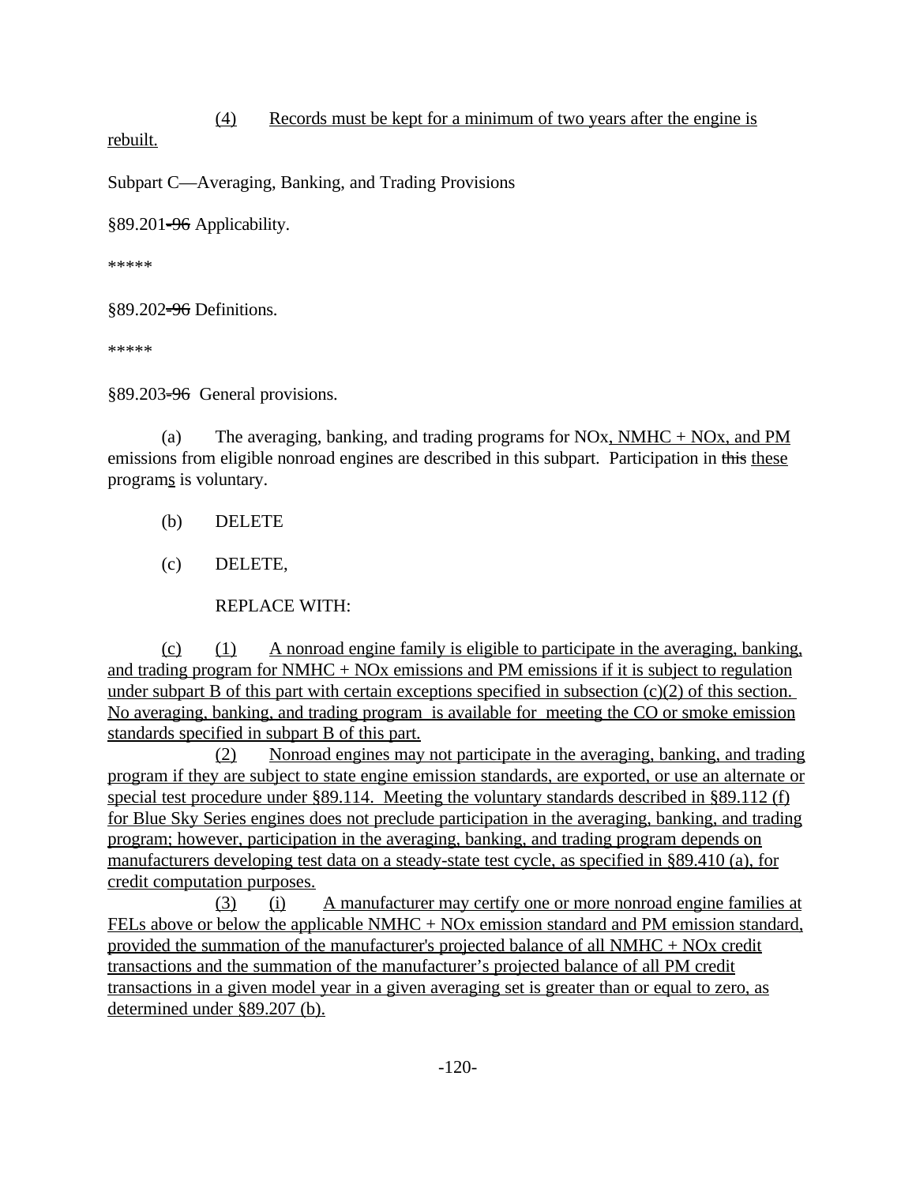(4) Records must be kept for a minimum of two years after the engine is rebuilt.

Subpart C—Averaging, Banking, and Trading Provisions

§89.201-96 Applicability.

*****

§89.202-96 Definitions.

*****

§89.203-96 General provisions.

(a) The averaging, banking, and trading programs for NOx, NMHC + NOx, and PM emissions from eligible nonroad engines are described in this subpart. Participation in this these programs is voluntary.

(b) DELETE

(c) DELETE,

REPLACE WITH:

(c) (1) A nonroad engine family is eligible to participate in the averaging, banking, and trading program for NMHC + NOx emissions and PM emissions if it is subject to regulation under subpart B of this part with certain exceptions specified in subsection (c)(2) of this section. No averaging, banking, and trading program is available for meeting the CO or smoke emission standards specified in subpart B of this part.

(2) Nonroad engines may not participate in the averaging, banking, and trading program if they are subject to state engine emission standards, are exported, or use an alternate or special test procedure under §89.114. Meeting the voluntary standards described in §89.112 (f) for Blue Sky Series engines does not preclude participation in the averaging, banking, and trading program; however, participation in the averaging, banking, and trading program depends on manufacturers developing test data on a steady-state test cycle, as specified in §89.410 (a), for credit computation purposes.

(3) (i) A manufacturer may certify one or more nonroad engine families at FELs above or below the applicable NMHC + NOx emission standard and PM emission standard, provided the summation of the manufacturer's projected balance of all NMHC + NOx credit transactions and the summation of the manufacturer's projected balance of all PM credit transactions in a given model year in a given averaging set is greater than or equal to zero, as determined under §89.207 (b).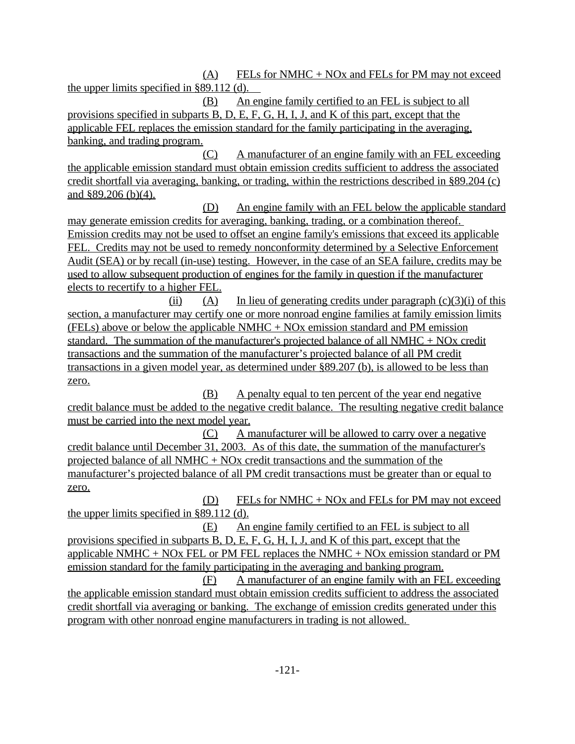(A) FELs for NMHC + NOx and FELs for PM may not exceed the upper limits specified in §89.112 (d).

(B) An engine family certified to an FEL is subject to all provisions specified in subparts B, D, E, F, G, H, I, J, and K of this part, except that the applicable FEL replaces the emission standard for the family participating in the averaging, banking, and trading program.

(C) A manufacturer of an engine family with an FEL exceeding the applicable emission standard must obtain emission credits sufficient to address the associated credit shortfall via averaging, banking, or trading, within the restrictions described in §89.204 (c) and §89.206 (b)(4).

(D) An engine family with an FEL below the applicable standard may generate emission credits for averaging, banking, trading, or a combination thereof. Emission credits may not be used to offset an engine family's emissions that exceed its applicable FEL. Credits may not be used to remedy nonconformity determined by a Selective Enforcement Audit (SEA) or by recall (in-use) testing. However, in the case of an SEA failure, credits may be used to allow subsequent production of engines for the family in question if the manufacturer elects to recertify to a higher FEL.

(ii) (A) In lieu of generating credits under paragraph (c)(3)(i) of this section, a manufacturer may certify one or more nonroad engine families at family emission limits (FELs) above or below the applicable NMHC + NOx emission standard and PM emission standard. The summation of the manufacturer's projected balance of all NMHC + NOx credit transactions and the summation of the manufacturer's projected balance of all PM credit transactions in a given model year, as determined under §89.207 (b), is allowed to be less than zero.

(B) A penalty equal to ten percent of the year end negative credit balance must be added to the negative credit balance. The resulting negative credit balance must be carried into the next model year.

(C) A manufacturer will be allowed to carry over a negative credit balance until December 31, 2003. As of this date, the summation of the manufacturer's projected balance of all NMHC + NOx credit transactions and the summation of the manufacturer's projected balance of all PM credit transactions must be greater than or equal to zero.

(D) FELs for NMHC + NOx and FELs for PM may not exceed the upper limits specified in §89.112 (d).

(E) An engine family certified to an FEL is subject to all provisions specified in subparts B, D, E, F, G, H, I, J, and K of this part, except that the applicable NMHC + NOx FEL or PM FEL replaces the NMHC + NOx emission standard or PM emission standard for the family participating in the averaging and banking program.

(F) A manufacturer of an engine family with an FEL exceeding the applicable emission standard must obtain emission credits sufficient to address the associated credit shortfall via averaging or banking. The exchange of emission credits generated under this program with other nonroad engine manufacturers in trading is not allowed.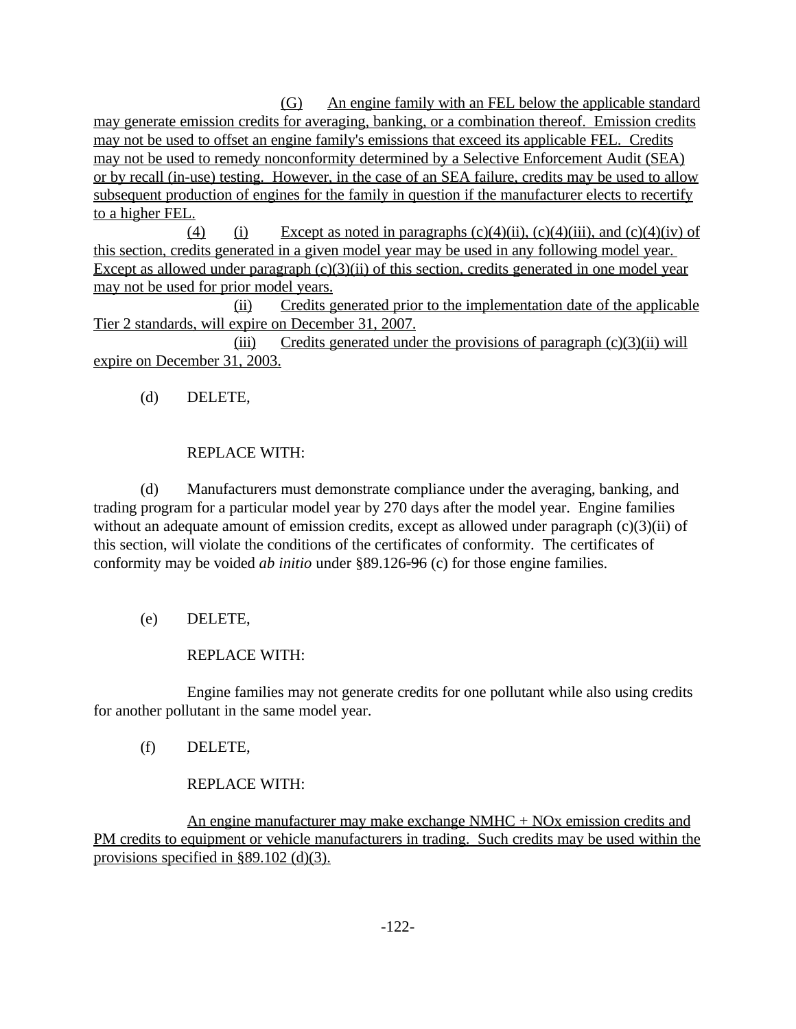(G) An engine family with an FEL below the applicable standard may generate emission credits for averaging, banking, or a combination thereof. Emission credits may not be used to offset an engine family's emissions that exceed its applicable FEL. Credits may not be used to remedy nonconformity determined by a Selective Enforcement Audit (SEA) or by recall (in-use) testing. However, in the case of an SEA failure, credits may be used to allow subsequent production of engines for the family in question if the manufacturer elects to recertify to a higher FEL.

(4) (i) Except as noted in paragraphs (c)(4)(ii), (c)(4)(iii), and (c)(4)(iv) of this section, credits generated in a given model year may be used in any following model year. Except as allowed under paragraph (c)(3)(ii) of this section, credits generated in one model year may not be used for prior model years.

(ii) Credits generated prior to the implementation date of the applicable Tier 2 standards, will expire on December 31, 2007.

(iii) Credits generated under the provisions of paragraph (c)(3)(ii) will expire on December 31, 2003.

(d) DELETE,

REPLACE WITH:

(d) Manufacturers must demonstrate compliance under the averaging, banking, and trading program for a particular model year by 270 days after the model year. Engine families without an adequate amount of emission credits, except as allowed under paragraph (c)(3)(ii) of this section, will violate the conditions of the certificates of conformity. The certificates of conformity may be voided *ab initio* under §89.126~~-96~~ (c) for those engine families.

(e) DELETE,

REPLACE WITH:

Engine families may not generate credits for one pollutant while also using credits for another pollutant in the same model year.

(f) DELETE,

REPLACE WITH:

An engine manufacturer may make exchange NMHC + NOx emission credits and PM credits to equipment or vehicle manufacturers in trading. Such credits may be used within the provisions specified in §89.102 (d)(3).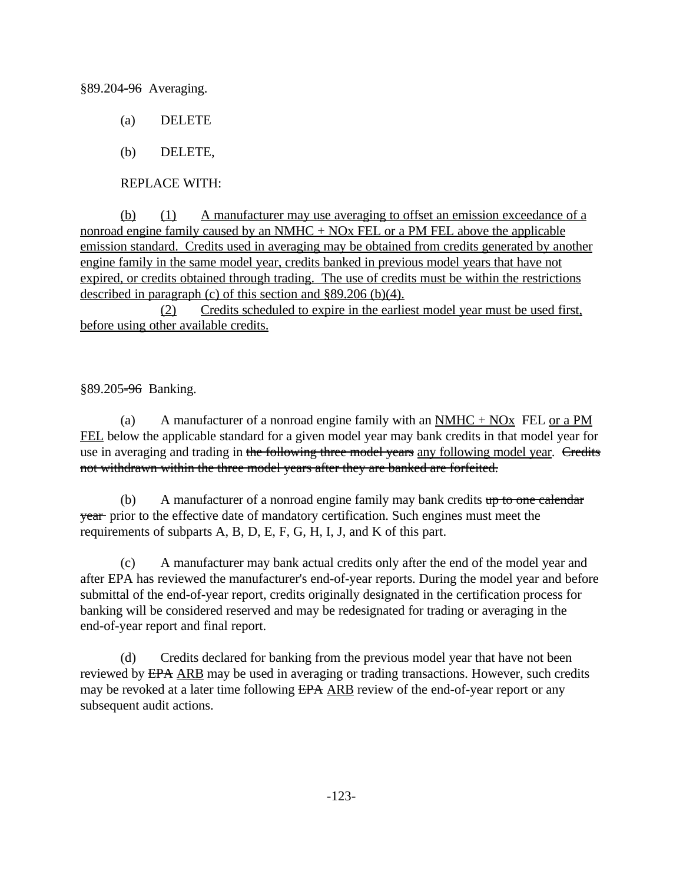§89.204~~-96~~ Averaging.

(a) DELETE

(b) DELETE,

REPLACE WITH:

<u>(b) (1) A manufacturer may use averaging to offset an emission exceedance of a nonroad engine family caused by an NMHC + NOx FEL or a PM FEL above the applicable emission standard. Credits used in averaging may be obtained from credits generated by another engine family in the same model year, credits banked in previous model years that have not expired, or credits obtained through trading. The use of credits must be within the restrictions described in paragraph (c) of this section and §89.206 (b)(4).</u>

<u>(2) Credits scheduled to expire in the earliest model year must be used first, before using other available credits.</u>

§89.205~~-96~~ Banking.

(a) A manufacturer of a nonroad engine family with an <u>NMHC + NOx</u> FEL <u>or a PM FEL</u> below the applicable standard for a given model year may bank credits in that model year for use in averaging and trading in ~~the following three model years~~ <u>any following model year</u>. ~~Credits not withdrawn within the three model years after they are banked are forfeited.~~

(b) A manufacturer of a nonroad engine family may bank credits ~~up to one calendar year~~ prior to the effective date of mandatory certification. Such engines must meet the requirements of subparts A, B, D, E, F, G, H, I, J, and K of this part.

(c) A manufacturer may bank actual credits only after the end of the model year and after EPA has reviewed the manufacturer's end-of-year reports. During the model year and before submittal of the end-of-year report, credits originally designated in the certification process for banking will be considered reserved and may be redesignated for trading or averaging in the end-of-year report and final report.

(d) Credits declared for banking from the previous model year that have not been reviewed by ~~EPA~~ <u>ARB</u> may be used in averaging or trading transactions. However, such credits may be revoked at a later time following ~~EPA~~ <u>ARB</u> review of the end-of-year report or any subsequent audit actions.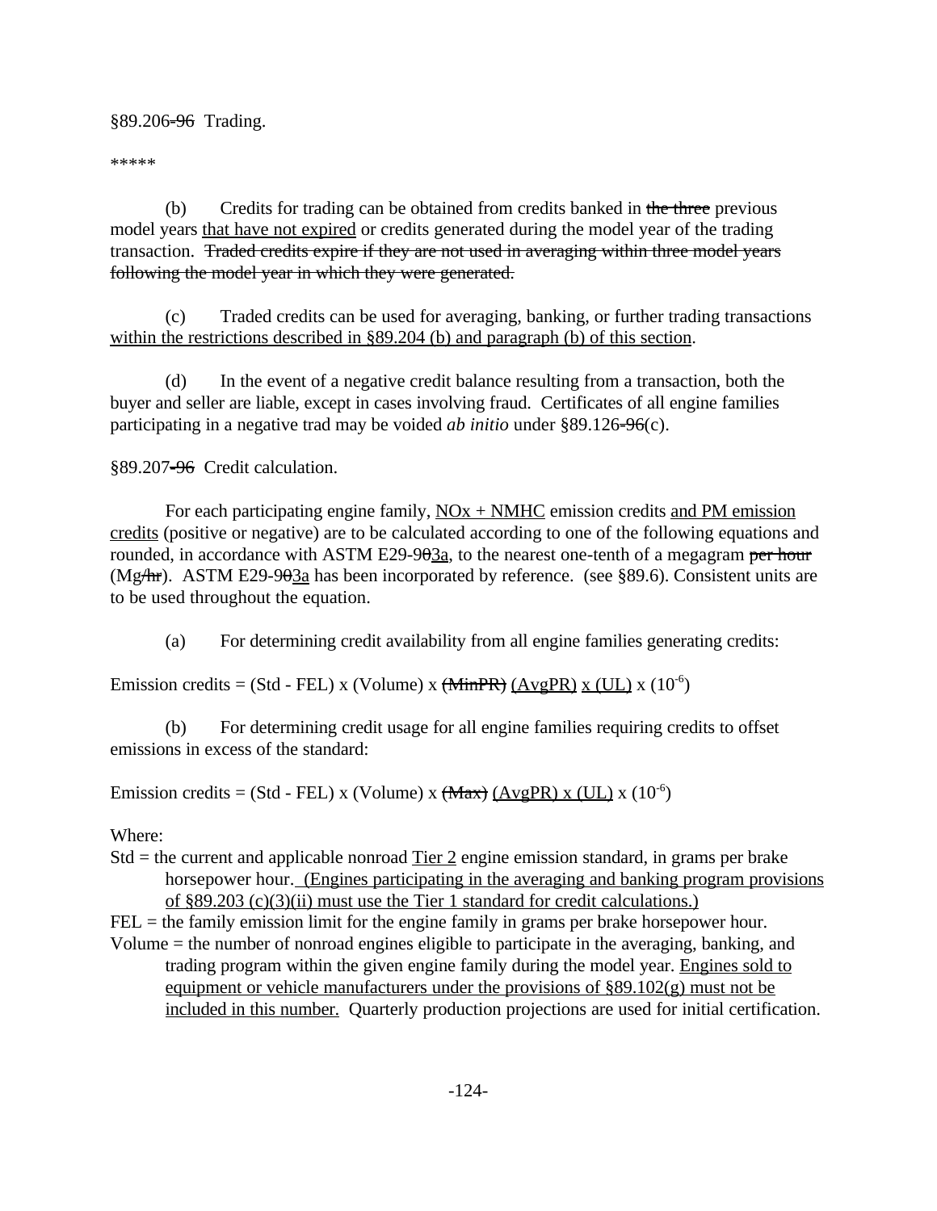§89.206~~-96~~ Trading.

\*\*\*\*\*

(b) Credits for trading can be obtained from credits banked in ~~the three~~ previous model years <u>that have not expired</u> or credits generated during the model year of the trading transaction. ~~Traded credits expire if they are not used in averaging within three model years following the model year in which they were generated.~~

(c) Traded credits can be used for averaging, banking, or further trading transactions <u>within the restrictions described in §89.204 (b) and paragraph (b) of this section</u>.

(d) In the event of a negative credit balance resulting from a transaction, both the buyer and seller are liable, except in cases involving fraud. Certificates of all engine families participating in a negative trad may be voided *ab initio* under §89.126~~-96~~(c).

§89.207~~-96~~ Credit calculation.

For each participating engine family, <u>NOx + NMHC</u> emission credits <u>and PM emission credits</u> (positive or negative) are to be calculated according to one of the following equations and rounded, in accordance with ASTM E29-9~~0~~<u>3a</u>, to the nearest one-tenth of a megagram ~~per hour~~ (Mg~~/hr~~). ASTM E29-9~~0~~<u>3a</u> has been incorporated by reference. (see §89.6). Consistent units are to be used throughout the equation.

(a) For determining credit availability from all engine families generating credits:

Emission credits = (Std - FEL) x (Volume) x ~~(MinPR)~~ <u>(AvgPR)</u> <u>x (UL)</u> x ($10^{-6}$)

(b) For determining credit usage for all engine families requiring credits to offset emissions in excess of the standard:

Emission credits = (Std - FEL) x (Volume) x ~~(Max)~~ <u>(AvgPR) x (UL)</u> x ($10^{-6}$)

Where:

Std = the current and applicable nonroad <u>Tier 2</u> engine emission standard, in grams per brake horsepower hour. <u>(Engines participating in the averaging and banking program provisions of §89.203 (c)(3)(ii) must use the Tier 1 standard for credit calculations.)</u>

FEL = the family emission limit for the engine family in grams per brake horsepower hour.

Volume = the number of nonroad engines eligible to participate in the averaging, banking, and trading program within the given engine family during the model year. <u>Engines sold to equipment or vehicle manufacturers under the provisions of §89.102(g) must not be included in this number.</u> Quarterly production projections are used for initial certification.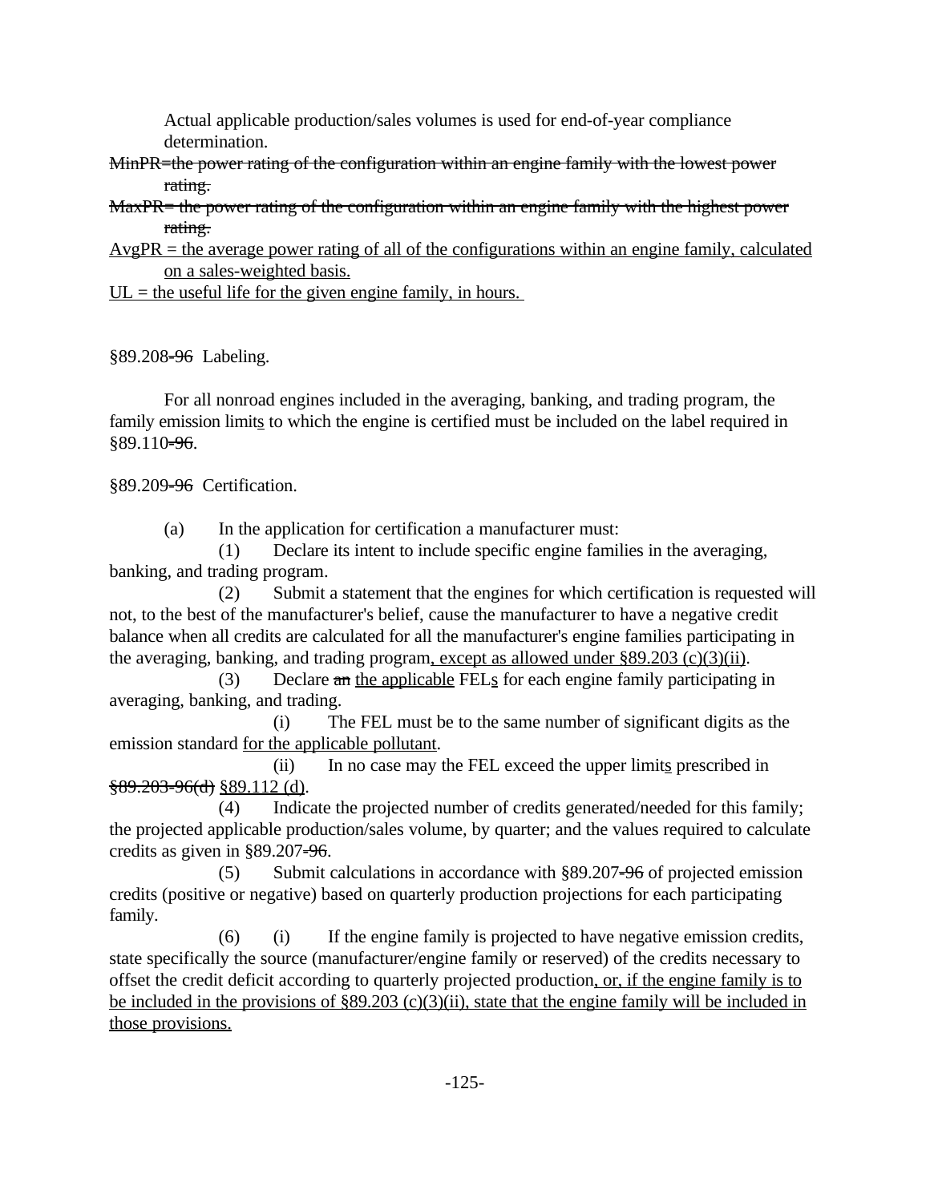Actual applicable production/sales volumes is used for end-of-year compliance determination.

~~MinPR=the power rating of the configuration within an engine family with the lowest power rating.~~

~~MaxPR= the power rating of the configuration within an engine family with the highest power rating.~~

<u>AvgPR = the average power rating of all of the configurations within an engine family, calculated on a sales-weighted basis.</u>

<u>UL = the useful life for the given engine family, in hours.</u>

§89.208~~-96~~ Labeling.

For all nonroad engines included in the averaging, banking, and trading program, the family emission limit<u>s</u> to which the engine is certified must be included on the label required in §89.110~~-96~~.

§89.209~~-96~~ Certification.

(a) In the application for certification a manufacturer must:

(1) Declare its intent to include specific engine families in the averaging, banking, and trading program.

(2) Submit a statement that the engines for which certification is requested will not, to the best of the manufacturer's belief, cause the manufacturer to have a negative credit balance when all credits are calculated for all the manufacturer's engine families participating in the averaging, banking, and trading program<u>, except as allowed under §89.203 (c)(3)(ii)</u>.

(3) Declare ~~an~~ <u>the applicable</u> FEL<u>s</u> for each engine family participating in averaging, banking, and trading.

(i) The FEL must be to the same number of significant digits as the emission standard <u>for the applicable pollutant</u>.

(ii) In no case may the FEL exceed the upper limit<u>s</u> prescribed in ~~§89.203-96(d)~~ <u>§89.112 (d)</u>.

(4) Indicate the projected number of credits generated/needed for this family; the projected applicable production/sales volume, by quarter; and the values required to calculate credits as given in §89.207~~-96~~.

(5) Submit calculations in accordance with §89.207~~-96~~ of projected emission credits (positive or negative) based on quarterly production projections for each participating family.

(6) (i) If the engine family is projected to have negative emission credits, state specifically the source (manufacturer/engine family or reserved) of the credits necessary to offset the credit deficit according to quarterly projected production<u>, or, if the engine family is to be included in the provisions of §89.203 (c)(3)(ii), state that the engine family will be included in those provisions.</u>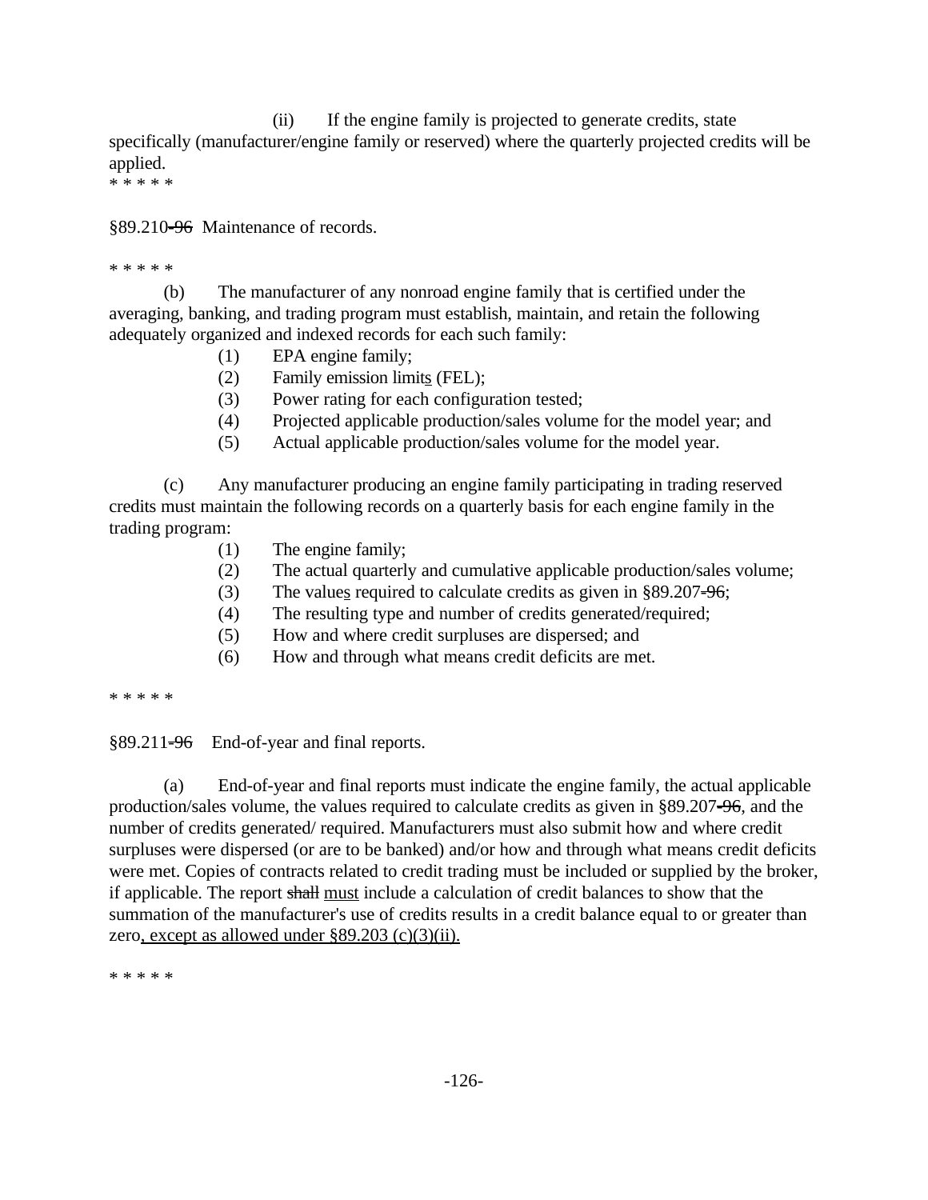(ii) If the engine family is projected to generate credits, state specifically (manufacturer/engine family or reserved) where the quarterly projected credits will be applied.

\* \* \* \* \*

§89.210~~-96~~ Maintenance of records.

\* \* \* \* \*

(b) The manufacturer of any nonroad engine family that is certified under the averaging, banking, and trading program must establish, maintain, and retain the following adequately organized and indexed records for each such family:

(1) EPA engine family;
(2) Family emission limit<u>s</u> (FEL);
(3) Power rating for each configuration tested;
(4) Projected applicable production/sales volume for the model year; and
(5) Actual applicable production/sales volume for the model year.

(c) Any manufacturer producing an engine family participating in trading reserved credits must maintain the following records on a quarterly basis for each engine family in the trading program:

(1) The engine family;
(2) The actual quarterly and cumulative applicable production/sales volume;
(3) The value<u>s</u> required to calculate credits as given in §89.207~~-96~~;
(4) The resulting type and number of credits generated/required;
(5) How and where credit surpluses are dispersed; and
(6) How and through what means credit deficits are met.

\* \* \* \* \*

§89.211~~-96~~ End-of-year and final reports.

(a) End-of-year and final reports must indicate the engine family, the actual applicable production/sales volume, the values required to calculate credits as given in §89.207~~-96~~, and the number of credits generated/ required. Manufacturers must also submit how and where credit surpluses were dispersed (or are to be banked) and/or how and through what means credit deficits were met. Copies of contracts related to credit trading must be included or supplied by the broker, if applicable. The report ~~shall~~ <u>must</u> include a calculation of credit balances to show that the summation of the manufacturer's use of credits results in a credit balance equal to or greater than zero<u>, except as allowed under §89.203 (c)(3)(ii).</u>

\* \* \* \* \*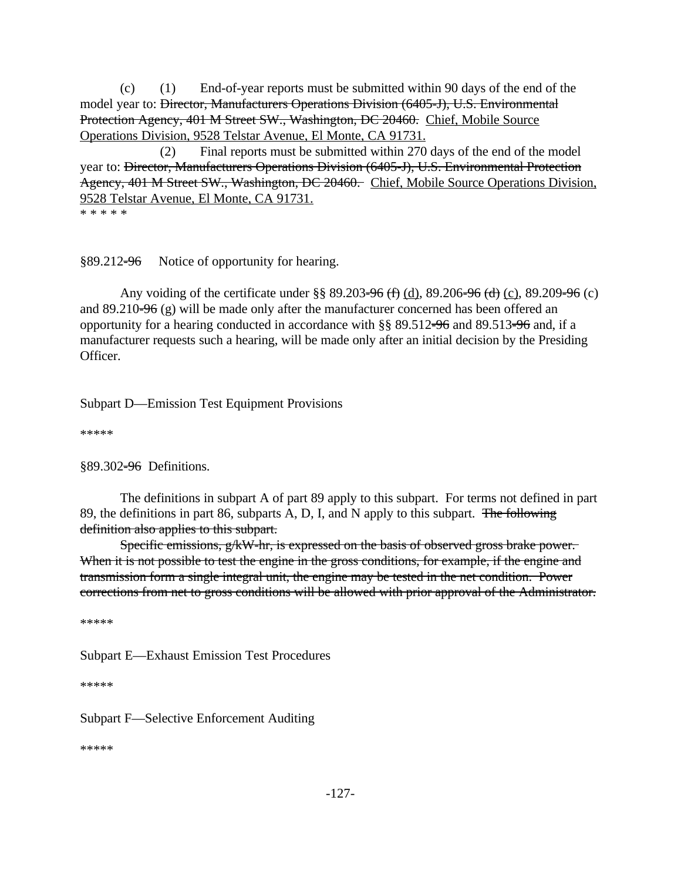(c) (1) End-of-year reports must be submitted within 90 days of the end of the model year to: ~~Director, Manufacturers Operations Division (6405-J), U.S. Environmental Protection Agency, 401 M Street SW., Washington, DC 20460.~~ <u>Chief, Mobile Source Operations Division, 9528 Telstar Avenue, El Monte, CA 91731.</u>

(2) Final reports must be submitted within 270 days of the end of the model year to: ~~Director, Manufacturers Operations Division (6405-J), U.S. Environmental Protection Agency, 401 M Street SW., Washington, DC 20460.~~ <u>Chief, Mobile Source Operations Division, 9528 Telstar Avenue, El Monte, CA 91731.</u>

* * * * *

§89.212~~-96~~ Notice of opportunity for hearing.

Any voiding of the certificate under §§ 89.203~~-96~~ ~~(f)~~ <u>(d)</u>, 89.206~~-96~~ ~~(d)~~ <u>(c)</u>, 89.209~~-96~~ (c) and 89.210~~-96~~ (g) will be made only after the manufacturer concerned has been offered an opportunity for a hearing conducted in accordance with §§ 89.512~~-96~~ and 89.513~~-96~~ and, if a manufacturer requests such a hearing, will be made only after an initial decision by the Presiding Officer.

Subpart D—Emission Test Equipment Provisions

*****

§89.302~~-96~~ Definitions.

The definitions in subpart A of part 89 apply to this subpart. For terms not defined in part 89, the definitions in part 86, subparts A, D, I, and N apply to this subpart. ~~The following definition also applies to this subpart.~~

~~Specific emissions, g/kW-hr, is expressed on the basis of observed gross brake power. When it is not possible to test the engine in the gross conditions, for example, if the engine and transmission form a single integral unit, the engine may be tested in the net condition. Power corrections from net to gross conditions will be allowed with prior approval of the Administrator.~~

*****

Subpart E—Exhaust Emission Test Procedures

*****

Subpart F—Selective Enforcement Auditing

*****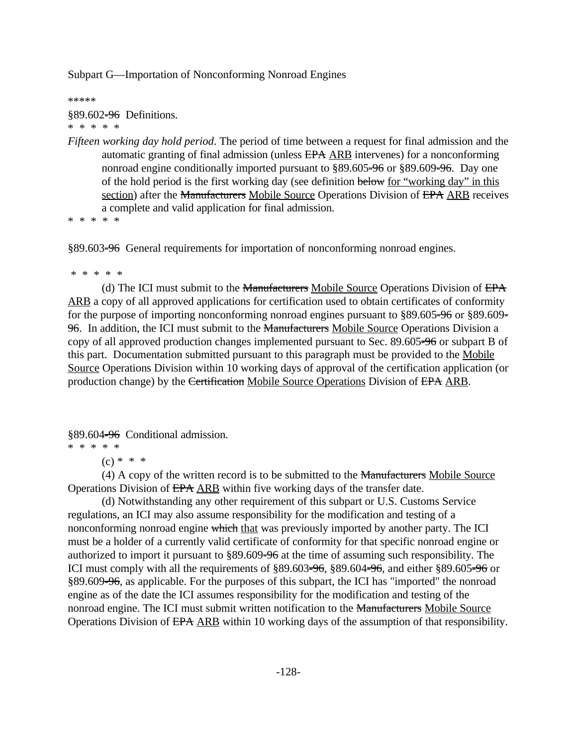Subpart G—Importation of Nonconforming Nonroad Engines

*****

§89.602~~-96~~ Definitions.

\* \* \* \* \*

*Fifteen working day hold period*. The period of time between a request for final admission and the automatic granting of final admission (unless ~~EPA~~ <u>ARB</u> intervenes) for a nonconforming nonroad engine conditionally imported pursuant to §89.605~~-96~~ or §89.609~~-96~~. Day one of the hold period is the first working day (see definition ~~below~~ <u>for "working day" in this section</u>) after the ~~Manufacturers~~ <u>Mobile Source</u> Operations Division of ~~EPA~~ <u>ARB</u> receives a complete and valid application for final admission.

\* \* \* \* \*

§89.603~~-96~~ General requirements for importation of nonconforming nonroad engines.

\* \* \* \* \*

(d) The ICI must submit to the ~~Manufacturers~~ <u>Mobile Source</u> Operations Division of ~~EPA~~ <u>ARB</u> a copy of all approved applications for certification used to obtain certificates of conformity for the purpose of importing nonconforming nonroad engines pursuant to §89.605~~-96~~ or §89.609~~-96~~. In addition, the ICI must submit to the ~~Manufacturers~~ <u>Mobile Source</u> Operations Division a copy of all approved production changes implemented pursuant to Sec. 89.605~~-96~~ or subpart B of this part. Documentation submitted pursuant to this paragraph must be provided to the <u>Mobile Source</u> Operations Division within 10 working days of approval of the certification application (or production change) by the ~~Certification~~ <u>Mobile Source Operations</u> Division of ~~EPA~~ <u>ARB</u>.

§89.604~~-96~~ Conditional admission.

\* \* \* \* \*

(c) \* \* \*

(4) A copy of the written record is to be submitted to the ~~Manufacturers~~ <u>Mobile Source</u> Operations Division of ~~EPA~~ <u>ARB</u> within five working days of the transfer date.

(d) Notwithstanding any other requirement of this subpart or U.S. Customs Service regulations, an ICI may also assume responsibility for the modification and testing of a nonconforming nonroad engine ~~which~~ <u>that</u> was previously imported by another party. The ICI must be a holder of a currently valid certificate of conformity for that specific nonroad engine or authorized to import it pursuant to §89.609~~-96~~ at the time of assuming such responsibility. The ICI must comply with all the requirements of §89.603~~-96~~, §89.604~~-96~~, and either §89.605~~-96~~ or §89.609~~-96~~, as applicable. For the purposes of this subpart, the ICI has "imported" the nonroad engine as of the date the ICI assumes responsibility for the modification and testing of the nonroad engine. The ICI must submit written notification to the ~~Manufacturers~~ <u>Mobile Source</u> Operations Division of ~~EPA~~ <u>ARB</u> within 10 working days of the assumption of that responsibility.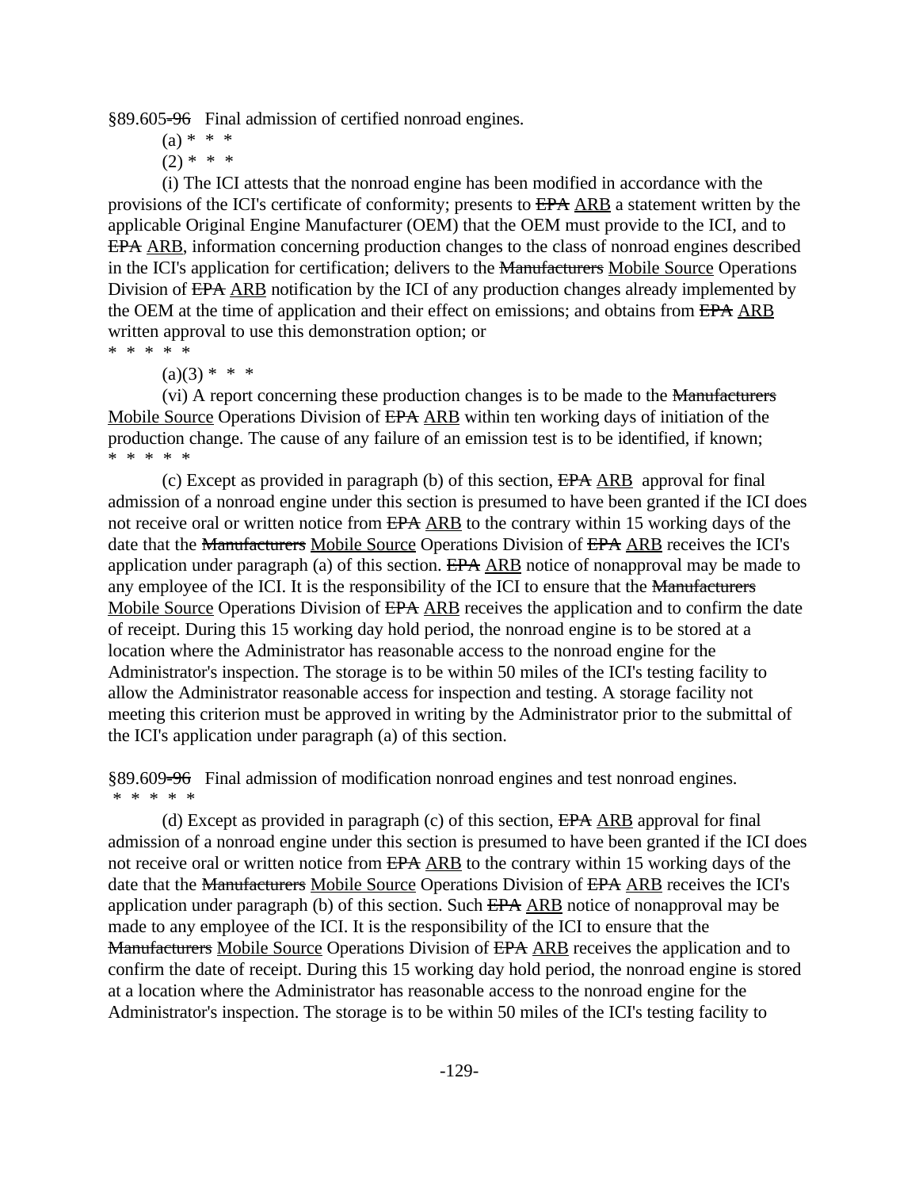§89.605~~-96~~ Final admission of certified nonroad engines.

(a) * * *

(2) * * *

(i) The ICI attests that the nonroad engine has been modified in accordance with the provisions of the ICI's certificate of conformity; presents to ~~EPA~~ <u>ARB</u> a statement written by the applicable Original Engine Manufacturer (OEM) that the OEM must provide to the ICI, and to ~~EPA~~ <u>ARB</u>, information concerning production changes to the class of nonroad engines described in the ICI's application for certification; delivers to the ~~Manufacturers~~ <u>Mobile Source</u> Operations Division of ~~EPA~~ <u>ARB</u> notification by the ICI of any production changes already implemented by the OEM at the time of application and their effect on emissions; and obtains from ~~EPA~~ <u>ARB</u> written approval to use this demonstration option; or

* * * * *

(a)(3) * * *

(vi) A report concerning these production changes is to be made to the ~~Manufacturers~~ <u>Mobile Source</u> Operations Division of ~~EPA~~ <u>ARB</u> within ten working days of initiation of the production change. The cause of any failure of an emission test is to be identified, if known;

* * * * *

(c) Except as provided in paragraph (b) of this section, ~~EPA~~ <u>ARB</u> approval for final admission of a nonroad engine under this section is presumed to have been granted if the ICI does not receive oral or written notice from ~~EPA~~ <u>ARB</u> to the contrary within 15 working days of the date that the ~~Manufacturers~~ <u>Mobile Source</u> Operations Division of ~~EPA~~ <u>ARB</u> receives the ICI's application under paragraph (a) of this section. ~~EPA~~ <u>ARB</u> notice of nonapproval may be made to any employee of the ICI. It is the responsibility of the ICI to ensure that the ~~Manufacturers~~ <u>Mobile Source</u> Operations Division of ~~EPA~~ <u>ARB</u> receives the application and to confirm the date of receipt. During this 15 working day hold period, the nonroad engine is to be stored at a location where the Administrator has reasonable access to the nonroad engine for the Administrator's inspection. The storage is to be within 50 miles of the ICI's testing facility to allow the Administrator reasonable access for inspection and testing. A storage facility not meeting this criterion must be approved in writing by the Administrator prior to the submittal of the ICI's application under paragraph (a) of this section.

§89.609~~-96~~ Final admission of modification nonroad engines and test nonroad engines.

* * * * *

(d) Except as provided in paragraph (c) of this section, ~~EPA~~ <u>ARB</u> approval for final admission of a nonroad engine under this section is presumed to have been granted if the ICI does not receive oral or written notice from ~~EPA~~ <u>ARB</u> to the contrary within 15 working days of the date that the ~~Manufacturers~~ <u>Mobile Source</u> Operations Division of ~~EPA~~ <u>ARB</u> receives the ICI's application under paragraph (b) of this section. Such ~~EPA~~ <u>ARB</u> notice of nonapproval may be made to any employee of the ICI. It is the responsibility of the ICI to ensure that the ~~Manufacturers~~ <u>Mobile Source</u> Operations Division of ~~EPA~~ <u>ARB</u> receives the application and to confirm the date of receipt. During this 15 working day hold period, the nonroad engine is stored at a location where the Administrator has reasonable access to the nonroad engine for the Administrator's inspection. The storage is to be within 50 miles of the ICI's testing facility to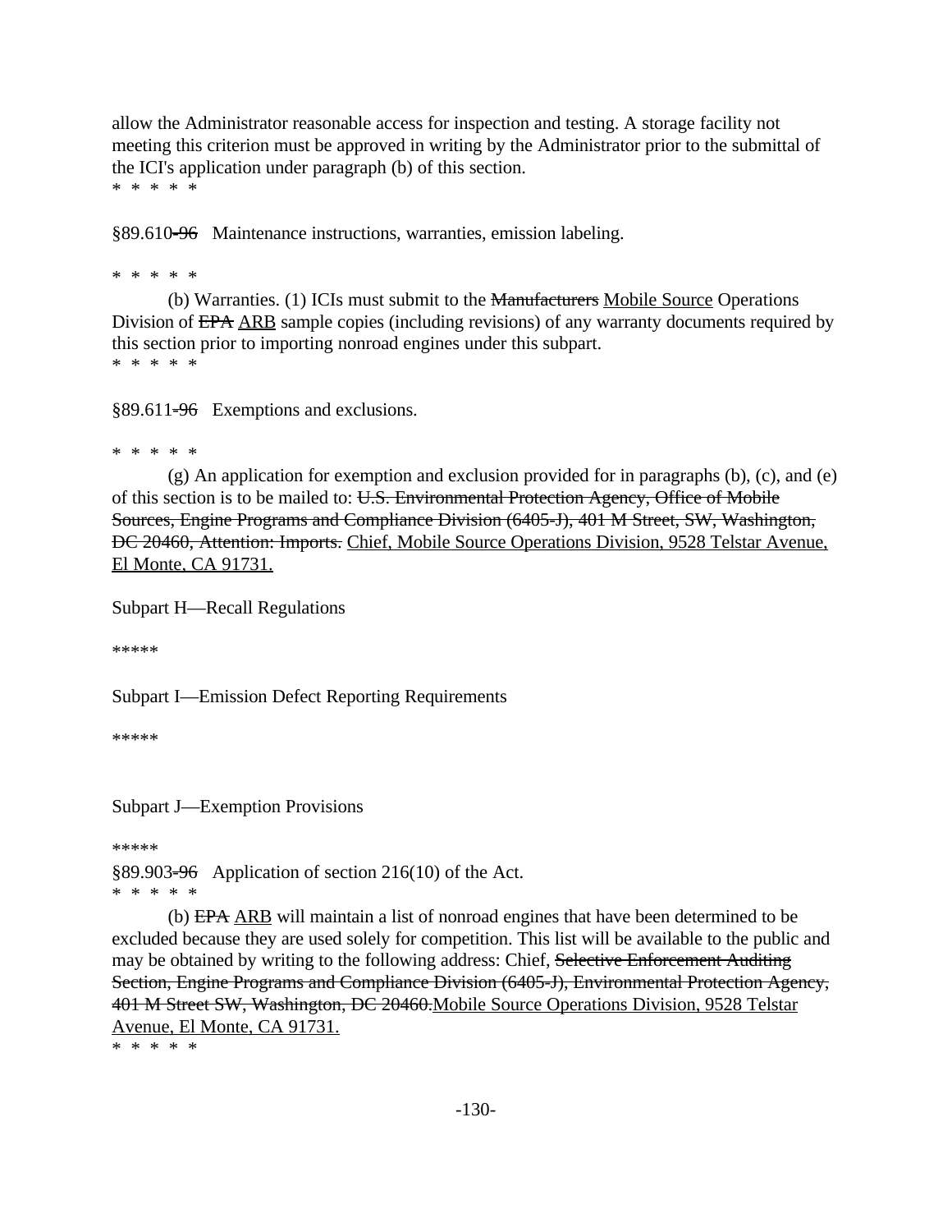allow the Administrator reasonable access for inspection and testing. A storage facility not meeting this criterion must be approved in writing by the Administrator prior to the submittal of the ICI's application under paragraph (b) of this section.

\* \* \* \* \*

§89.610~~-96~~ Maintenance instructions, warranties, emission labeling.

\* \* \* \* \*

(b) Warranties. (1) ICIs must submit to the ~~Manufacturers~~ <u>Mobile Source</u> Operations Division of ~~EPA~~ <u>ARB</u> sample copies (including revisions) of any warranty documents required by this section prior to importing nonroad engines under this subpart.

\* \* \* \* \*

§89.611~~-96~~ Exemptions and exclusions.

\* \* \* \* \*

(g) An application for exemption and exclusion provided for in paragraphs (b), (c), and (e) of this section is to be mailed to: ~~U.S. Environmental Protection Agency, Office of Mobile Sources, Engine Programs and Compliance Division (6405-J), 401 M Street, SW, Washington, DC 20460, Attention: Imports.~~ <u>Chief, Mobile Source Operations Division, 9528 Telstar Avenue, El Monte, CA 91731.</u>

Subpart H—Recall Regulations

\*\*\*\*\*

Subpart I—Emission Defect Reporting Requirements

\*\*\*\*\*

Subpart J—Exemption Provisions

\*\*\*\*\*

§89.903~~-96~~ Application of section 216(10) of the Act.

\* \* \* \* \*

(b) ~~EPA~~ <u>ARB</u> will maintain a list of nonroad engines that have been determined to be excluded because they are used solely for competition. This list will be available to the public and may be obtained by writing to the following address: Chief, ~~Selective Enforcement Auditing Section, Engine Programs and Compliance Division (6405-J), Environmental Protection Agency, 401 M Street SW, Washington, DC 20460.~~<u>Mobile Source Operations Division, 9528 Telstar Avenue, El Monte, CA 91731.</u>

\* \* \* \* \*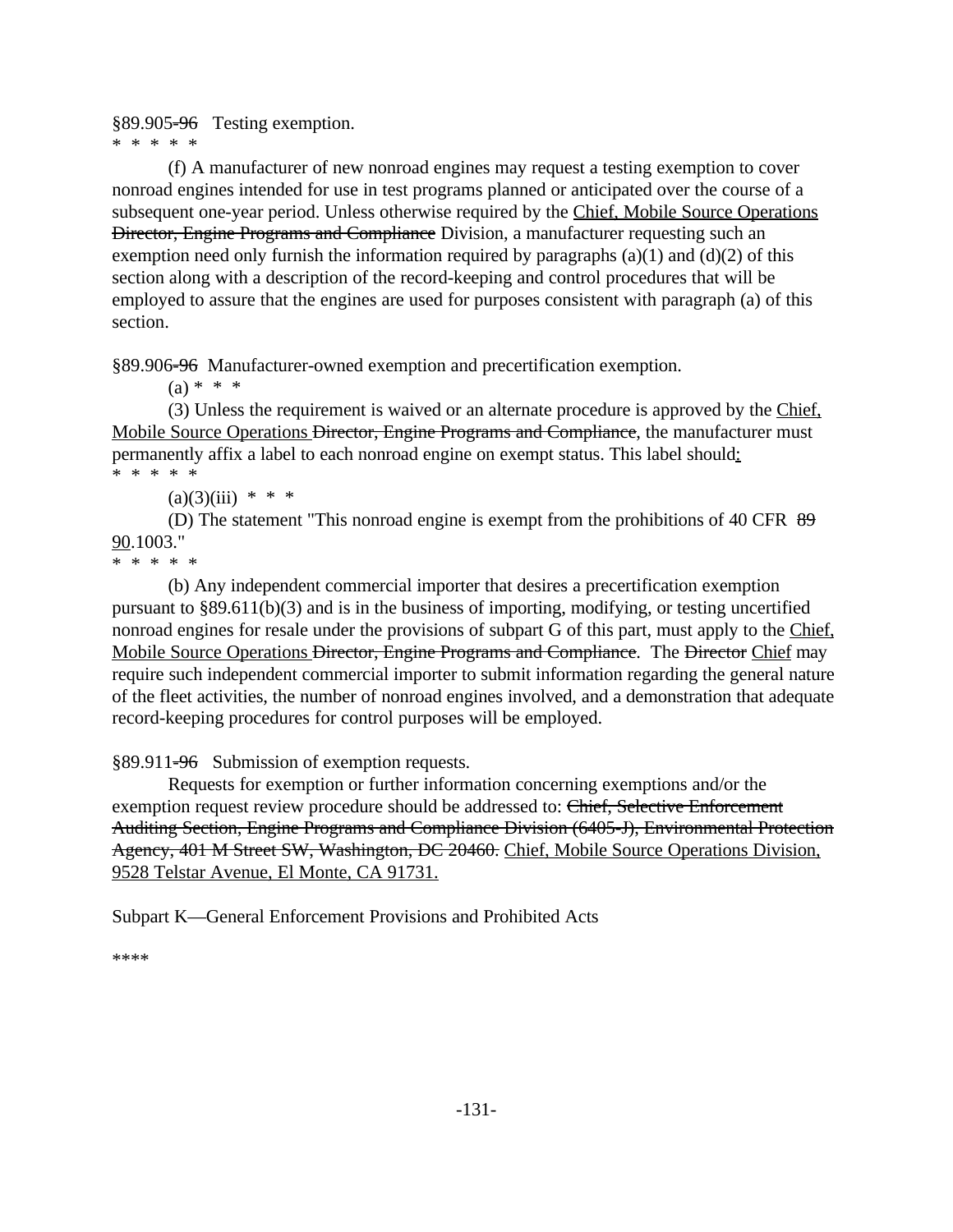§89.905~~-96~~ Testing exemption.
\* \* \* \* \*

(f) A manufacturer of new nonroad engines may request a testing exemption to cover nonroad engines intended for use in test programs planned or anticipated over the course of a subsequent one-year period. Unless otherwise required by the <u>Chief, Mobile Source Operations</u> ~~Director, Engine Programs and Compliance~~ Division, a manufacturer requesting such an exemption need only furnish the information required by paragraphs (a)(1) and (d)(2) of this section along with a description of the record-keeping and control procedures that will be employed to assure that the engines are used for purposes consistent with paragraph (a) of this section.

§89.906~~-96~~ Manufacturer-owned exemption and precertification exemption.

(a) \* \* \*

(3) Unless the requirement is waived or an alternate procedure is approved by the <u>Chief, Mobile Source Operations</u> ~~Director, Engine Programs and Compliance~~, the manufacturer must permanently affix a label to each nonroad engine on exempt status. This label should<u>:</u>
\* \* \* \* \*

(a)(3)(iii) \* \* \*

(D) The statement "This nonroad engine is exempt from the prohibitions of 40 CFR ~~89~~ <u>90</u>.1003."
\* \* \* \* \*

(b) Any independent commercial importer that desires a precertification exemption pursuant to §89.611(b)(3) and is in the business of importing, modifying, or testing uncertified nonroad engines for resale under the provisions of subpart G of this part, must apply to the <u>Chief, Mobile Source Operations</u> ~~Director, Engine Programs and Compliance~~. The ~~Director~~ <u>Chief</u> may require such independent commercial importer to submit information regarding the general nature of the fleet activities, the number of nonroad engines involved, and a demonstration that adequate record-keeping procedures for control purposes will be employed.

§89.911~~-96~~ Submission of exemption requests.

Requests for exemption or further information concerning exemptions and/or the exemption request review procedure should be addressed to: ~~Chief, Selective Enforcement Auditing Section, Engine Programs and Compliance Division (6405-J), Environmental Protection Agency, 401 M Street SW, Washington, DC 20460.~~ <u>Chief, Mobile Source Operations Division, 9528 Telstar Avenue, El Monte, CA 91731.</u>

Subpart K—General Enforcement Provisions and Prohibited Acts

\*\*\*\*